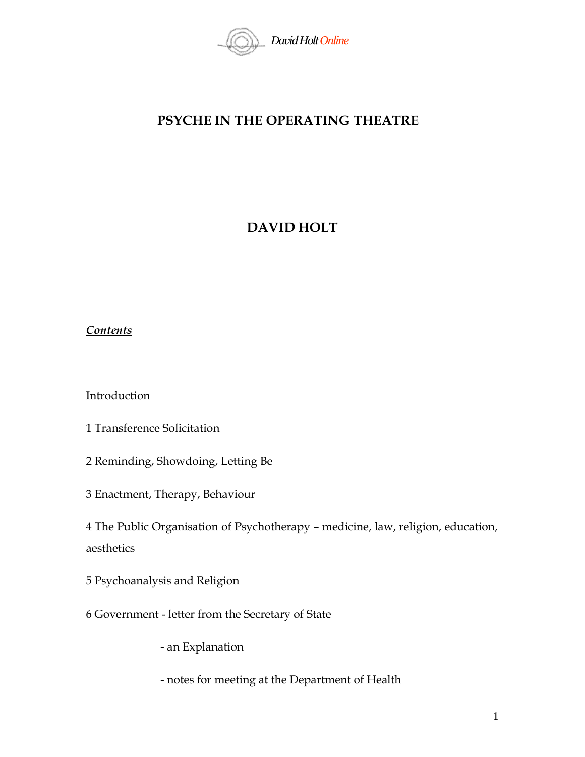# PSYCHE IN THE OPERATING THEATRE

## DAVID HOLT

***Contents***

Introduction

1 Transference Solicitation

2 Reminding, Showdoing, Letting Be

3 Enactment, Therapy, Behaviour

4 The Public Organisation of Psychotherapy – medicine, law, religion, education, aesthetics

5 Psychoanalysis and Religion

6 Government - letter from the Secretary of State

- an Explanation

- notes for meeting at the Department of Health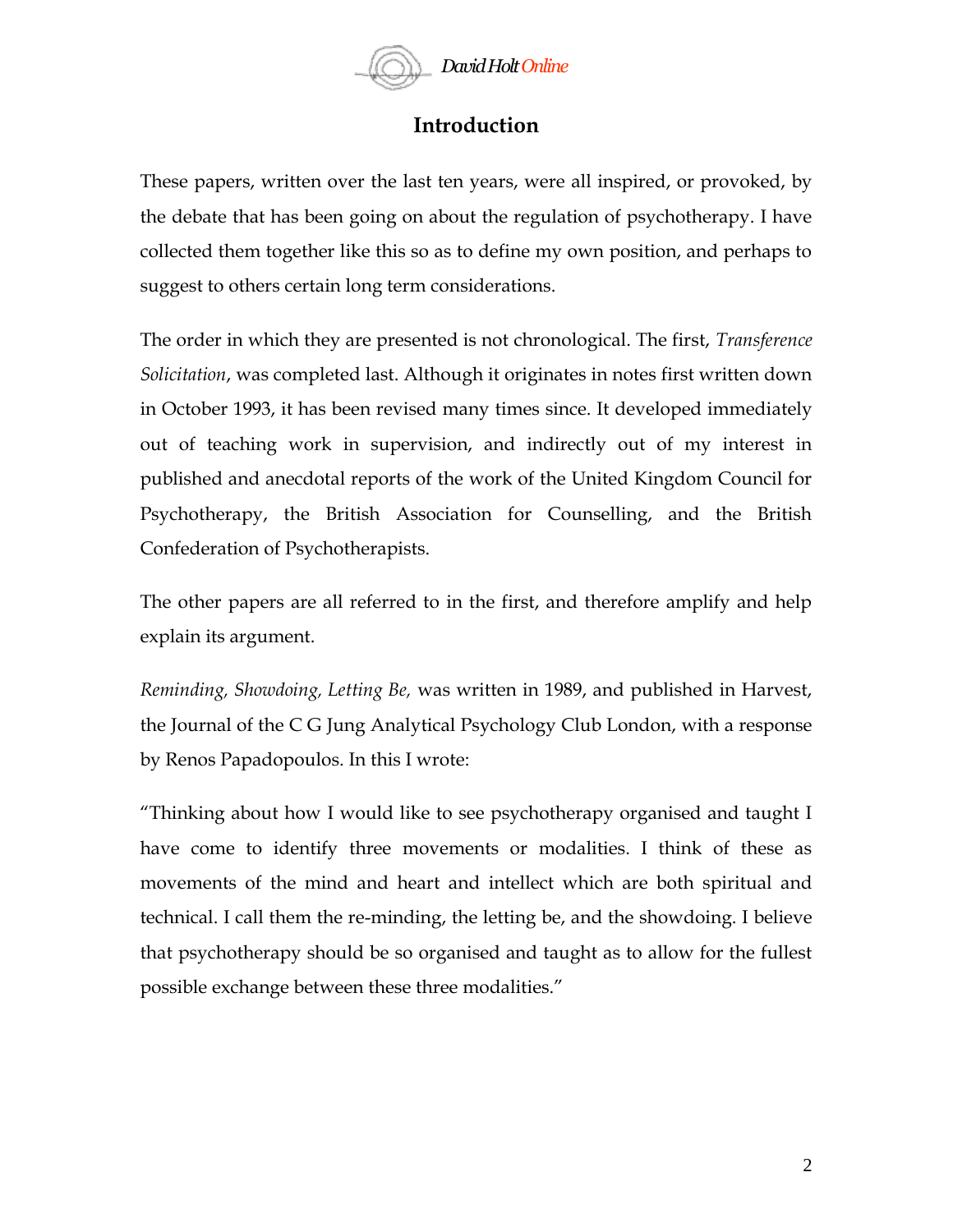# Introduction

These papers, written over the last ten years, were all inspired, or provoked, by the debate that has been going on about the regulation of psychotherapy. I have collected them together like this so as to define my own position, and perhaps to suggest to others certain long term considerations.

The order in which they are presented is not chronological. The first, *Transference Solicitation*, was completed last. Although it originates in notes first written down in October 1993, it has been revised many times since. It developed immediately out of teaching work in supervision, and indirectly out of my interest in published and anecdotal reports of the work of the United Kingdom Council for Psychotherapy, the British Association for Counselling, and the British Confederation of Psychotherapists.

The other papers are all referred to in the first, and therefore amplify and help explain its argument.

*Reminding, Showdoing, Letting Be,* was written in 1989, and published in Harvest, the Journal of the C G Jung Analytical Psychology Club London, with a response by Renos Papadopoulos. In this I wrote:

"Thinking about how I would like to see psychotherapy organised and taught I have come to identify three movements or modalities. I think of these as movements of the mind and heart and intellect which are both spiritual and technical. I call them the re-minding, the letting be, and the showdoing. I believe that psychotherapy should be so organised and taught as to allow for the fullest possible exchange between these three modalities."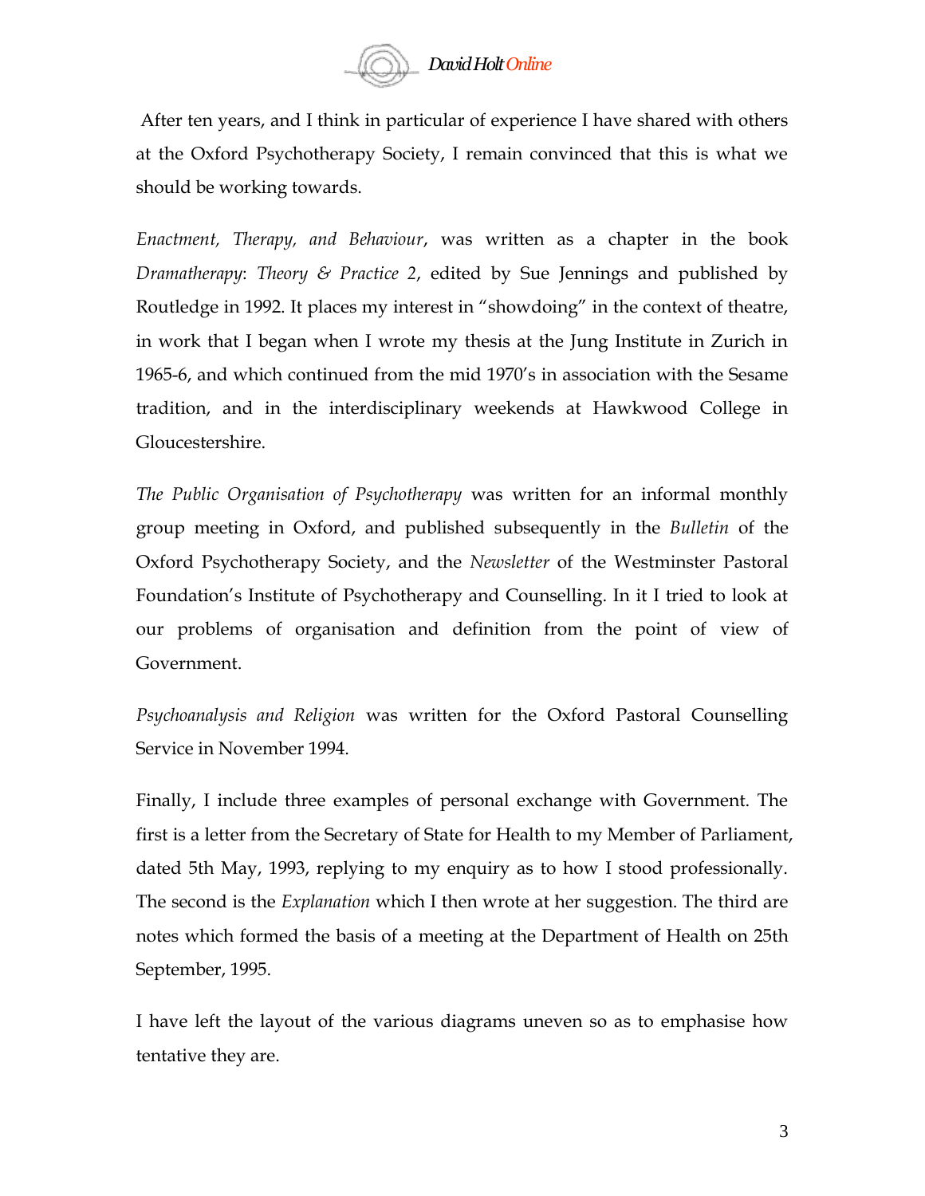After ten years, and I think in particular of experience I have shared with others at the Oxford Psychotherapy Society, I remain convinced that this is what we should be working towards.

*Enactment, Therapy, and Behaviour*, was written as a chapter in the book *Dramatherapy*: *Theory & Practice 2*, edited by Sue Jennings and published by Routledge in 1992. It places my interest in "showdoing" in the context of theatre, in work that I began when I wrote my thesis at the Jung Institute in Zurich in 1965-6, and which continued from the mid 1970's in association with the Sesame tradition, and in the interdisciplinary weekends at Hawkwood College in Gloucestershire.

*The Public Organisation of Psychotherapy* was written for an informal monthly group meeting in Oxford, and published subsequently in the *Bulletin* of the Oxford Psychotherapy Society, and the *Newsletter* of the Westminster Pastoral Foundation's Institute of Psychotherapy and Counselling. In it I tried to look at our problems of organisation and definition from the point of view of Government.

*Psychoanalysis and Religion* was written for the Oxford Pastoral Counselling Service in November 1994.

Finally, I include three examples of personal exchange with Government. The first is a letter from the Secretary of State for Health to my Member of Parliament, dated 5th May, 1993, replying to my enquiry as to how I stood professionally. The second is the *Explanation* which I then wrote at her suggestion. The third are notes which formed the basis of a meeting at the Department of Health on 25th September, 1995.

I have left the layout of the various diagrams uneven so as to emphasise how tentative they are.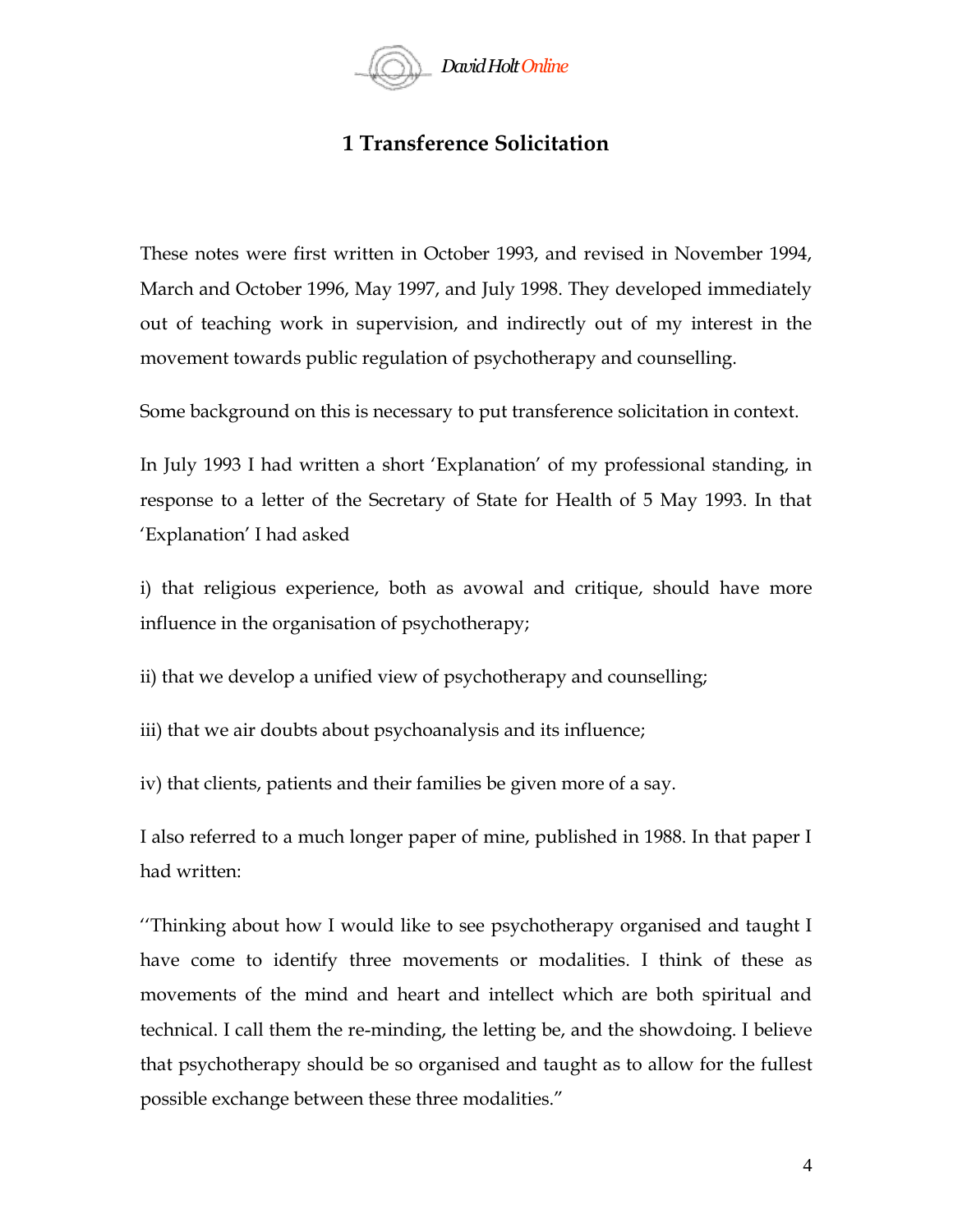# 1 Transference Solicitation

These notes were first written in October 1993, and revised in November 1994, March and October 1996, May 1997, and July 1998. They developed immediately out of teaching work in supervision, and indirectly out of my interest in the movement towards public regulation of psychotherapy and counselling.

Some background on this is necessary to put transference solicitation in context.

In July 1993 I had written a short 'Explanation' of my professional standing, in response to a letter of the Secretary of State for Health of 5 May 1993. In that 'Explanation' I had asked

i) that religious experience, both as avowal and critique, should have more influence in the organisation of psychotherapy;

ii) that we develop a unified view of psychotherapy and counselling;

iii) that we air doubts about psychoanalysis and its influence;

iv) that clients, patients and their families be given more of a say.

I also referred to a much longer paper of mine, published in 1988. In that paper I had written:

''Thinking about how I would like to see psychotherapy organised and taught I have come to identify three movements or modalities. I think of these as movements of the mind and heart and intellect which are both spiritual and technical. I call them the re-minding, the letting be, and the showdoing. I believe that psychotherapy should be so organised and taught as to allow for the fullest possible exchange between these three modalities."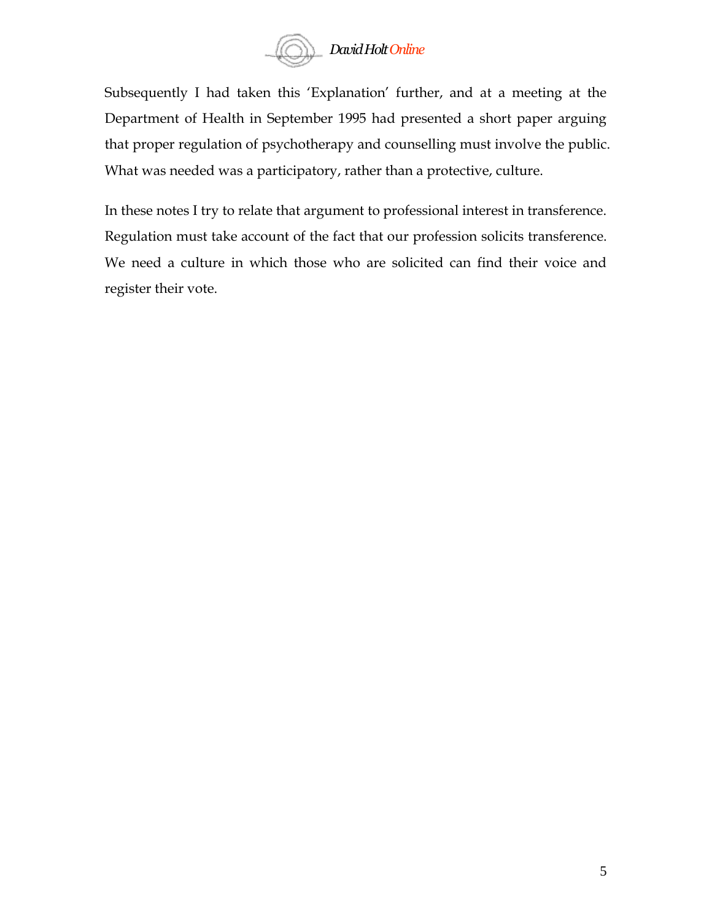Subsequently I had taken this 'Explanation' further, and at a meeting at the Department of Health in September 1995 had presented a short paper arguing that proper regulation of psychotherapy and counselling must involve the public. What was needed was a participatory, rather than a protective, culture.

In these notes I try to relate that argument to professional interest in transference. Regulation must take account of the fact that our profession solicits transference. We need a culture in which those who are solicited can find their voice and register their vote.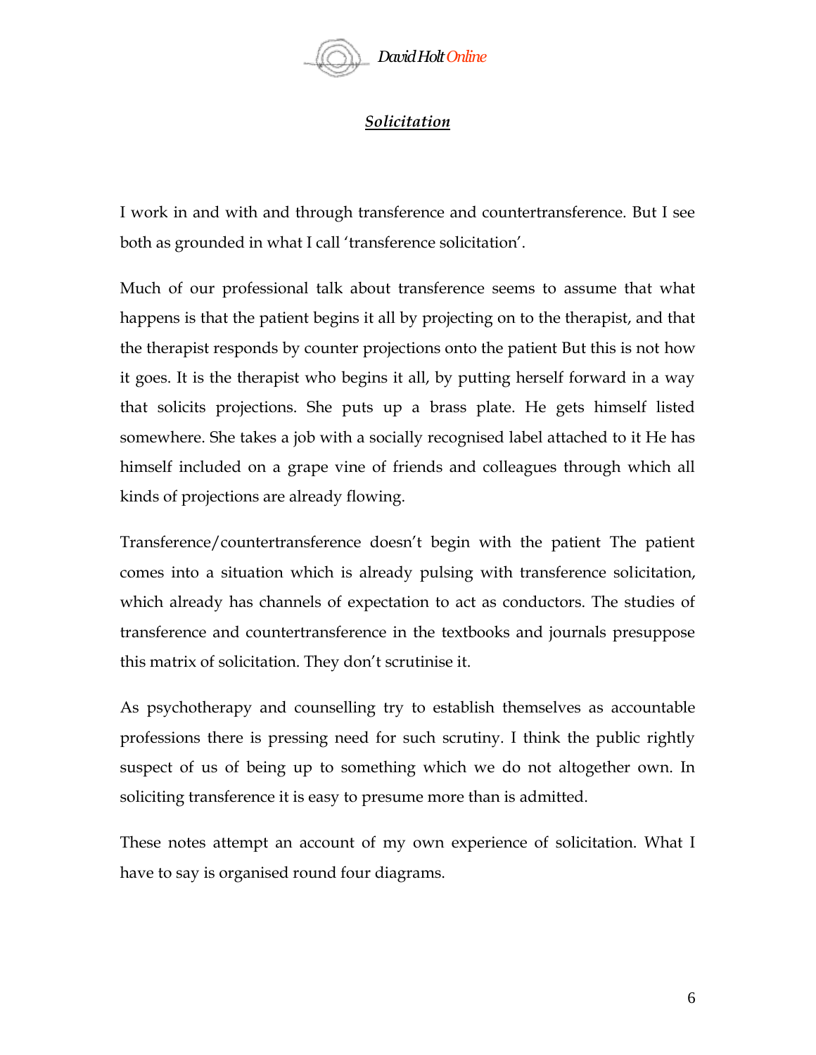## ***Solicitation***

I work in and with and through transference and countertransference. But I see both as grounded in what I call 'transference solicitation'.

Much of our professional talk about transference seems to assume that what happens is that the patient begins it all by projecting on to the therapist, and that the therapist responds by counter projections onto the patient But this is not how it goes. It is the therapist who begins it all, by putting herself forward in a way that solicits projections. She puts up a brass plate. He gets himself listed somewhere. She takes a job with a socially recognised label attached to it He has himself included on a grape vine of friends and colleagues through which all kinds of projections are already flowing.

Transference/countertransference doesn't begin with the patient The patient comes into a situation which is already pulsing with transference solicitation, which already has channels of expectation to act as conductors. The studies of transference and countertransference in the textbooks and journals presuppose this matrix of solicitation. They don't scrutinise it.

As psychotherapy and counselling try to establish themselves as accountable professions there is pressing need for such scrutiny. I think the public rightly suspect of us of being up to something which we do not altogether own. In soliciting transference it is easy to presume more than is admitted.

These notes attempt an account of my own experience of solicitation. What I have to say is organised round four diagrams.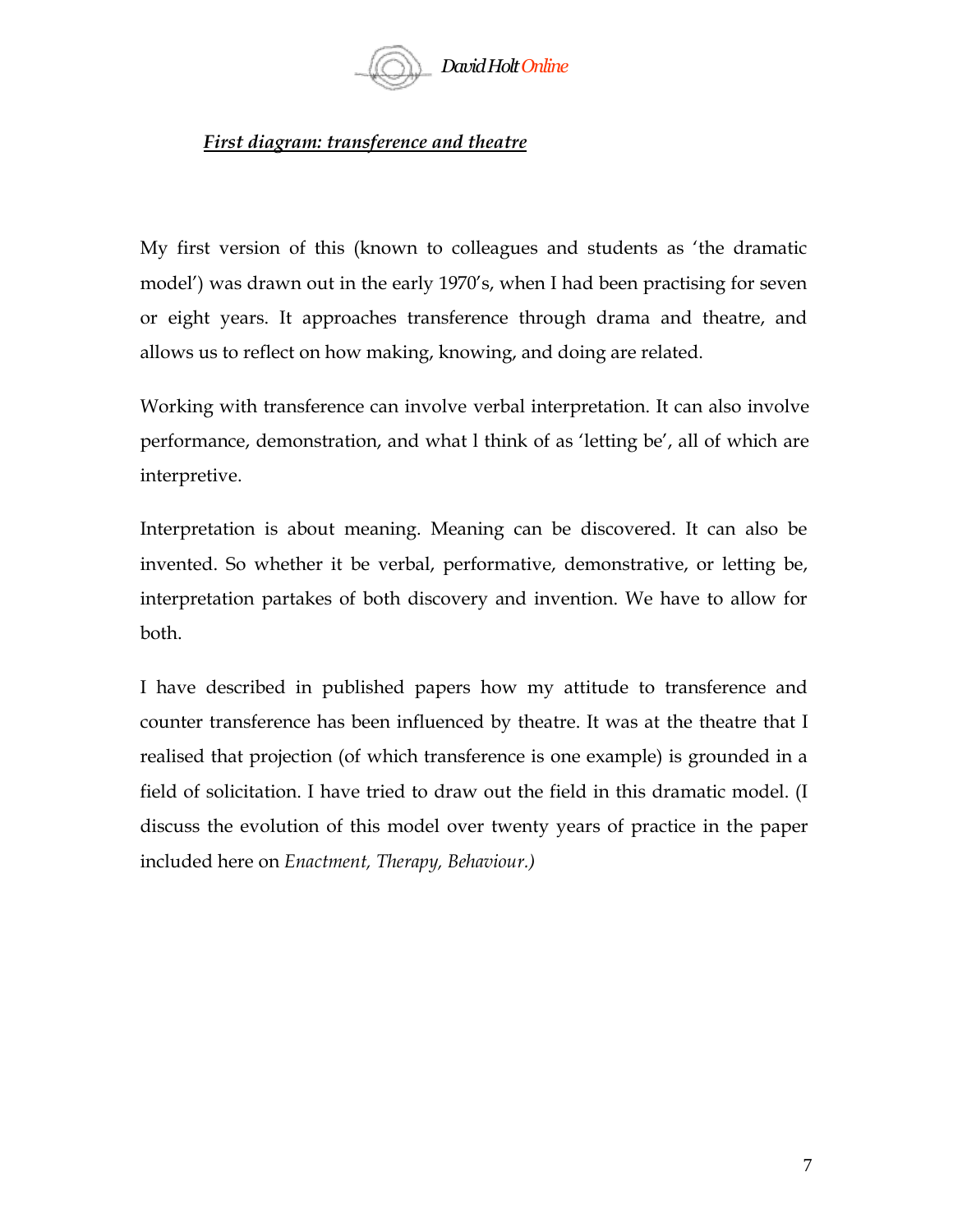## ***First diagram: transference and theatre***

My first version of this (known to colleagues and students as 'the dramatic model') was drawn out in the early 1970's, when I had been practising for seven or eight years. It approaches transference through drama and theatre, and allows us to reflect on how making, knowing, and doing are related.

Working with transference can involve verbal interpretation. It can also involve performance, demonstration, and what l think of as 'letting be', all of which are interpretive.

Interpretation is about meaning. Meaning can be discovered. It can also be invented. So whether it be verbal, performative, demonstrative, or letting be, interpretation partakes of both discovery and invention. We have to allow for both.

I have described in published papers how my attitude to transference and counter transference has been influenced by theatre. It was at the theatre that I realised that projection (of which transference is one example) is grounded in a field of solicitation. I have tried to draw out the field in this dramatic model. (I discuss the evolution of this model over twenty years of practice in the paper included here on *Enactment, Therapy, Behaviour.)*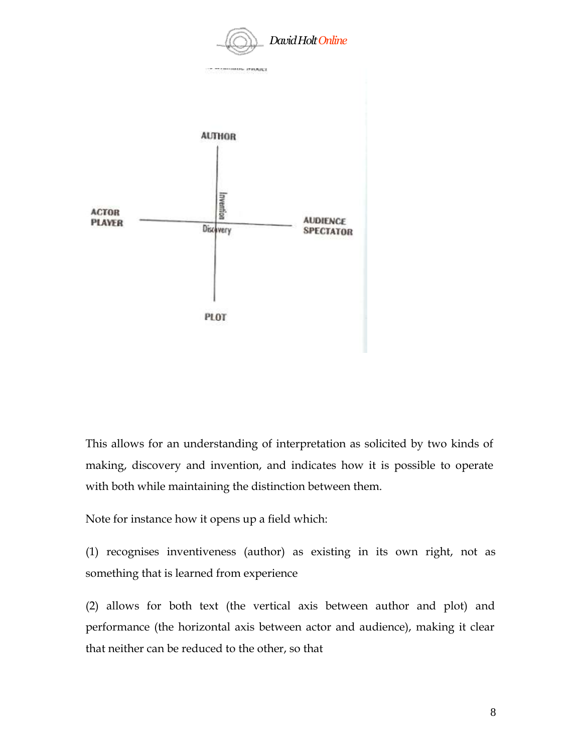AUTHOR

ACTOR
PLAYER

Invention

Discovery

AUDIENCE
SPECTATOR

PLOT

This allows for an understanding of interpretation as solicited by two kinds of making, discovery and invention, and indicates how it is possible to operate with both while maintaining the distinction between them.

Note for instance how it opens up a field which:

(1) recognises inventiveness (author) as existing in its own right, not as something that is learned from experience

(2) allows for both text (the vertical axis between author and plot) and performance (the horizontal axis between actor and audience), making it clear that neither can be reduced to the other, so that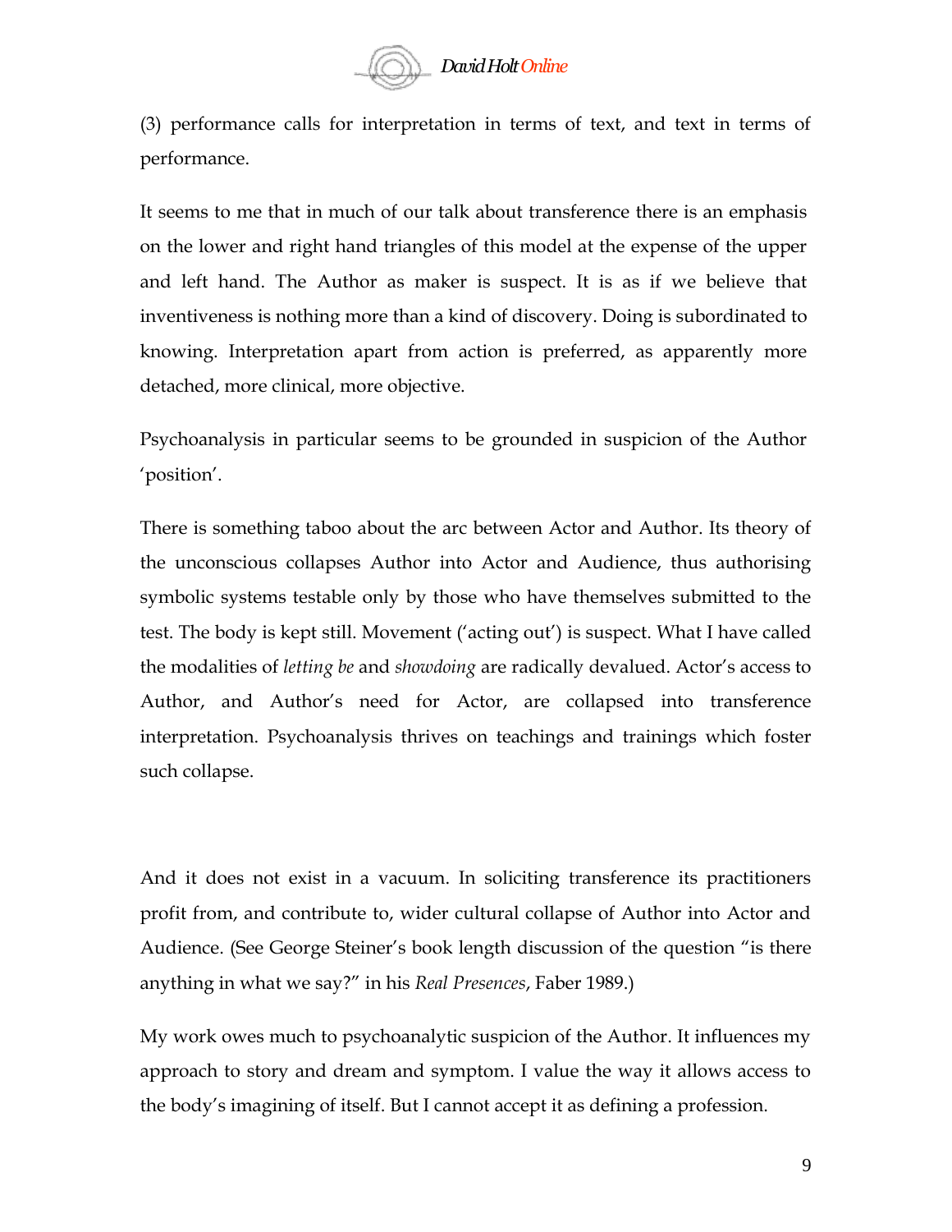(3) performance calls for interpretation in terms of text, and text in terms of performance.

It seems to me that in much of our talk about transference there is an emphasis on the lower and right hand triangles of this model at the expense of the upper and left hand. The Author as maker is suspect. It is as if we believe that inventiveness is nothing more than a kind of discovery. Doing is subordinated to knowing. Interpretation apart from action is preferred, as apparently more detached, more clinical, more objective.

Psychoanalysis in particular seems to be grounded in suspicion of the Author 'position'.

There is something taboo about the arc between Actor and Author. Its theory of the unconscious collapses Author into Actor and Audience, thus authorising symbolic systems testable only by those who have themselves submitted to the test. The body is kept still. Movement ('acting out') is suspect. What I have called the modalities of *letting be* and *showdoing* are radically devalued. Actor's access to Author, and Author's need for Actor, are collapsed into transference interpretation. Psychoanalysis thrives on teachings and trainings which foster such collapse.

And it does not exist in a vacuum. In soliciting transference its practitioners profit from, and contribute to, wider cultural collapse of Author into Actor and Audience. (See George Steiner's book length discussion of the question "is there anything in what we say?" in his *Real Presences*, Faber 1989.)

My work owes much to psychoanalytic suspicion of the Author. It influences my approach to story and dream and symptom. I value the way it allows access to the body's imagining of itself. But I cannot accept it as defining a profession.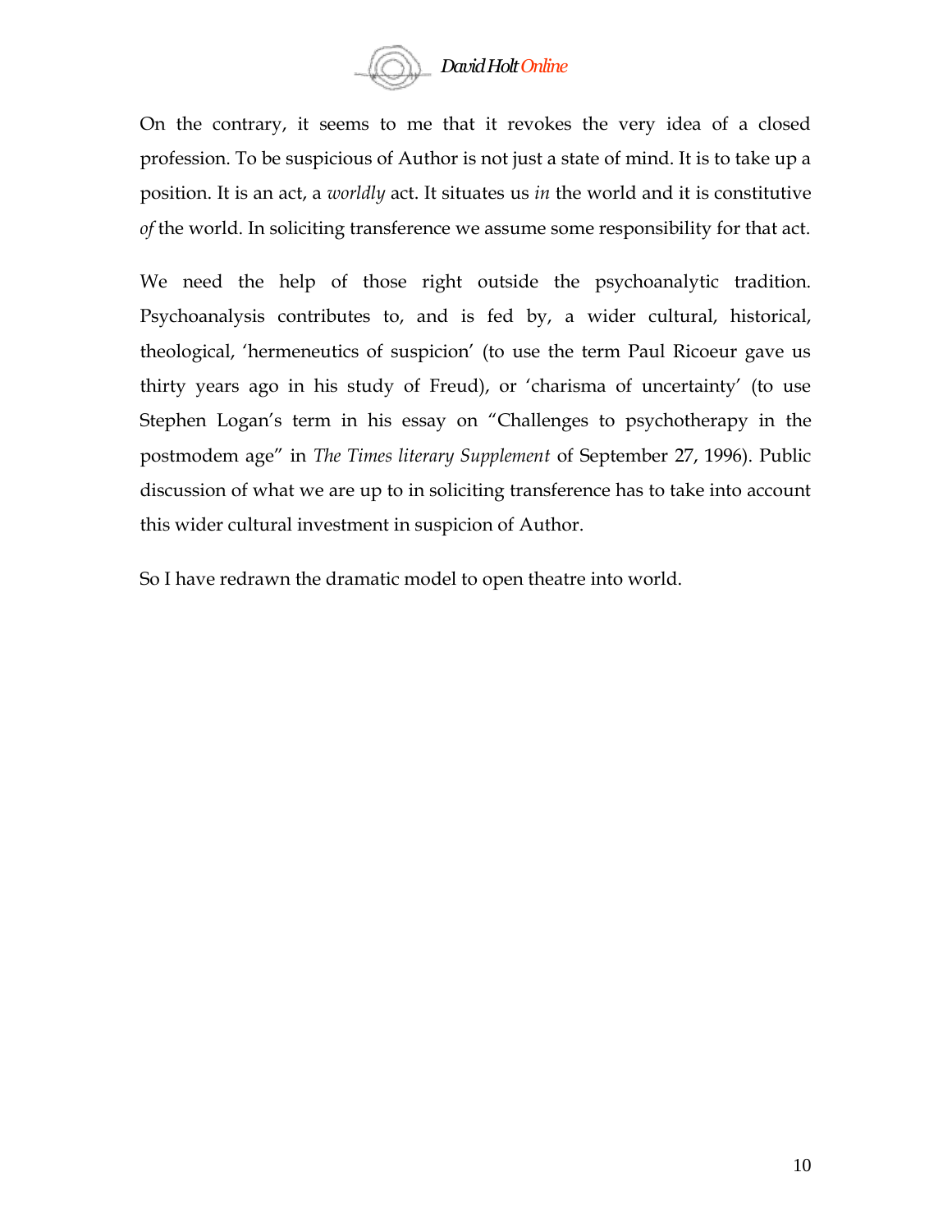On the contrary, it seems to me that it revokes the very idea of a closed profession. To be suspicious of Author is not just a state of mind. It is to take up a position. It is an act, a *worldly* act. It situates us *in* the world and it is constitutive *of* the world. In soliciting transference we assume some responsibility for that act.

We need the help of those right outside the psychoanalytic tradition. Psychoanalysis contributes to, and is fed by, a wider cultural, historical, theological, 'hermeneutics of suspicion' (to use the term Paul Ricoeur gave us thirty years ago in his study of Freud), or 'charisma of uncertainty' (to use Stephen Logan's term in his essay on "Challenges to psychotherapy in the postmodem age" in *The Times literary Supplement* of September 27, 1996). Public discussion of what we are up to in soliciting transference has to take into account this wider cultural investment in suspicion of Author.

So I have redrawn the dramatic model to open theatre into world.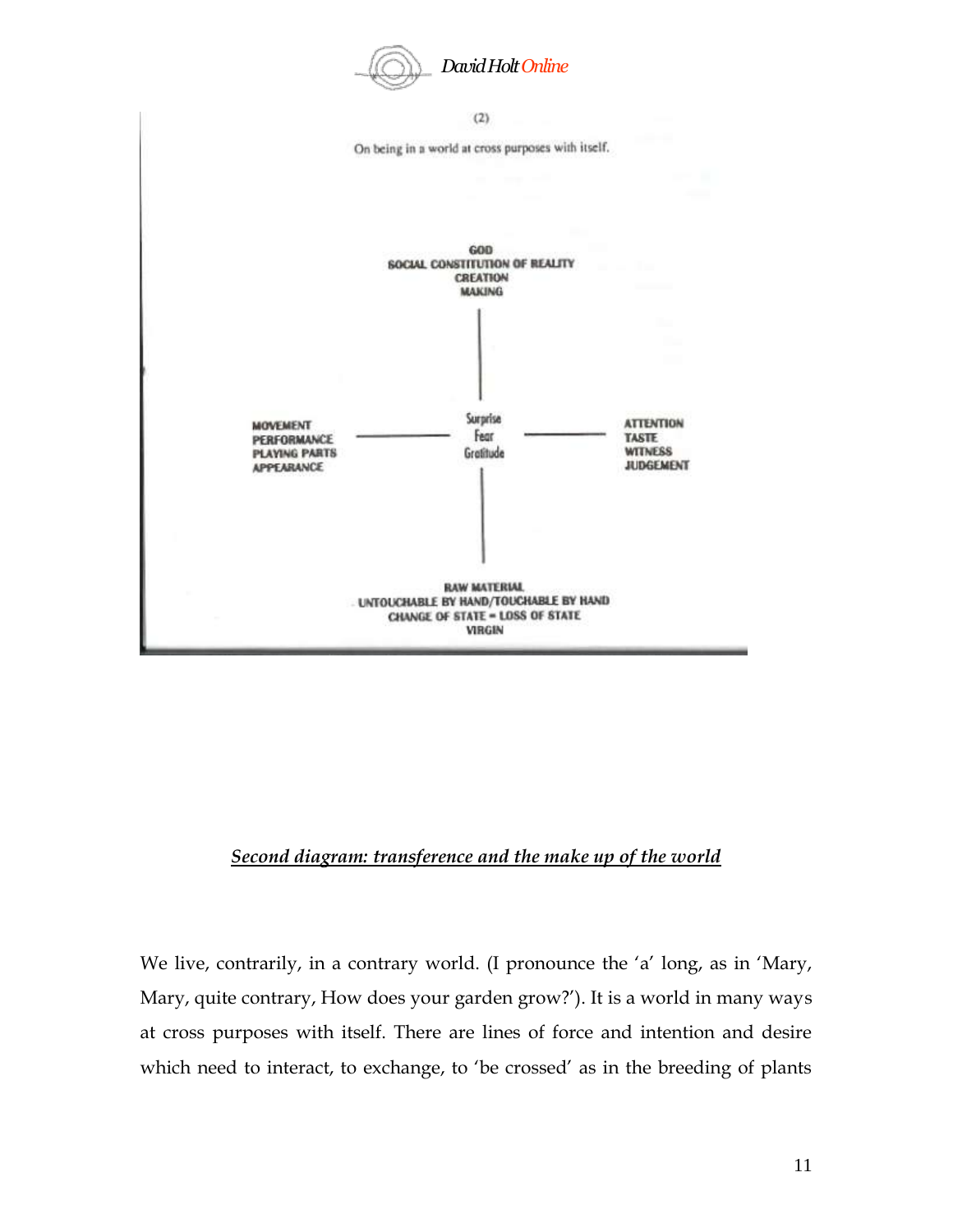(2)

On being in a world at cross purposes with itself.

GOD
SOCIAL CONSTITUTION OF REALITY
CREATION
MAKING

MOVEMENT
PERFORMANCE
PLAYING PARTS
APPEARANCE

Surprise
Fear
Gratitude

ATTENTION
TASTE
WITNESS
JUDGEMENT

RAW MATERIAL
UNTOUCHABLE BY HAND/TOUCHABLE BY HAND
CHANGE OF STATE = LOSS OF STATE
VIRGIN

***<u>Second diagram: transference and the make up of the world</u>***

We live, contrarily, in a contrary world. (I pronounce the 'a' long, as in 'Mary, Mary, quite contrary, How does your garden grow?'). It is a world in many ways at cross purposes with itself. There are lines of force and intention and desire which need to interact, to exchange, to 'be crossed' as in the breeding of plants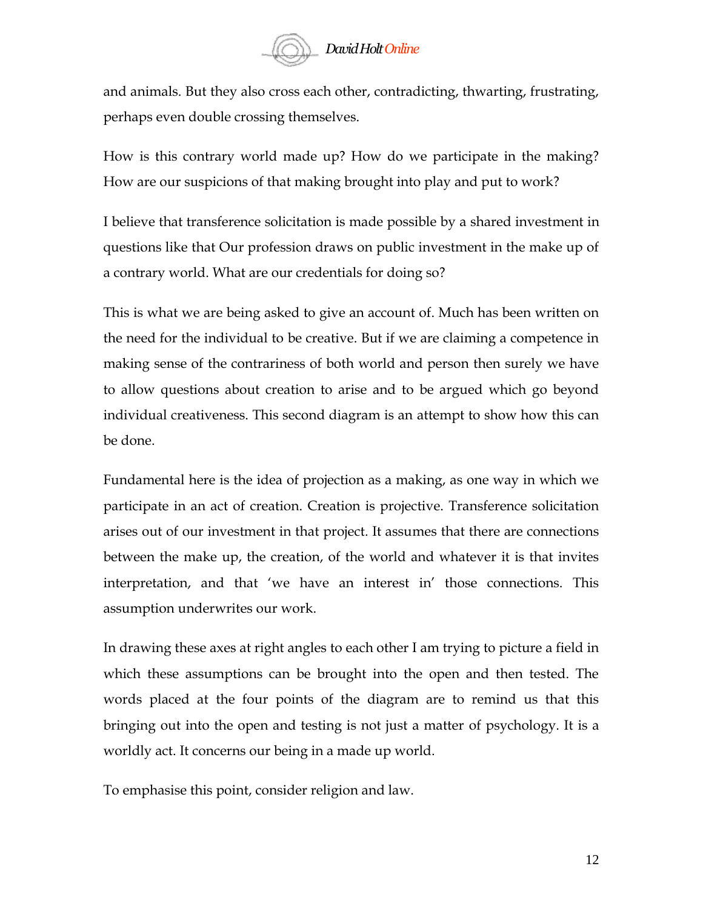and animals. But they also cross each other, contradicting, thwarting, frustrating, perhaps even double crossing themselves.

How is this contrary world made up? How do we participate in the making? How are our suspicions of that making brought into play and put to work?

I believe that transference solicitation is made possible by a shared investment in questions like that Our profession draws on public investment in the make up of a contrary world. What are our credentials for doing so?

This is what we are being asked to give an account of. Much has been written on the need for the individual to be creative. But if we are claiming a competence in making sense of the contrariness of both world and person then surely we have to allow questions about creation to arise and to be argued which go beyond individual creativeness. This second diagram is an attempt to show how this can be done.

Fundamental here is the idea of projection as a making, as one way in which we participate in an act of creation. Creation is projective. Transference solicitation arises out of our investment in that project. It assumes that there are connections between the make up, the creation, of the world and whatever it is that invites interpretation, and that 'we have an interest in' those connections. This assumption underwrites our work.

In drawing these axes at right angles to each other I am trying to picture a field in which these assumptions can be brought into the open and then tested. The words placed at the four points of the diagram are to remind us that this bringing out into the open and testing is not just a matter of psychology. It is a worldly act. It concerns our being in a made up world.

To emphasise this point, consider religion and law.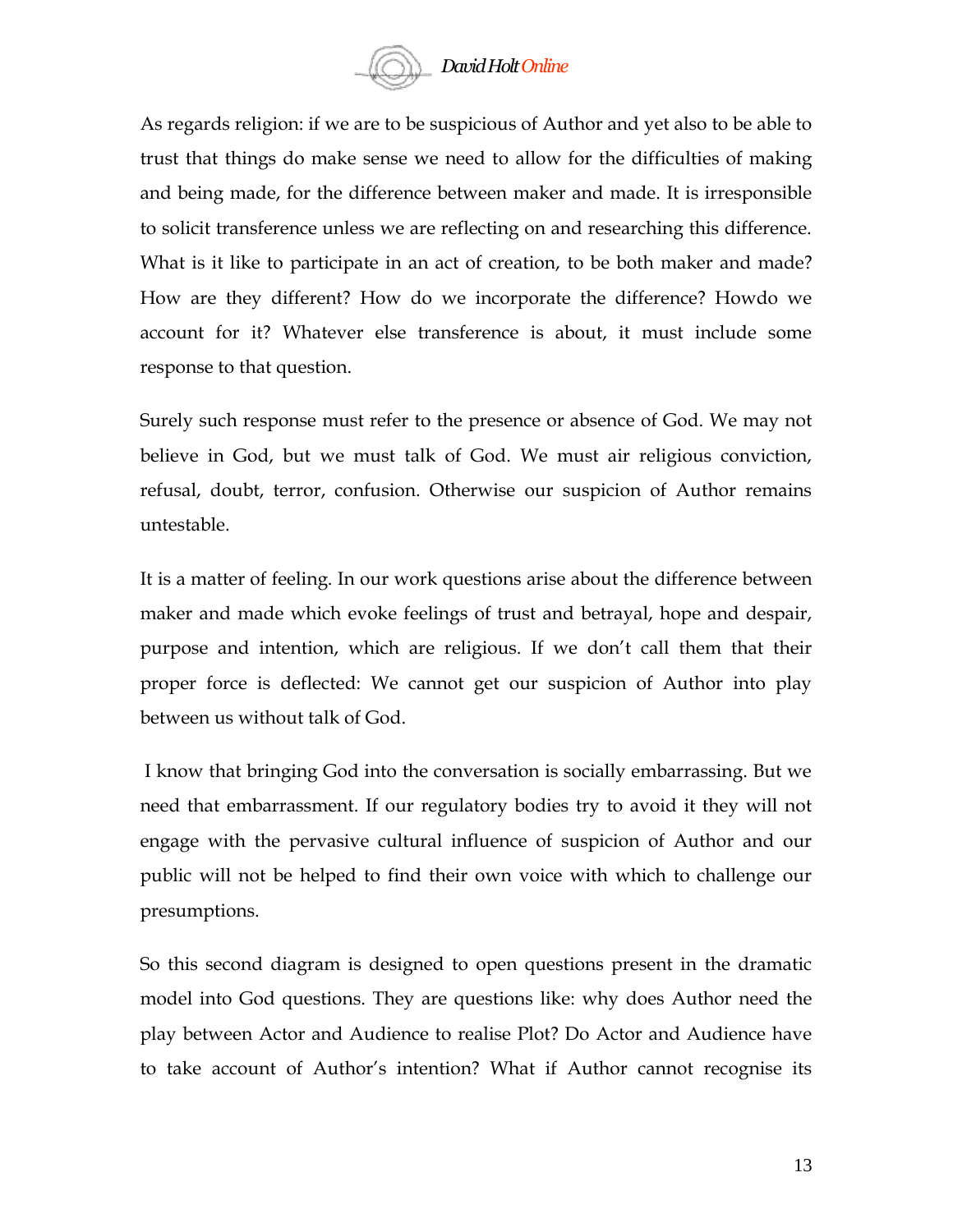As regards religion: if we are to be suspicious of Author and yet also to be able to trust that things do make sense we need to allow for the difficulties of making and being made, for the difference between maker and made. It is irresponsible to solicit transference unless we are reflecting on and researching this difference. What is it like to participate in an act of creation, to be both maker and made? How are they different? How do we incorporate the difference? Howdo we account for it? Whatever else transference is about, it must include some response to that question.

Surely such response must refer to the presence or absence of God. We may not believe in God, but we must talk of God. We must air religious conviction, refusal, doubt, terror, confusion. Otherwise our suspicion of Author remains untestable.

It is a matter of feeling. In our work questions arise about the difference between maker and made which evoke feelings of trust and betrayal, hope and despair, purpose and intention, which are religious. If we don't call them that their proper force is deflected: We cannot get our suspicion of Author into play between us without talk of God.

I know that bringing God into the conversation is socially embarrassing. But we need that embarrassment. If our regulatory bodies try to avoid it they will not engage with the pervasive cultural influence of suspicion of Author and our public will not be helped to find their own voice with which to challenge our presumptions.

So this second diagram is designed to open questions present in the dramatic model into God questions. They are questions like: why does Author need the play between Actor and Audience to realise Plot? Do Actor and Audience have to take account of Author's intention? What if Author cannot recognise its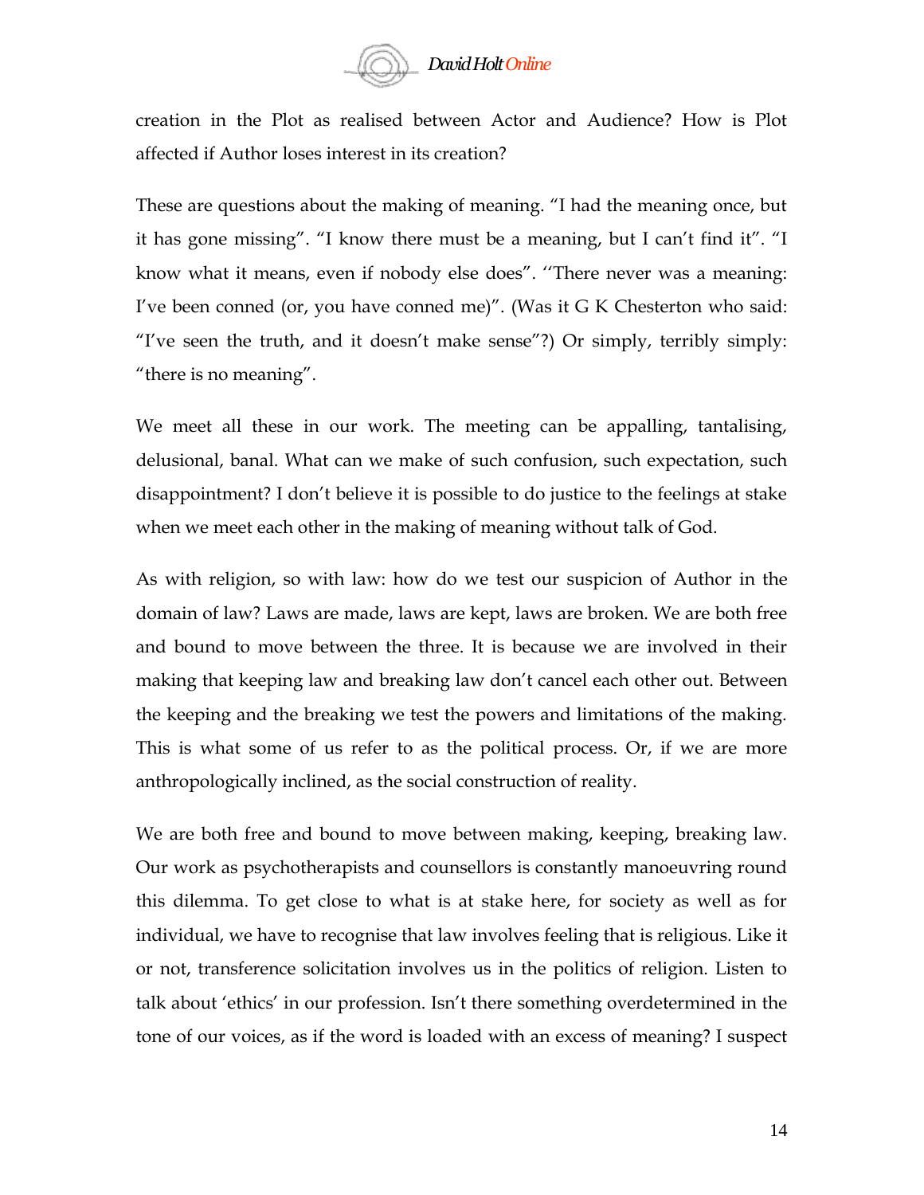creation in the Plot as realised between Actor and Audience? How is Plot affected if Author loses interest in its creation?

These are questions about the making of meaning. "I had the meaning once, but it has gone missing". "I know there must be a meaning, but I can't find it". "I know what it means, even if nobody else does". ''There never was a meaning: I've been conned (or, you have conned me)". (Was it G K Chesterton who said: "I've seen the truth, and it doesn't make sense"?) Or simply, terribly simply: "there is no meaning".

We meet all these in our work. The meeting can be appalling, tantalising, delusional, banal. What can we make of such confusion, such expectation, such disappointment? I don't believe it is possible to do justice to the feelings at stake when we meet each other in the making of meaning without talk of God.

As with religion, so with law: how do we test our suspicion of Author in the domain of law? Laws are made, laws are kept, laws are broken. We are both free and bound to move between the three. It is because we are involved in their making that keeping law and breaking law don't cancel each other out. Between the keeping and the breaking we test the powers and limitations of the making. This is what some of us refer to as the political process. Or, if we are more anthropologically inclined, as the social construction of reality.

We are both free and bound to move between making, keeping, breaking law. Our work as psychotherapists and counsellors is constantly manoeuvring round this dilemma. To get close to what is at stake here, for society as well as for individual, we have to recognise that law involves feeling that is religious. Like it or not, transference solicitation involves us in the politics of religion. Listen to talk about 'ethics' in our profession. Isn't there something overdetermined in the tone of our voices, as if the word is loaded with an excess of meaning? I suspect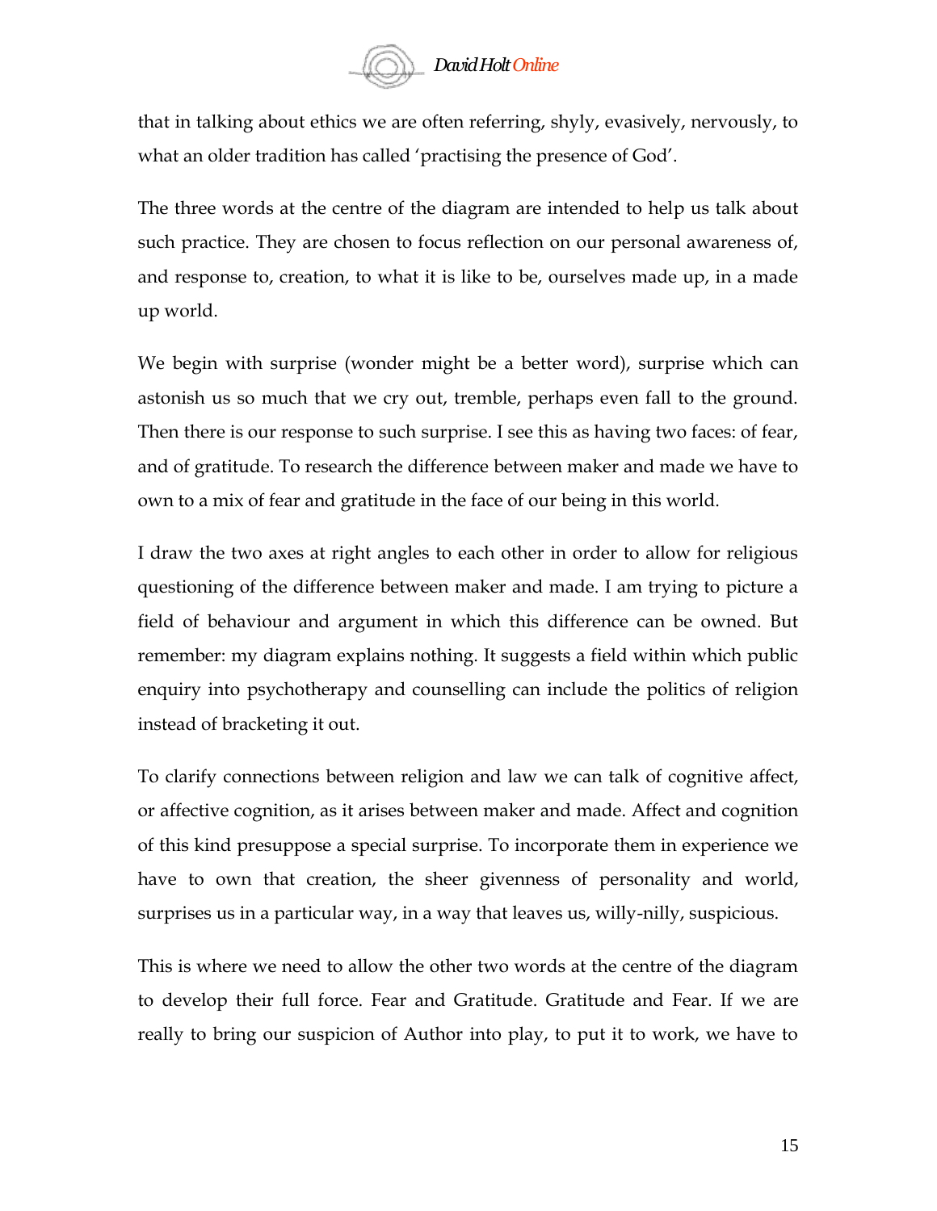that in talking about ethics we are often referring, shyly, evasively, nervously, to what an older tradition has called 'practising the presence of God'.

The three words at the centre of the diagram are intended to help us talk about such practice. They are chosen to focus reflection on our personal awareness of, and response to, creation, to what it is like to be, ourselves made up, in a made up world.

We begin with surprise (wonder might be a better word), surprise which can astonish us so much that we cry out, tremble, perhaps even fall to the ground. Then there is our response to such surprise. I see this as having two faces: of fear, and of gratitude. To research the difference between maker and made we have to own to a mix of fear and gratitude in the face of our being in this world.

I draw the two axes at right angles to each other in order to allow for religious questioning of the difference between maker and made. I am trying to picture a field of behaviour and argument in which this difference can be owned. But remember: my diagram explains nothing. It suggests a field within which public enquiry into psychotherapy and counselling can include the politics of religion instead of bracketing it out.

To clarify connections between religion and law we can talk of cognitive affect, or affective cognition, as it arises between maker and made. Affect and cognition of this kind presuppose a special surprise. To incorporate them in experience we have to own that creation, the sheer givenness of personality and world, surprises us in a particular way, in a way that leaves us, willy-nilly, suspicious.

This is where we need to allow the other two words at the centre of the diagram to develop their full force. Fear and Gratitude. Gratitude and Fear. If we are really to bring our suspicion of Author into play, to put it to work, we have to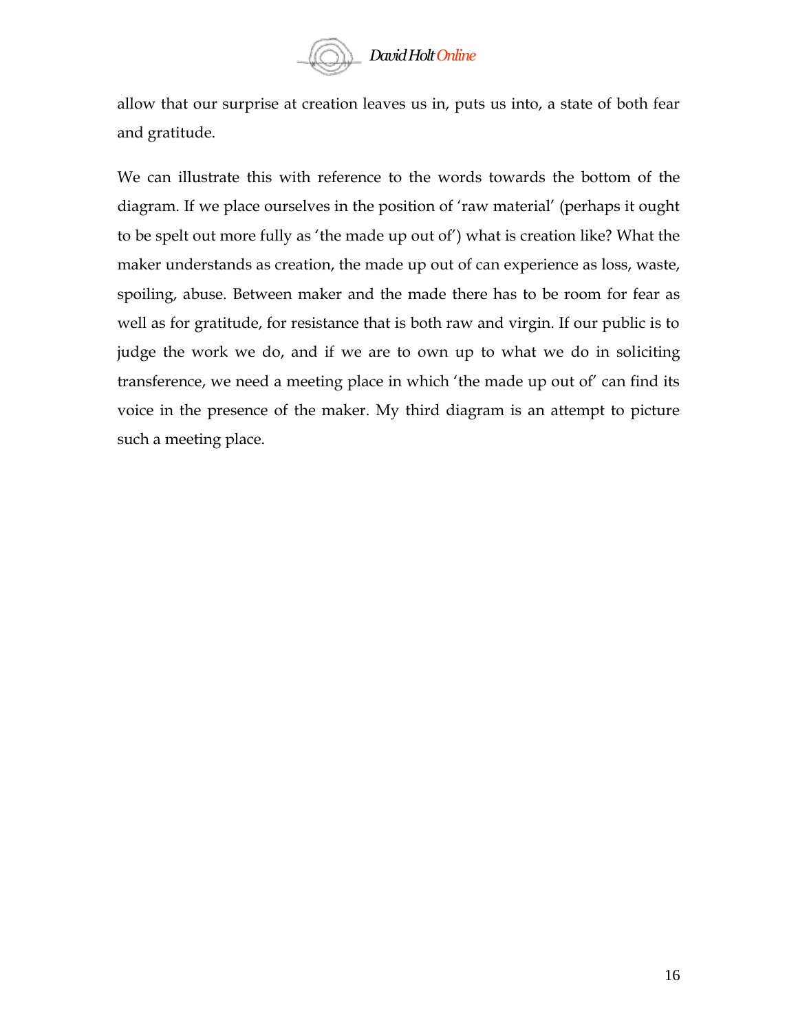allow that our surprise at creation leaves us in, puts us into, a state of both fear and gratitude.

We can illustrate this with reference to the words towards the bottom of the diagram. If we place ourselves in the position of 'raw material' (perhaps it ought to be spelt out more fully as 'the made up out of') what is creation like? What the maker understands as creation, the made up out of can experience as loss, waste, spoiling, abuse. Between maker and the made there has to be room for fear as well as for gratitude, for resistance that is both raw and virgin. If our public is to judge the work we do, and if we are to own up to what we do in soliciting transference, we need a meeting place in which 'the made up out of' can find its voice in the presence of the maker. My third diagram is an attempt to picture such a meeting place.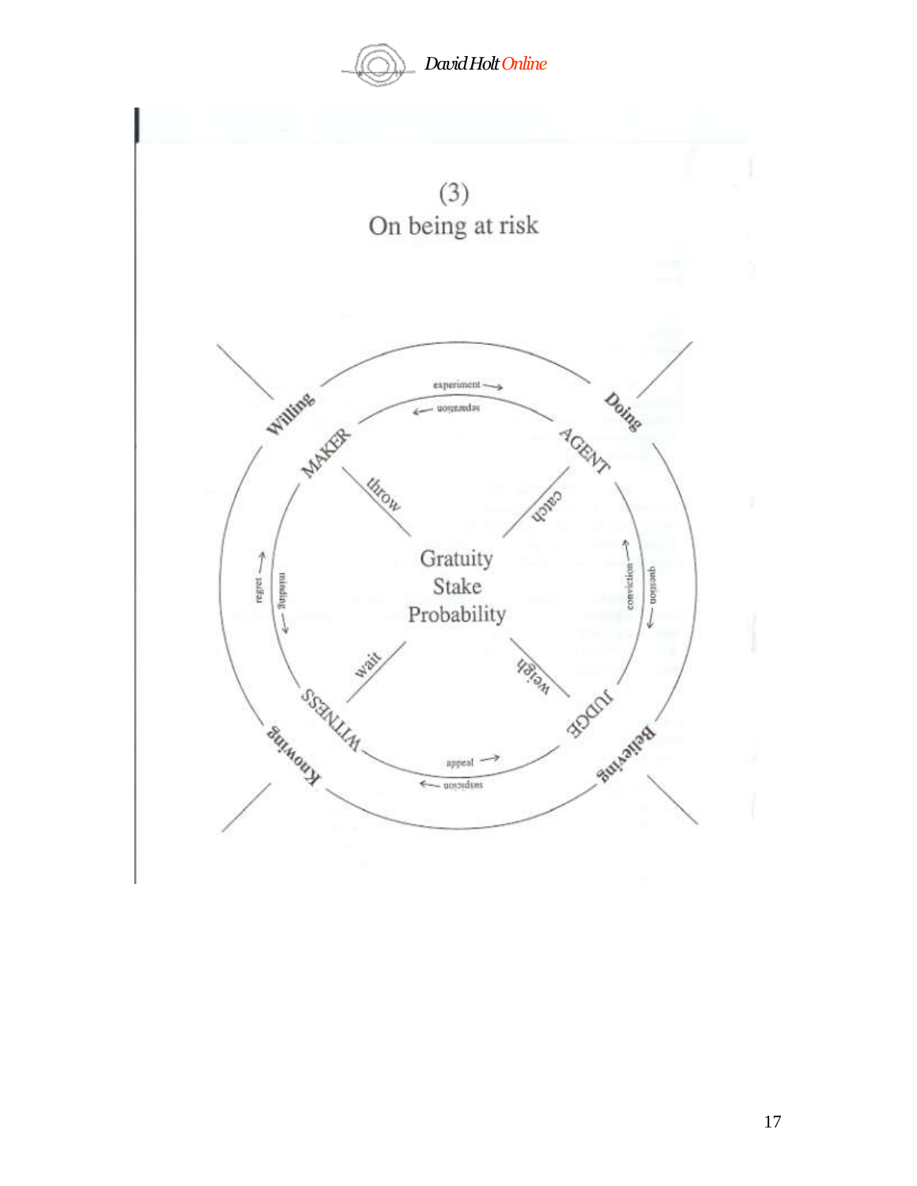# (3)
## On being at risk

Willing — Doing — Believing — Knowing

MAKER — AGENT — JUDGE — WITNESS

experiment → / ← reparation

throw — catch — weigh — wait

question / conviction

appeal → / ← suspicion

regret / intending

Gratuity
Stake
Probability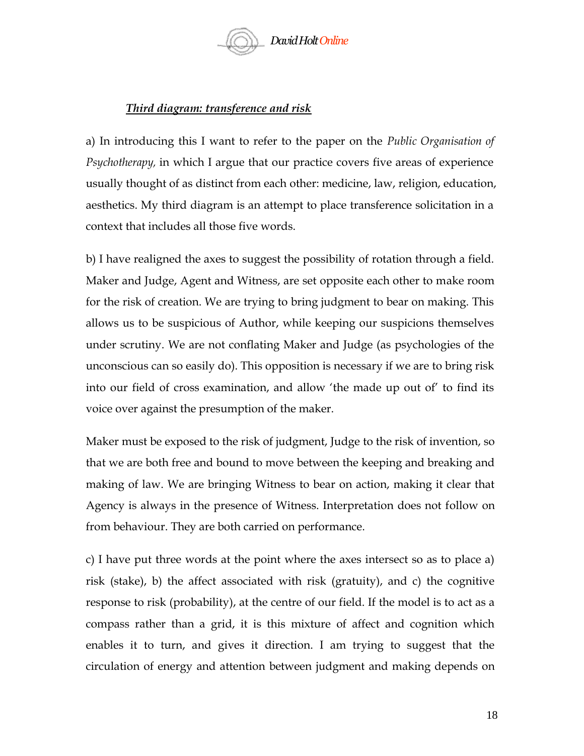### ***Third diagram: transference and risk***

a) In introducing this I want to refer to the paper on the *Public Organisation of Psychotherapy,* in which I argue that our practice covers five areas of experience usually thought of as distinct from each other: medicine, law, religion, education, aesthetics. My third diagram is an attempt to place transference solicitation in a context that includes all those five words.

b) I have realigned the axes to suggest the possibility of rotation through a field. Maker and Judge, Agent and Witness, are set opposite each other to make room for the risk of creation. We are trying to bring judgment to bear on making. This allows us to be suspicious of Author, while keeping our suspicions themselves under scrutiny. We are not conflating Maker and Judge (as psychologies of the unconscious can so easily do). This opposition is necessary if we are to bring risk into our field of cross examination, and allow 'the made up out of' to find its voice over against the presumption of the maker.

Maker must be exposed to the risk of judgment, Judge to the risk of invention, so that we are both free and bound to move between the keeping and breaking and making of law. We are bringing Witness to bear on action, making it clear that Agency is always in the presence of Witness. Interpretation does not follow on from behaviour. They are both carried on performance.

c) I have put three words at the point where the axes intersect so as to place a) risk (stake), b) the affect associated with risk (gratuity), and c) the cognitive response to risk (probability), at the centre of our field. If the model is to act as a compass rather than a grid, it is this mixture of affect and cognition which enables it to turn, and gives it direction. I am trying to suggest that the circulation of energy and attention between judgment and making depends on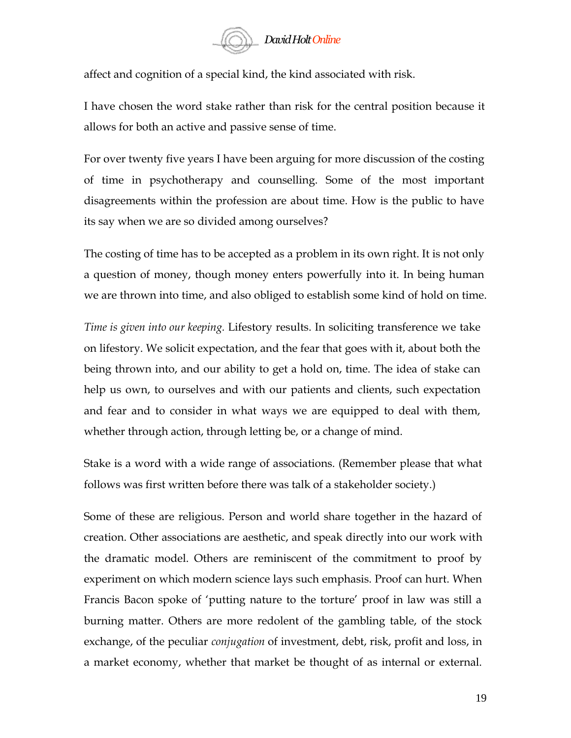affect and cognition of a special kind, the kind associated with risk.

I have chosen the word stake rather than risk for the central position because it allows for both an active and passive sense of time.

For over twenty five years I have been arguing for more discussion of the costing of time in psychotherapy and counselling. Some of the most important disagreements within the profession are about time. How is the public to have its say when we are so divided among ourselves?

The costing of time has to be accepted as a problem in its own right. It is not only a question of money, though money enters powerfully into it. In being human we are thrown into time, and also obliged to establish some kind of hold on time.

*Time is given into our keeping.* Lifestory results. In soliciting transference we take on lifestory. We solicit expectation, and the fear that goes with it, about both the being thrown into, and our ability to get a hold on, time. The idea of stake can help us own, to ourselves and with our patients and clients, such expectation and fear and to consider in what ways we are equipped to deal with them, whether through action, through letting be, or a change of mind.

Stake is a word with a wide range of associations. (Remember please that what follows was first written before there was talk of a stakeholder society.)

Some of these are religious. Person and world share together in the hazard of creation. Other associations are aesthetic, and speak directly into our work with the dramatic model. Others are reminiscent of the commitment to proof by experiment on which modern science lays such emphasis. Proof can hurt. When Francis Bacon spoke of 'putting nature to the torture' proof in law was still a burning matter. Others are more redolent of the gambling table, of the stock exchange, of the peculiar *conjugation* of investment, debt, risk, profit and loss, in a market economy, whether that market be thought of as internal or external.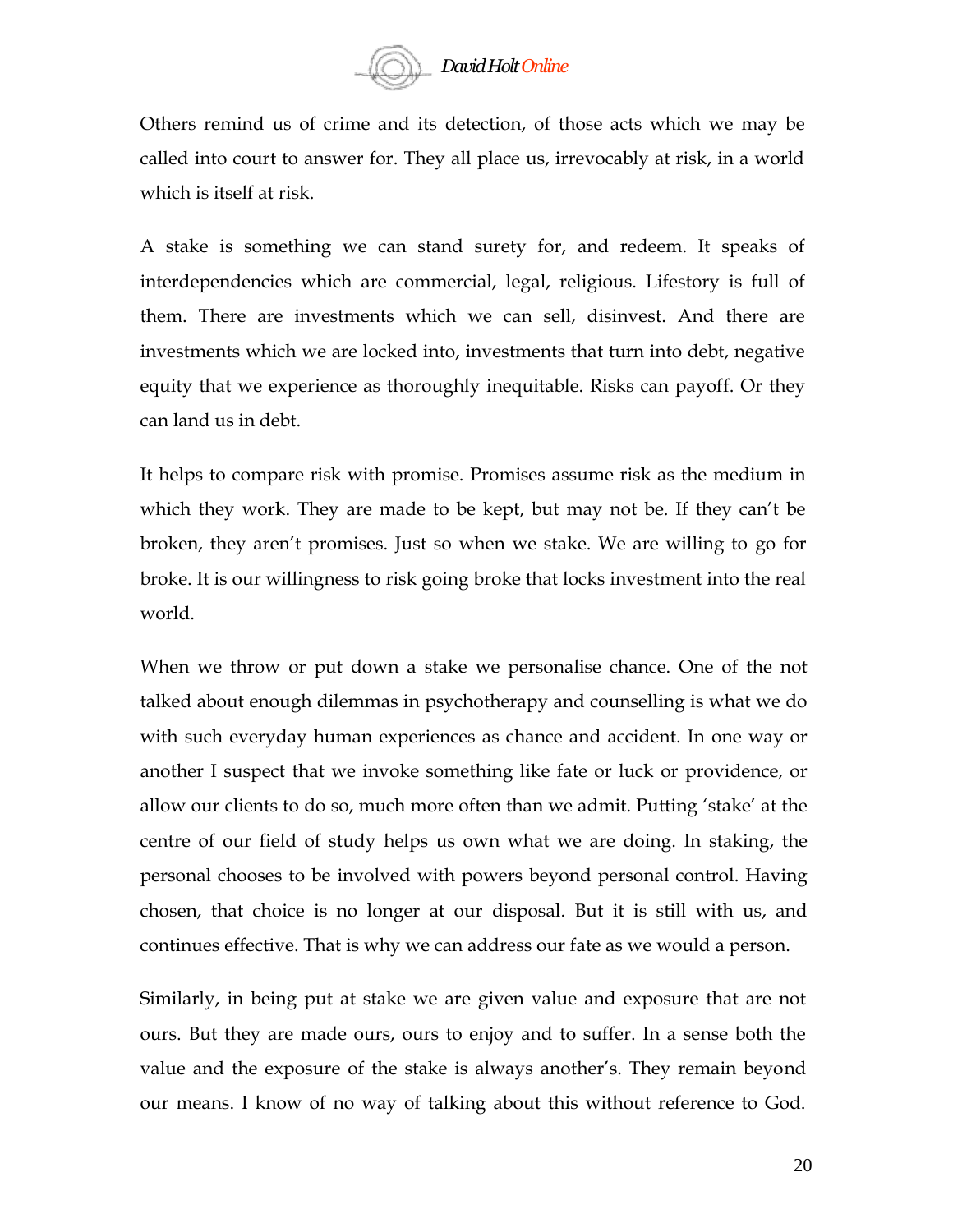Others remind us of crime and its detection, of those acts which we may be called into court to answer for. They all place us, irrevocably at risk, in a world which is itself at risk.

A stake is something we can stand surety for, and redeem. It speaks of interdependencies which are commercial, legal, religious. Lifestory is full of them. There are investments which we can sell, disinvest. And there are investments which we are locked into, investments that turn into debt, negative equity that we experience as thoroughly inequitable. Risks can payoff. Or they can land us in debt.

It helps to compare risk with promise. Promises assume risk as the medium in which they work. They are made to be kept, but may not be. If they can't be broken, they aren't promises. Just so when we stake. We are willing to go for broke. It is our willingness to risk going broke that locks investment into the real world.

When we throw or put down a stake we personalise chance. One of the not talked about enough dilemmas in psychotherapy and counselling is what we do with such everyday human experiences as chance and accident. In one way or another I suspect that we invoke something like fate or luck or providence, or allow our clients to do so, much more often than we admit. Putting 'stake' at the centre of our field of study helps us own what we are doing. In staking, the personal chooses to be involved with powers beyond personal control. Having chosen, that choice is no longer at our disposal. But it is still with us, and continues effective. That is why we can address our fate as we would a person.

Similarly, in being put at stake we are given value and exposure that are not ours. But they are made ours, ours to enjoy and to suffer. In a sense both the value and the exposure of the stake is always another's. They remain beyond our means. I know of no way of talking about this without reference to God.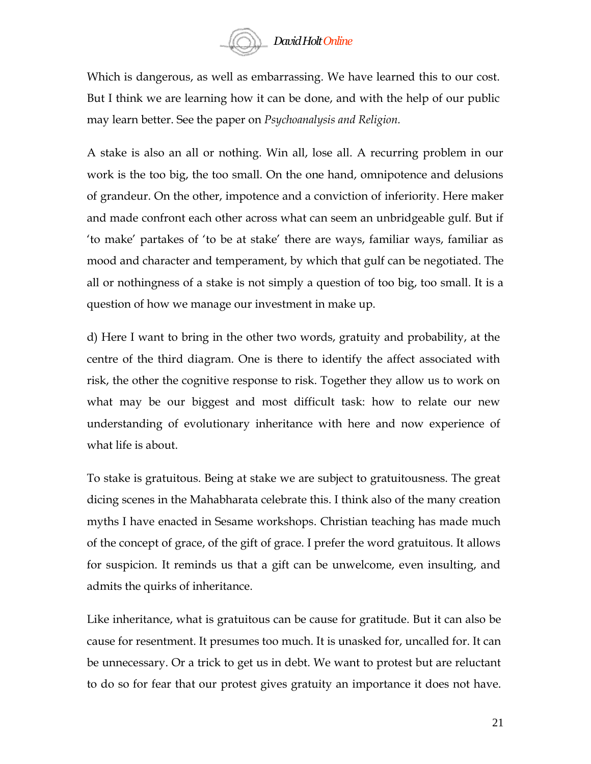Which is dangerous, as well as embarrassing. We have learned this to our cost. But I think we are learning how it can be done, and with the help of our public may learn better. See the paper on *Psychoanalysis and Religion.*

A stake is also an all or nothing. Win all, lose all. A recurring problem in our work is the too big, the too small. On the one hand, omnipotence and delusions of grandeur. On the other, impotence and a conviction of inferiority. Here maker and made confront each other across what can seem an unbridgeable gulf. But if 'to make' partakes of 'to be at stake' there are ways, familiar ways, familiar as mood and character and temperament, by which that gulf can be negotiated. The all or nothingness of a stake is not simply a question of too big, too small. It is a question of how we manage our investment in make up.

d) Here I want to bring in the other two words, gratuity and probability, at the centre of the third diagram. One is there to identify the affect associated with risk, the other the cognitive response to risk. Together they allow us to work on what may be our biggest and most difficult task: how to relate our new understanding of evolutionary inheritance with here and now experience of what life is about.

To stake is gratuitous. Being at stake we are subject to gratuitousness. The great dicing scenes in the Mahabharata celebrate this. I think also of the many creation myths I have enacted in Sesame workshops. Christian teaching has made much of the concept of grace, of the gift of grace. I prefer the word gratuitous. It allows for suspicion. It reminds us that a gift can be unwelcome, even insulting, and admits the quirks of inheritance.

Like inheritance, what is gratuitous can be cause for gratitude. But it can also be cause for resentment. It presumes too much. It is unasked for, uncalled for. It can be unnecessary. Or a trick to get us in debt. We want to protest but are reluctant to do so for fear that our protest gives gratuity an importance it does not have.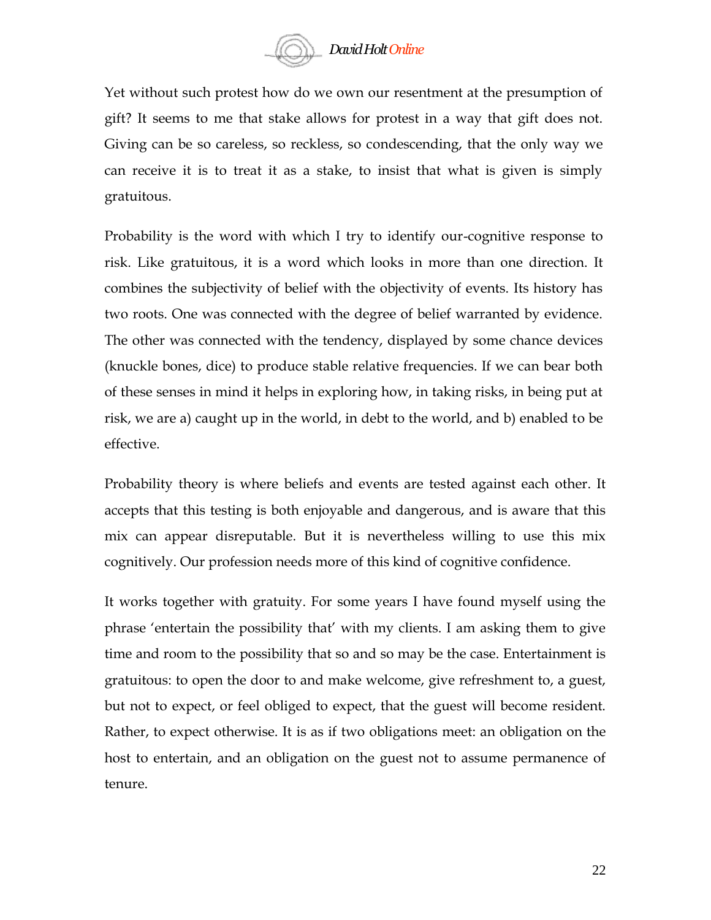Yet without such protest how do we own our resentment at the presumption of gift? It seems to me that stake allows for protest in a way that gift does not. Giving can be so careless, so reckless, so condescending, that the only way we can receive it is to treat it as a stake, to insist that what is given is simply gratuitous.

Probability is the word with which I try to identify our-cognitive response to risk. Like gratuitous, it is a word which looks in more than one direction. It combines the subjectivity of belief with the objectivity of events. Its history has two roots. One was connected with the degree of belief warranted by evidence. The other was connected with the tendency, displayed by some chance devices (knuckle bones, dice) to produce stable relative frequencies. If we can bear both of these senses in mind it helps in exploring how, in taking risks, in being put at risk, we are a) caught up in the world, in debt to the world, and b) enabled to be effective.

Probability theory is where beliefs and events are tested against each other. It accepts that this testing is both enjoyable and dangerous, and is aware that this mix can appear disreputable. But it is nevertheless willing to use this mix cognitively. Our profession needs more of this kind of cognitive confidence.

It works together with gratuity. For some years I have found myself using the phrase 'entertain the possibility that' with my clients. I am asking them to give time and room to the possibility that so and so may be the case. Entertainment is gratuitous: to open the door to and make welcome, give refreshment to, a guest, but not to expect, or feel obliged to expect, that the guest will become resident. Rather, to expect otherwise. It is as if two obligations meet: an obligation on the host to entertain, and an obligation on the guest not to assume permanence of tenure.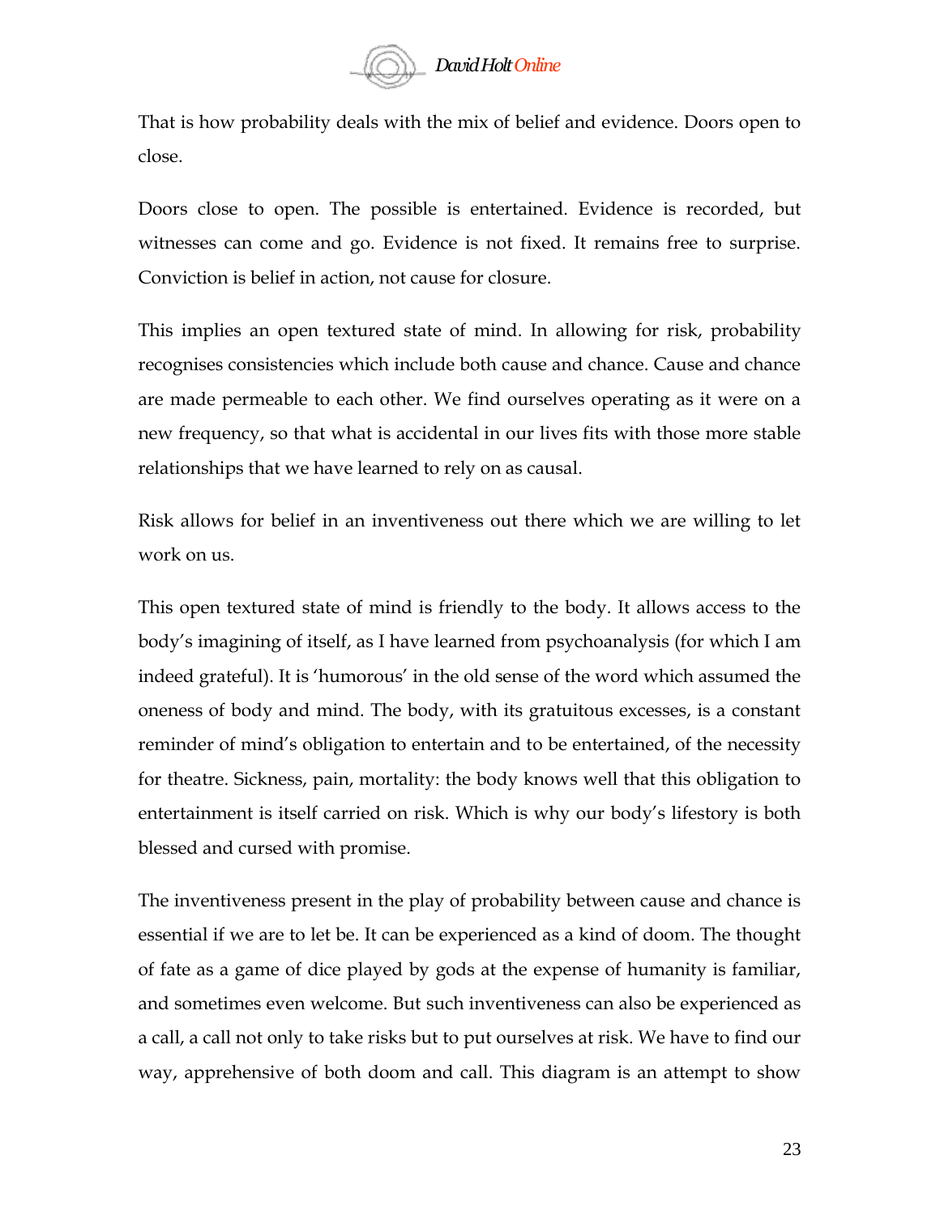That is how probability deals with the mix of belief and evidence. Doors open to close.

Doors close to open. The possible is entertained. Evidence is recorded, but witnesses can come and go. Evidence is not fixed. It remains free to surprise. Conviction is belief in action, not cause for closure.

This implies an open textured state of mind. In allowing for risk, probability recognises consistencies which include both cause and chance. Cause and chance are made permeable to each other. We find ourselves operating as it were on a new frequency, so that what is accidental in our lives fits with those more stable relationships that we have learned to rely on as causal.

Risk allows for belief in an inventiveness out there which we are willing to let work on us.

This open textured state of mind is friendly to the body. It allows access to the body's imagining of itself, as I have learned from psychoanalysis (for which I am indeed grateful). It is 'humorous' in the old sense of the word which assumed the oneness of body and mind. The body, with its gratuitous excesses, is a constant reminder of mind's obligation to entertain and to be entertained, of the necessity for theatre. Sickness, pain, mortality: the body knows well that this obligation to entertainment is itself carried on risk. Which is why our body's lifestory is both blessed and cursed with promise.

The inventiveness present in the play of probability between cause and chance is essential if we are to let be. It can be experienced as a kind of doom. The thought of fate as a game of dice played by gods at the expense of humanity is familiar, and sometimes even welcome. But such inventiveness can also be experienced as a call, a call not only to take risks but to put ourselves at risk. We have to find our way, apprehensive of both doom and call. This diagram is an attempt to show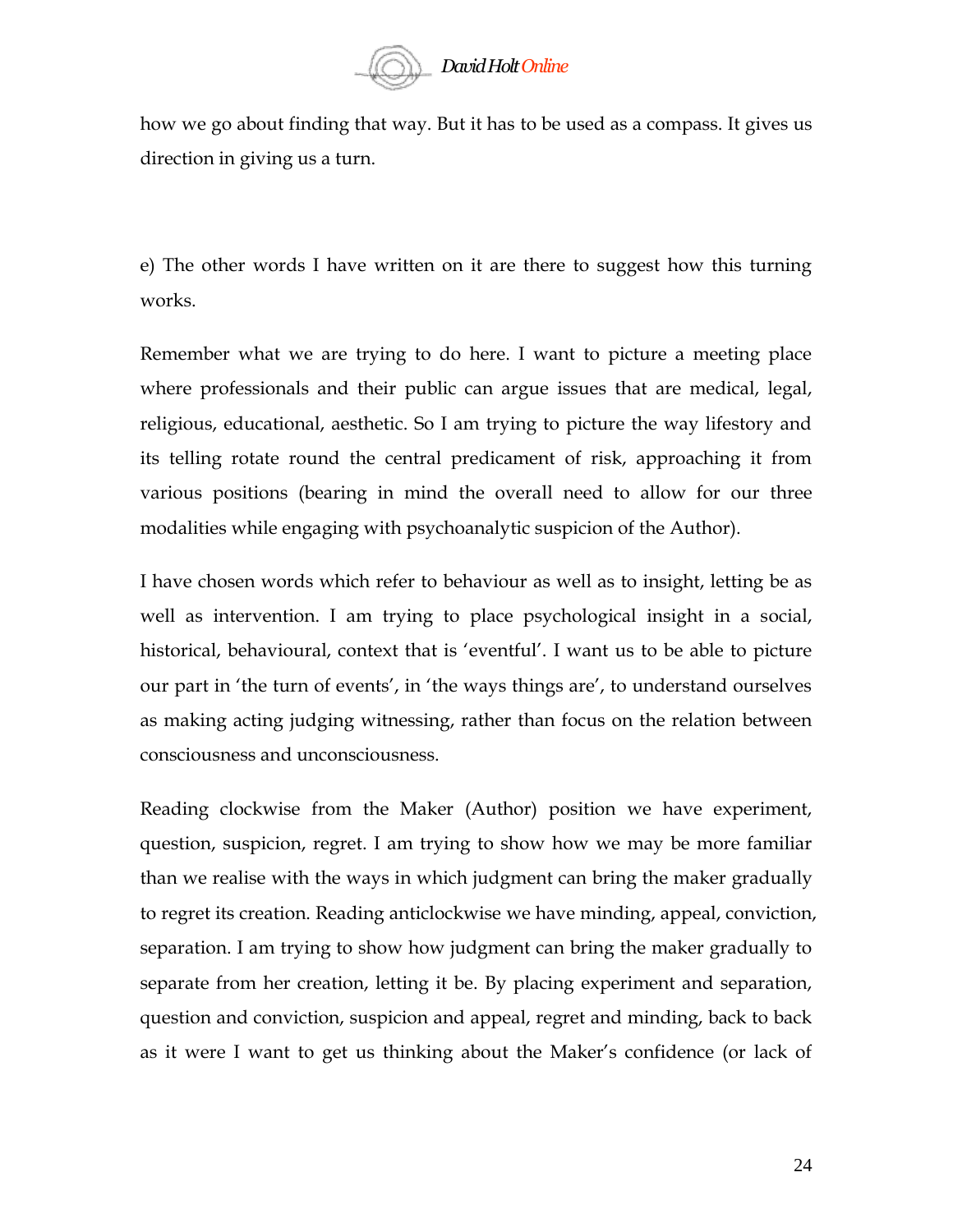how we go about finding that way. But it has to be used as a compass. It gives us direction in giving us a turn.

e) The other words I have written on it are there to suggest how this turning works.

Remember what we are trying to do here. I want to picture a meeting place where professionals and their public can argue issues that are medical, legal, religious, educational, aesthetic. So I am trying to picture the way lifestory and its telling rotate round the central predicament of risk, approaching it from various positions (bearing in mind the overall need to allow for our three modalities while engaging with psychoanalytic suspicion of the Author).

I have chosen words which refer to behaviour as well as to insight, letting be as well as intervention. I am trying to place psychological insight in a social, historical, behavioural, context that is 'eventful'. I want us to be able to picture our part in 'the turn of events', in 'the ways things are', to understand ourselves as making acting judging witnessing, rather than focus on the relation between consciousness and unconsciousness.

Reading clockwise from the Maker (Author) position we have experiment, question, suspicion, regret. I am trying to show how we may be more familiar than we realise with the ways in which judgment can bring the maker gradually to regret its creation. Reading anticlockwise we have minding, appeal, conviction, separation. I am trying to show how judgment can bring the maker gradually to separate from her creation, letting it be. By placing experiment and separation, question and conviction, suspicion and appeal, regret and minding, back to back as it were I want to get us thinking about the Maker's confidence (or lack of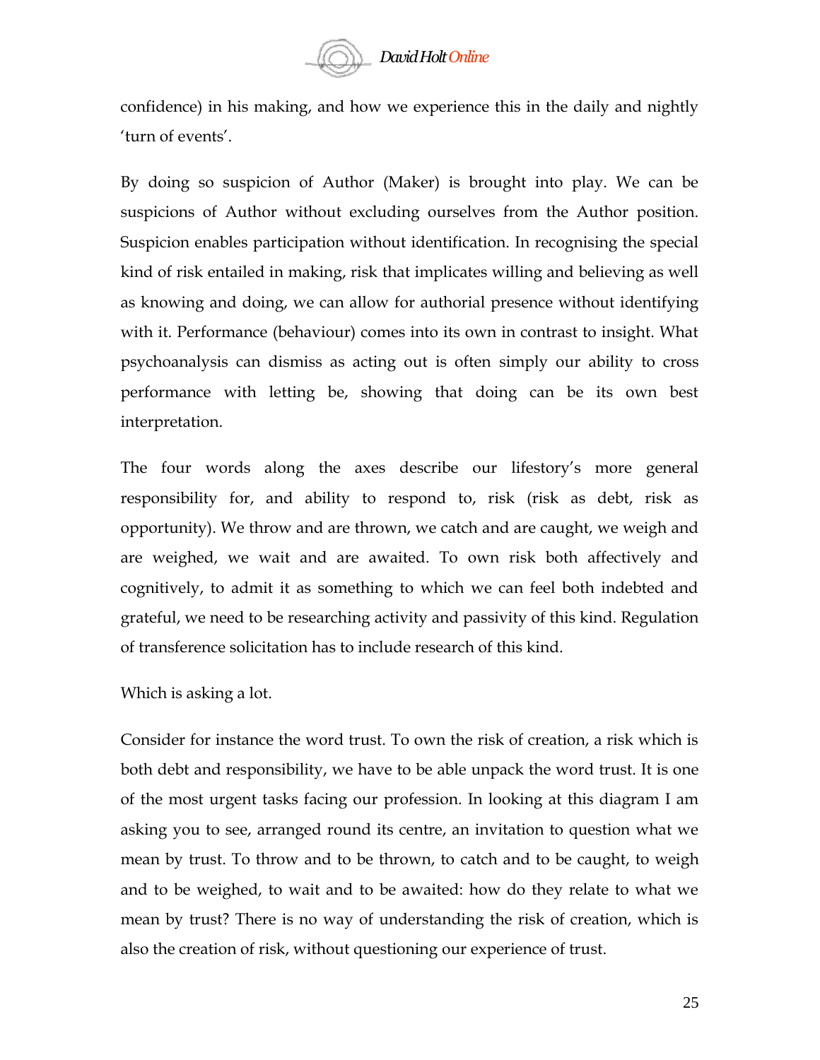confidence) in his making, and how we experience this in the daily and nightly 'turn of events'.

By doing so suspicion of Author (Maker) is brought into play. We can be suspicions of Author without excluding ourselves from the Author position. Suspicion enables participation without identification. In recognising the special kind of risk entailed in making, risk that implicates willing and believing as well as knowing and doing, we can allow for authorial presence without identifying with it. Performance (behaviour) comes into its own in contrast to insight. What psychoanalysis can dismiss as acting out is often simply our ability to cross performance with letting be, showing that doing can be its own best interpretation.

The four words along the axes describe our lifestory's more general responsibility for, and ability to respond to, risk (risk as debt, risk as opportunity). We throw and are thrown, we catch and are caught, we weigh and are weighed, we wait and are awaited. To own risk both affectively and cognitively, to admit it as something to which we can feel both indebted and grateful, we need to be researching activity and passivity of this kind. Regulation of transference solicitation has to include research of this kind.

Which is asking a lot.

Consider for instance the word trust. To own the risk of creation, a risk which is both debt and responsibility, we have to be able unpack the word trust. It is one of the most urgent tasks facing our profession. In looking at this diagram I am asking you to see, arranged round its centre, an invitation to question what we mean by trust. To throw and to be thrown, to catch and to be caught, to weigh and to be weighed, to wait and to be awaited: how do they relate to what we mean by trust? There is no way of understanding the risk of creation, which is also the creation of risk, without questioning our experience of trust.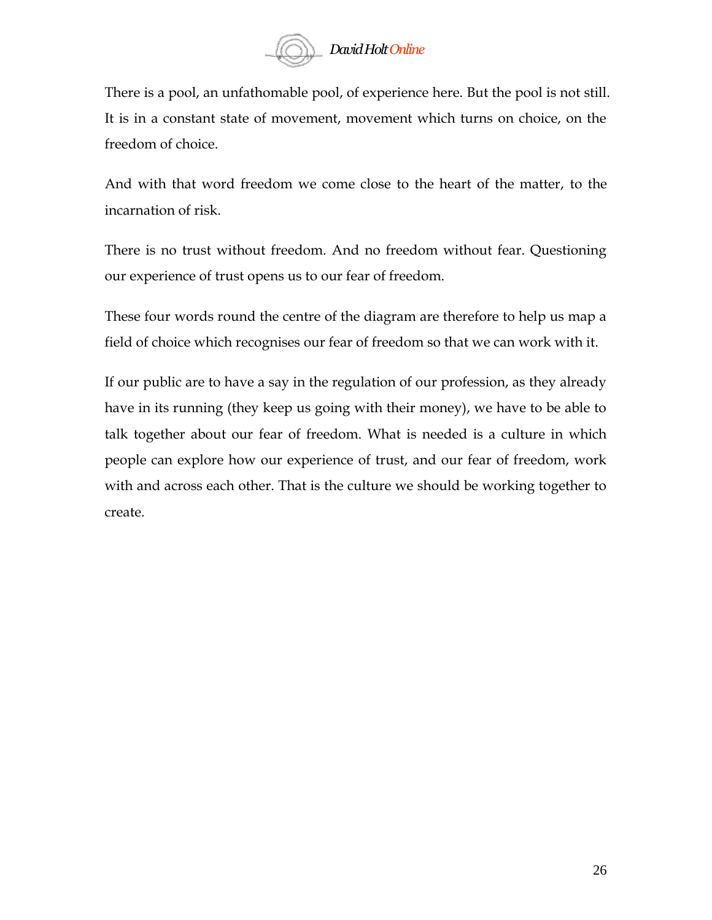There is a pool, an unfathomable pool, of experience here. But the pool is not still. It is in a constant state of movement, movement which turns on choice, on the freedom of choice.

And with that word freedom we come close to the heart of the matter, to the incarnation of risk.

There is no trust without freedom. And no freedom without fear. Questioning our experience of trust opens us to our fear of freedom.

These four words round the centre of the diagram are therefore to help us map a field of choice which recognises our fear of freedom so that we can work with it.

If our public are to have a say in the regulation of our profession, as they already have in its running (they keep us going with their money), we have to be able to talk together about our fear of freedom. What is needed is a culture in which people can explore how our experience of trust, and our fear of freedom, work with and across each other. That is the culture we should be working together to create.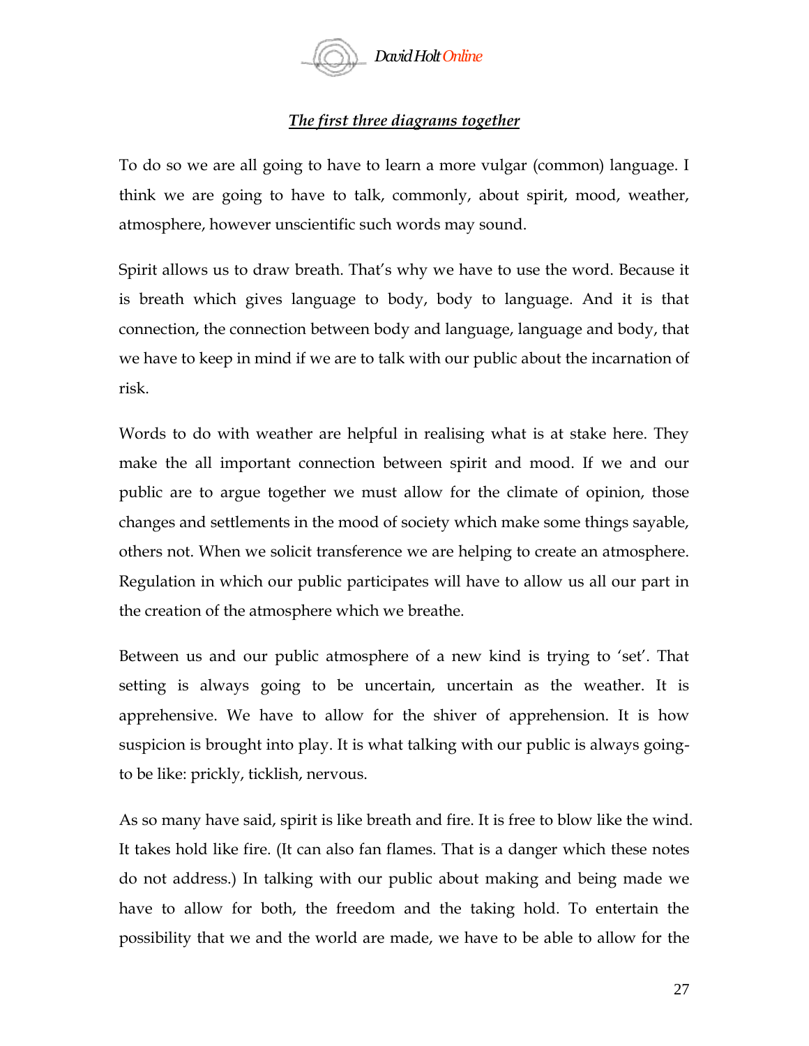## *The first three diagrams together*

To do so we are all going to have to learn a more vulgar (common) language. I think we are going to have to talk, commonly, about spirit, mood, weather, atmosphere, however unscientific such words may sound.

Spirit allows us to draw breath. That's why we have to use the word. Because it is breath which gives language to body, body to language. And it is that connection, the connection between body and language, language and body, that we have to keep in mind if we are to talk with our public about the incarnation of risk.

Words to do with weather are helpful in realising what is at stake here. They make the all important connection between spirit and mood. If we and our public are to argue together we must allow for the climate of opinion, those changes and settlements in the mood of society which make some things sayable, others not. When we solicit transference we are helping to create an atmosphere. Regulation in which our public participates will have to allow us all our part in the creation of the atmosphere which we breathe.

Between us and our public atmosphere of a new kind is trying to 'set'. That setting is always going to be uncertain, uncertain as the weather. It is apprehensive. We have to allow for the shiver of apprehension. It is how suspicion is brought into play. It is what talking with our public is always going-to be like: prickly, ticklish, nervous.

As so many have said, spirit is like breath and fire. It is free to blow like the wind. It takes hold like fire. (It can also fan flames. That is a danger which these notes do not address.) In talking with our public about making and being made we have to allow for both, the freedom and the taking hold. To entertain the possibility that we and the world are made, we have to be able to allow for the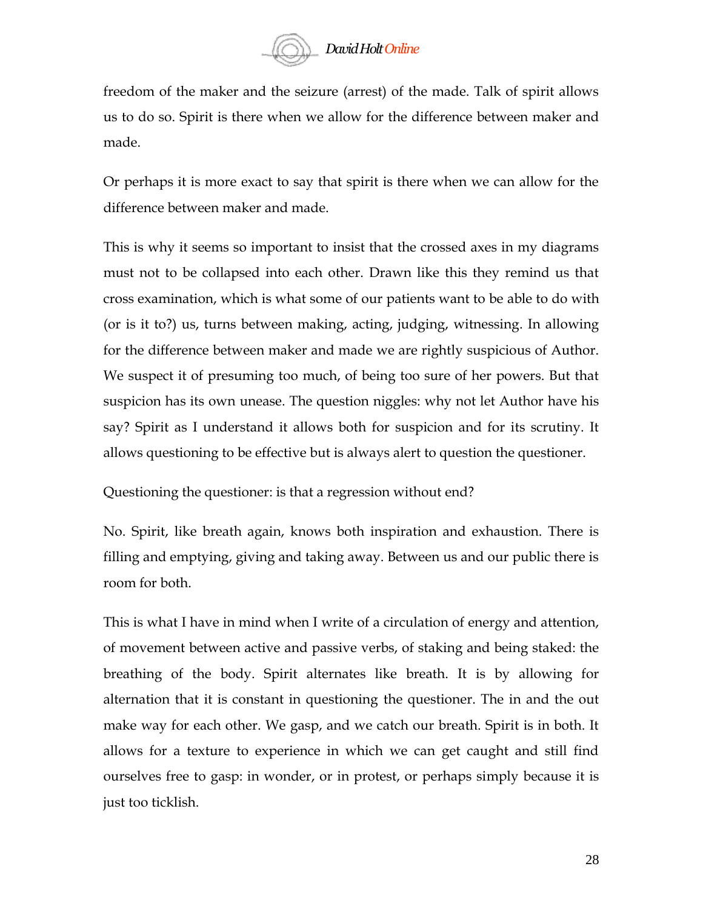freedom of the maker and the seizure (arrest) of the made. Talk of spirit allows us to do so. Spirit is there when we allow for the difference between maker and made.

Or perhaps it is more exact to say that spirit is there when we can allow for the difference between maker and made.

This is why it seems so important to insist that the crossed axes in my diagrams must not to be collapsed into each other. Drawn like this they remind us that cross examination, which is what some of our patients want to be able to do with (or is it to?) us, turns between making, acting, judging, witnessing. In allowing for the difference between maker and made we are rightly suspicious of Author. We suspect it of presuming too much, of being too sure of her powers. But that suspicion has its own unease. The question niggles: why not let Author have his say? Spirit as I understand it allows both for suspicion and for its scrutiny. It allows questioning to be effective but is always alert to question the questioner.

Questioning the questioner: is that a regression without end?

No. Spirit, like breath again, knows both inspiration and exhaustion. There is filling and emptying, giving and taking away. Between us and our public there is room for both.

This is what I have in mind when I write of a circulation of energy and attention, of movement between active and passive verbs, of staking and being staked: the breathing of the body. Spirit alternates like breath. It is by allowing for alternation that it is constant in questioning the questioner. The in and the out make way for each other. We gasp, and we catch our breath. Spirit is in both. It allows for a texture to experience in which we can get caught and still find ourselves free to gasp: in wonder, or in protest, or perhaps simply because it is just too ticklish.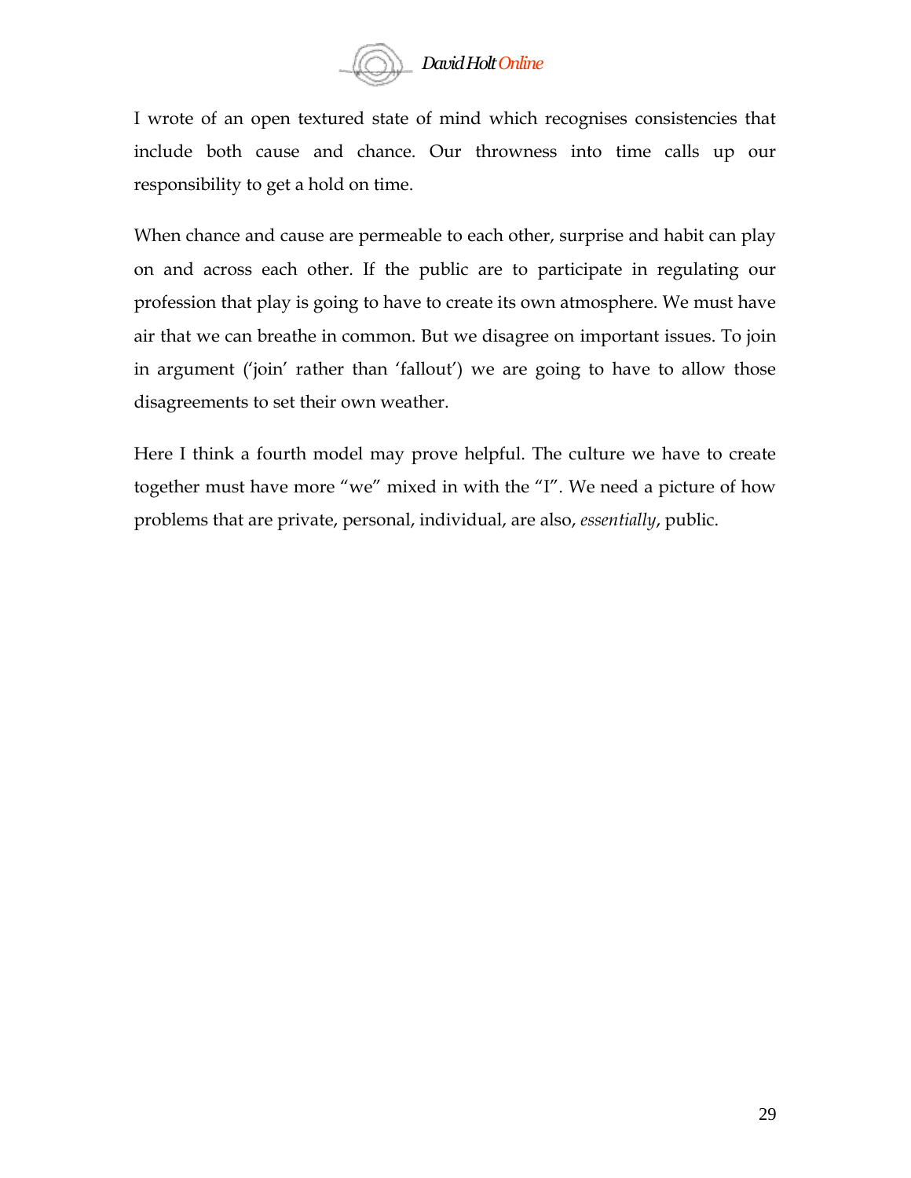I wrote of an open textured state of mind which recognises consistencies that include both cause and chance. Our throwness into time calls up our responsibility to get a hold on time.

When chance and cause are permeable to each other, surprise and habit can play on and across each other. If the public are to participate in regulating our profession that play is going to have to create its own atmosphere. We must have air that we can breathe in common. But we disagree on important issues. To join in argument ('join' rather than 'fallout') we are going to have to allow those disagreements to set their own weather.

Here I think a fourth model may prove helpful. The culture we have to create together must have more "we" mixed in with the "I". We need a picture of how problems that are private, personal, individual, are also, *essentially*, public.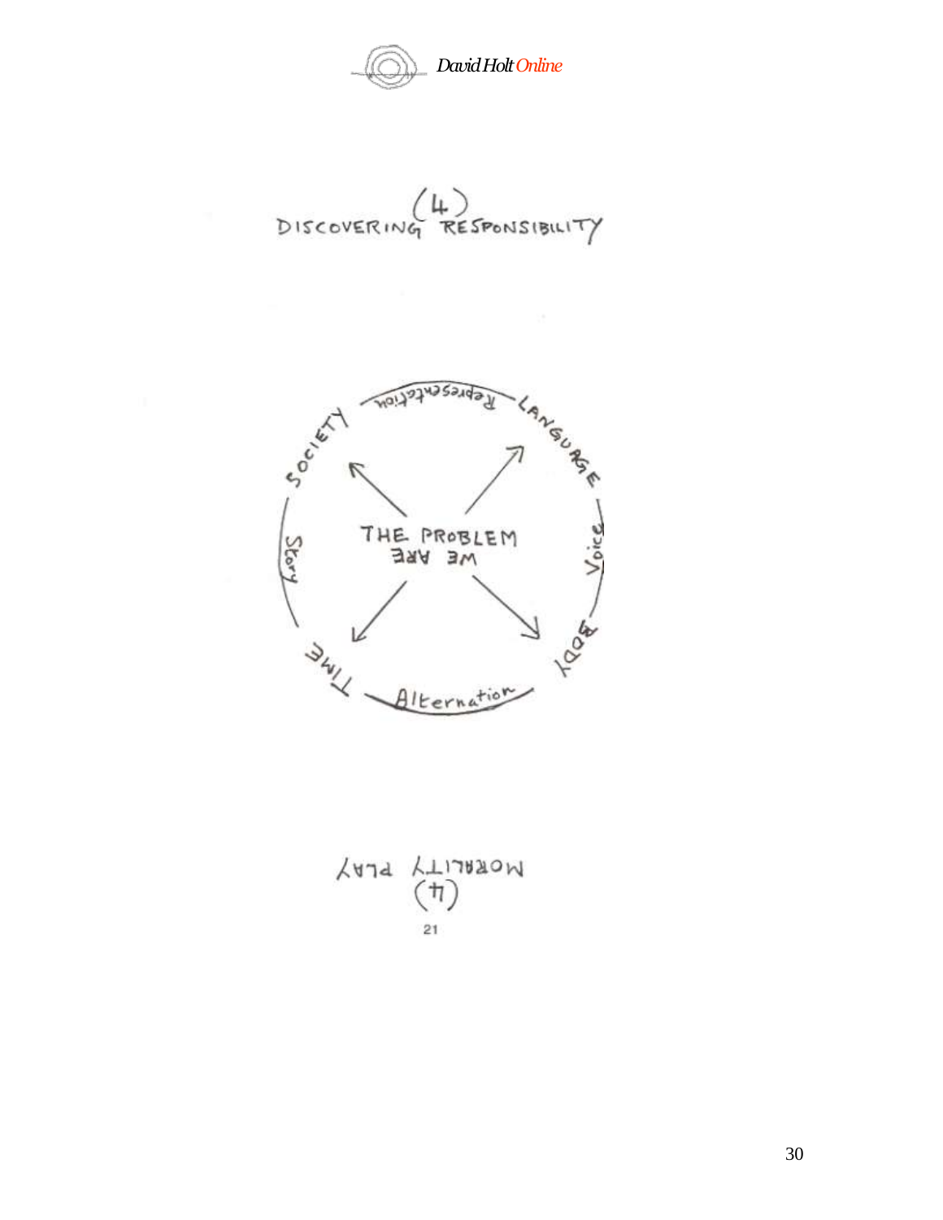(4)

DISCOVERING RESPONSIBILITY

Representation

LANGUAGE

Voice

BODY

Alternation

TIME

Story

SOCIETY

THE PROBLEM

WE ARE

MORALITY PLAY

(4)

21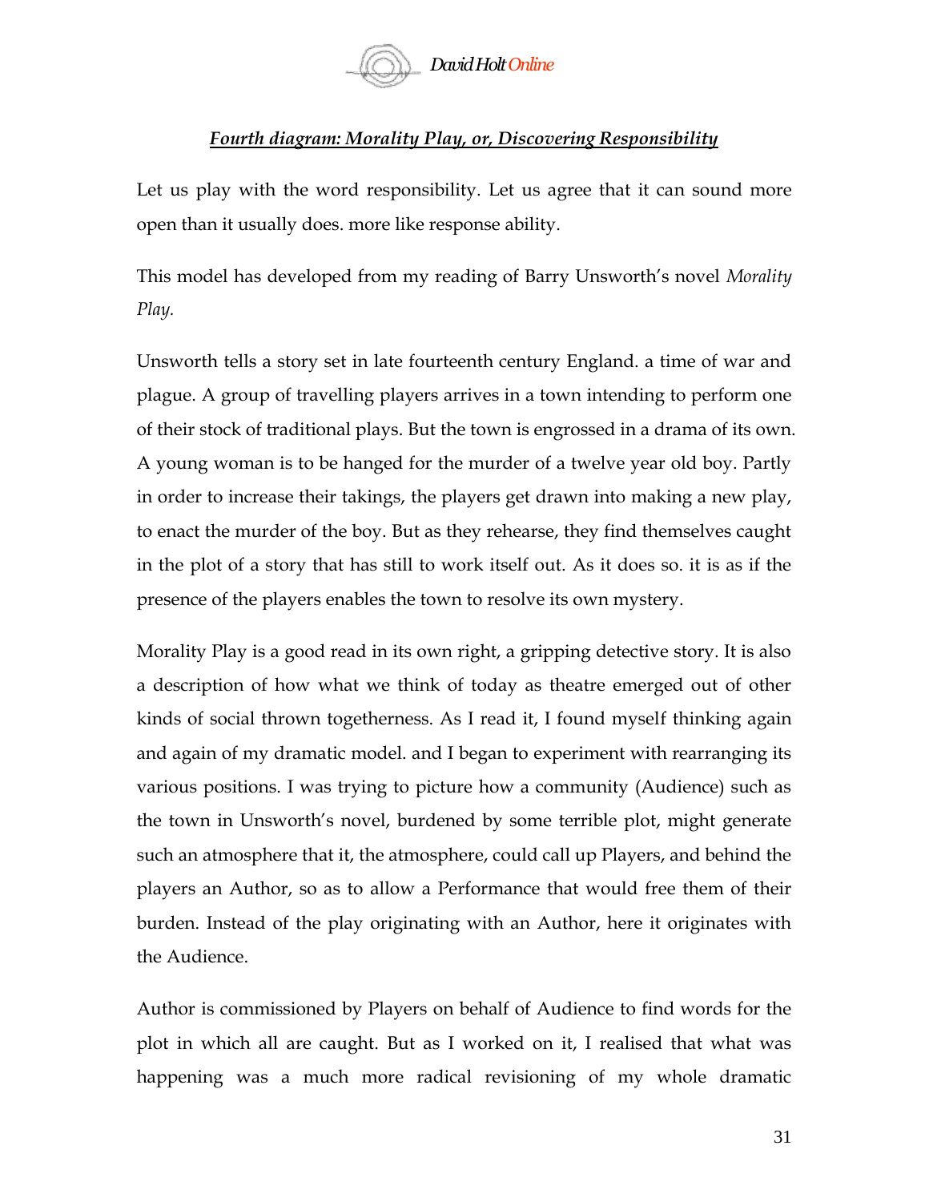## *Fourth diagram: Morality Play, or, Discovering Responsibility*

Let us play with the word responsibility. Let us agree that it can sound more open than it usually does. more like response ability.

This model has developed from my reading of Barry Unsworth's novel *Morality Play.*

Unsworth tells a story set in late fourteenth century England. a time of war and plague. A group of travelling players arrives in a town intending to perform one of their stock of traditional plays. But the town is engrossed in a drama of its own. A young woman is to be hanged for the murder of a twelve year old boy. Partly in order to increase their takings, the players get drawn into making a new play, to enact the murder of the boy. But as they rehearse, they find themselves caught in the plot of a story that has still to work itself out. As it does so. it is as if the presence of the players enables the town to resolve its own mystery.

Morality Play is a good read in its own right, a gripping detective story. It is also a description of how what we think of today as theatre emerged out of other kinds of social thrown togetherness. As I read it, I found myself thinking again and again of my dramatic model. and I began to experiment with rearranging its various positions. I was trying to picture how a community (Audience) such as the town in Unsworth's novel, burdened by some terrible plot, might generate such an atmosphere that it, the atmosphere, could call up Players, and behind the players an Author, so as to allow a Performance that would free them of their burden. Instead of the play originating with an Author, here it originates with the Audience.

Author is commissioned by Players on behalf of Audience to find words for the plot in which all are caught. But as I worked on it, I realised that what was happening was a much more radical revisioning of my whole dramatic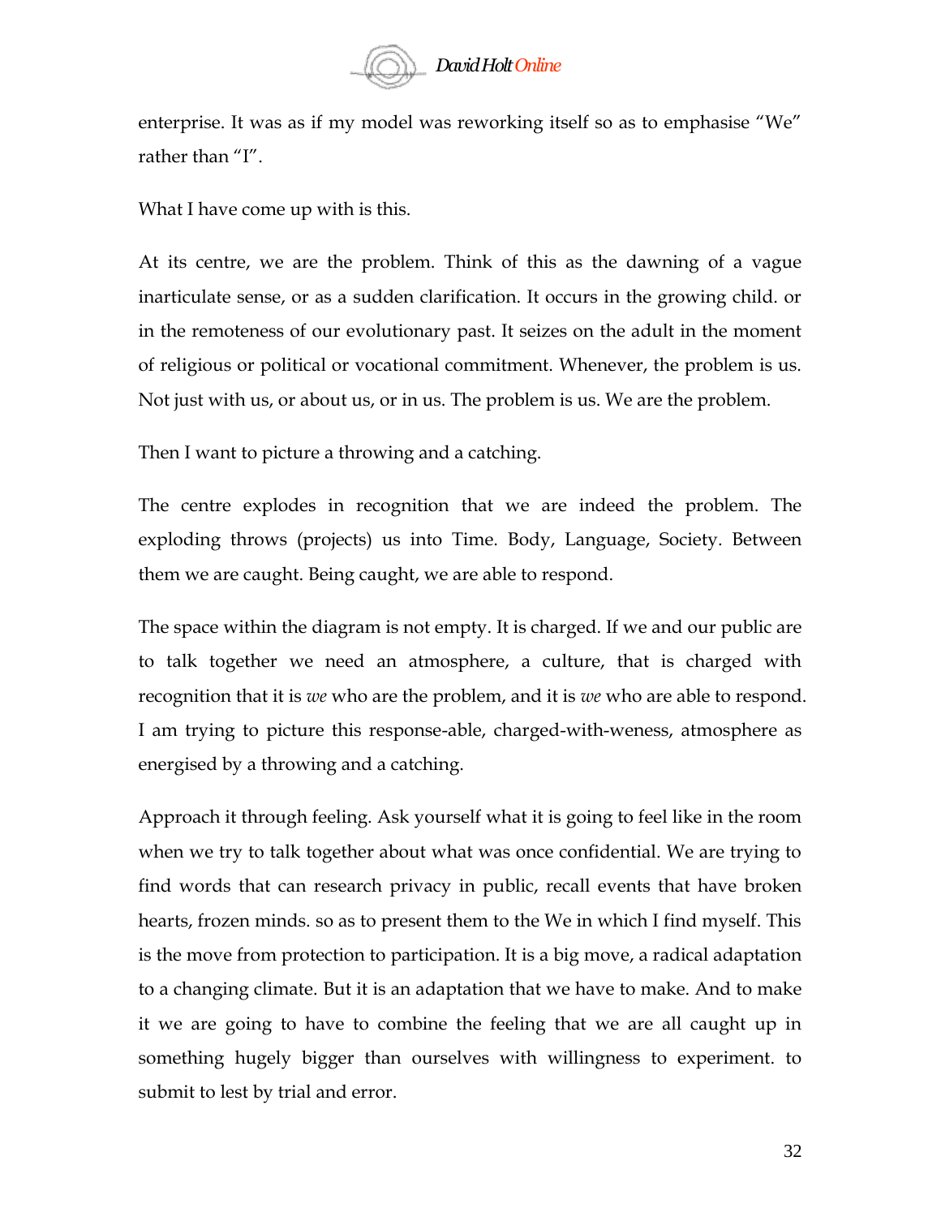enterprise. It was as if my model was reworking itself so as to emphasise "We" rather than "I".

What I have come up with is this.

At its centre, we are the problem. Think of this as the dawning of a vague inarticulate sense, or as a sudden clarification. It occurs in the growing child. or in the remoteness of our evolutionary past. It seizes on the adult in the moment of religious or political or vocational commitment. Whenever, the problem is us. Not just with us, or about us, or in us. The problem is us. We are the problem.

Then I want to picture a throwing and a catching.

The centre explodes in recognition that we are indeed the problem. The exploding throws (projects) us into Time. Body, Language, Society. Between them we are caught. Being caught, we are able to respond.

The space within the diagram is not empty. It is charged. If we and our public are to talk together we need an atmosphere, a culture, that is charged with recognition that it is *we* who are the problem, and it is *we* who are able to respond. I am trying to picture this response-able, charged-with-weness, atmosphere as energised by a throwing and a catching.

Approach it through feeling. Ask yourself what it is going to feel like in the room when we try to talk together about what was once confidential. We are trying to find words that can research privacy in public, recall events that have broken hearts, frozen minds. so as to present them to the We in which I find myself. This is the move from protection to participation. It is a big move, a radical adaptation to a changing climate. But it is an adaptation that we have to make. And to make it we are going to have to combine the feeling that we are all caught up in something hugely bigger than ourselves with willingness to experiment. to submit to lest by trial and error.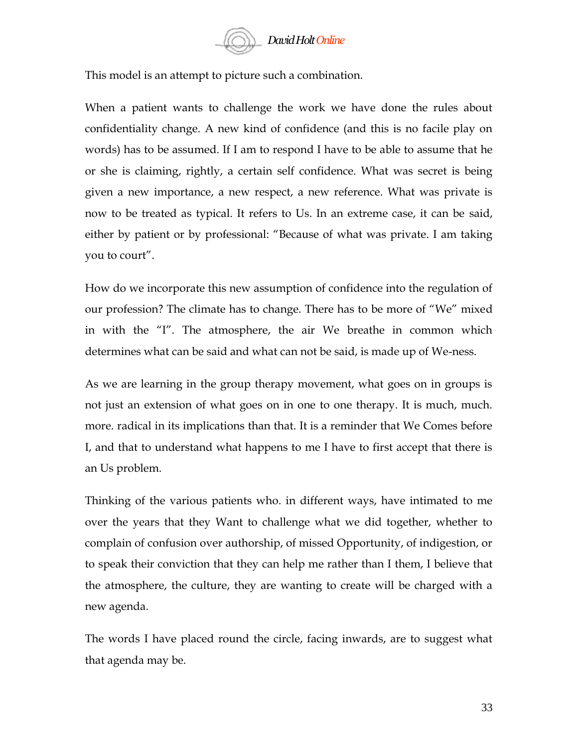This model is an attempt to picture such a combination.

When a patient wants to challenge the work we have done the rules about confidentiality change. A new kind of confidence (and this is no facile play on words) has to be assumed. If I am to respond I have to be able to assume that he or she is claiming, rightly, a certain self confidence. What was secret is being given a new importance, a new respect, a new reference. What was private is now to be treated as typical. It refers to Us. In an extreme case, it can be said, either by patient or by professional: "Because of what was private. I am taking you to court".

How do we incorporate this new assumption of confidence into the regulation of our profession? The climate has to change. There has to be more of "We" mixed in with the "I". The atmosphere, the air We breathe in common which determines what can be said and what can not be said, is made up of We-ness.

As we are learning in the group therapy movement, what goes on in groups is not just an extension of what goes on in one to one therapy. It is much, much. more. radical in its implications than that. It is a reminder that We Comes before I, and that to understand what happens to me I have to first accept that there is an Us problem.

Thinking of the various patients who. in different ways, have intimated to me over the years that they Want to challenge what we did together, whether to complain of confusion over authorship, of missed Opportunity, of indigestion, or to speak their conviction that they can help me rather than I them, I believe that the atmosphere, the culture, they are wanting to create will be charged with a new agenda.

The words I have placed round the circle, facing inwards, are to suggest what that agenda may be.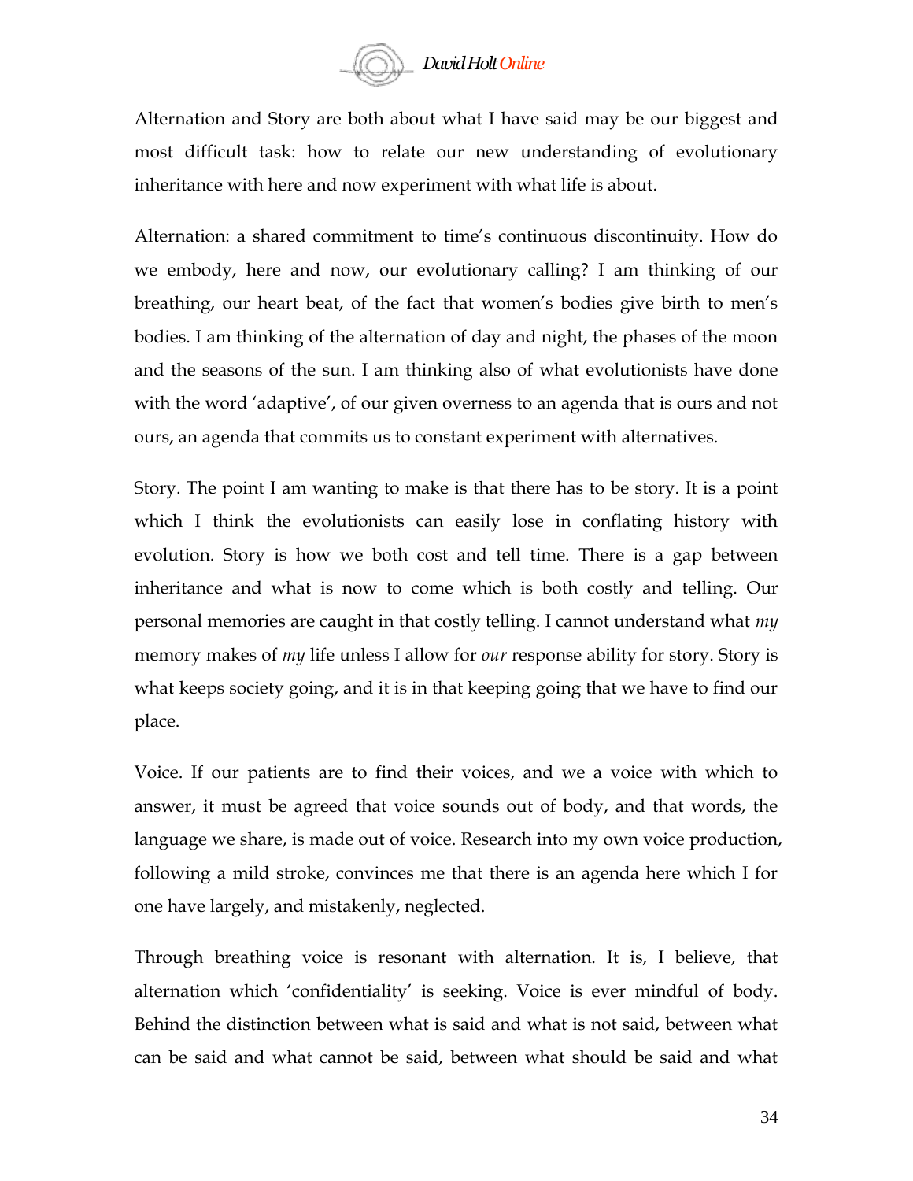Alternation and Story are both about what I have said may be our biggest and most difficult task: how to relate our new understanding of evolutionary inheritance with here and now experiment with what life is about.

Alternation: a shared commitment to time's continuous discontinuity. How do we embody, here and now, our evolutionary calling? I am thinking of our breathing, our heart beat, of the fact that women's bodies give birth to men's bodies. I am thinking of the alternation of day and night, the phases of the moon and the seasons of the sun. I am thinking also of what evolutionists have done with the word 'adaptive', of our given overness to an agenda that is ours and not ours, an agenda that commits us to constant experiment with alternatives.

Story. The point I am wanting to make is that there has to be story. It is a point which I think the evolutionists can easily lose in conflating history with evolution. Story is how we both cost and tell time. There is a gap between inheritance and what is now to come which is both costly and telling. Our personal memories are caught in that costly telling. I cannot understand what *my* memory makes of *my* life unless I allow for *our* response ability for story. Story is what keeps society going, and it is in that keeping going that we have to find our place.

Voice. If our patients are to find their voices, and we a voice with which to answer, it must be agreed that voice sounds out of body, and that words, the language we share, is made out of voice. Research into my own voice production, following a mild stroke, convinces me that there is an agenda here which I for one have largely, and mistakenly, neglected.

Through breathing voice is resonant with alternation. It is, I believe, that alternation which 'confidentiality' is seeking. Voice is ever mindful of body. Behind the distinction between what is said and what is not said, between what can be said and what cannot be said, between what should be said and what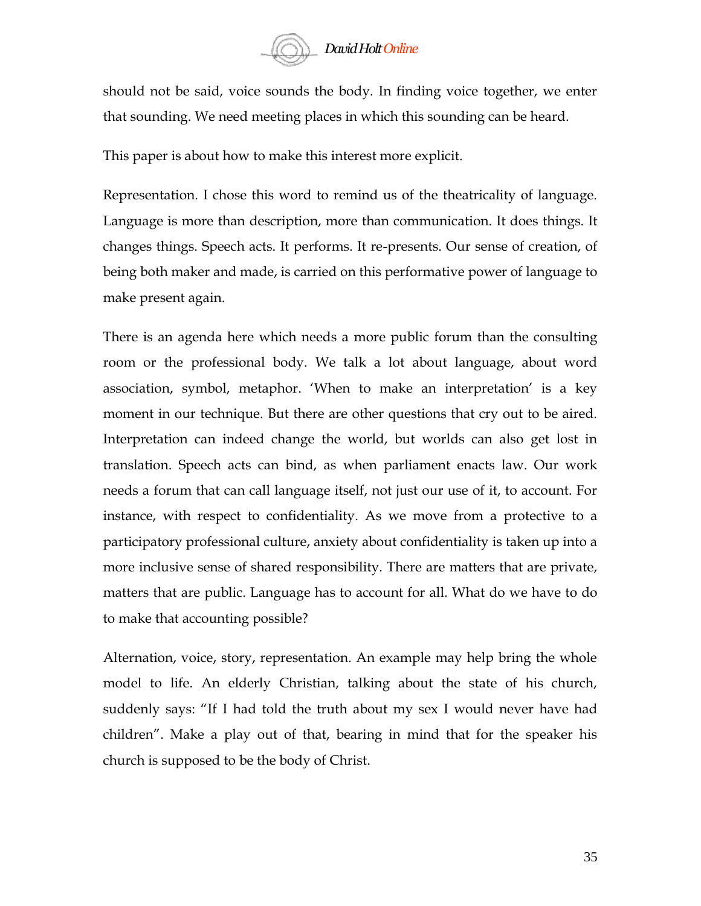should not be said, voice sounds the body. In finding voice together, we enter that sounding. We need meeting places in which this sounding can be heard.

This paper is about how to make this interest more explicit.

Representation. I chose this word to remind us of the theatricality of language. Language is more than description, more than communication. It does things. It changes things. Speech acts. It performs. It re-presents. Our sense of creation, of being both maker and made, is carried on this performative power of language to make present again.

There is an agenda here which needs a more public forum than the consulting room or the professional body. We talk a lot about language, about word association, symbol, metaphor. 'When to make an interpretation' is a key moment in our technique. But there are other questions that cry out to be aired. Interpretation can indeed change the world, but worlds can also get lost in translation. Speech acts can bind, as when parliament enacts law. Our work needs a forum that can call language itself, not just our use of it, to account. For instance, with respect to confidentiality. As we move from a protective to a participatory professional culture, anxiety about confidentiality is taken up into a more inclusive sense of shared responsibility. There are matters that are private, matters that are public. Language has to account for all. What do we have to do to make that accounting possible?

Alternation, voice, story, representation. An example may help bring the whole model to life. An elderly Christian, talking about the state of his church, suddenly says: "If I had told the truth about my sex I would never have had children". Make a play out of that, bearing in mind that for the speaker his church is supposed to be the body of Christ.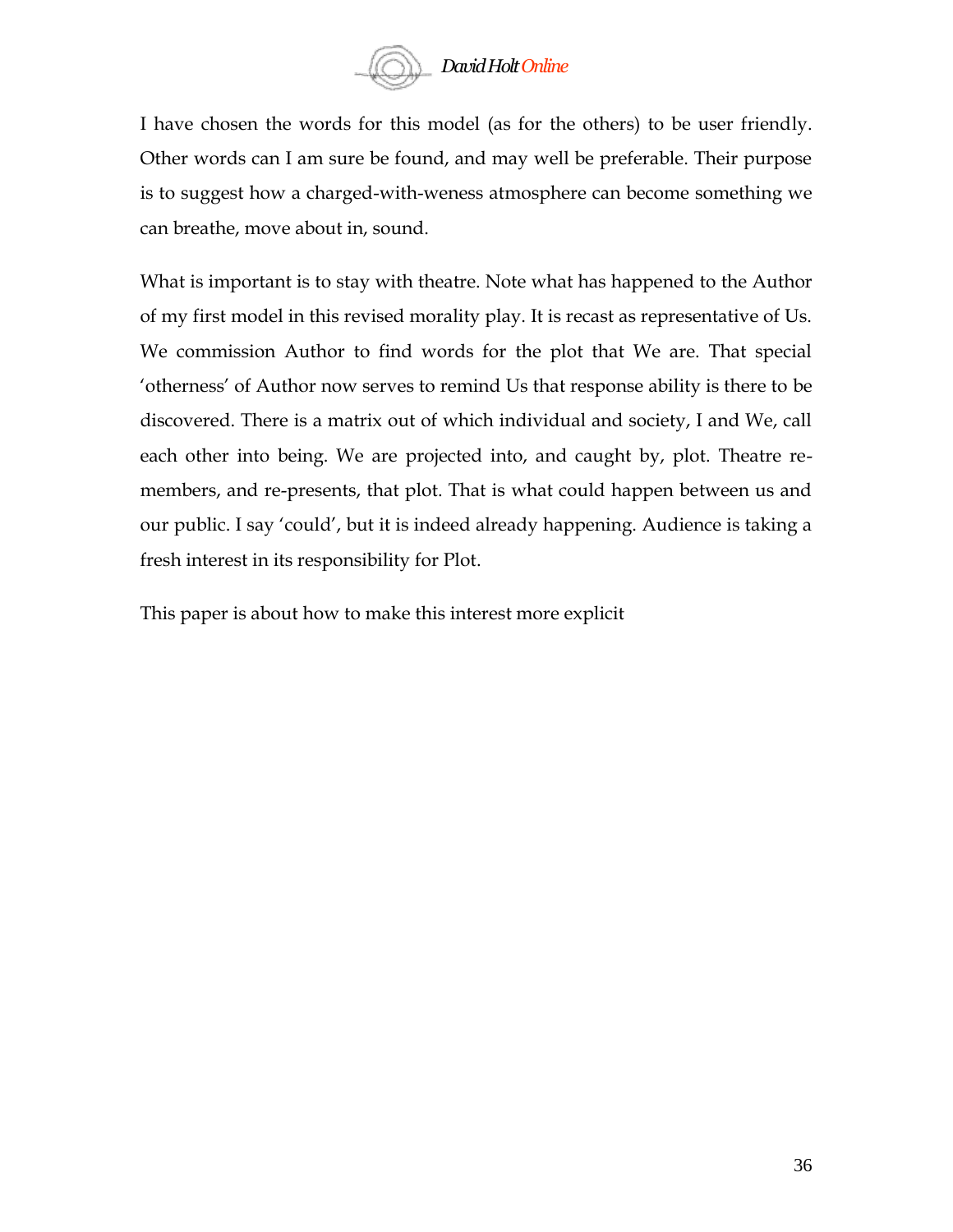I have chosen the words for this model (as for the others) to be user friendly. Other words can I am sure be found, and may well be preferable. Their purpose is to suggest how a charged-with-weness atmosphere can become something we can breathe, move about in, sound.

What is important is to stay with theatre. Note what has happened to the Author of my first model in this revised morality play. It is recast as representative of Us. We commission Author to find words for the plot that We are. That special 'otherness' of Author now serves to remind Us that response ability is there to be discovered. There is a matrix out of which individual and society, I and We, call each other into being. We are projected into, and caught by, plot. Theatre re-members, and re-presents, that plot. That is what could happen between us and our public. I say 'could', but it is indeed already happening. Audience is taking a fresh interest in its responsibility for Plot.

This paper is about how to make this interest more explicit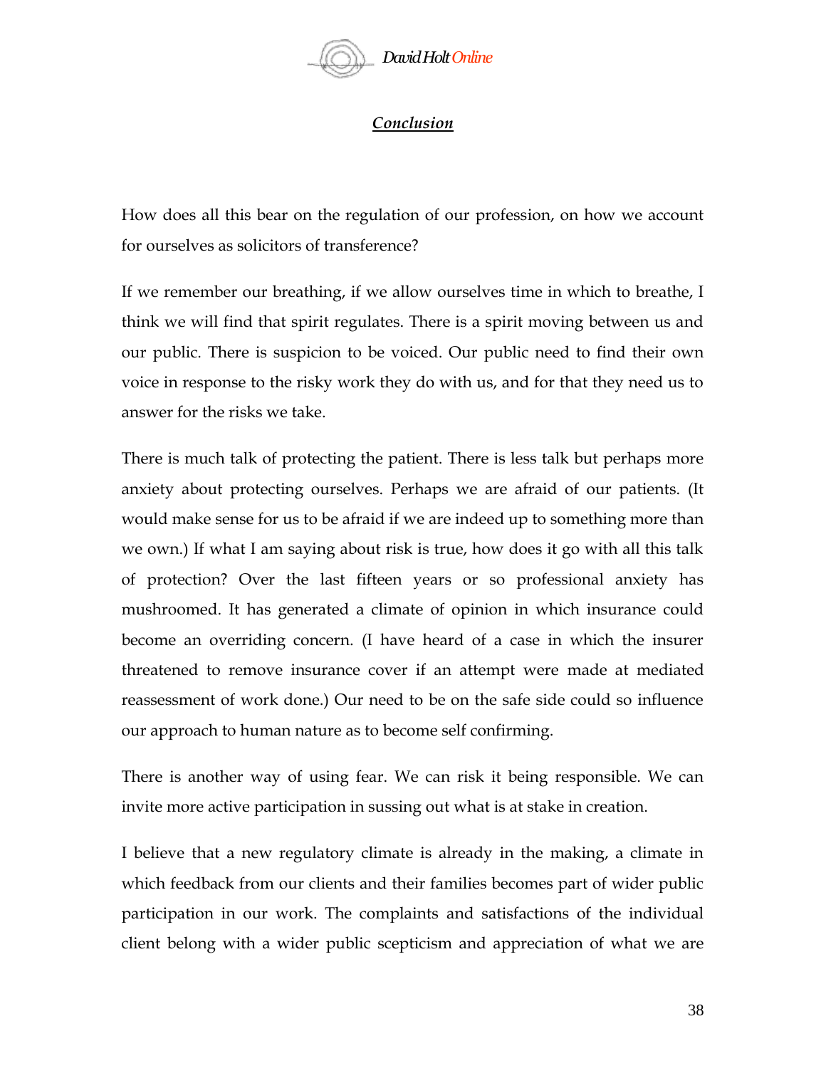## *Conclusion*

How does all this bear on the regulation of our profession, on how we account for ourselves as solicitors of transference?

If we remember our breathing, if we allow ourselves time in which to breathe, I think we will find that spirit regulates. There is a spirit moving between us and our public. There is suspicion to be voiced. Our public need to find their own voice in response to the risky work they do with us, and for that they need us to answer for the risks we take.

There is much talk of protecting the patient. There is less talk but perhaps more anxiety about protecting ourselves. Perhaps we are afraid of our patients. (It would make sense for us to be afraid if we are indeed up to something more than we own.) If what I am saying about risk is true, how does it go with all this talk of protection? Over the last fifteen years or so professional anxiety has mushroomed. It has generated a climate of opinion in which insurance could become an overriding concern. (I have heard of a case in which the insurer threatened to remove insurance cover if an attempt were made at mediated reassessment of work done.) Our need to be on the safe side could so influence our approach to human nature as to become self confirming.

There is another way of using fear. We can risk it being responsible. We can invite more active participation in sussing out what is at stake in creation.

I believe that a new regulatory climate is already in the making, a climate in which feedback from our clients and their families becomes part of wider public participation in our work. The complaints and satisfactions of the individual client belong with a wider public scepticism and appreciation of what we are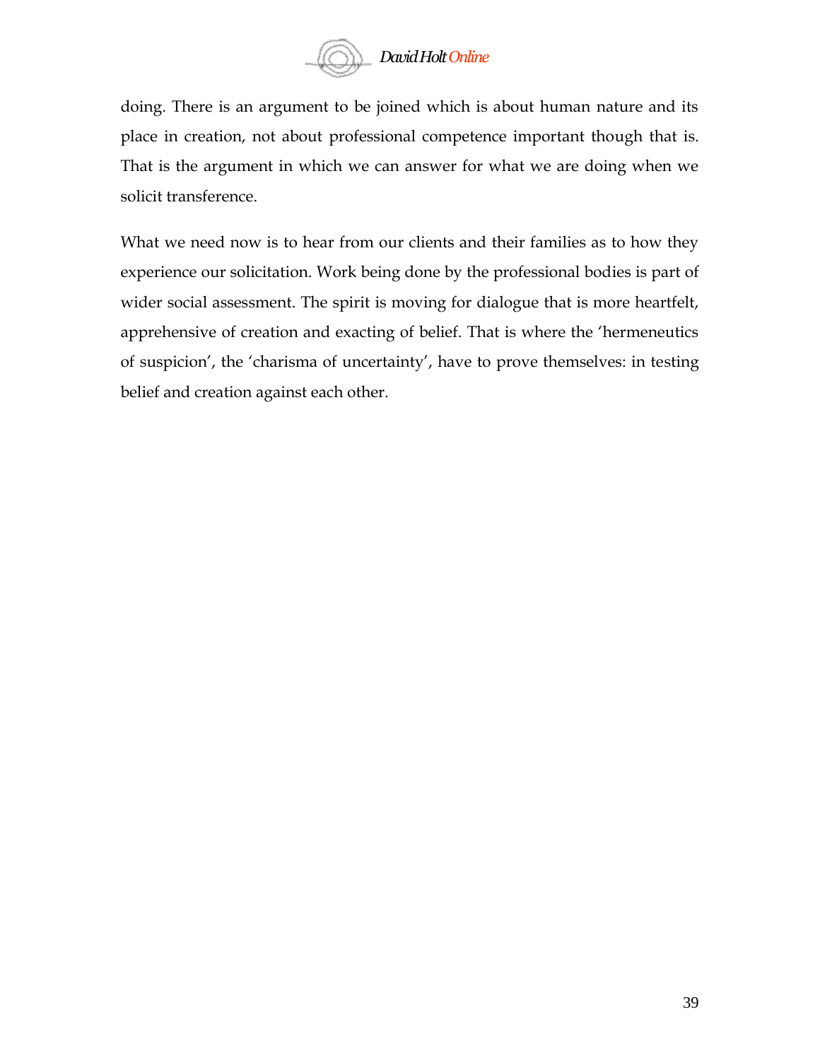doing. There is an argument to be joined which is about human nature and its place in creation, not about professional competence important though that is. That is the argument in which we can answer for what we are doing when we solicit transference.

What we need now is to hear from our clients and their families as to how they experience our solicitation. Work being done by the professional bodies is part of wider social assessment. The spirit is moving for dialogue that is more heartfelt, apprehensive of creation and exacting of belief. That is where the 'hermeneutics of suspicion', the 'charisma of uncertainty', have to prove themselves: in testing belief and creation against each other.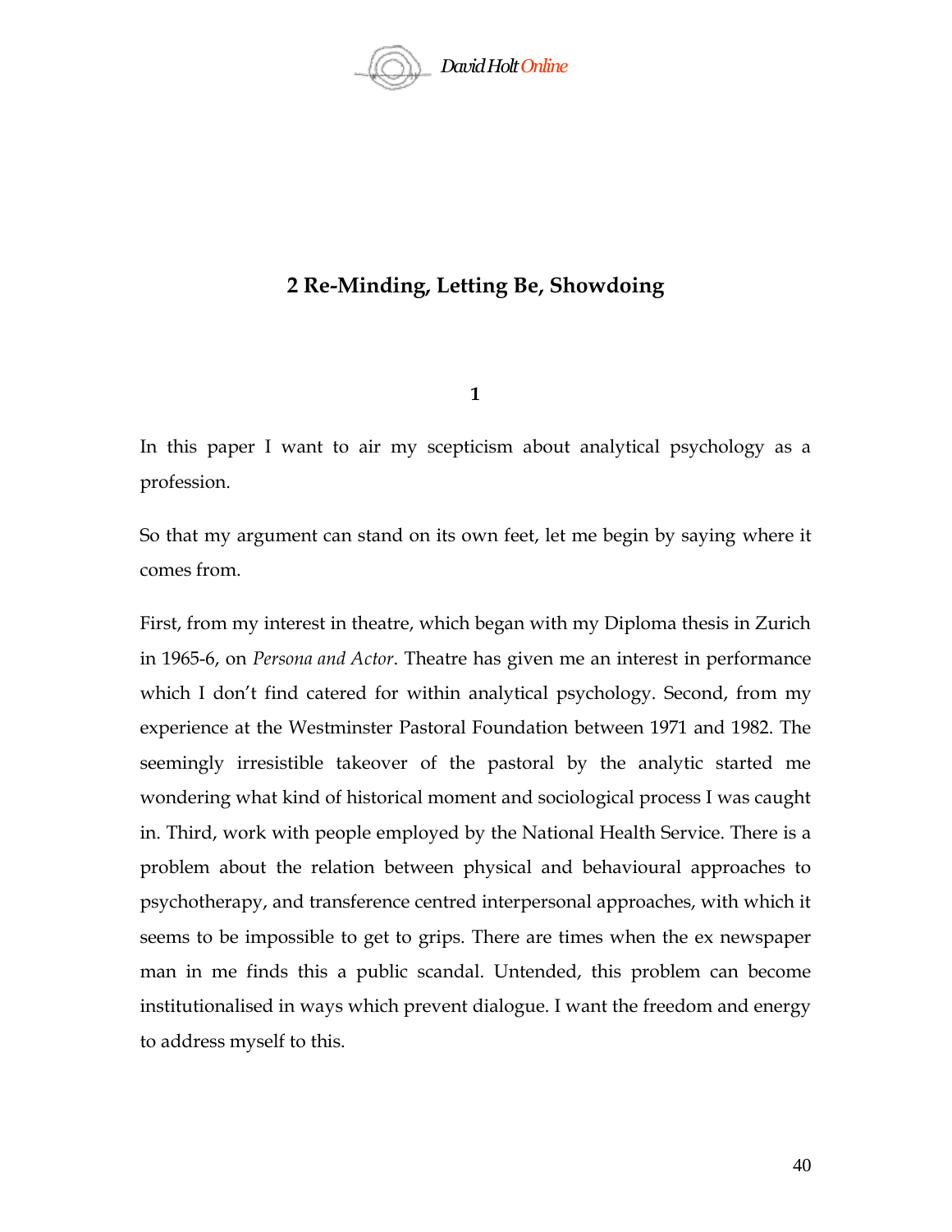## 2 Re-Minding, Letting Be, Showdoing

**1**

In this paper I want to air my scepticism about analytical psychology as a profession.

So that my argument can stand on its own feet, let me begin by saying where it comes from.

First, from my interest in theatre, which began with my Diploma thesis in Zurich in 1965-6, on *Persona and Actor*. Theatre has given me an interest in performance which I don't find catered for within analytical psychology. Second, from my experience at the Westminster Pastoral Foundation between 1971 and 1982. The seemingly irresistible takeover of the pastoral by the analytic started me wondering what kind of historical moment and sociological process I was caught in. Third, work with people employed by the National Health Service. There is a problem about the relation between physical and behavioural approaches to psychotherapy, and transference centred interpersonal approaches, with which it seems to be impossible to get to grips. There are times when the ex newspaper man in me finds this a public scandal. Untended, this problem can become institutionalised in ways which prevent dialogue. I want the freedom and energy to address myself to this.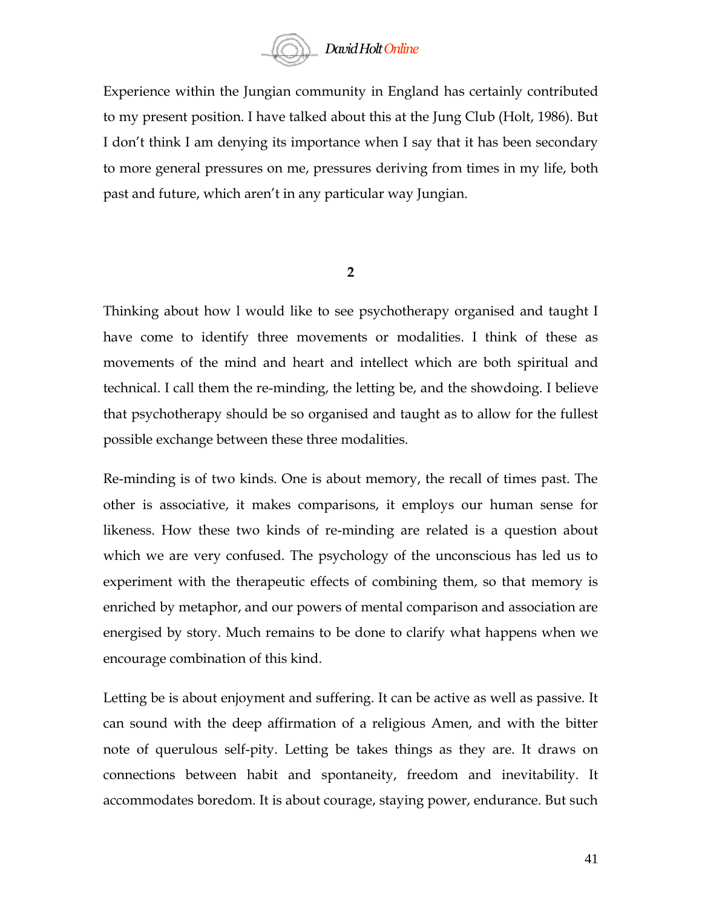Experience within the Jungian community in England has certainly contributed to my present position. I have talked about this at the Jung Club (Holt, 1986). But I don't think I am denying its importance when I say that it has been secondary to more general pressures on me, pressures deriving from times in my life, both past and future, which aren't in any particular way Jungian.

## 2

Thinking about how l would like to see psychotherapy organised and taught I have come to identify three movements or modalities. I think of these as movements of the mind and heart and intellect which are both spiritual and technical. I call them the re-minding, the letting be, and the showdoing. I believe that psychotherapy should be so organised and taught as to allow for the fullest possible exchange between these three modalities.

Re-minding is of two kinds. One is about memory, the recall of times past. The other is associative, it makes comparisons, it employs our human sense for likeness. How these two kinds of re-minding are related is a question about which we are very confused. The psychology of the unconscious has led us to experiment with the therapeutic effects of combining them, so that memory is enriched by metaphor, and our powers of mental comparison and association are energised by story. Much remains to be done to clarify what happens when we encourage combination of this kind.

Letting be is about enjoyment and suffering. It can be active as well as passive. It can sound with the deep affirmation of a religious Amen, and with the bitter note of querulous self-pity. Letting be takes things as they are. It draws on connections between habit and spontaneity, freedom and inevitability. It accommodates boredom. It is about courage, staying power, endurance. But such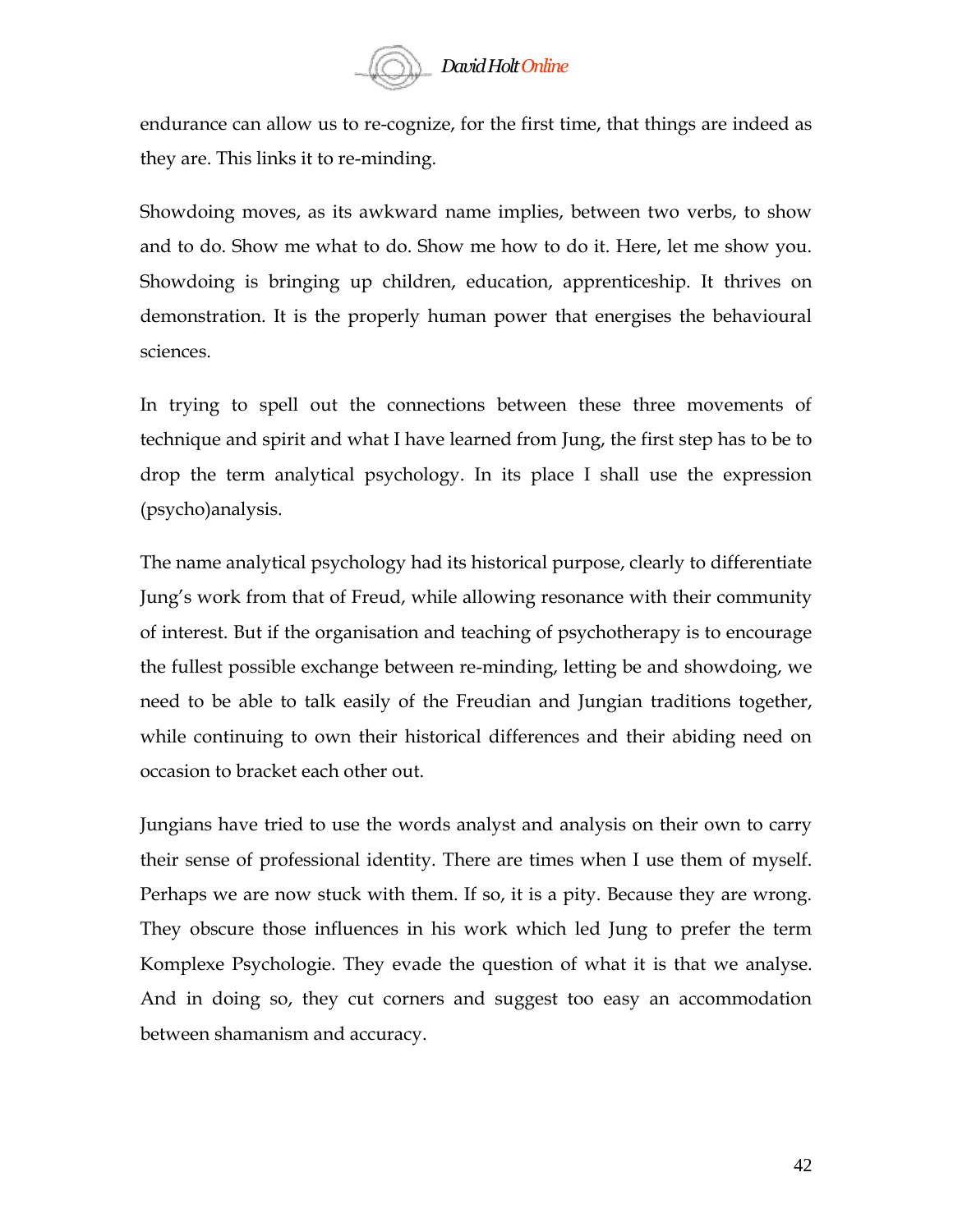endurance can allow us to re-cognize, for the first time, that things are indeed as they are. This links it to re-minding.

Showdoing moves, as its awkward name implies, between two verbs, to show and to do. Show me what to do. Show me how to do it. Here, let me show you. Showdoing is bringing up children, education, apprenticeship. It thrives on demonstration. It is the properly human power that energises the behavioural sciences.

In trying to spell out the connections between these three movements of technique and spirit and what I have learned from Jung, the first step has to be to drop the term analytical psychology. In its place I shall use the expression (psycho)analysis.

The name analytical psychology had its historical purpose, clearly to differentiate Jung's work from that of Freud, while allowing resonance with their community of interest. But if the organisation and teaching of psychotherapy is to encourage the fullest possible exchange between re-minding, letting be and showdoing, we need to be able to talk easily of the Freudian and Jungian traditions together, while continuing to own their historical differences and their abiding need on occasion to bracket each other out.

Jungians have tried to use the words analyst and analysis on their own to carry their sense of professional identity. There are times when I use them of myself. Perhaps we are now stuck with them. If so, it is a pity. Because they are wrong. They obscure those influences in his work which led Jung to prefer the term Komplexe Psychologie. They evade the question of what it is that we analyse. And in doing so, they cut corners and suggest too easy an accommodation between shamanism and accuracy.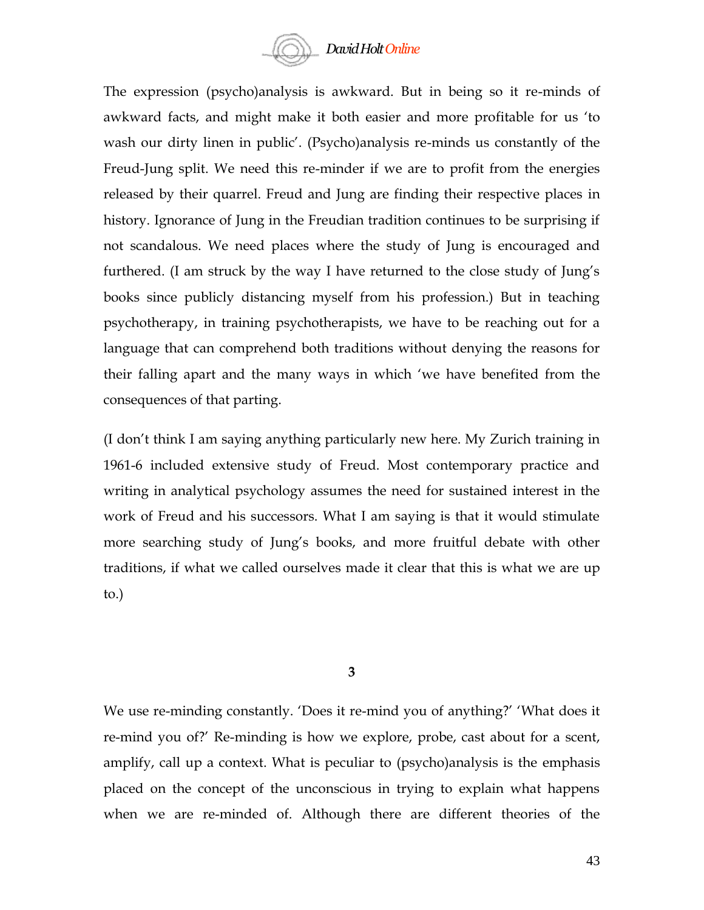The expression (psycho)analysis is awkward. But in being so it re-minds of awkward facts, and might make it both easier and more profitable for us 'to wash our dirty linen in public'. (Psycho)analysis re-minds us constantly of the Freud-Jung split. We need this re-minder if we are to profit from the energies released by their quarrel. Freud and Jung are finding their respective places in history. Ignorance of Jung in the Freudian tradition continues to be surprising if not scandalous. We need places where the study of Jung is encouraged and furthered. (I am struck by the way I have returned to the close study of Jung's books since publicly distancing myself from his profession.) But in teaching psychotherapy, in training psychotherapists, we have to be reaching out for a language that can comprehend both traditions without denying the reasons for their falling apart and the many ways in which 'we have benefited from the consequences of that parting.

(I don't think I am saying anything particularly new here. My Zurich training in 1961-6 included extensive study of Freud. Most contemporary practice and writing in analytical psychology assumes the need for sustained interest in the work of Freud and his successors. What I am saying is that it would stimulate more searching study of Jung's books, and more fruitful debate with other traditions, if what we called ourselves made it clear that this is what we are up to.)

## 3

We use re-minding constantly. 'Does it re-mind you of anything?' 'What does it re-mind you of?' Re-minding is how we explore, probe, cast about for a scent, amplify, call up a context. What is peculiar to (psycho)analysis is the emphasis placed on the concept of the unconscious in trying to explain what happens when we are re-minded of. Although there are different theories of the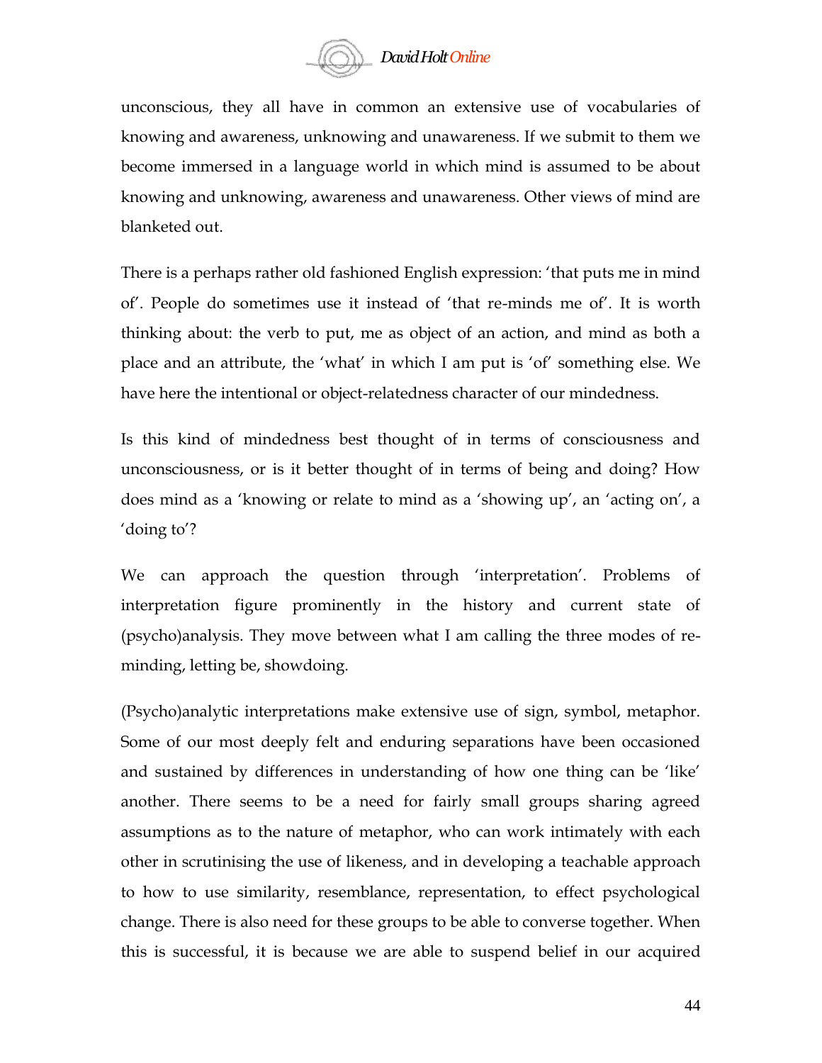unconscious, they all have in common an extensive use of vocabularies of knowing and awareness, unknowing and unawareness. If we submit to them we become immersed in a language world in which mind is assumed to be about knowing and unknowing, awareness and unawareness. Other views of mind are blanketed out.

There is a perhaps rather old fashioned English expression: 'that puts me in mind of'. People do sometimes use it instead of 'that re-minds me of'. It is worth thinking about: the verb to put, me as object of an action, and mind as both a place and an attribute, the 'what' in which I am put is 'of' something else. We have here the intentional or object-relatedness character of our mindedness.

Is this kind of mindedness best thought of in terms of consciousness and unconsciousness, or is it better thought of in terms of being and doing? How does mind as a 'knowing or relate to mind as a 'showing up', an 'acting on', a 'doing to'?

We can approach the question through 'interpretation'. Problems of interpretation figure prominently in the history and current state of (psycho)analysis. They move between what I am calling the three modes of re-minding, letting be, showdoing.

(Psycho)analytic interpretations make extensive use of sign, symbol, metaphor. Some of our most deeply felt and enduring separations have been occasioned and sustained by differences in understanding of how one thing can be 'like' another. There seems to be a need for fairly small groups sharing agreed assumptions as to the nature of metaphor, who can work intimately with each other in scrutinising the use of likeness, and in developing a teachable approach to how to use similarity, resemblance, representation, to effect psychological change. There is also need for these groups to be able to converse together. When this is successful, it is because we are able to suspend belief in our acquired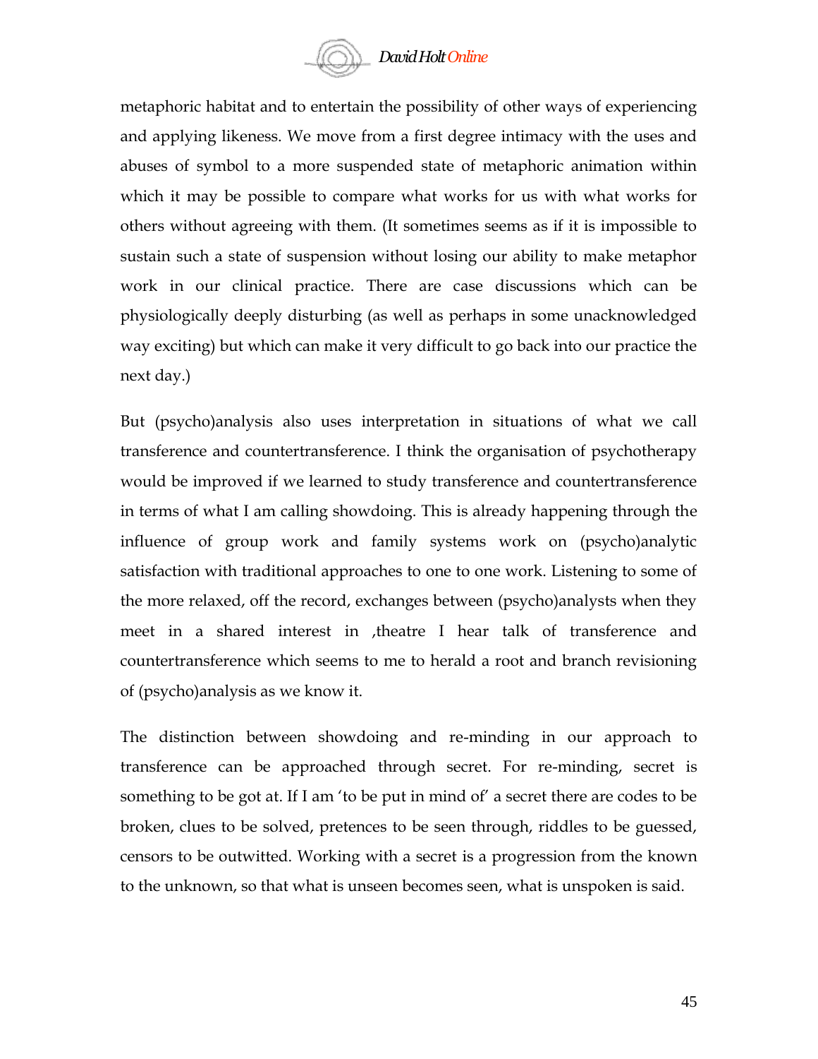metaphoric habitat and to entertain the possibility of other ways of experiencing and applying likeness. We move from a first degree intimacy with the uses and abuses of symbol to a more suspended state of metaphoric animation within which it may be possible to compare what works for us with what works for others without agreeing with them. (It sometimes seems as if it is impossible to sustain such a state of suspension without losing our ability to make metaphor work in our clinical practice. There are case discussions which can be physiologically deeply disturbing (as well as perhaps in some unacknowledged way exciting) but which can make it very difficult to go back into our practice the next day.)

But (psycho)analysis also uses interpretation in situations of what we call transference and countertransference. I think the organisation of psychotherapy would be improved if we learned to study transference and countertransference in terms of what I am calling showdoing. This is already happening through the influence of group work and family systems work on (psycho)analytic satisfaction with traditional approaches to one to one work. Listening to some of the more relaxed, off the record, exchanges between (psycho)analysts when they meet in a shared interest in ‚theatre I hear talk of transference and countertransference which seems to me to herald a root and branch revisioning of (psycho)analysis as we know it.

The distinction between showdoing and re-minding in our approach to transference can be approached through secret. For re-minding, secret is something to be got at. If I am 'to be put in mind of' a secret there are codes to be broken, clues to be solved, pretences to be seen through, riddles to be guessed, censors to be outwitted. Working with a secret is a progression from the known to the unknown, so that what is unseen becomes seen, what is unspoken is said.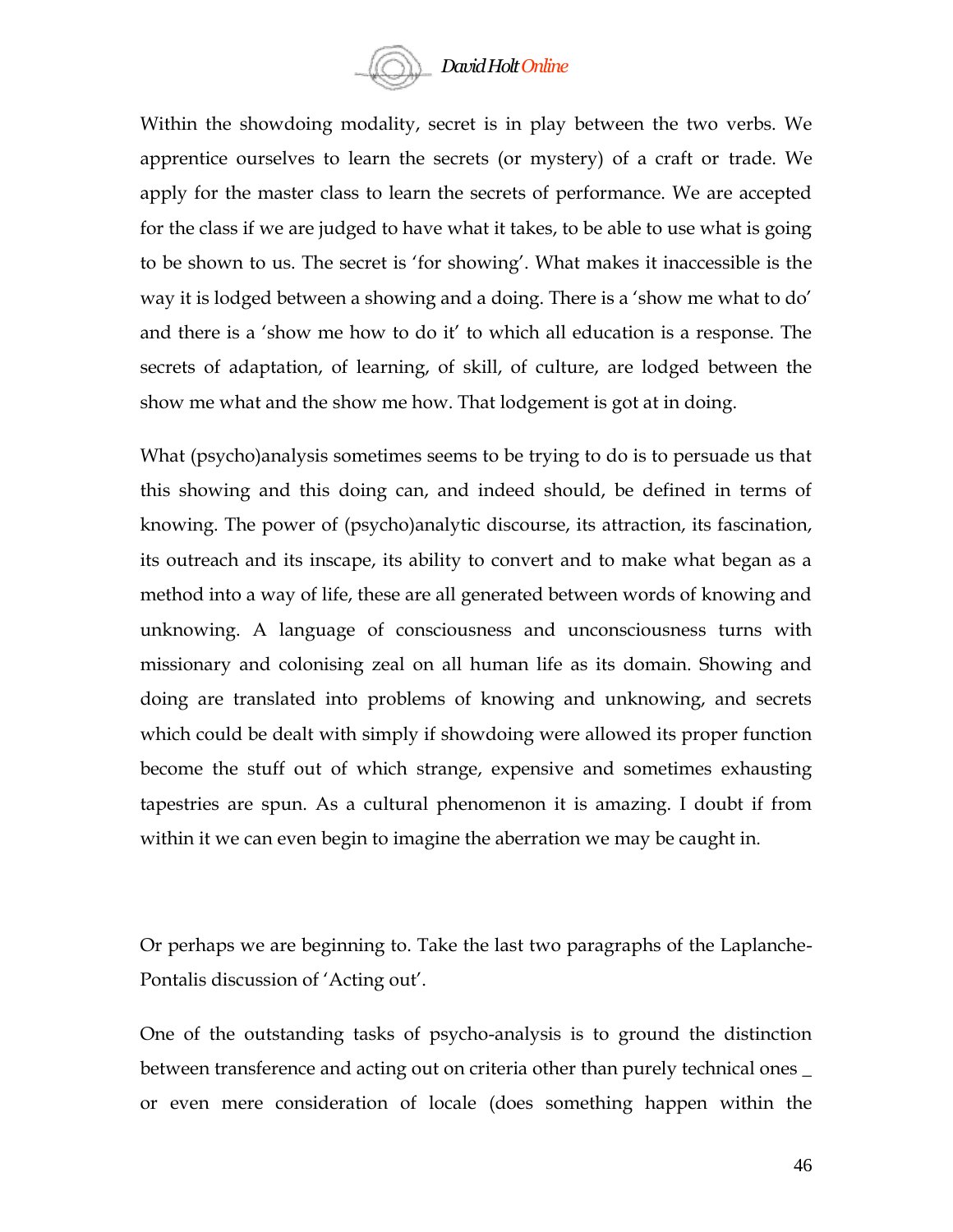Within the showdoing modality, secret is in play between the two verbs. We apprentice ourselves to learn the secrets (or mystery) of a craft or trade. We apply for the master class to learn the secrets of performance. We are accepted for the class if we are judged to have what it takes, to be able to use what is going to be shown to us. The secret is 'for showing'. What makes it inaccessible is the way it is lodged between a showing and a doing. There is a 'show me what to do' and there is a 'show me how to do it' to which all education is a response. The secrets of adaptation, of learning, of skill, of culture, are lodged between the show me what and the show me how. That lodgement is got at in doing.

What (psycho)analysis sometimes seems to be trying to do is to persuade us that this showing and this doing can, and indeed should, be defined in terms of knowing. The power of (psycho)analytic discourse, its attraction, its fascination, its outreach and its inscape, its ability to convert and to make what began as a method into a way of life, these are all generated between words of knowing and unknowing. A language of consciousness and unconsciousness turns with missionary and colonising zeal on all human life as its domain. Showing and doing are translated into problems of knowing and unknowing, and secrets which could be dealt with simply if showdoing were allowed its proper function become the stuff out of which strange, expensive and sometimes exhausting tapestries are spun. As a cultural phenomenon it is amazing. I doubt if from within it we can even begin to imagine the aberration we may be caught in.

Or perhaps we are beginning to. Take the last two paragraphs of the Laplanche-Pontalis discussion of 'Acting out'.

One of the outstanding tasks of psycho-analysis is to ground the distinction between transference and acting out on criteria other than purely technical ones _ or even mere consideration of locale (does something happen within the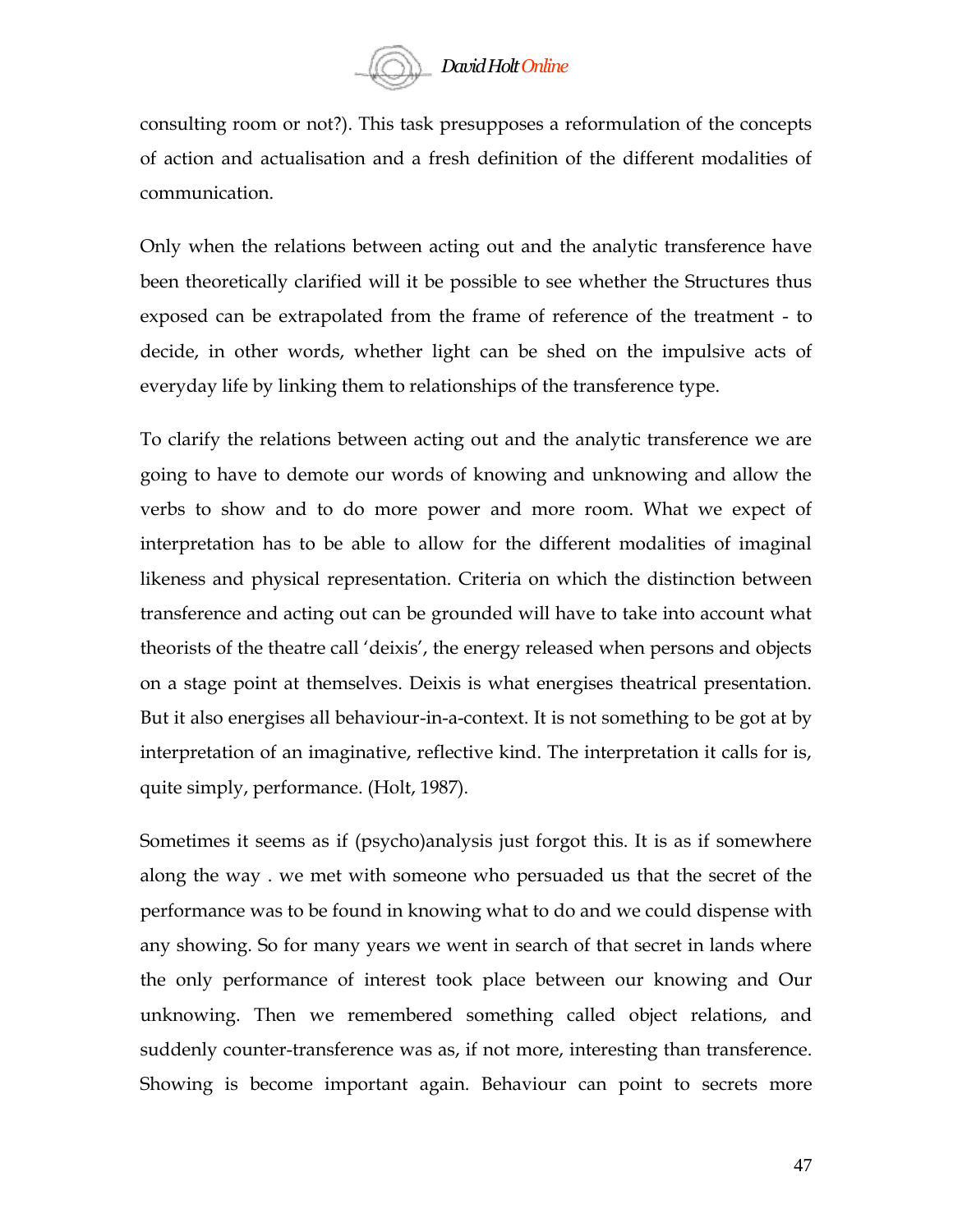consulting room or not?). This task presupposes a reformulation of the concepts of action and actualisation and a fresh definition of the different modalities of communication.

Only when the relations between acting out and the analytic transference have been theoretically clarified will it be possible to see whether the Structures thus exposed can be extrapolated from the frame of reference of the treatment - to decide, in other words, whether light can be shed on the impulsive acts of everyday life by linking them to relationships of the transference type.

To clarify the relations between acting out and the analytic transference we are going to have to demote our words of knowing and unknowing and allow the verbs to show and to do more power and more room. What we expect of interpretation has to be able to allow for the different modalities of imaginal likeness and physical representation. Criteria on which the distinction between transference and acting out can be grounded will have to take into account what theorists of the theatre call 'deixis', the energy released when persons and objects on a stage point at themselves. Deixis is what energises theatrical presentation. But it also energises all behaviour-in-a-context. It is not something to be got at by interpretation of an imaginative, reflective kind. The interpretation it calls for is, quite simply, performance. (Holt, 1987).

Sometimes it seems as if (psycho)analysis just forgot this. It is as if somewhere along the way . we met with someone who persuaded us that the secret of the performance was to be found in knowing what to do and we could dispense with any showing. So for many years we went in search of that secret in lands where the only performance of interest took place between our knowing and Our unknowing. Then we remembered something called object relations, and suddenly counter-transference was as, if not more, interesting than transference. Showing is become important again. Behaviour can point to secrets more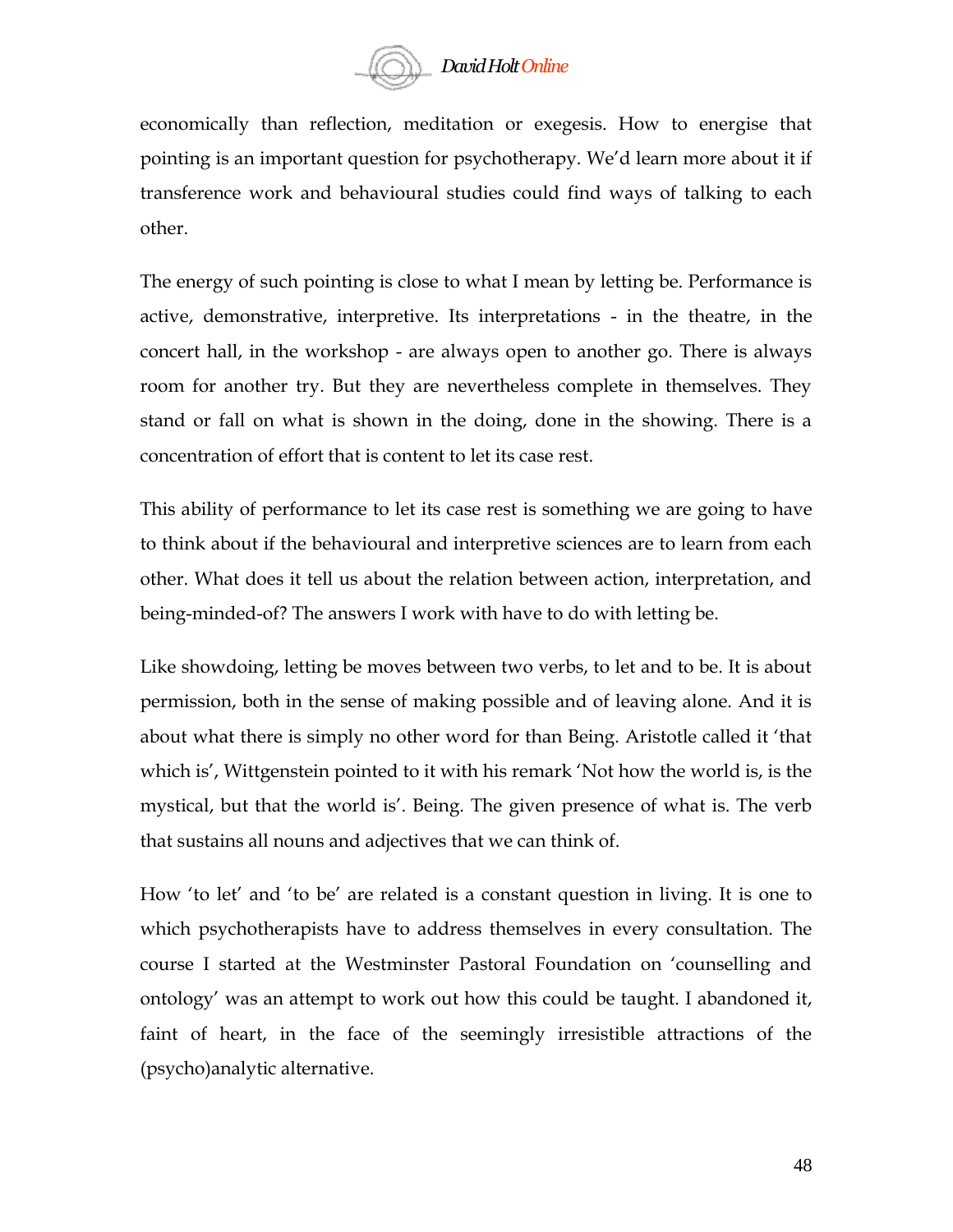economically than reflection, meditation or exegesis. How to energise that pointing is an important question for psychotherapy. We'd learn more about it if transference work and behavioural studies could find ways of talking to each other.

The energy of such pointing is close to what I mean by letting be. Performance is active, demonstrative, interpretive. Its interpretations - in the theatre, in the concert hall, in the workshop - are always open to another go. There is always room for another try. But they are nevertheless complete in themselves. They stand or fall on what is shown in the doing, done in the showing. There is a concentration of effort that is content to let its case rest.

This ability of performance to let its case rest is something we are going to have to think about if the behavioural and interpretive sciences are to learn from each other. What does it tell us about the relation between action, interpretation, and being-minded-of? The answers I work with have to do with letting be.

Like showdoing, letting be moves between two verbs, to let and to be. It is about permission, both in the sense of making possible and of leaving alone. And it is about what there is simply no other word for than Being. Aristotle called it 'that which is', Wittgenstein pointed to it with his remark 'Not how the world is, is the mystical, but that the world is'. Being. The given presence of what is. The verb that sustains all nouns and adjectives that we can think of.

How 'to let' and 'to be' are related is a constant question in living. It is one to which psychotherapists have to address themselves in every consultation. The course I started at the Westminster Pastoral Foundation on 'counselling and ontology' was an attempt to work out how this could be taught. I abandoned it, faint of heart, in the face of the seemingly irresistible attractions of the (psycho)analytic alternative.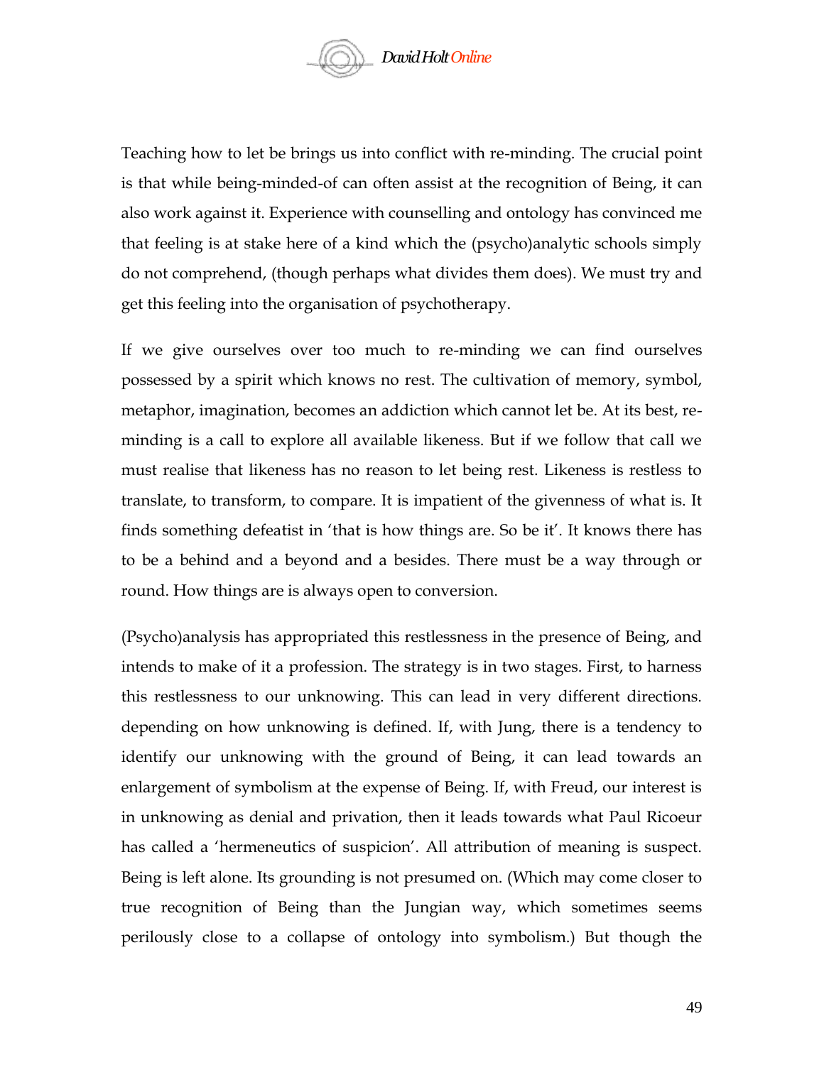Teaching how to let be brings us into conflict with re-minding. The crucial point is that while being-minded-of can often assist at the recognition of Being, it can also work against it. Experience with counselling and ontology has convinced me that feeling is at stake here of a kind which the (psycho)analytic schools simply do not comprehend, (though perhaps what divides them does). We must try and get this feeling into the organisation of psychotherapy.

If we give ourselves over too much to re-minding we can find ourselves possessed by a spirit which knows no rest. The cultivation of memory, symbol, metaphor, imagination, becomes an addiction which cannot let be. At its best, re-minding is a call to explore all available likeness. But if we follow that call we must realise that likeness has no reason to let being rest. Likeness is restless to translate, to transform, to compare. It is impatient of the givenness of what is. It finds something defeatist in 'that is how things are. So be it'. It knows there has to be a behind and a beyond and a besides. There must be a way through or round. How things are is always open to conversion.

(Psycho)analysis has appropriated this restlessness in the presence of Being, and intends to make of it a profession. The strategy is in two stages. First, to harness this restlessness to our unknowing. This can lead in very different directions. depending on how unknowing is defined. If, with Jung, there is a tendency to identify our unknowing with the ground of Being, it can lead towards an enlargement of symbolism at the expense of Being. If, with Freud, our interest is in unknowing as denial and privation, then it leads towards what Paul Ricoeur has called a 'hermeneutics of suspicion'. All attribution of meaning is suspect. Being is left alone. Its grounding is not presumed on. (Which may come closer to true recognition of Being than the Jungian way, which sometimes seems perilously close to a collapse of ontology into symbolism.) But though the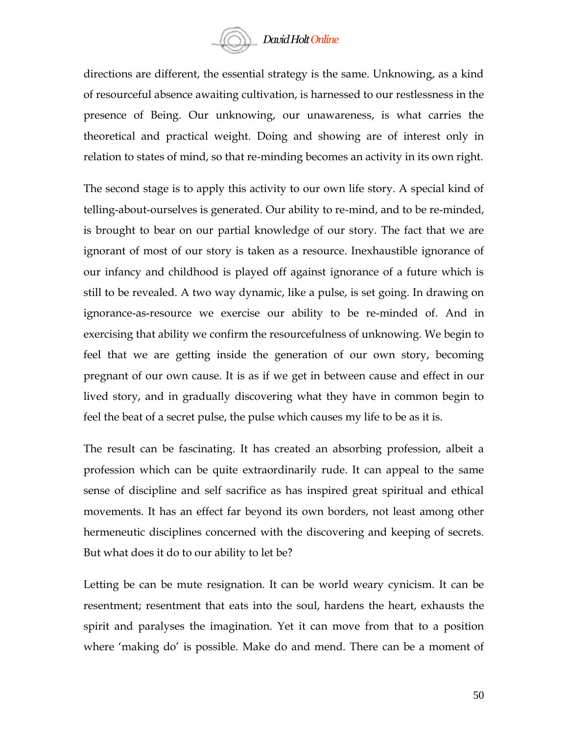directions are different, the essential strategy is the same. Unknowing, as a kind of resourceful absence awaiting cultivation, is harnessed to our restlessness in the presence of Being. Our unknowing, our unawareness, is what carries the theoretical and practical weight. Doing and showing are of interest only in relation to states of mind, so that re-minding becomes an activity in its own right.

The second stage is to apply this activity to our own life story. A special kind of telling-about-ourselves is generated. Our ability to re-mind, and to be re-minded, is brought to bear on our partial knowledge of our story. The fact that we are ignorant of most of our story is taken as a resource. Inexhaustible ignorance of our infancy and childhood is played off against ignorance of a future which is still to be revealed. A two way dynamic, like a pulse, is set going. In drawing on ignorance-as-resource we exercise our ability to be re-minded of. And in exercising that ability we confirm the resourcefulness of unknowing. We begin to feel that we are getting inside the generation of our own story, becoming pregnant of our own cause. It is as if we get in between cause and effect in our lived story, and in gradually discovering what they have in common begin to feel the beat of a secret pulse, the pulse which causes my life to be as it is.

The result can be fascinating. It has created an absorbing profession, albeit a profession which can be quite extraordinarily rude. It can appeal to the same sense of discipline and self sacrifice as has inspired great spiritual and ethical movements. It has an effect far beyond its own borders, not least among other hermeneutic disciplines concerned with the discovering and keeping of secrets. But what does it do to our ability to let be?

Letting be can be mute resignation. It can be world weary cynicism. It can be resentment; resentment that eats into the soul, hardens the heart, exhausts the spirit and paralyses the imagination. Yet it can move from that to a position where 'making do' is possible. Make do and mend. There can be a moment of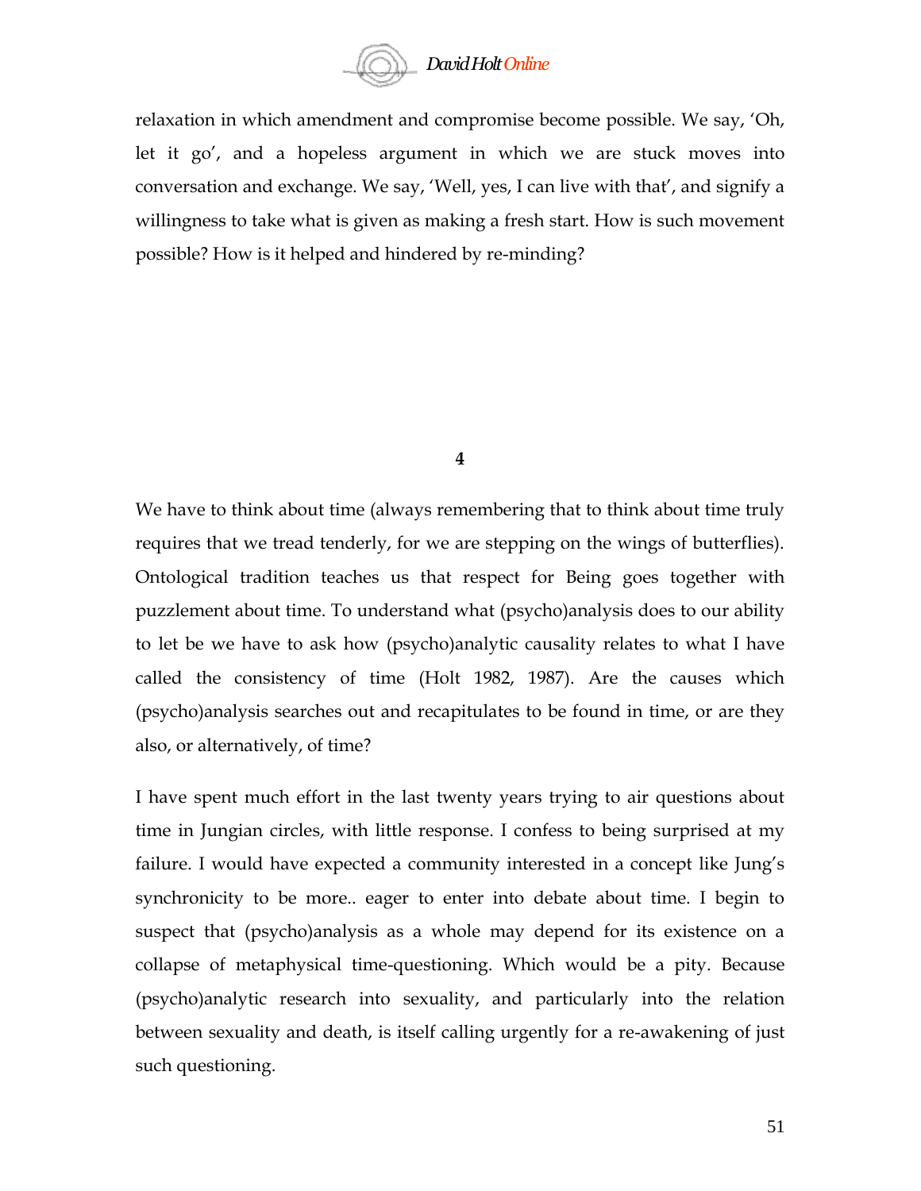relaxation in which amendment and compromise become possible. We say, 'Oh, let it go', and a hopeless argument in which we are stuck moves into conversation and exchange. We say, 'Well, yes, I can live with that', and signify a willingness to take what is given as making a fresh start. How is such movement possible? How is it helped and hindered by re-minding?

## 4

We have to think about time (always remembering that to think about time truly requires that we tread tenderly, for we are stepping on the wings of butterflies). Ontological tradition teaches us that respect for Being goes together with puzzlement about time. To understand what (psycho)analysis does to our ability to let be we have to ask how (psycho)analytic causality relates to what I have called the consistency of time (Holt 1982, 1987). Are the causes which (psycho)analysis searches out and recapitulates to be found in time, or are they also, or alternatively, of time?

I have spent much effort in the last twenty years trying to air questions about time in Jungian circles, with little response. I confess to being surprised at my failure. I would have expected a community interested in a concept like Jung's synchronicity to be more.. eager to enter into debate about time. I begin to suspect that (psycho)analysis as a whole may depend for its existence on a collapse of metaphysical time-questioning. Which would be a pity. Because (psycho)analytic research into sexuality, and particularly into the relation between sexuality and death, is itself calling urgently for a re-awakening of just such questioning.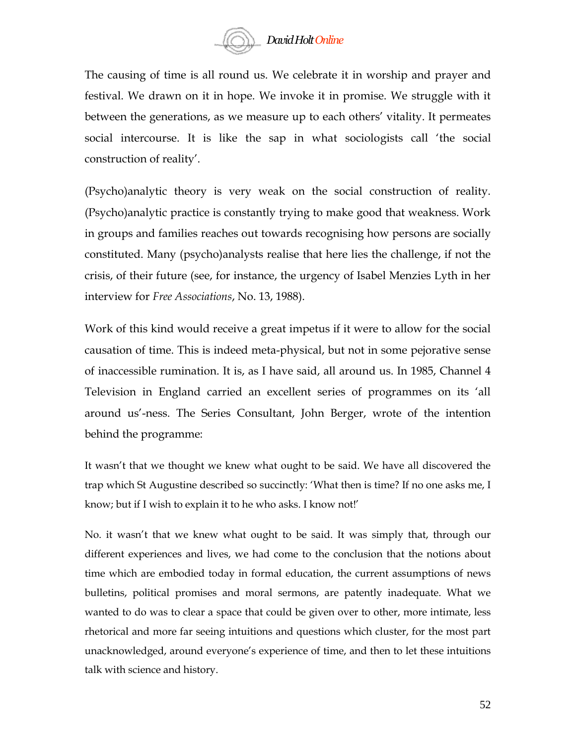The causing of time is all round us. We celebrate it in worship and prayer and festival. We drawn on it in hope. We invoke it in promise. We struggle with it between the generations, as we measure up to each others' vitality. It permeates social intercourse. It is like the sap in what sociologists call 'the social construction of reality'.

(Psycho)analytic theory is very weak on the social construction of reality. (Psycho)analytic practice is constantly trying to make good that weakness. Work in groups and families reaches out towards recognising how persons are socially constituted. Many (psycho)analysts realise that here lies the challenge, if not the crisis, of their future (see, for instance, the urgency of Isabel Menzies Lyth in her interview for *Free Associations*, No. 13, 1988).

Work of this kind would receive a great impetus if it were to allow for the social causation of time. This is indeed meta-physical, but not in some pejorative sense of inaccessible rumination. It is, as I have said, all around us. In 1985, Channel 4 Television in England carried an excellent series of programmes on its 'all around us'-ness. The Series Consultant, John Berger, wrote of the intention behind the programme:

> It wasn't that we thought we knew what ought to be said. We have all discovered the trap which St Augustine described so succinctly: 'What then is time? If no one asks me, I know; but if I wish to explain it to he who asks. I know not!'
>
> No. it wasn't that we knew what ought to be said. It was simply that, through our different experiences and lives, we had come to the conclusion that the notions about time which are embodied today in formal education, the current assumptions of news bulletins, political promises and moral sermons, are patently inadequate. What we wanted to do was to clear a space that could be given over to other, more intimate, less rhetorical and more far seeing intuitions and questions which cluster, for the most part unacknowledged, around everyone's experience of time, and then to let these intuitions talk with science and history.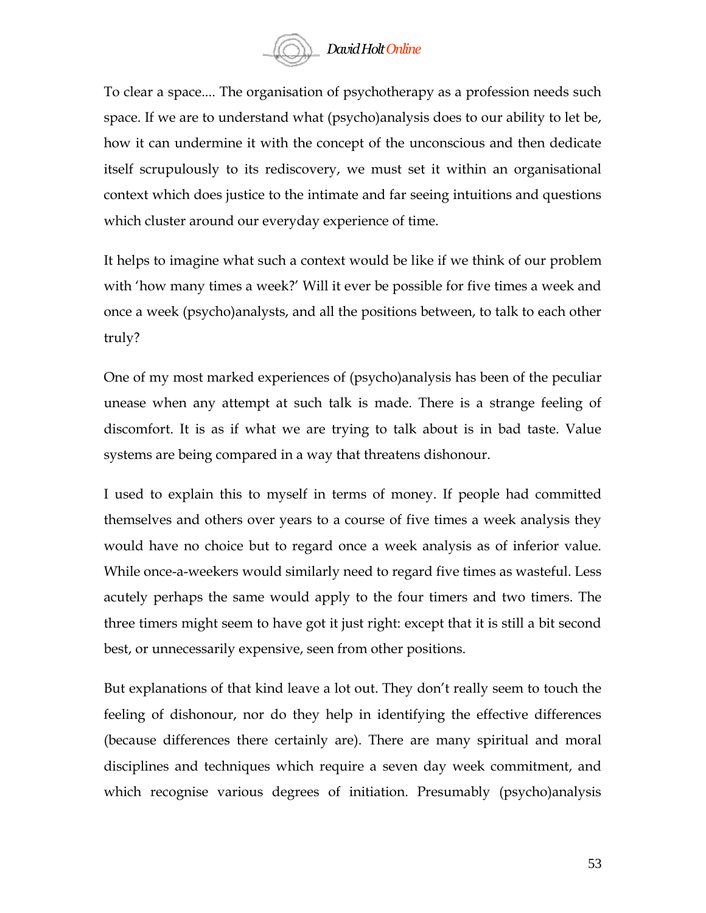To clear a space.... The organisation of psychotherapy as a profession needs such space. If we are to understand what (psycho)analysis does to our ability to let be, how it can undermine it with the concept of the unconscious and then dedicate itself scrupulously to its rediscovery, we must set it within an organisational context which does justice to the intimate and far seeing intuitions and questions which cluster around our everyday experience of time.

It helps to imagine what such a context would be like if we think of our problem with 'how many times a week?' Will it ever be possible for five times a week and once a week (psycho)analysts, and all the positions between, to talk to each other truly?

One of my most marked experiences of (psycho)analysis has been of the peculiar unease when any attempt at such talk is made. There is a strange feeling of discomfort. It is as if what we are trying to talk about is in bad taste. Value systems are being compared in a way that threatens dishonour.

I used to explain this to myself in terms of money. If people had committed themselves and others over years to a course of five times a week analysis they would have no choice but to regard once a week analysis as of inferior value. While once-a-weekers would similarly need to regard five times as wasteful. Less acutely perhaps the same would apply to the four timers and two timers. The three timers might seem to have got it just right: except that it is still a bit second best, or unnecessarily expensive, seen from other positions.

But explanations of that kind leave a lot out. They don't really seem to touch the feeling of dishonour, nor do they help in identifying the effective differences (because differences there certainly are). There are many spiritual and moral disciplines and techniques which require a seven day week commitment, and which recognise various degrees of initiation. Presumably (psycho)analysis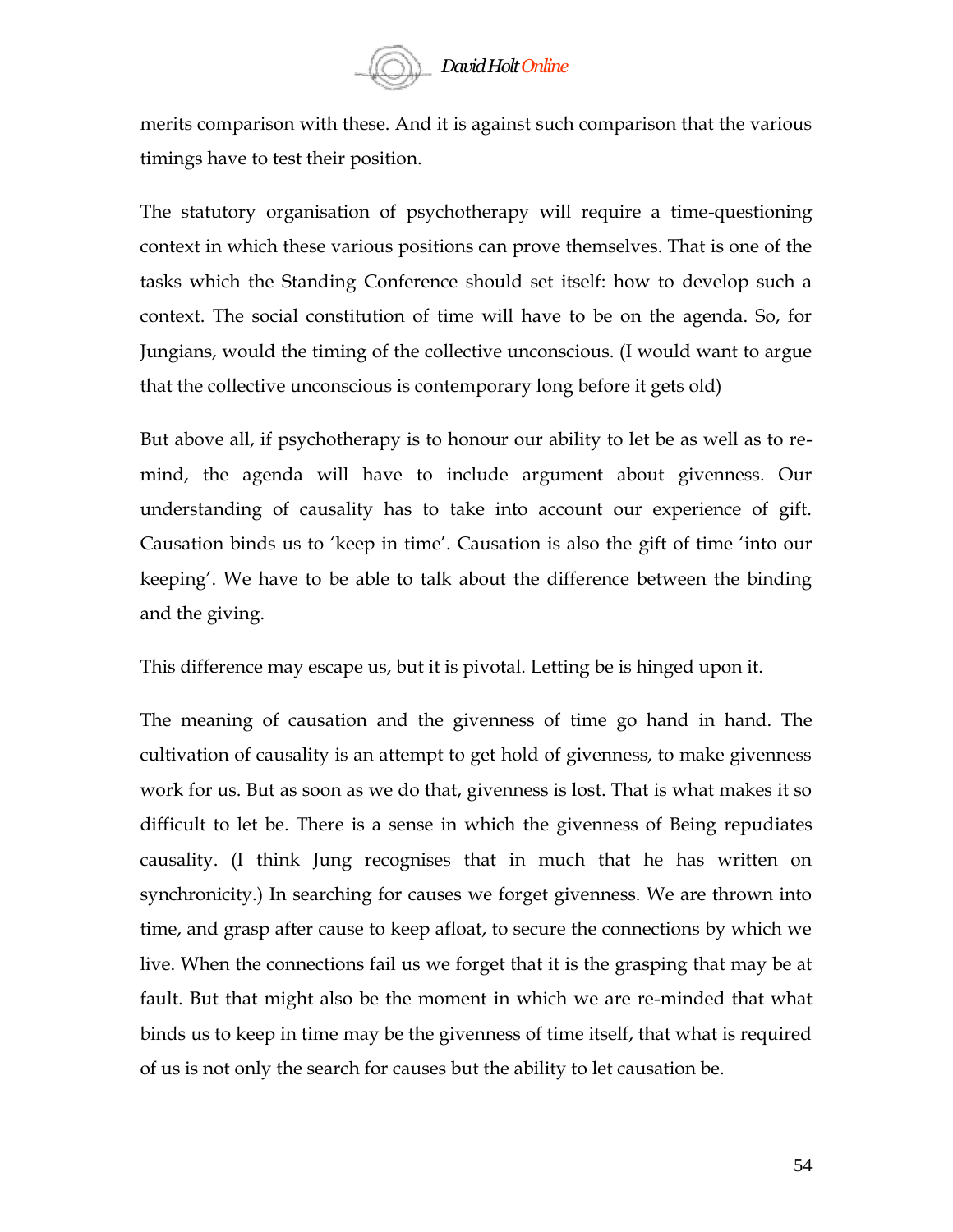merits comparison with these. And it is against such comparison that the various timings have to test their position.

The statutory organisation of psychotherapy will require a time-questioning context in which these various positions can prove themselves. That is one of the tasks which the Standing Conference should set itself: how to develop such a context. The social constitution of time will have to be on the agenda. So, for Jungians, would the timing of the collective unconscious. (I would want to argue that the collective unconscious is contemporary long before it gets old)

But above all, if psychotherapy is to honour our ability to let be as well as to re-mind, the agenda will have to include argument about givenness. Our understanding of causality has to take into account our experience of gift. Causation binds us to 'keep in time'. Causation is also the gift of time 'into our keeping'. We have to be able to talk about the difference between the binding and the giving.

This difference may escape us, but it is pivotal. Letting be is hinged upon it.

The meaning of causation and the givenness of time go hand in hand. The cultivation of causality is an attempt to get hold of givenness, to make givenness work for us. But as soon as we do that, givenness is lost. That is what makes it so difficult to let be. There is a sense in which the givenness of Being repudiates causality. (I think Jung recognises that in much that he has written on synchronicity.) In searching for causes we forget givenness. We are thrown into time, and grasp after cause to keep afloat, to secure the connections by which we live. When the connections fail us we forget that it is the grasping that may be at fault. But that might also be the moment in which we are re-minded that what binds us to keep in time may be the givenness of time itself, that what is required of us is not only the search for causes but the ability to let causation be.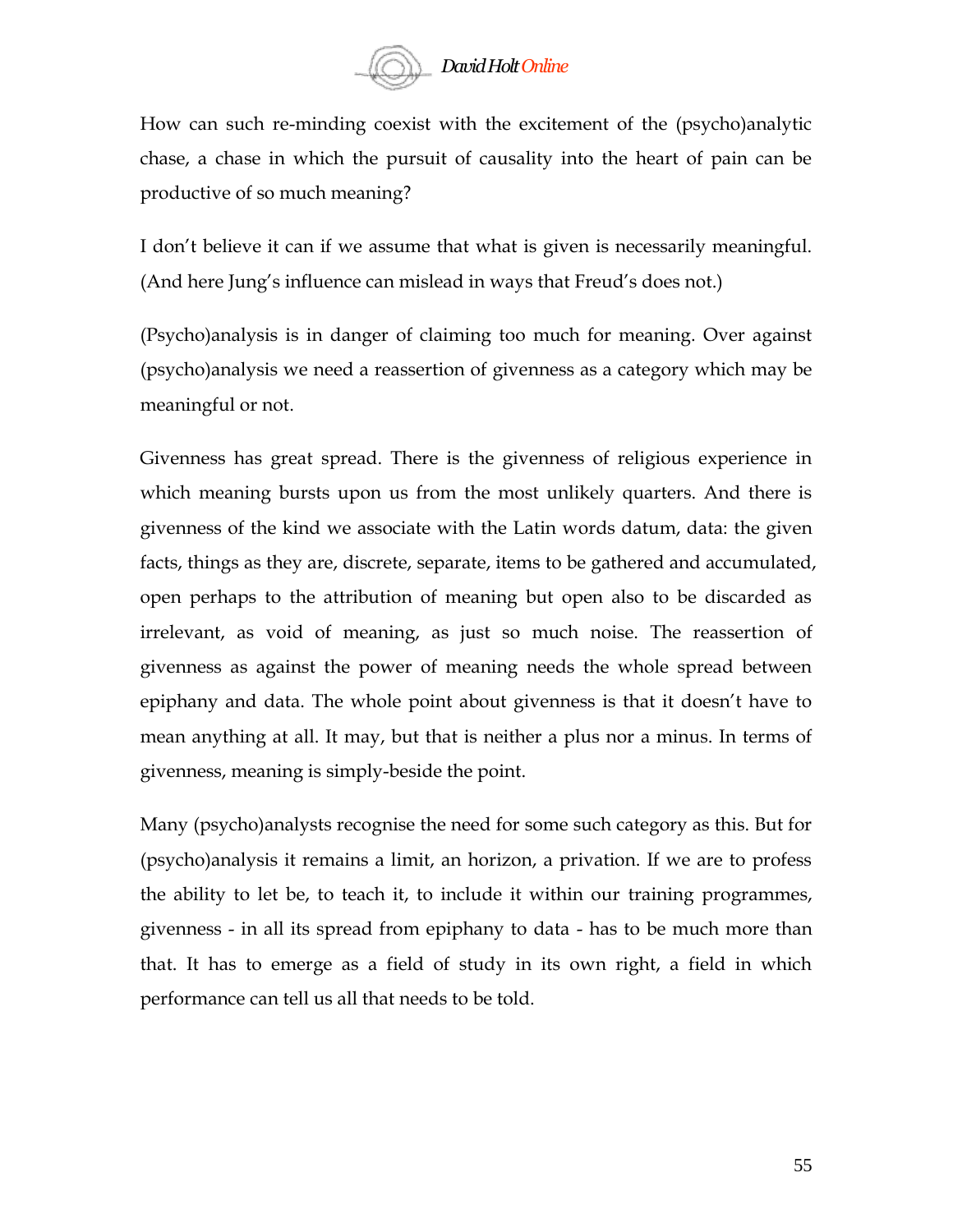How can such re-minding coexist with the excitement of the (psycho)analytic chase, a chase in which the pursuit of causality into the heart of pain can be productive of so much meaning?

I don't believe it can if we assume that what is given is necessarily meaningful. (And here Jung's influence can mislead in ways that Freud's does not.)

(Psycho)analysis is in danger of claiming too much for meaning. Over against (psycho)analysis we need a reassertion of givenness as a category which may be meaningful or not.

Givenness has great spread. There is the givenness of religious experience in which meaning bursts upon us from the most unlikely quarters. And there is givenness of the kind we associate with the Latin words datum, data: the given facts, things as they are, discrete, separate, items to be gathered and accumulated, open perhaps to the attribution of meaning but open also to be discarded as irrelevant, as void of meaning, as just so much noise. The reassertion of givenness as against the power of meaning needs the whole spread between epiphany and data. The whole point about givenness is that it doesn't have to mean anything at all. It may, but that is neither a plus nor a minus. In terms of givenness, meaning is simply-beside the point.

Many (psycho)analysts recognise the need for some such category as this. But for (psycho)analysis it remains a limit, an horizon, a privation. If we are to profess the ability to let be, to teach it, to include it within our training programmes, givenness - in all its spread from epiphany to data - has to be much more than that. It has to emerge as a field of study in its own right, a field in which performance can tell us all that needs to be told.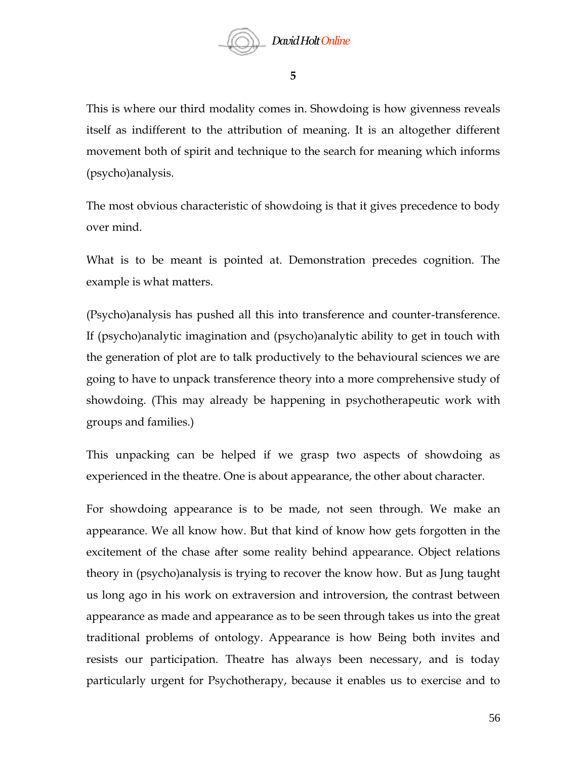**5**

This is where our third modality comes in. Showdoing is how givenness reveals itself as indifferent to the attribution of meaning. It is an altogether different movement both of spirit and technique to the search for meaning which informs (psycho)analysis.

The most obvious characteristic of showdoing is that it gives precedence to body over mind.

What is to be meant is pointed at. Demonstration precedes cognition. The example is what matters.

(Psycho)analysis has pushed all this into transference and counter-transference. If (psycho)analytic imagination and (psycho)analytic ability to get in touch with the generation of plot are to talk productively to the behavioural sciences we are going to have to unpack transference theory into a more comprehensive study of showdoing. (This may already be happening in psychotherapeutic work with groups and families.)

This unpacking can be helped if we grasp two aspects of showdoing as experienced in the theatre. One is about appearance, the other about character.

For showdoing appearance is to be made, not seen through. We make an appearance. We all know how. But that kind of know how gets forgotten in the excitement of the chase after some reality behind appearance. Object relations theory in (psycho)analysis is trying to recover the know how. But as Jung taught us long ago in his work on extraversion and introversion, the contrast between appearance as made and appearance as to be seen through takes us into the great traditional problems of ontology. Appearance is how Being both invites and resists our participation. Theatre has always been necessary, and is today particularly urgent for Psychotherapy, because it enables us to exercise and to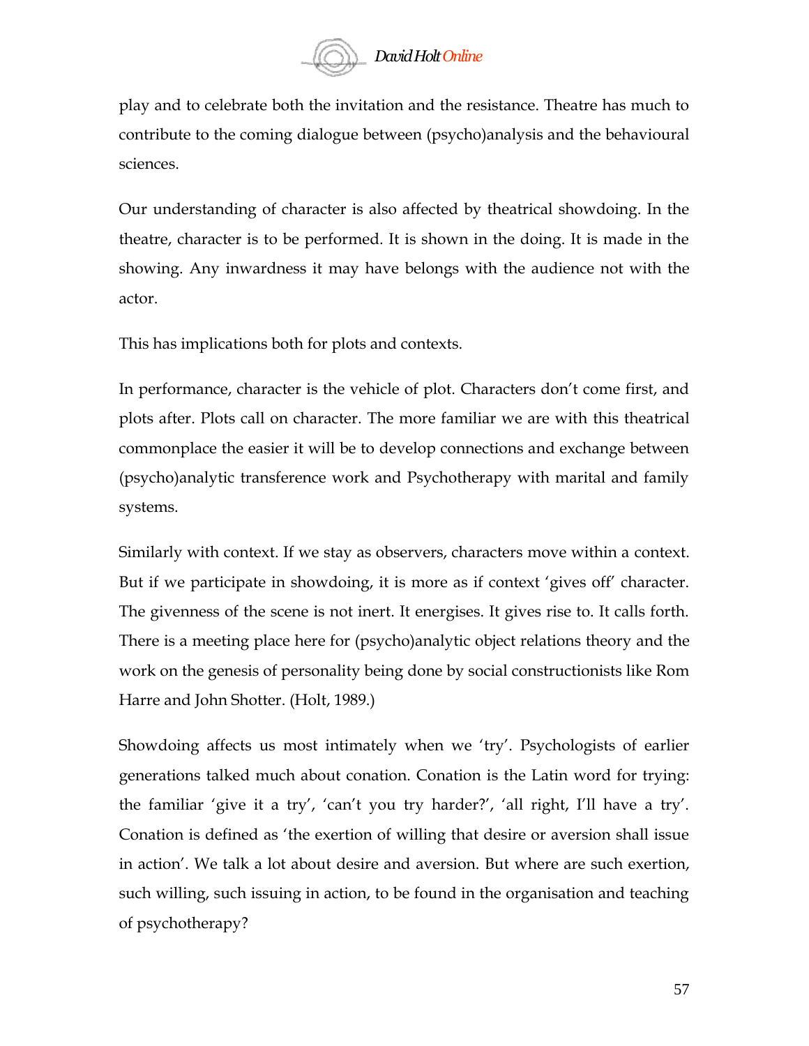play and to celebrate both the invitation and the resistance. Theatre has much to contribute to the coming dialogue between (psycho)analysis and the behavioural sciences.

Our understanding of character is also affected by theatrical showdoing. In the theatre, character is to be performed. It is shown in the doing. It is made in the showing. Any inwardness it may have belongs with the audience not with the actor.

This has implications both for plots and contexts.

In performance, character is the vehicle of plot. Characters don't come first, and plots after. Plots call on character. The more familiar we are with this theatrical commonplace the easier it will be to develop connections and exchange between (psycho)analytic transference work and Psychotherapy with marital and family systems.

Similarly with context. If we stay as observers, characters move within a context. But if we participate in showdoing, it is more as if context 'gives off' character. The givenness of the scene is not inert. It energises. It gives rise to. It calls forth. There is a meeting place here for (psycho)analytic object relations theory and the work on the genesis of personality being done by social constructionists like Rom Harre and John Shotter. (Holt, 1989.)

Showdoing affects us most intimately when we 'try'. Psychologists of earlier generations talked much about conation. Conation is the Latin word for trying: the familiar 'give it a try', 'can't you try harder?', 'all right, I'll have a try'. Conation is defined as 'the exertion of willing that desire or aversion shall issue in action'. We talk a lot about desire and aversion. But where are such exertion, such willing, such issuing in action, to be found in the organisation and teaching of psychotherapy?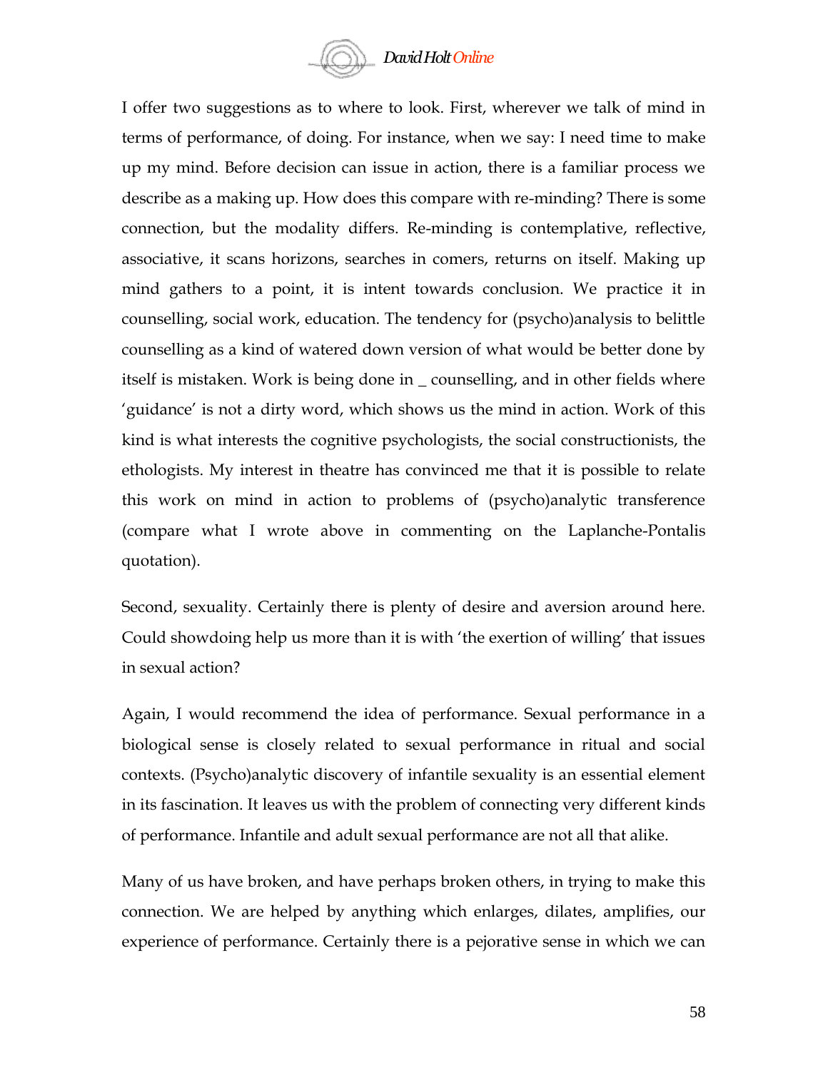I offer two suggestions as to where to look. First, wherever we talk of mind in terms of performance, of doing. For instance, when we say: I need time to make up my mind. Before decision can issue in action, there is a familiar process we describe as a making up. How does this compare with re-minding? There is some connection, but the modality differs. Re-minding is contemplative, reflective, associative, it scans horizons, searches in comers, returns on itself. Making up mind gathers to a point, it is intent towards conclusion. We practice it in counselling, social work, education. The tendency for (psycho)analysis to belittle counselling as a kind of watered down version of what would be better done by itself is mistaken. Work is being done in _ counselling, and in other fields where 'guidance' is not a dirty word, which shows us the mind in action. Work of this kind is what interests the cognitive psychologists, the social constructionists, the ethologists. My interest in theatre has convinced me that it is possible to relate this work on mind in action to problems of (psycho)analytic transference (compare what I wrote above in commenting on the Laplanche-Pontalis quotation).

Second, sexuality. Certainly there is plenty of desire and aversion around here. Could showdoing help us more than it is with 'the exertion of willing' that issues in sexual action?

Again, I would recommend the idea of performance. Sexual performance in a biological sense is closely related to sexual performance in ritual and social contexts. (Psycho)analytic discovery of infantile sexuality is an essential element in its fascination. It leaves us with the problem of connecting very different kinds of performance. Infantile and adult sexual performance are not all that alike.

Many of us have broken, and have perhaps broken others, in trying to make this connection. We are helped by anything which enlarges, dilates, amplifies, our experience of performance. Certainly there is a pejorative sense in which we can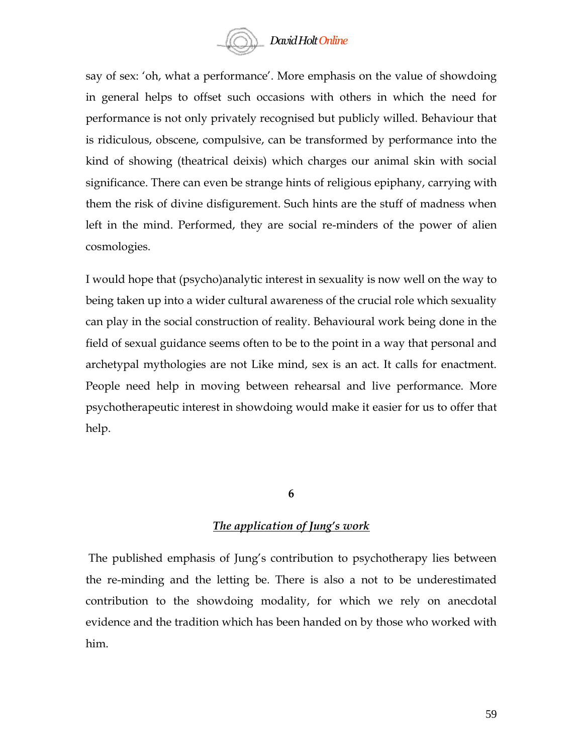say of sex: 'oh, what a performance'. More emphasis on the value of showdoing in general helps to offset such occasions with others in which the need for performance is not only privately recognised but publicly willed. Behaviour that is ridiculous, obscene, compulsive, can be transformed by performance into the kind of showing (theatrical deixis) which charges our animal skin with social significance. There can even be strange hints of religious epiphany, carrying with them the risk of divine disfigurement. Such hints are the stuff of madness when left in the mind. Performed, they are social re-minders of the power of alien cosmologies.

I would hope that (psycho)analytic interest in sexuality is now well on the way to being taken up into a wider cultural awareness of the crucial role which sexuality can play in the social construction of reality. Behavioural work being done in the field of sexual guidance seems often to be to the point in a way that personal and archetypal mythologies are not Like mind, sex is an act. It calls for enactment. People need help in moving between rehearsal and live performance. More psychotherapeutic interest in showdoing would make it easier for us to offer that help.

## 6

## *The application of Jung's work*

The published emphasis of Jung's contribution to psychotherapy lies between the re-minding and the letting be. There is also a not to be underestimated contribution to the showdoing modality, for which we rely on anecdotal evidence and the tradition which has been handed on by those who worked with him.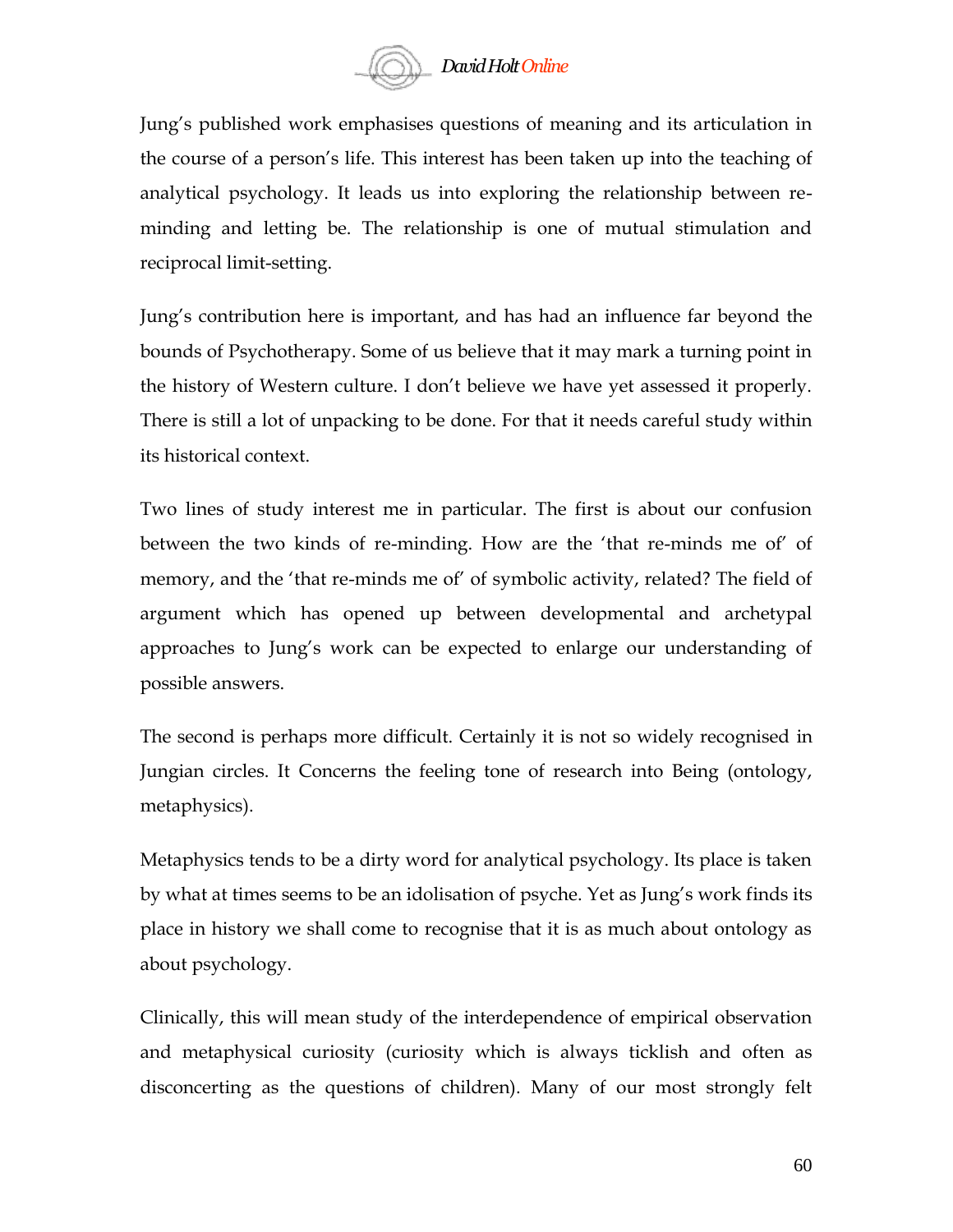Jung's published work emphasises questions of meaning and its articulation in the course of a person's life. This interest has been taken up into the teaching of analytical psychology. It leads us into exploring the relationship between re-minding and letting be. The relationship is one of mutual stimulation and reciprocal limit-setting.

Jung's contribution here is important, and has had an influence far beyond the bounds of Psychotherapy. Some of us believe that it may mark a turning point in the history of Western culture. I don't believe we have yet assessed it properly. There is still a lot of unpacking to be done. For that it needs careful study within its historical context.

Two lines of study interest me in particular. The first is about our confusion between the two kinds of re-minding. How are the 'that re-minds me of' of memory, and the 'that re-minds me of' of symbolic activity, related? The field of argument which has opened up between developmental and archetypal approaches to Jung's work can be expected to enlarge our understanding of possible answers.

The second is perhaps more difficult. Certainly it is not so widely recognised in Jungian circles. It Concerns the feeling tone of research into Being (ontology, metaphysics).

Metaphysics tends to be a dirty word for analytical psychology. Its place is taken by what at times seems to be an idolisation of psyche. Yet as Jung's work finds its place in history we shall come to recognise that it is as much about ontology as about psychology.

Clinically, this will mean study of the interdependence of empirical observation and metaphysical curiosity (curiosity which is always ticklish and often as disconcerting as the questions of children). Many of our most strongly felt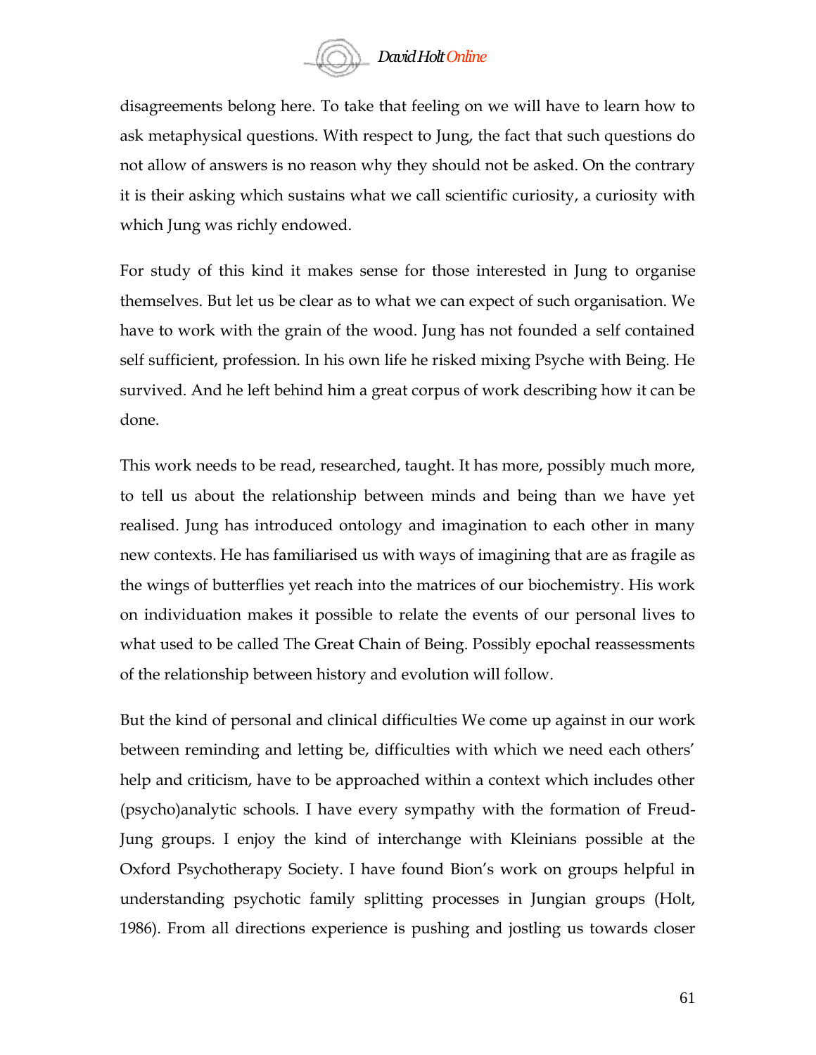disagreements belong here. To take that feeling on we will have to learn how to ask metaphysical questions. With respect to Jung, the fact that such questions do not allow of answers is no reason why they should not be asked. On the contrary it is their asking which sustains what we call scientific curiosity, a curiosity with which Jung was richly endowed.

For study of this kind it makes sense for those interested in Jung to organise themselves. But let us be clear as to what we can expect of such organisation. We have to work with the grain of the wood. Jung has not founded a self contained self sufficient, profession. In his own life he risked mixing Psyche with Being. He survived. And he left behind him a great corpus of work describing how it can be done.

This work needs to be read, researched, taught. It has more, possibly much more, to tell us about the relationship between minds and being than we have yet realised. Jung has introduced ontology and imagination to each other in many new contexts. He has familiarised us with ways of imagining that are as fragile as the wings of butterflies yet reach into the matrices of our biochemistry. His work on individuation makes it possible to relate the events of our personal lives to what used to be called The Great Chain of Being. Possibly epochal reassessments of the relationship between history and evolution will follow.

But the kind of personal and clinical difficulties We come up against in our work between reminding and letting be, difficulties with which we need each others' help and criticism, have to be approached within a context which includes other (psycho)analytic schools. I have every sympathy with the formation of Freud-Jung groups. I enjoy the kind of interchange with Kleinians possible at the Oxford Psychotherapy Society. I have found Bion's work on groups helpful in understanding psychotic family splitting processes in Jungian groups (Holt, 1986). From all directions experience is pushing and jostling us towards closer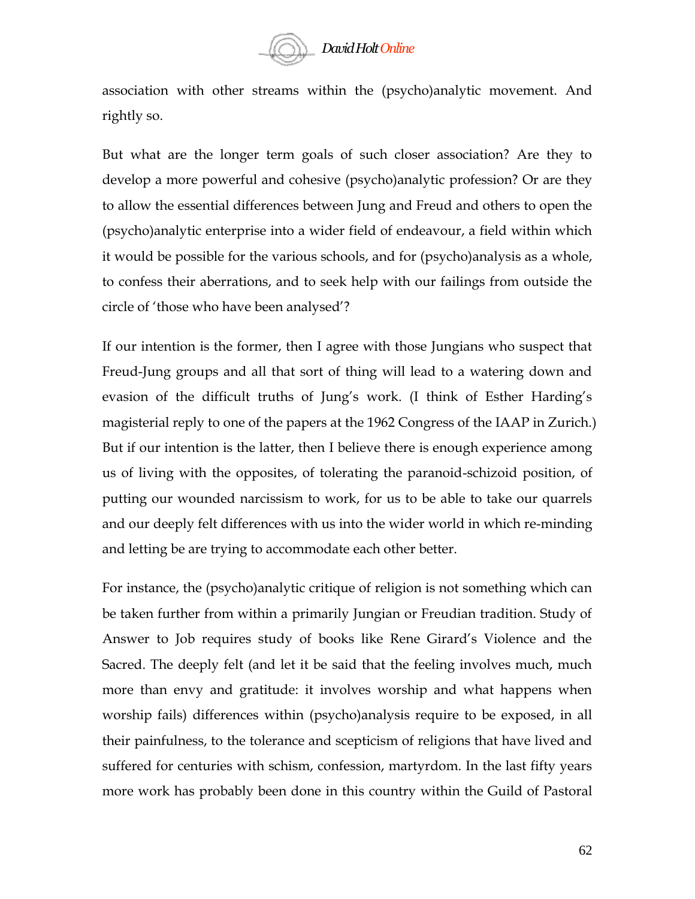association with other streams within the (psycho)analytic movement. And rightly so.

But what are the longer term goals of such closer association? Are they to develop a more powerful and cohesive (psycho)analytic profession? Or are they to allow the essential differences between Jung and Freud and others to open the (psycho)analytic enterprise into a wider field of endeavour, a field within which it would be possible for the various schools, and for (psycho)analysis as a whole, to confess their aberrations, and to seek help with our failings from outside the circle of 'those who have been analysed'?

If our intention is the former, then I agree with those Jungians who suspect that Freud-Jung groups and all that sort of thing will lead to a watering down and evasion of the difficult truths of Jung's work. (I think of Esther Harding's magisterial reply to one of the papers at the 1962 Congress of the IAAP in Zurich.) But if our intention is the latter, then I believe there is enough experience among us of living with the opposites, of tolerating the paranoid-schizoid position, of putting our wounded narcissism to work, for us to be able to take our quarrels and our deeply felt differences with us into the wider world in which re-minding and letting be are trying to accommodate each other better.

For instance, the (psycho)analytic critique of religion is not something which can be taken further from within a primarily Jungian or Freudian tradition. Study of Answer to Job requires study of books like Rene Girard's Violence and the Sacred. The deeply felt (and let it be said that the feeling involves much, much more than envy and gratitude: it involves worship and what happens when worship fails) differences within (psycho)analysis require to be exposed, in all their painfulness, to the tolerance and scepticism of religions that have lived and suffered for centuries with schism, confession, martyrdom. In the last fifty years more work has probably been done in this country within the Guild of Pastoral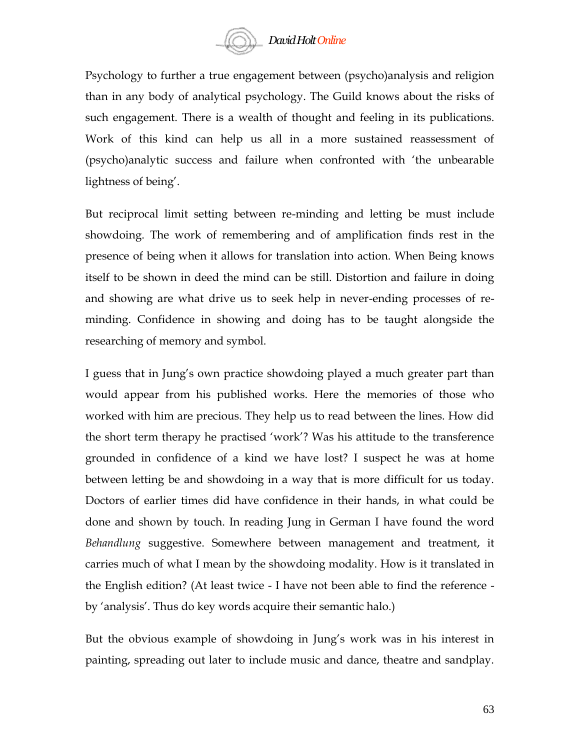Psychology to further a true engagement between (psycho)analysis and religion than in any body of analytical psychology. The Guild knows about the risks of such engagement. There is a wealth of thought and feeling in its publications. Work of this kind can help us all in a more sustained reassessment of (psycho)analytic success and failure when confronted with 'the unbearable lightness of being'.

But reciprocal limit setting between re-minding and letting be must include showdoing. The work of remembering and of amplification finds rest in the presence of being when it allows for translation into action. When Being knows itself to be shown in deed the mind can be still. Distortion and failure in doing and showing are what drive us to seek help in never-ending processes of re-minding. Confidence in showing and doing has to be taught alongside the researching of memory and symbol.

I guess that in Jung's own practice showdoing played a much greater part than would appear from his published works. Here the memories of those who worked with him are precious. They help us to read between the lines. How did the short term therapy he practised 'work'? Was his attitude to the transference grounded in confidence of a kind we have lost? I suspect he was at home between letting be and showdoing in a way that is more difficult for us today. Doctors of earlier times did have confidence in their hands, in what could be done and shown by touch. In reading Jung in German I have found the word *Behandlung* suggestive. Somewhere between management and treatment, it carries much of what I mean by the showdoing modality. How is it translated in the English edition? (At least twice - I have not been able to find the reference - by 'analysis'. Thus do key words acquire their semantic halo.)

But the obvious example of showdoing in Jung's work was in his interest in painting, spreading out later to include music and dance, theatre and sandplay.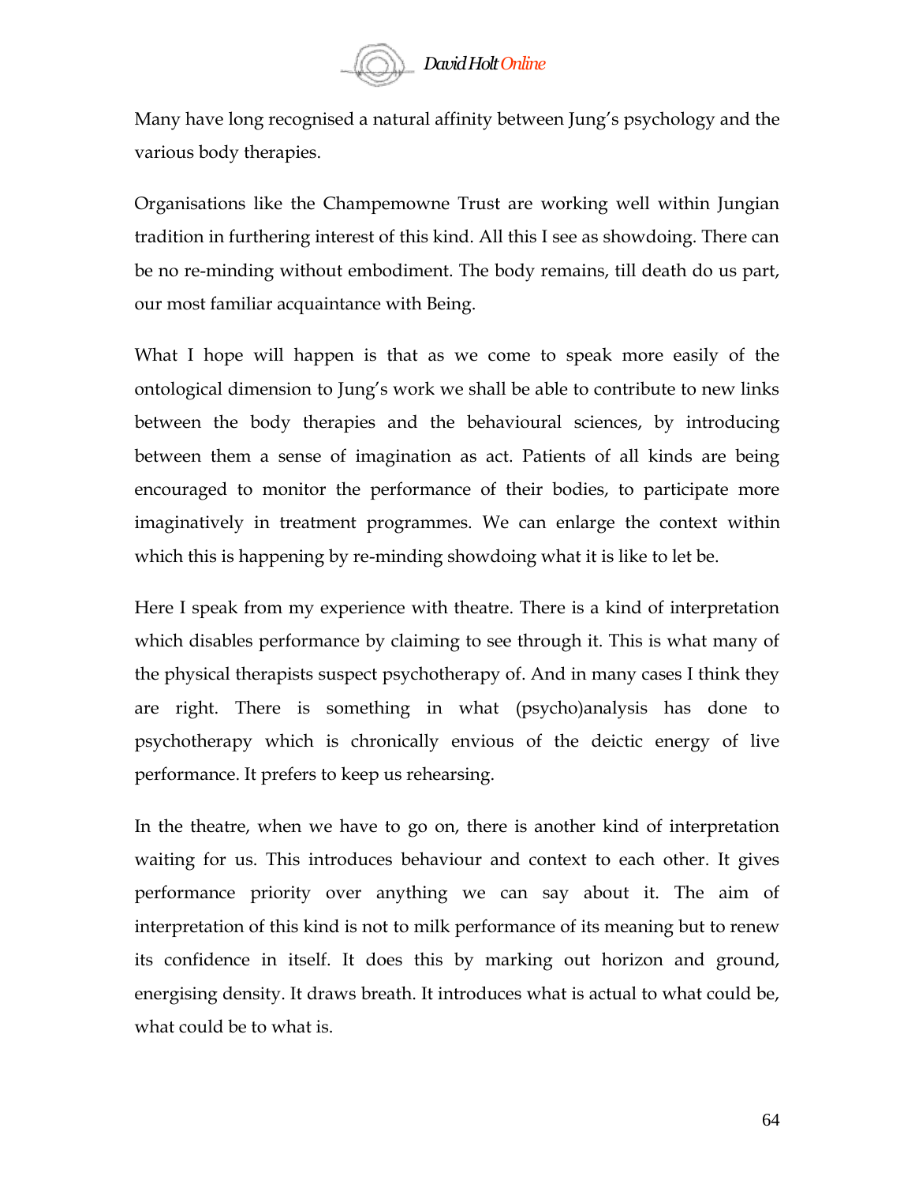Many have long recognised a natural affinity between Jung's psychology and the various body therapies.

Organisations like the Champemowne Trust are working well within Jungian tradition in furthering interest of this kind. All this I see as showdoing. There can be no re-minding without embodiment. The body remains, till death do us part, our most familiar acquaintance with Being.

What I hope will happen is that as we come to speak more easily of the ontological dimension to Jung's work we shall be able to contribute to new links between the body therapies and the behavioural sciences, by introducing between them a sense of imagination as act. Patients of all kinds are being encouraged to monitor the performance of their bodies, to participate more imaginatively in treatment programmes. We can enlarge the context within which this is happening by re-minding showdoing what it is like to let be.

Here I speak from my experience with theatre. There is a kind of interpretation which disables performance by claiming to see through it. This is what many of the physical therapists suspect psychotherapy of. And in many cases I think they are right. There is something in what (psycho)analysis has done to psychotherapy which is chronically envious of the deictic energy of live performance. It prefers to keep us rehearsing.

In the theatre, when we have to go on, there is another kind of interpretation waiting for us. This introduces behaviour and context to each other. It gives performance priority over anything we can say about it. The aim of interpretation of this kind is not to milk performance of its meaning but to renew its confidence in itself. It does this by marking out horizon and ground, energising density. It draws breath. It introduces what is actual to what could be, what could be to what is.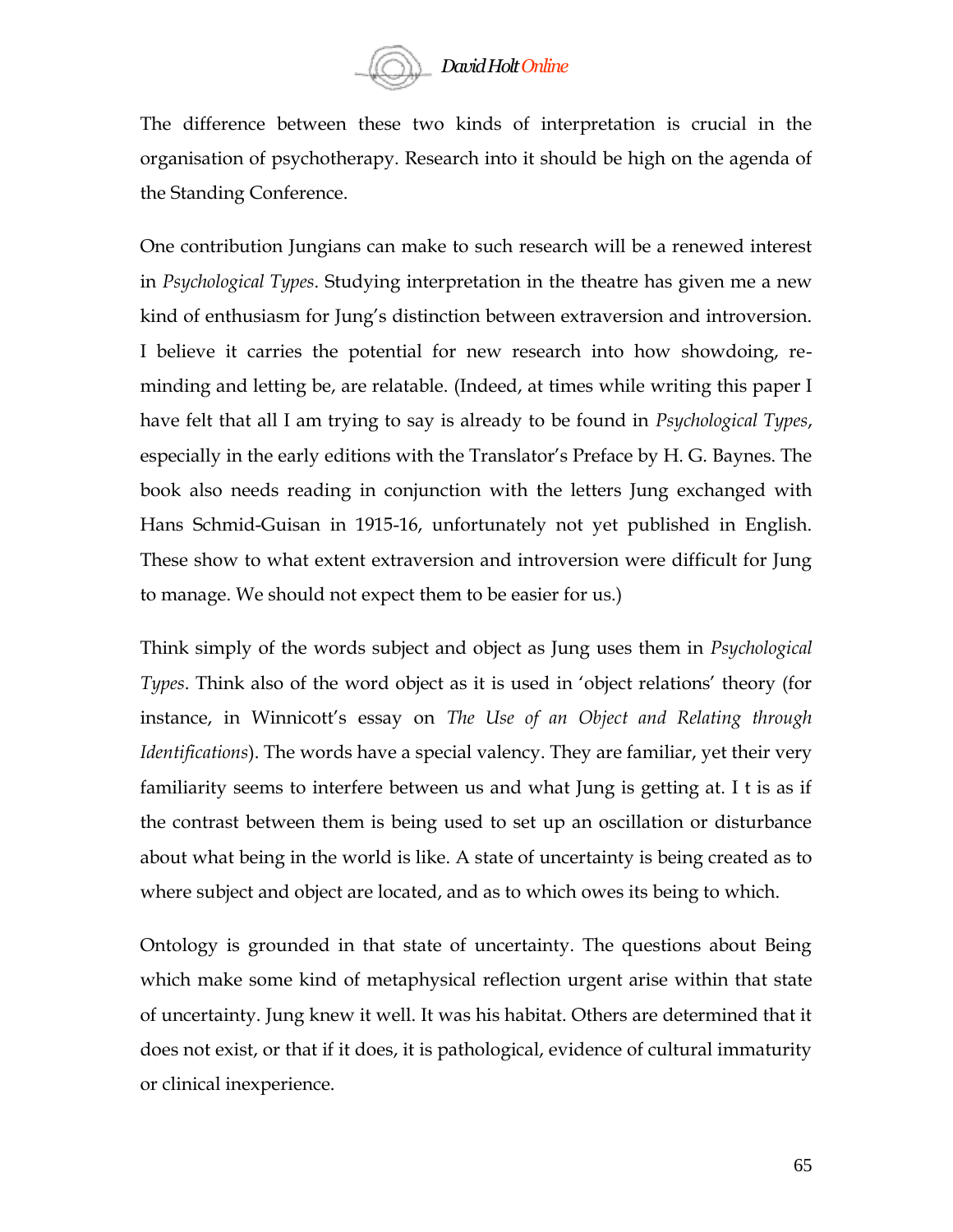The difference between these two kinds of interpretation is crucial in the organisation of psychotherapy. Research into it should be high on the agenda of the Standing Conference.

One contribution Jungians can make to such research will be a renewed interest in *Psychological Types*. Studying interpretation in the theatre has given me a new kind of enthusiasm for Jung's distinction between extraversion and introversion. I believe it carries the potential for new research into how showdoing, re-minding and letting be, are relatable. (Indeed, at times while writing this paper I have felt that all I am trying to say is already to be found in *Psychological Types*, especially in the early editions with the Translator's Preface by H. G. Baynes. The book also needs reading in conjunction with the letters Jung exchanged with Hans Schmid-Guisan in 1915-16, unfortunately not yet published in English. These show to what extent extraversion and introversion were difficult for Jung to manage. We should not expect them to be easier for us.)

Think simply of the words subject and object as Jung uses them in *Psychological Types*. Think also of the word object as it is used in 'object relations' theory (for instance, in Winnicott's essay on *The Use of an Object and Relating through Identifications*). The words have a special valency. They are familiar, yet their very familiarity seems to interfere between us and what Jung is getting at. I t is as if the contrast between them is being used to set up an oscillation or disturbance about what being in the world is like. A state of uncertainty is being created as to where subject and object are located, and as to which owes its being to which.

Ontology is grounded in that state of uncertainty. The questions about Being which make some kind of metaphysical reflection urgent arise within that state of uncertainty. Jung knew it well. It was his habitat. Others are determined that it does not exist, or that if it does, it is pathological, evidence of cultural immaturity or clinical inexperience.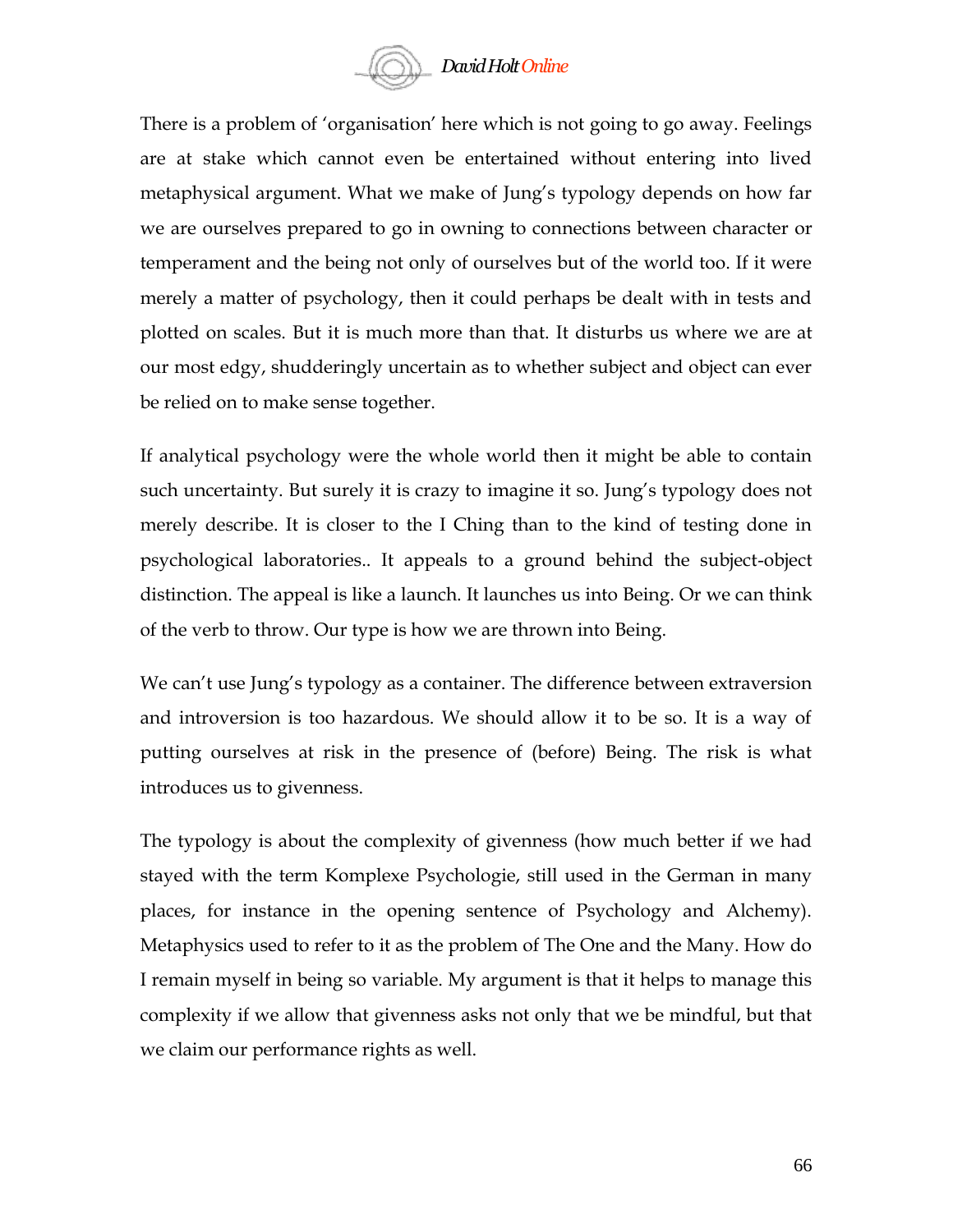There is a problem of 'organisation' here which is not going to go away. Feelings are at stake which cannot even be entertained without entering into lived metaphysical argument. What we make of Jung's typology depends on how far we are ourselves prepared to go in owning to connections between character or temperament and the being not only of ourselves but of the world too. If it were merely a matter of psychology, then it could perhaps be dealt with in tests and plotted on scales. But it is much more than that. It disturbs us where we are at our most edgy, shudderingly uncertain as to whether subject and object can ever be relied on to make sense together.

If analytical psychology were the whole world then it might be able to contain such uncertainty. But surely it is crazy to imagine it so. Jung's typology does not merely describe. It is closer to the I Ching than to the kind of testing done in psychological laboratories.. It appeals to a ground behind the subject-object distinction. The appeal is like a launch. It launches us into Being. Or we can think of the verb to throw. Our type is how we are thrown into Being.

We can't use Jung's typology as a container. The difference between extraversion and introversion is too hazardous. We should allow it to be so. It is a way of putting ourselves at risk in the presence of (before) Being. The risk is what introduces us to givenness.

The typology is about the complexity of givenness (how much better if we had stayed with the term Komplexe Psychologie, still used in the German in many places, for instance in the opening sentence of Psychology and Alchemy). Metaphysics used to refer to it as the problem of The One and the Many. How do I remain myself in being so variable. My argument is that it helps to manage this complexity if we allow that givenness asks not only that we be mindful, but that we claim our performance rights as well.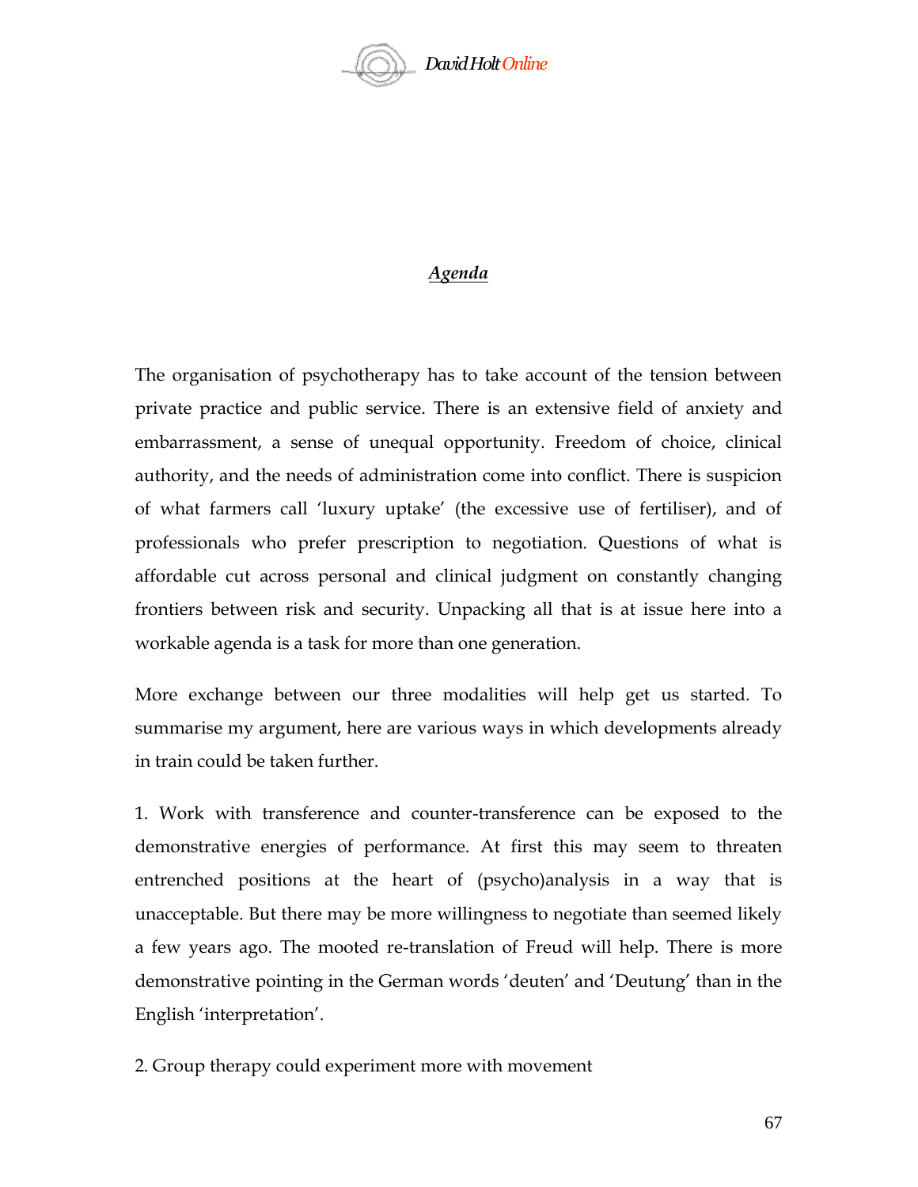## *Agenda*

The organisation of psychotherapy has to take account of the tension between private practice and public service. There is an extensive field of anxiety and embarrassment, a sense of unequal opportunity. Freedom of choice, clinical authority, and the needs of administration come into conflict. There is suspicion of what farmers call 'luxury uptake' (the excessive use of fertiliser), and of professionals who prefer prescription to negotiation. Questions of what is affordable cut across personal and clinical judgment on constantly changing frontiers between risk and security. Unpacking all that is at issue here into a workable agenda is a task for more than one generation.

More exchange between our three modalities will help get us started. To summarise my argument, here are various ways in which developments already in train could be taken further.

1. Work with transference and counter-transference can be exposed to the demonstrative energies of performance. At first this may seem to threaten entrenched positions at the heart of (psycho)analysis in a way that is unacceptable. But there may be more willingness to negotiate than seemed likely a few years ago. The mooted re-translation of Freud will help. There is more demonstrative pointing in the German words 'deuten' and 'Deutung' than in the English 'interpretation'.

2. Group therapy could experiment more with movement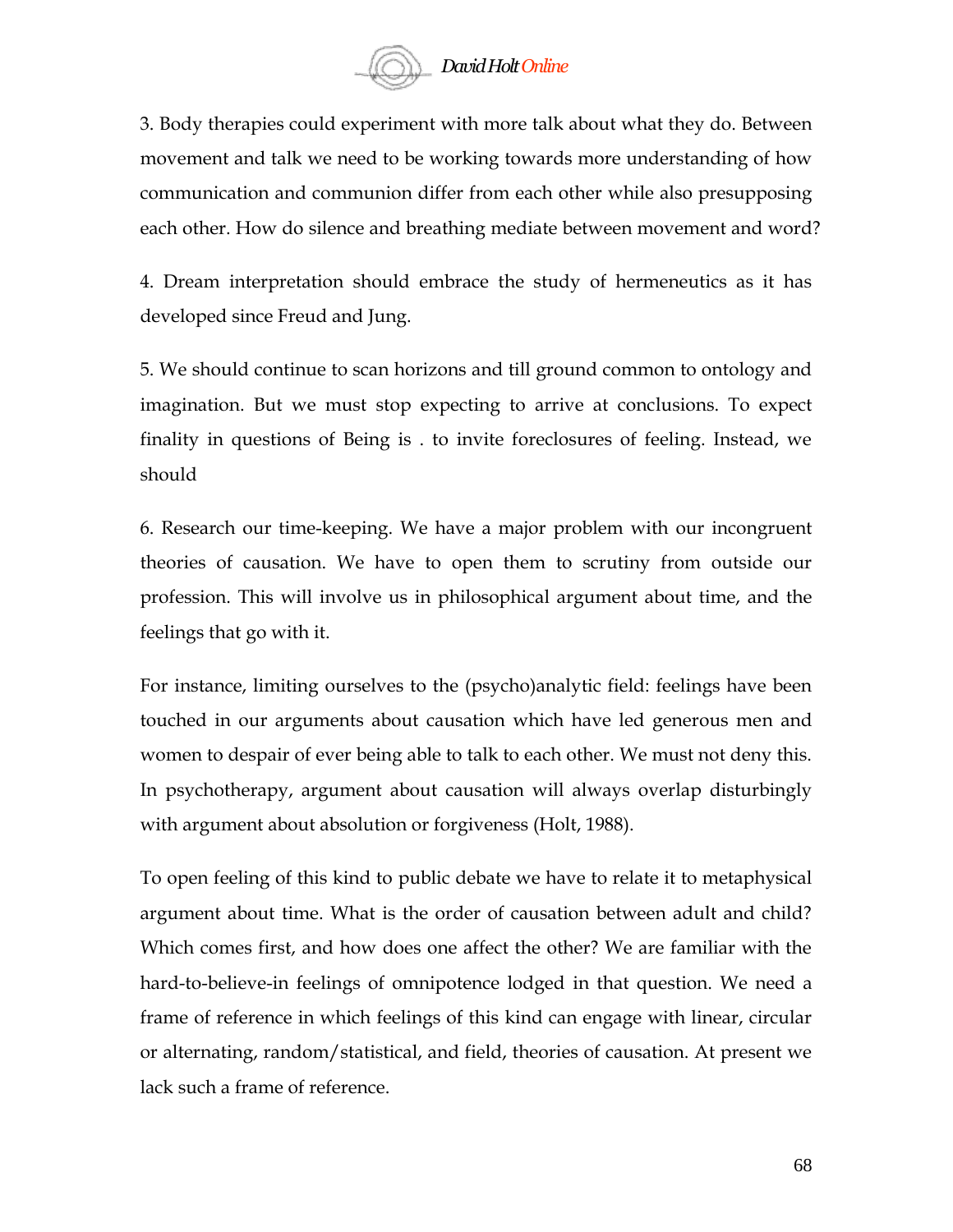3. Body therapies could experiment with more talk about what they do. Between movement and talk we need to be working towards more understanding of how communication and communion differ from each other while also presupposing each other. How do silence and breathing mediate between movement and word?

4. Dream interpretation should embrace the study of hermeneutics as it has developed since Freud and Jung.

5. We should continue to scan horizons and till ground common to ontology and imagination. But we must stop expecting to arrive at conclusions. To expect finality in questions of Being is . to invite foreclosures of feeling. Instead, we should

6. Research our time-keeping. We have a major problem with our incongruent theories of causation. We have to open them to scrutiny from outside our profession. This will involve us in philosophical argument about time, and the feelings that go with it.

For instance, limiting ourselves to the (psycho)analytic field: feelings have been touched in our arguments about causation which have led generous men and women to despair of ever being able to talk to each other. We must not deny this. In psychotherapy, argument about causation will always overlap disturbingly with argument about absolution or forgiveness (Holt, 1988).

To open feeling of this kind to public debate we have to relate it to metaphysical argument about time. What is the order of causation between adult and child? Which comes first, and how does one affect the other? We are familiar with the hard-to-believe-in feelings of omnipotence lodged in that question. We need a frame of reference in which feelings of this kind can engage with linear, circular or alternating, random/statistical, and field, theories of causation. At present we lack such a frame of reference.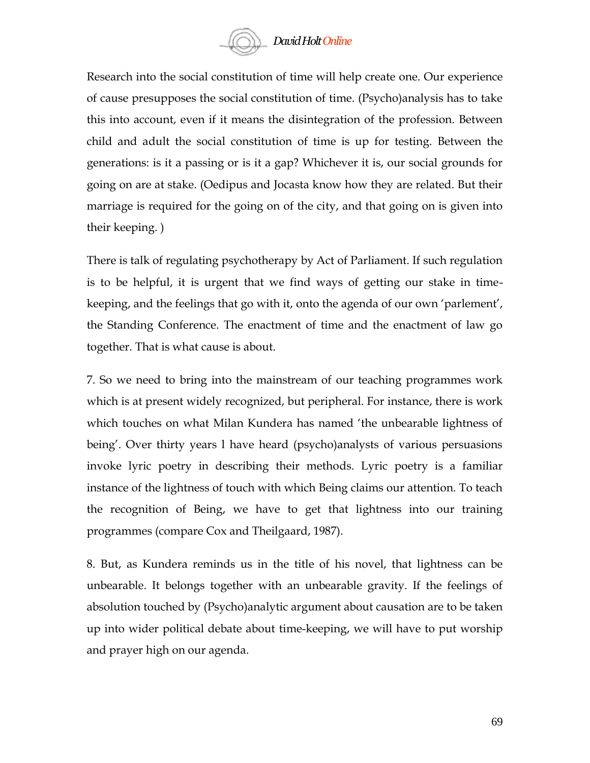Research into the social constitution of time will help create one. Our experience of cause presupposes the social constitution of time. (Psycho)analysis has to take this into account, even if it means the disintegration of the profession. Between child and adult the social constitution of time is up for testing. Between the generations: is it a passing or is it a gap? Whichever it is, our social grounds for going on are at stake. (Oedipus and Jocasta know how they are related. But their marriage is required for the going on of the city, and that going on is given into their keeping. )

There is talk of regulating psychotherapy by Act of Parliament. If such regulation is to be helpful, it is urgent that we find ways of getting our stake in time-keeping, and the feelings that go with it, onto the agenda of our own 'parlement', the Standing Conference. The enactment of time and the enactment of law go together. That is what cause is about.

7. So we need to bring into the mainstream of our teaching programmes work which is at present widely recognized, but peripheral. For instance, there is work which touches on what Milan Kundera has named 'the unbearable lightness of being'. Over thirty years I have heard (psycho)analysts of various persuasions invoke lyric poetry in describing their methods. Lyric poetry is a familiar instance of the lightness of touch with which Being claims our attention. To teach the recognition of Being, we have to get that lightness into our training programmes (compare Cox and Theilgaard, 1987).

8. But, as Kundera reminds us in the title of his novel, that lightness can be unbearable. It belongs together with an unbearable gravity. If the feelings of absolution touched by (Psycho)analytic argument about causation are to be taken up into wider political debate about time-keeping, we will have to put worship and prayer high on our agenda.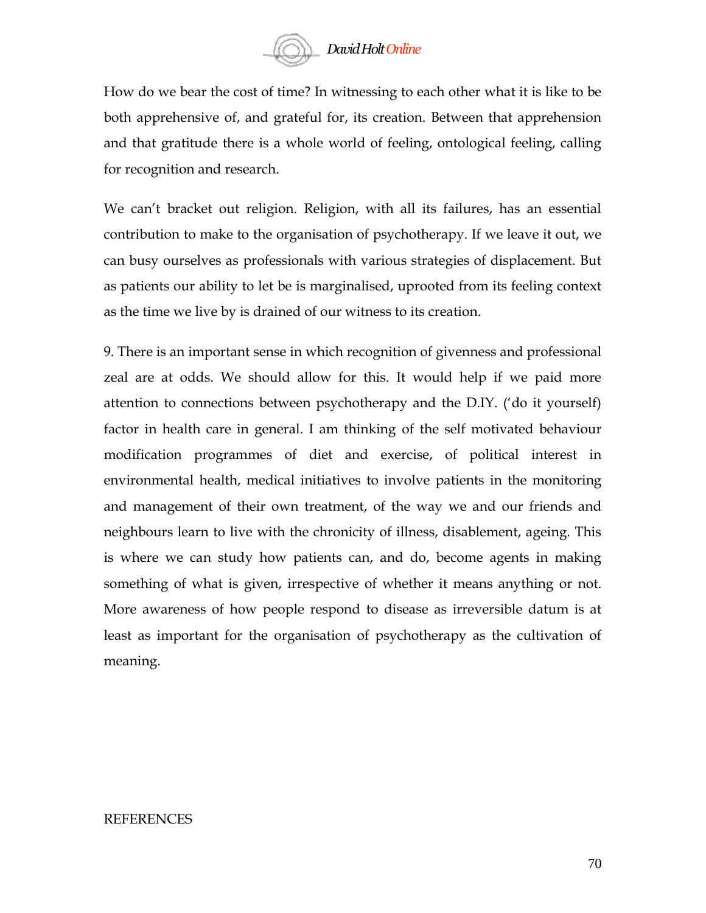How do we bear the cost of time? In witnessing to each other what it is like to be both apprehensive of, and grateful for, its creation. Between that apprehension and that gratitude there is a whole world of feeling, ontological feeling, calling for recognition and research.

We can't bracket out religion. Religion, with all its failures, has an essential contribution to make to the organisation of psychotherapy. If we leave it out, we can busy ourselves as professionals with various strategies of displacement. But as patients our ability to let be is marginalised, uprooted from its feeling context as the time we live by is drained of our witness to its creation.

9. There is an important sense in which recognition of givenness and professional zeal are at odds. We should allow for this. It would help if we paid more attention to connections between psychotherapy and the D.IY. ('do it yourself) factor in health care in general. I am thinking of the self motivated behaviour modification programmes of diet and exercise, of political interest in environmental health, medical initiatives to involve patients in the monitoring and management of their own treatment, of the way we and our friends and neighbours learn to live with the chronicity of illness, disablement, ageing. This is where we can study how patients can, and do, become agents in making something of what is given, irrespective of whether it means anything or not. More awareness of how people respond to disease as irreversible datum is at least as important for the organisation of psychotherapy as the cultivation of meaning.

REFERENCES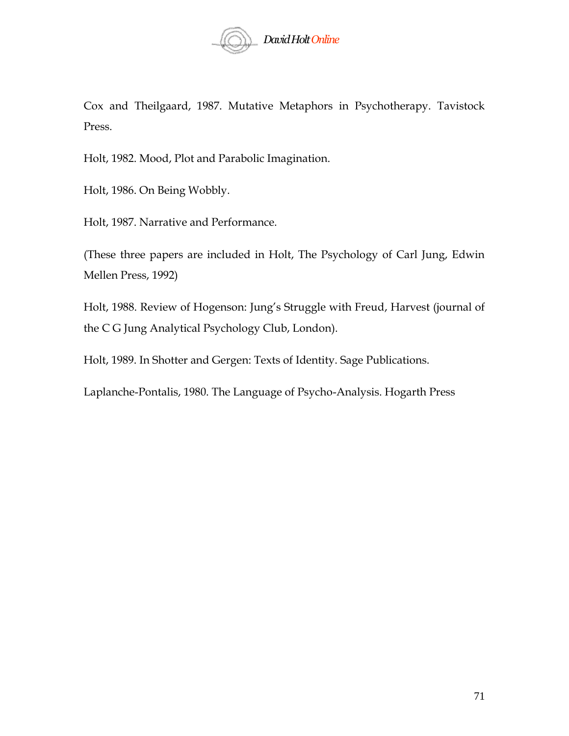Cox and Theilgaard, 1987. Mutative Metaphors in Psychotherapy. Tavistock Press.

Holt, 1982. Mood, Plot and Parabolic Imagination.

Holt, 1986. On Being Wobbly.

Holt, 1987. Narrative and Performance.

(These three papers are included in Holt, The Psychology of Carl Jung, Edwin Mellen Press, 1992)

Holt, 1988. Review of Hogenson: Jung's Struggle with Freud, Harvest (journal of the C G Jung Analytical Psychology Club, London).

Holt, 1989. In Shotter and Gergen: Texts of Identity. Sage Publications.

Laplanche-Pontalis, 1980. The Language of Psycho-Analysis. Hogarth Press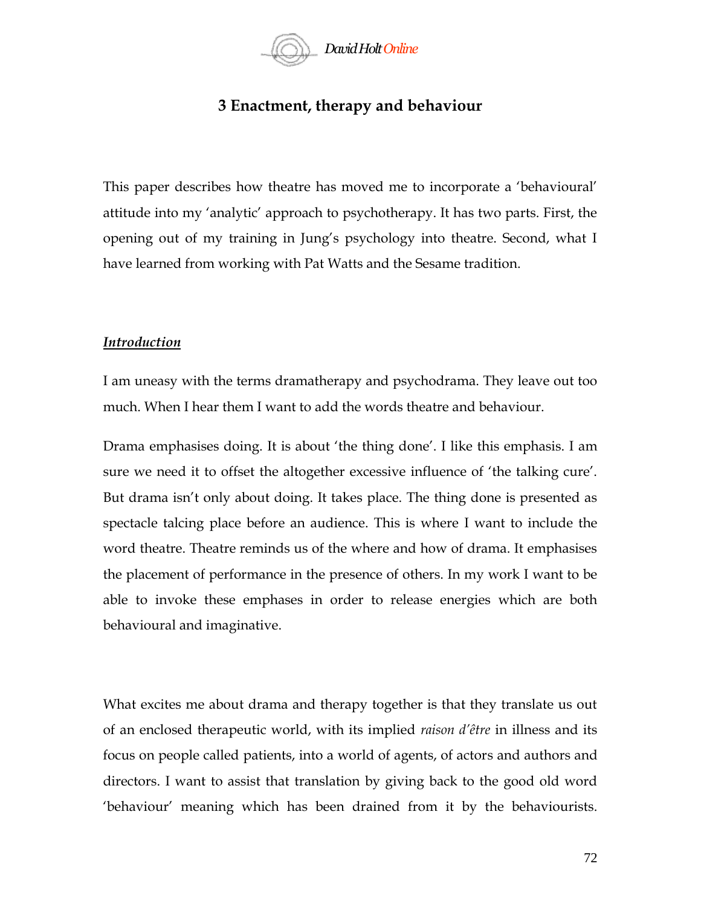# 3 Enactment, therapy and behaviour

This paper describes how theatre has moved me to incorporate a 'behavioural' attitude into my 'analytic' approach to psychotherapy. It has two parts. First, the opening out of my training in Jung's psychology into theatre. Second, what I have learned from working with Pat Watts and the Sesame tradition.

## ***Introduction***

I am uneasy with the terms dramatherapy and psychodrama. They leave out too much. When I hear them I want to add the words theatre and behaviour.

Drama emphasises doing. It is about 'the thing done'. I like this emphasis. I am sure we need it to offset the altogether excessive influence of 'the talking cure'. But drama isn't only about doing. It takes place. The thing done is presented as spectacle talcing place before an audience. This is where I want to include the word theatre. Theatre reminds us of the where and how of drama. It emphasises the placement of performance in the presence of others. In my work I want to be able to invoke these emphases in order to release energies which are both behavioural and imaginative.

What excites me about drama and therapy together is that they translate us out of an enclosed therapeutic world, with its implied *raison d'être* in illness and its focus on people called patients, into a world of agents, of actors and authors and directors. I want to assist that translation by giving back to the good old word 'behaviour' meaning which has been drained from it by the behaviourists.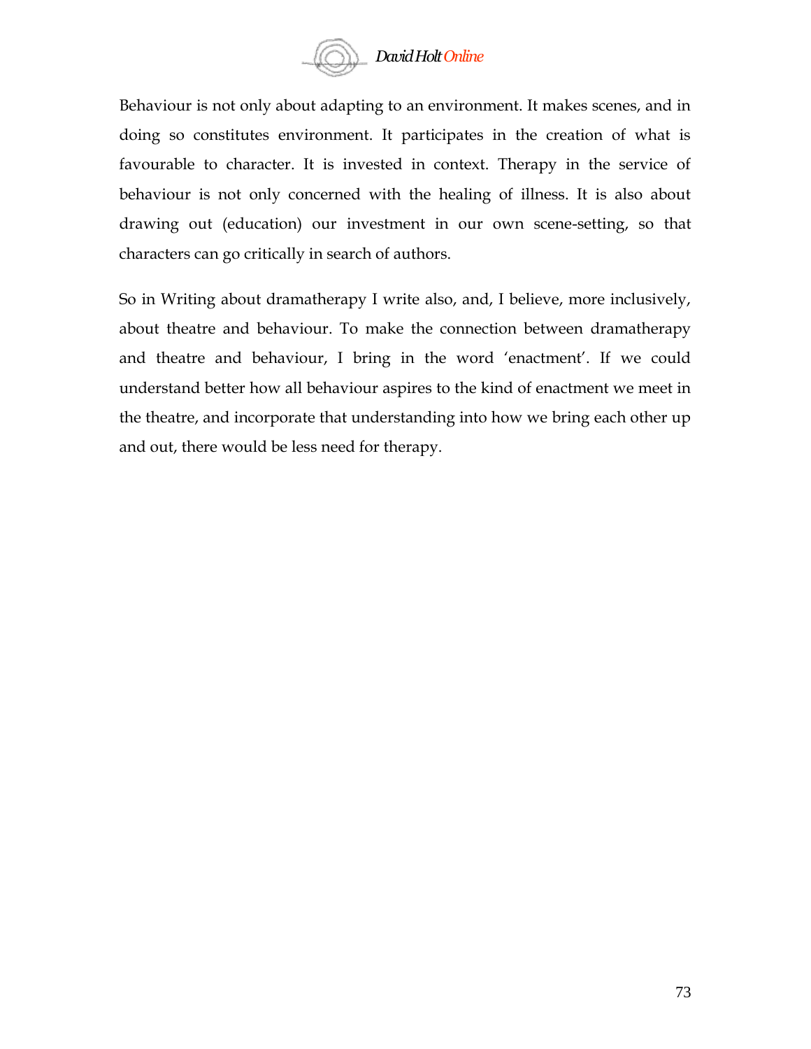Behaviour is not only about adapting to an environment. It makes scenes, and in doing so constitutes environment. It participates in the creation of what is favourable to character. It is invested in context. Therapy in the service of behaviour is not only concerned with the healing of illness. It is also about drawing out (education) our investment in our own scene-setting, so that characters can go critically in search of authors.

So in Writing about dramatherapy I write also, and, I believe, more inclusively, about theatre and behaviour. To make the connection between dramatherapy and theatre and behaviour, I bring in the word 'enactment'. If we could understand better how all behaviour aspires to the kind of enactment we meet in the theatre, and incorporate that understanding into how we bring each other up and out, there would be less need for therapy.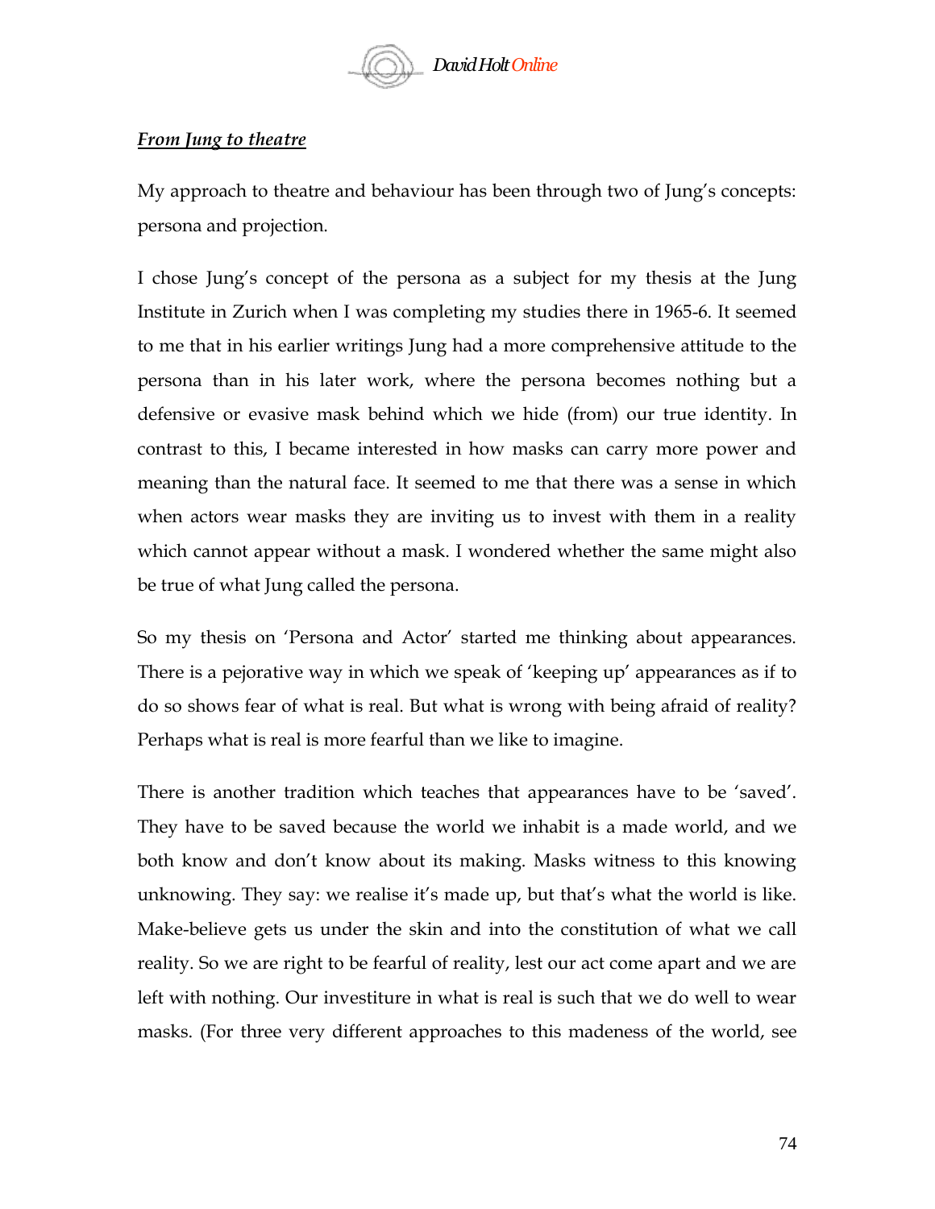***From Jung to theatre***

My approach to theatre and behaviour has been through two of Jung's concepts: persona and projection.

I chose Jung's concept of the persona as a subject for my thesis at the Jung Institute in Zurich when I was completing my studies there in 1965-6. It seemed to me that in his earlier writings Jung had a more comprehensive attitude to the persona than in his later work, where the persona becomes nothing but a defensive or evasive mask behind which we hide (from) our true identity. In contrast to this, I became interested in how masks can carry more power and meaning than the natural face. It seemed to me that there was a sense in which when actors wear masks they are inviting us to invest with them in a reality which cannot appear without a mask. I wondered whether the same might also be true of what Jung called the persona.

So my thesis on 'Persona and Actor' started me thinking about appearances. There is a pejorative way in which we speak of 'keeping up' appearances as if to do so shows fear of what is real. But what is wrong with being afraid of reality? Perhaps what is real is more fearful than we like to imagine.

There is another tradition which teaches that appearances have to be 'saved'. They have to be saved because the world we inhabit is a made world, and we both know and don't know about its making. Masks witness to this knowing unknowing. They say: we realise it's made up, but that's what the world is like. Make-believe gets us under the skin and into the constitution of what we call reality. So we are right to be fearful of reality, lest our act come apart and we are left with nothing. Our investiture in what is real is such that we do well to wear masks. (For three very different approaches to this madeness of the world, see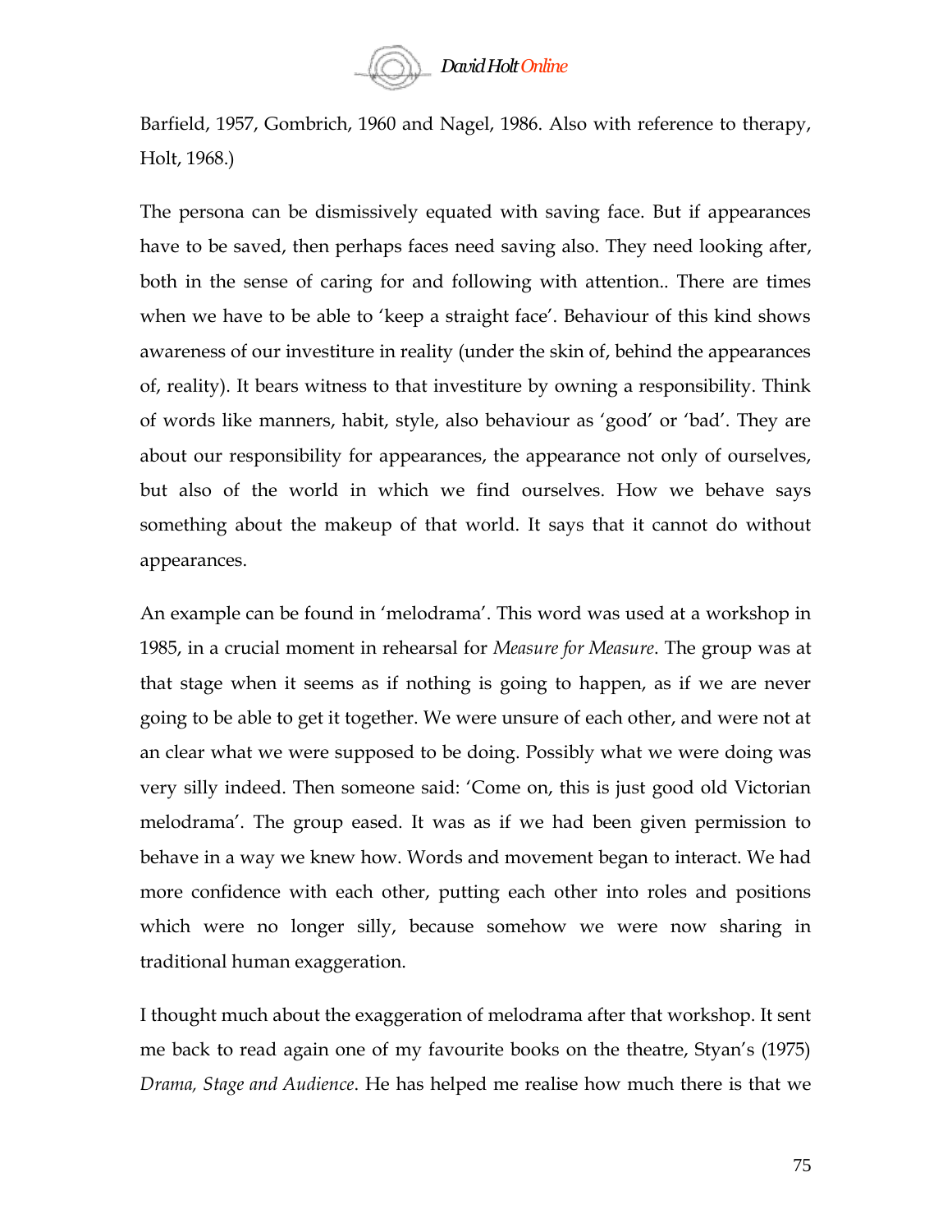Barfield, 1957, Gombrich, 1960 and Nagel, 1986. Also with reference to therapy, Holt, 1968.)

The persona can be dismissively equated with saving face. But if appearances have to be saved, then perhaps faces need saving also. They need looking after, both in the sense of caring for and following with attention.. There are times when we have to be able to 'keep a straight face'. Behaviour of this kind shows awareness of our investiture in reality (under the skin of, behind the appearances of, reality). It bears witness to that investiture by owning a responsibility. Think of words like manners, habit, style, also behaviour as 'good' or 'bad'. They are about our responsibility for appearances, the appearance not only of ourselves, but also of the world in which we find ourselves. How we behave says something about the makeup of that world. It says that it cannot do without appearances.

An example can be found in 'melodrama'. This word was used at a workshop in 1985, in a crucial moment in rehearsal for *Measure for Measure*. The group was at that stage when it seems as if nothing is going to happen, as if we are never going to be able to get it together. We were unsure of each other, and were not at an clear what we were supposed to be doing. Possibly what we were doing was very silly indeed. Then someone said: 'Come on, this is just good old Victorian melodrama'. The group eased. It was as if we had been given permission to behave in a way we knew how. Words and movement began to interact. We had more confidence with each other, putting each other into roles and positions which were no longer silly, because somehow we were now sharing in traditional human exaggeration.

I thought much about the exaggeration of melodrama after that workshop. It sent me back to read again one of my favourite books on the theatre, Styan's (1975) *Drama, Stage and Audience*. He has helped me realise how much there is that we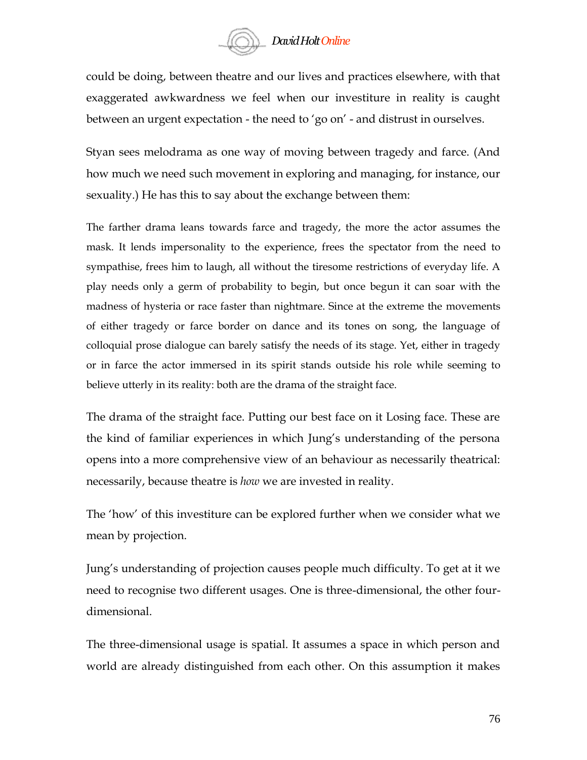could be doing, between theatre and our lives and practices elsewhere, with that exaggerated awkwardness we feel when our investiture in reality is caught between an urgent expectation - the need to 'go on' - and distrust in ourselves.

Styan sees melodrama as one way of moving between tragedy and farce. (And how much we need such movement in exploring and managing, for instance, our sexuality.) He has this to say about the exchange between them:

> The farther drama leans towards farce and tragedy, the more the actor assumes the mask. It lends impersonality to the experience, frees the spectator from the need to sympathise, frees him to laugh, all without the tiresome restrictions of everyday life. A play needs only a germ of probability to begin, but once begun it can soar with the madness of hysteria or race faster than nightmare. Since at the extreme the movements of either tragedy or farce border on dance and its tones on song, the language of colloquial prose dialogue can barely satisfy the needs of its stage. Yet, either in tragedy or in farce the actor immersed in its spirit stands outside his role while seeming to believe utterly in its reality: both are the drama of the straight face.

The drama of the straight face. Putting our best face on it Losing face. These are the kind of familiar experiences in which Jung's understanding of the persona opens into a more comprehensive view of an behaviour as necessarily theatrical: necessarily, because theatre is *how* we are invested in reality.

The 'how' of this investiture can be explored further when we consider what we mean by projection.

Jung's understanding of projection causes people much difficulty. To get at it we need to recognise two different usages. One is three-dimensional, the other four-dimensional.

The three-dimensional usage is spatial. It assumes a space in which person and world are already distinguished from each other. On this assumption it makes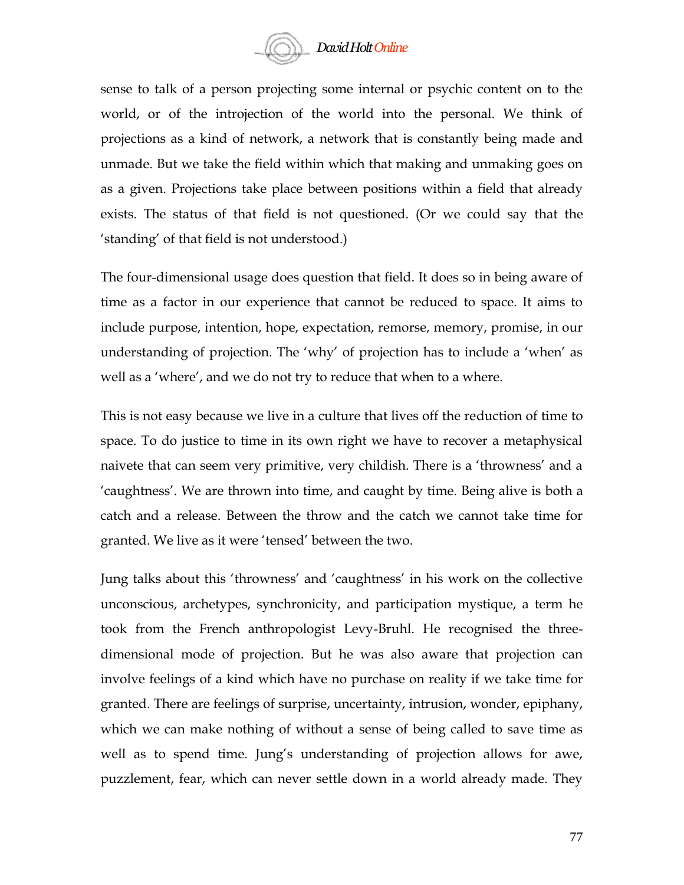sense to talk of a person projecting some internal or psychic content on to the world, or of the introjection of the world into the personal. We think of projections as a kind of network, a network that is constantly being made and unmade. But we take the field within which that making and unmaking goes on as a given. Projections take place between positions within a field that already exists. The status of that field is not questioned. (Or we could say that the 'standing' of that field is not understood.)

The four-dimensional usage does question that field. It does so in being aware of time as a factor in our experience that cannot be reduced to space. It aims to include purpose, intention, hope, expectation, remorse, memory, promise, in our understanding of projection. The 'why' of projection has to include a 'when' as well as a 'where', and we do not try to reduce that when to a where.

This is not easy because we live in a culture that lives off the reduction of time to space. To do justice to time in its own right we have to recover a metaphysical naivete that can seem very primitive, very childish. There is a 'throwness' and a 'caughtness'. We are thrown into time, and caught by time. Being alive is both a catch and a release. Between the throw and the catch we cannot take time for granted. We live as it were 'tensed' between the two.

Jung talks about this 'throwness' and 'caughtness' in his work on the collective unconscious, archetypes, synchronicity, and participation mystique, a term he took from the French anthropologist Levy-Bruhl. He recognised the three-dimensional mode of projection. But he was also aware that projection can involve feelings of a kind which have no purchase on reality if we take time for granted. There are feelings of surprise, uncertainty, intrusion, wonder, epiphany, which we can make nothing of without a sense of being called to save time as well as to spend time. Jung's understanding of projection allows for awe, puzzlement, fear, which can never settle down in a world already made. They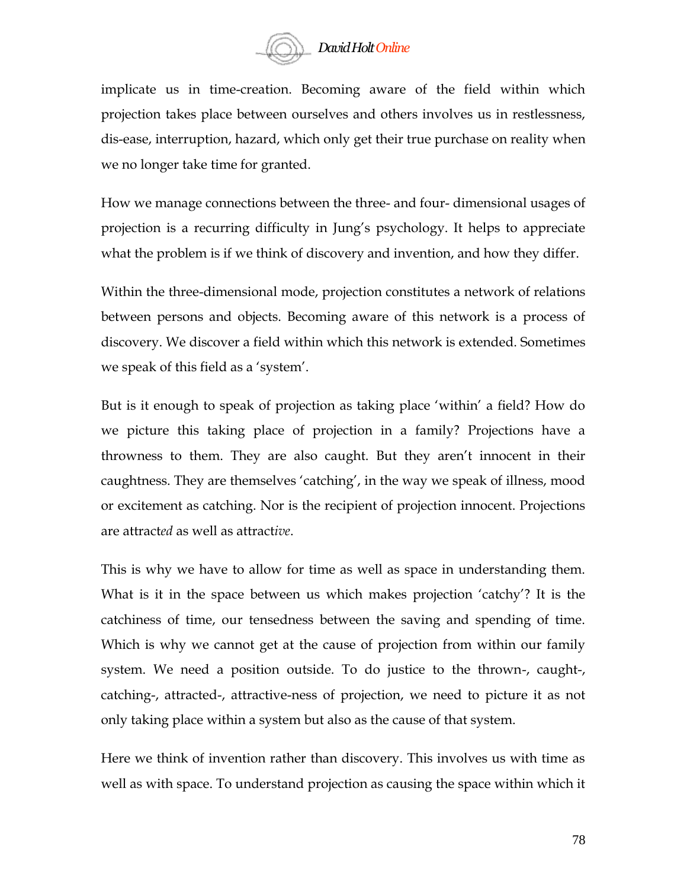implicate us in time-creation. Becoming aware of the field within which projection takes place between ourselves and others involves us in restlessness, dis-ease, interruption, hazard, which only get their true purchase on reality when we no longer take time for granted.

How we manage connections between the three- and four- dimensional usages of projection is a recurring difficulty in Jung's psychology. It helps to appreciate what the problem is if we think of discovery and invention, and how they differ.

Within the three-dimensional mode, projection constitutes a network of relations between persons and objects. Becoming aware of this network is a process of discovery. We discover a field within which this network is extended. Sometimes we speak of this field as a 'system'.

But is it enough to speak of projection as taking place 'within' a field? How do we picture this taking place of projection in a family? Projections have a throwness to them. They are also caught. But they aren't innocent in their caughtness. They are themselves 'catching', in the way we speak of illness, mood or excitement as catching. Nor is the recipient of projection innocent. Projections are attract*ed* as well as attract*ive*.

This is why we have to allow for time as well as space in understanding them. What is it in the space between us which makes projection 'catchy'? It is the catchiness of time, our tensedness between the saving and spending of time. Which is why we cannot get at the cause of projection from within our family system. We need a position outside. To do justice to the thrown-, caught-, catching-, attracted-, attractive-ness of projection, we need to picture it as not only taking place within a system but also as the cause of that system.

Here we think of invention rather than discovery. This involves us with time as well as with space. To understand projection as causing the space within which it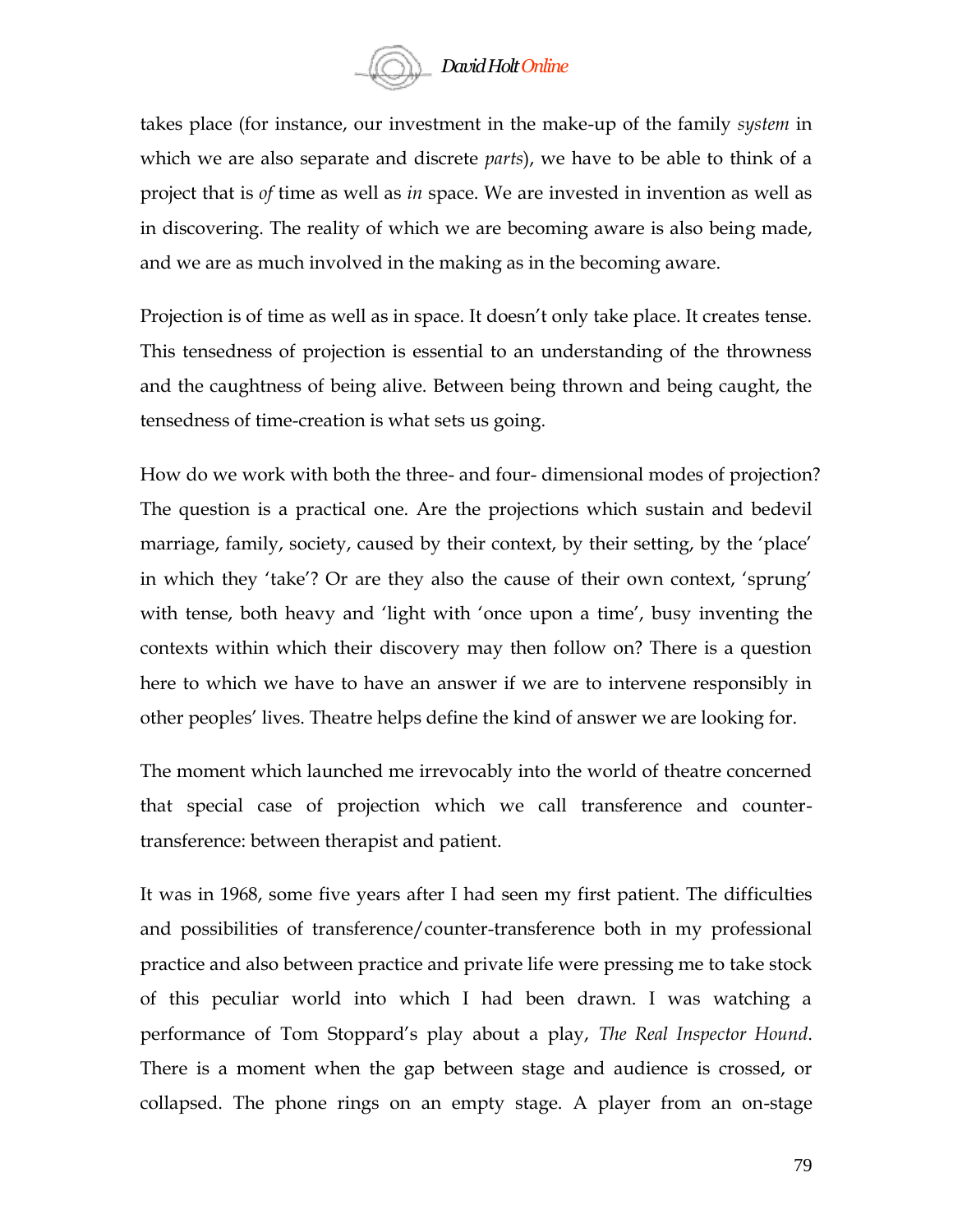takes place (for instance, our investment in the make-up of the family *system* in which we are also separate and discrete *parts*), we have to be able to think of a project that is *of* time as well as *in* space. We are invested in invention as well as in discovering. The reality of which we are becoming aware is also being made, and we are as much involved in the making as in the becoming aware.

Projection is of time as well as in space. It doesn't only take place. It creates tense. This tensedness of projection is essential to an understanding of the throwness and the caughtness of being alive. Between being thrown and being caught, the tensedness of time-creation is what sets us going.

How do we work with both the three- and four- dimensional modes of projection? The question is a practical one. Are the projections which sustain and bedevil marriage, family, society, caused by their context, by their setting, by the 'place' in which they 'take'? Or are they also the cause of their own context, 'sprung' with tense, both heavy and 'light with 'once upon a time', busy inventing the contexts within which their discovery may then follow on? There is a question here to which we have to have an answer if we are to intervene responsibly in other peoples' lives. Theatre helps define the kind of answer we are looking for.

The moment which launched me irrevocably into the world of theatre concerned that special case of projection which we call transference and counter-transference: between therapist and patient.

It was in 1968, some five years after I had seen my first patient. The difficulties and possibilities of transference/counter-transference both in my professional practice and also between practice and private life were pressing me to take stock of this peculiar world into which I had been drawn. I was watching a performance of Tom Stoppard's play about a play, *The Real Inspector Hound*. There is a moment when the gap between stage and audience is crossed, or collapsed. The phone rings on an empty stage. A player from an on-stage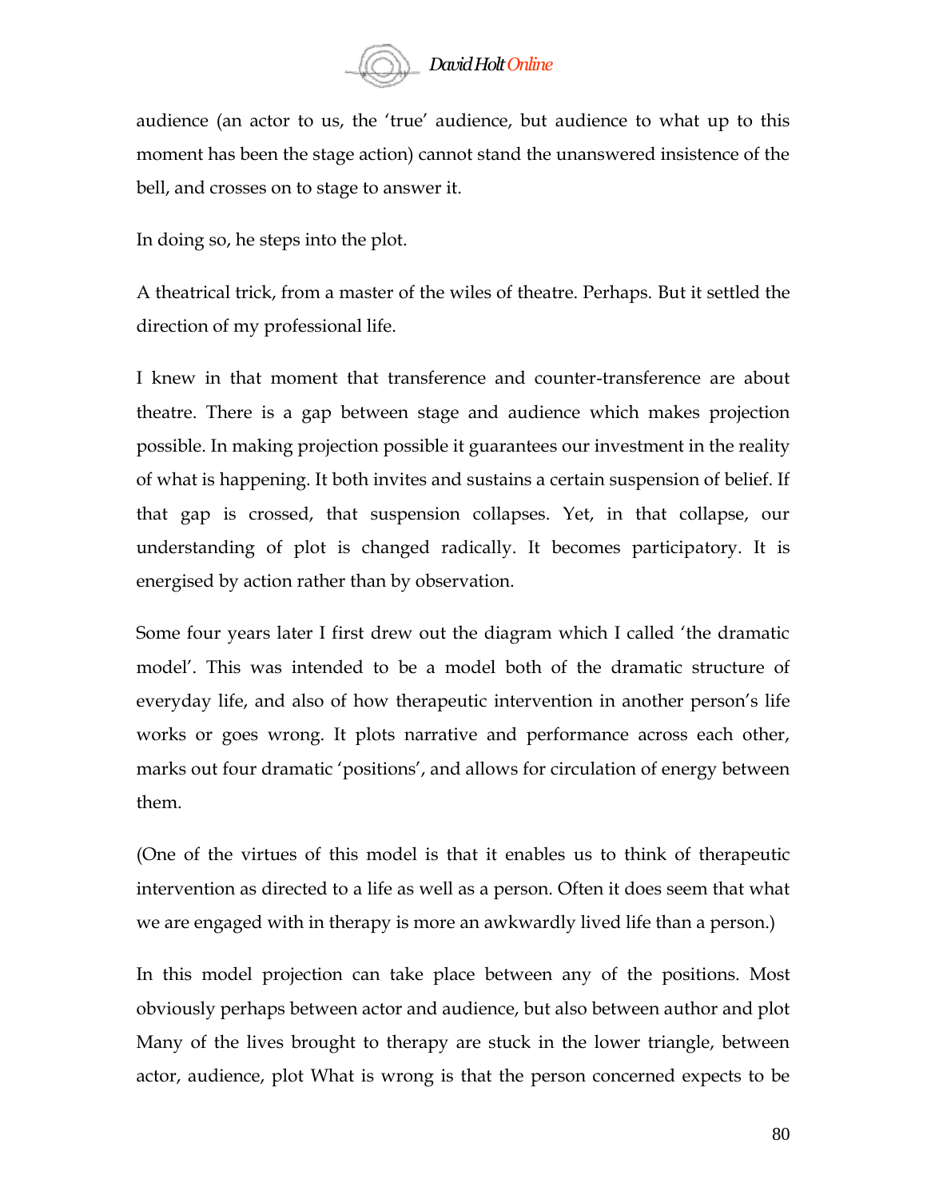audience (an actor to us, the 'true' audience, but audience to what up to this moment has been the stage action) cannot stand the unanswered insistence of the bell, and crosses on to stage to answer it.

In doing so, he steps into the plot.

A theatrical trick, from a master of the wiles of theatre. Perhaps. But it settled the direction of my professional life.

I knew in that moment that transference and counter-transference are about theatre. There is a gap between stage and audience which makes projection possible. In making projection possible it guarantees our investment in the reality of what is happening. It both invites and sustains a certain suspension of belief. If that gap is crossed, that suspension collapses. Yet, in that collapse, our understanding of plot is changed radically. It becomes participatory. It is energised by action rather than by observation.

Some four years later I first drew out the diagram which I called 'the dramatic model'. This was intended to be a model both of the dramatic structure of everyday life, and also of how therapeutic intervention in another person's life works or goes wrong. It plots narrative and performance across each other, marks out four dramatic 'positions', and allows for circulation of energy between them.

(One of the virtues of this model is that it enables us to think of therapeutic intervention as directed to a life as well as a person. Often it does seem that what we are engaged with in therapy is more an awkwardly lived life than a person.)

In this model projection can take place between any of the positions. Most obviously perhaps between actor and audience, but also between author and plot Many of the lives brought to therapy are stuck in the lower triangle, between actor, audience, plot What is wrong is that the person concerned expects to be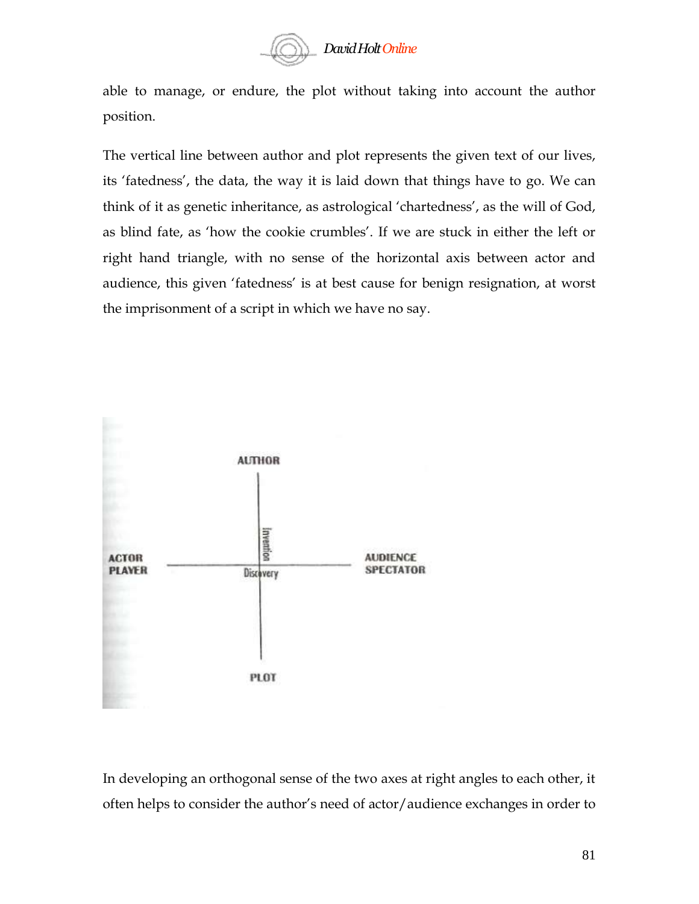able to manage, or endure, the plot without taking into account the author position.

The vertical line between author and plot represents the given text of our lives, its 'fatedness', the data, the way it is laid down that things have to go. We can think of it as genetic inheritance, as astrological 'chartedness', as the will of God, as blind fate, as 'how the cookie crumbles'. If we are stuck in either the left or right hand triangle, with no sense of the horizontal axis between actor and audience, this given 'fatedness' is at best cause for benign resignation, at worst the imprisonment of a script in which we have no say.

AUTHOR

Invention

ACTOR
PLAYER

Discovery

AUDIENCE
SPECTATOR

PLOT

In developing an orthogonal sense of the two axes at right angles to each other, it often helps to consider the author's need of actor/audience exchanges in order to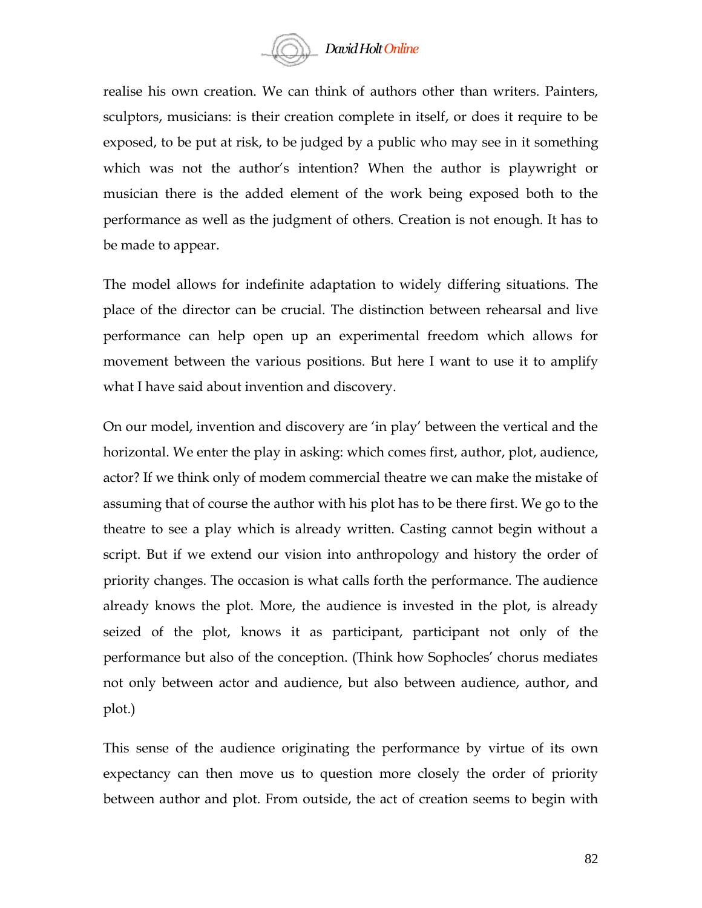realise his own creation. We can think of authors other than writers. Painters, sculptors, musicians: is their creation complete in itself, or does it require to be exposed, to be put at risk, to be judged by a public who may see in it something which was not the author's intention? When the author is playwright or musician there is the added element of the work being exposed both to the performance as well as the judgment of others. Creation is not enough. It has to be made to appear.

The model allows for indefinite adaptation to widely differing situations. The place of the director can be crucial. The distinction between rehearsal and live performance can help open up an experimental freedom which allows for movement between the various positions. But here I want to use it to amplify what I have said about invention and discovery.

On our model, invention and discovery are 'in play' between the vertical and the horizontal. We enter the play in asking: which comes first, author, plot, audience, actor? If we think only of modem commercial theatre we can make the mistake of assuming that of course the author with his plot has to be there first. We go to the theatre to see a play which is already written. Casting cannot begin without a script. But if we extend our vision into anthropology and history the order of priority changes. The occasion is what calls forth the performance. The audience already knows the plot. More, the audience is invested in the plot, is already seized of the plot, knows it as participant, participant not only of the performance but also of the conception. (Think how Sophocles' chorus mediates not only between actor and audience, but also between audience, author, and plot.)

This sense of the audience originating the performance by virtue of its own expectancy can then move us to question more closely the order of priority between author and plot. From outside, the act of creation seems to begin with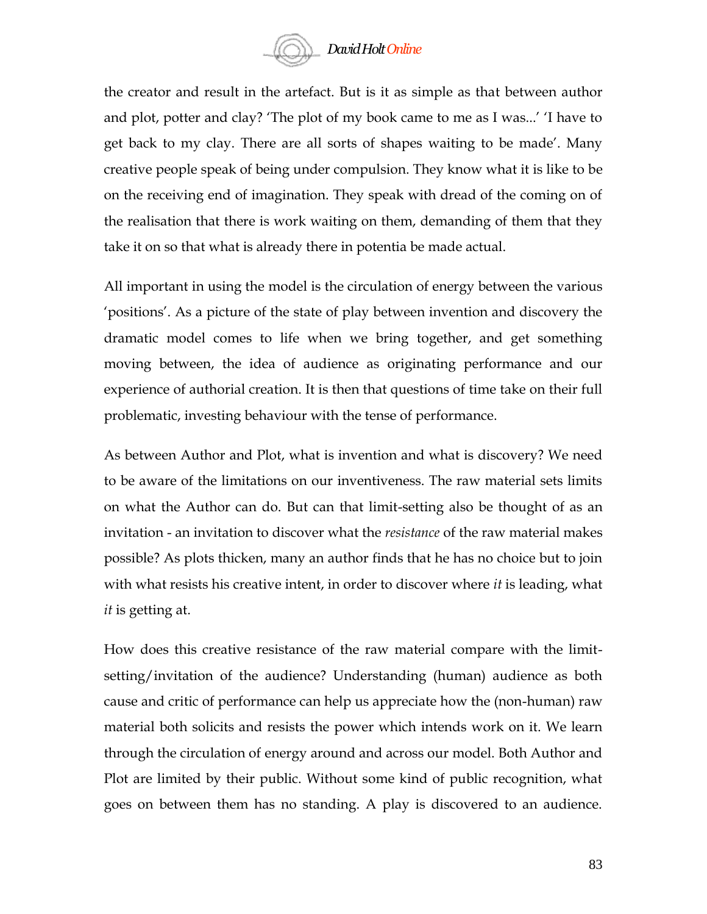the creator and result in the artefact. But is it as simple as that between author and plot, potter and clay? 'The plot of my book came to me as I was...' 'I have to get back to my clay. There are all sorts of shapes waiting to be made'. Many creative people speak of being under compulsion. They know what it is like to be on the receiving end of imagination. They speak with dread of the coming on of the realisation that there is work waiting on them, demanding of them that they take it on so that what is already there in potentia be made actual.

All important in using the model is the circulation of energy between the various 'positions'. As a picture of the state of play between invention and discovery the dramatic model comes to life when we bring together, and get something moving between, the idea of audience as originating performance and our experience of authorial creation. It is then that questions of time take on their full problematic, investing behaviour with the tense of performance.

As between Author and Plot, what is invention and what is discovery? We need to be aware of the limitations on our inventiveness. The raw material sets limits on what the Author can do. But can that limit-setting also be thought of as an invitation - an invitation to discover what the *resistance* of the raw material makes possible? As plots thicken, many an author finds that he has no choice but to join with what resists his creative intent, in order to discover where *it* is leading, what *it* is getting at.

How does this creative resistance of the raw material compare with the limit-setting/invitation of the audience? Understanding (human) audience as both cause and critic of performance can help us appreciate how the (non-human) raw material both solicits and resists the power which intends work on it. We learn through the circulation of energy around and across our model. Both Author and Plot are limited by their public. Without some kind of public recognition, what goes on between them has no standing. A play is discovered to an audience.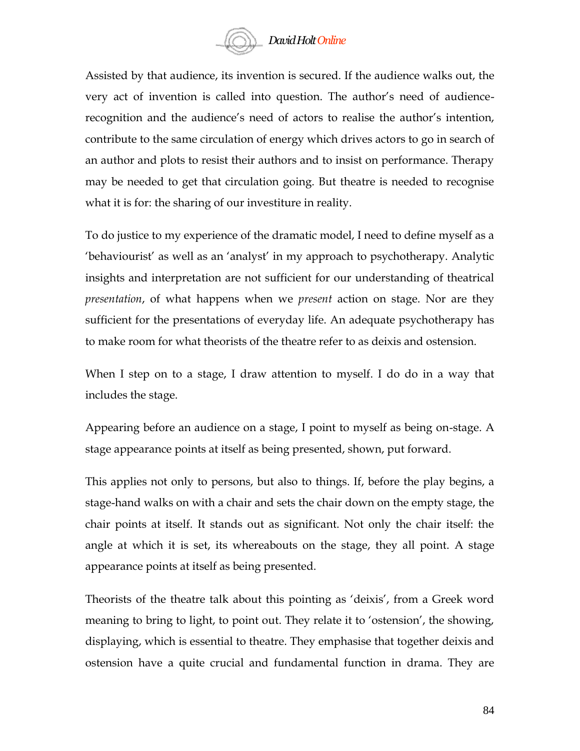Assisted by that audience, its invention is secured. If the audience walks out, the very act of invention is called into question. The author's need of audience-recognition and the audience's need of actors to realise the author's intention, contribute to the same circulation of energy which drives actors to go in search of an author and plots to resist their authors and to insist on performance. Therapy may be needed to get that circulation going. But theatre is needed to recognise what it is for: the sharing of our investiture in reality.

To do justice to my experience of the dramatic model, I need to define myself as a 'behaviourist' as well as an 'analyst' in my approach to psychotherapy. Analytic insights and interpretation are not sufficient for our understanding of theatrical *presentation*, of what happens when we *present* action on stage. Nor are they sufficient for the presentations of everyday life. An adequate psychotherapy has to make room for what theorists of the theatre refer to as deixis and ostension.

When I step on to a stage, I draw attention to myself. I do do in a way that includes the stage.

Appearing before an audience on a stage, I point to myself as being on-stage. A stage appearance points at itself as being presented, shown, put forward.

This applies not only to persons, but also to things. If, before the play begins, a stage-hand walks on with a chair and sets the chair down on the empty stage, the chair points at itself. It stands out as significant. Not only the chair itself: the angle at which it is set, its whereabouts on the stage, they all point. A stage appearance points at itself as being presented.

Theorists of the theatre talk about this pointing as 'deixis', from a Greek word meaning to bring to light, to point out. They relate it to 'ostension', the showing, displaying, which is essential to theatre. They emphasise that together deixis and ostension have a quite crucial and fundamental function in drama. They are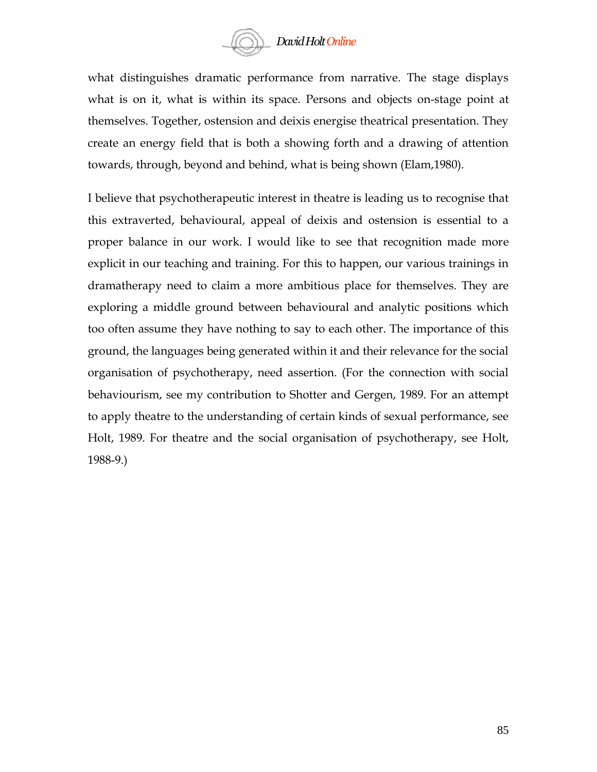what distinguishes dramatic performance from narrative. The stage displays what is on it, what is within its space. Persons and objects on-stage point at themselves. Together, ostension and deixis energise theatrical presentation. They create an energy field that is both a showing forth and a drawing of attention towards, through, beyond and behind, what is being shown (Elam,1980).

I believe that psychotherapeutic interest in theatre is leading us to recognise that this extraverted, behavioural, appeal of deixis and ostension is essential to a proper balance in our work. I would like to see that recognition made more explicit in our teaching and training. For this to happen, our various trainings in dramatherapy need to claim a more ambitious place for themselves. They are exploring a middle ground between behavioural and analytic positions which too often assume they have nothing to say to each other. The importance of this ground, the languages being generated within it and their relevance for the social organisation of psychotherapy, need assertion. (For the connection with social behaviourism, see my contribution to Shotter and Gergen, 1989. For an attempt to apply theatre to the understanding of certain kinds of sexual performance, see Holt, 1989. For theatre and the social organisation of psychotherapy, see Holt, 1988-9.)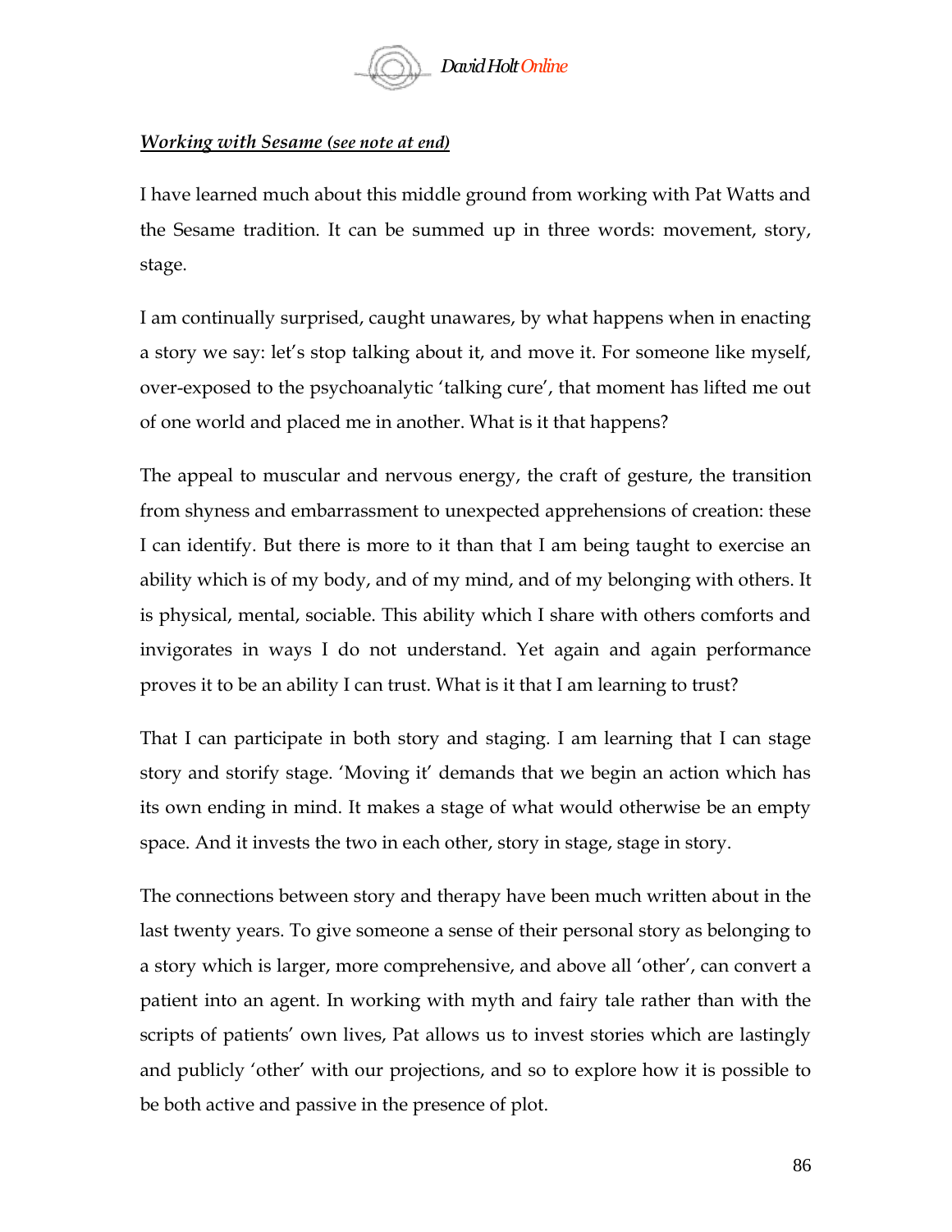***Working with Sesame** (see note at end)*

I have learned much about this middle ground from working with Pat Watts and the Sesame tradition. It can be summed up in three words: movement, story, stage.

I am continually surprised, caught unawares, by what happens when in enacting a story we say: let's stop talking about it, and move it. For someone like myself, over-exposed to the psychoanalytic 'talking cure', that moment has lifted me out of one world and placed me in another. What is it that happens?

The appeal to muscular and nervous energy, the craft of gesture, the transition from shyness and embarrassment to unexpected apprehensions of creation: these I can identify. But there is more to it than that I am being taught to exercise an ability which is of my body, and of my mind, and of my belonging with others. It is physical, mental, sociable. This ability which I share with others comforts and invigorates in ways I do not understand. Yet again and again performance proves it to be an ability I can trust. What is it that I am learning to trust?

That I can participate in both story and staging. I am learning that I can stage story and storify stage. 'Moving it' demands that we begin an action which has its own ending in mind. It makes a stage of what would otherwise be an empty space. And it invests the two in each other, story in stage, stage in story.

The connections between story and therapy have been much written about in the last twenty years. To give someone a sense of their personal story as belonging to a story which is larger, more comprehensive, and above all 'other', can convert a patient into an agent. In working with myth and fairy tale rather than with the scripts of patients' own lives, Pat allows us to invest stories which are lastingly and publicly 'other' with our projections, and so to explore how it is possible to be both active and passive in the presence of plot.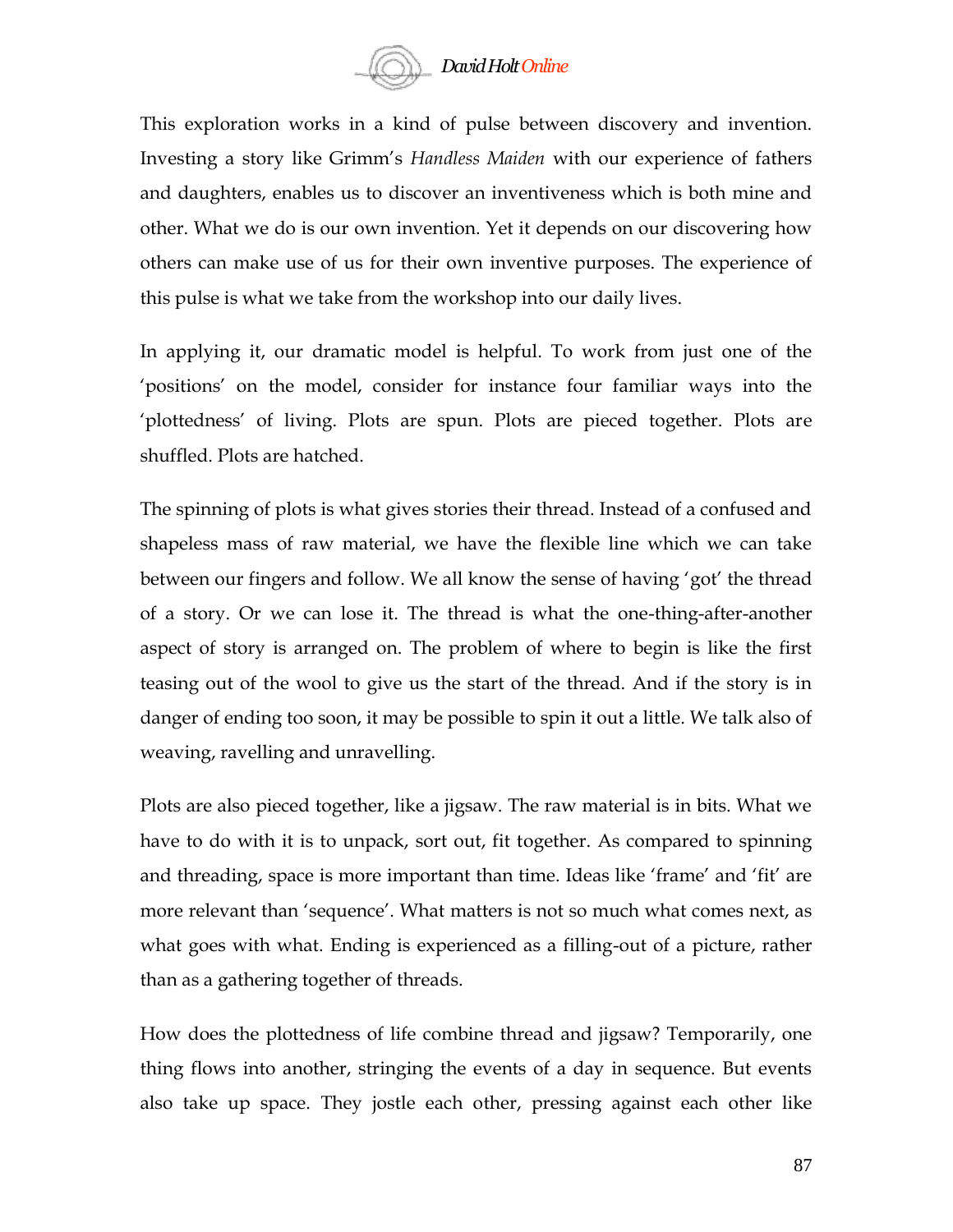This exploration works in a kind of pulse between discovery and invention. Investing a story like Grimm's *Handless Maiden* with our experience of fathers and daughters, enables us to discover an inventiveness which is both mine and other. What we do is our own invention. Yet it depends on our discovering how others can make use of us for their own inventive purposes. The experience of this pulse is what we take from the workshop into our daily lives.

In applying it, our dramatic model is helpful. To work from just one of the 'positions' on the model, consider for instance four familiar ways into the 'plottedness' of living. Plots are spun. Plots are pieced together. Plots are shuffled. Plots are hatched.

The spinning of plots is what gives stories their thread. Instead of a confused and shapeless mass of raw material, we have the flexible line which we can take between our fingers and follow. We all know the sense of having 'got' the thread of a story. Or we can lose it. The thread is what the one-thing-after-another aspect of story is arranged on. The problem of where to begin is like the first teasing out of the wool to give us the start of the thread. And if the story is in danger of ending too soon, it may be possible to spin it out a little. We talk also of weaving, ravelling and unravelling.

Plots are also pieced together, like a jigsaw. The raw material is in bits. What we have to do with it is to unpack, sort out, fit together. As compared to spinning and threading, space is more important than time. Ideas like 'frame' and 'fit' are more relevant than 'sequence'. What matters is not so much what comes next, as what goes with what. Ending is experienced as a filling-out of a picture, rather than as a gathering together of threads.

How does the plottedness of life combine thread and jigsaw? Temporarily, one thing flows into another, stringing the events of a day in sequence. But events also take up space. They jostle each other, pressing against each other like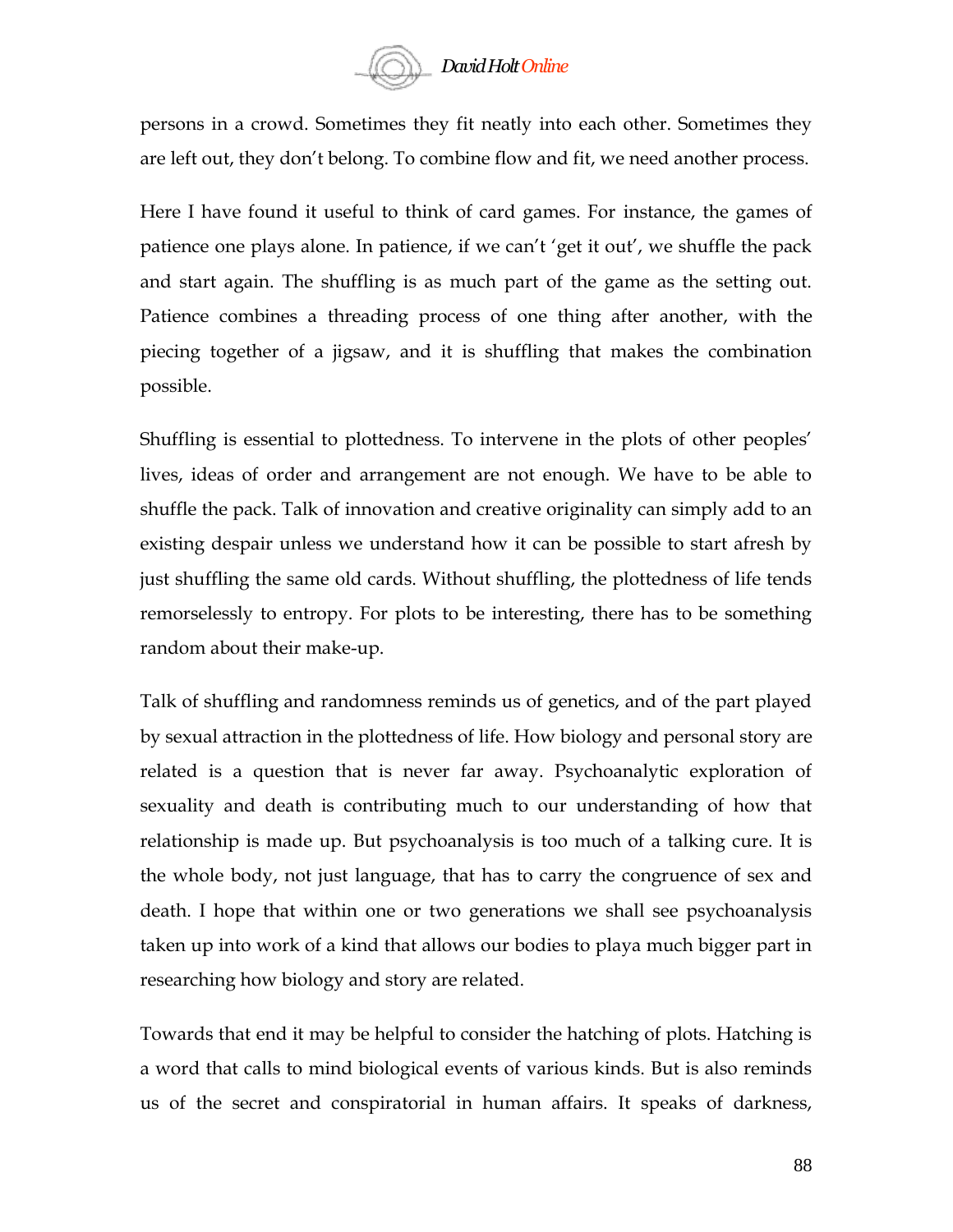persons in a crowd. Sometimes they fit neatly into each other. Sometimes they are left out, they don't belong. To combine flow and fit, we need another process.

Here I have found it useful to think of card games. For instance, the games of patience one plays alone. In patience, if we can't 'get it out', we shuffle the pack and start again. The shuffling is as much part of the game as the setting out. Patience combines a threading process of one thing after another, with the piecing together of a jigsaw, and it is shuffling that makes the combination possible.

Shuffling is essential to plottedness. To intervene in the plots of other peoples' lives, ideas of order and arrangement are not enough. We have to be able to shuffle the pack. Talk of innovation and creative originality can simply add to an existing despair unless we understand how it can be possible to start afresh by just shuffling the same old cards. Without shuffling, the plottedness of life tends remorselessly to entropy. For plots to be interesting, there has to be something random about their make-up.

Talk of shuffling and randomness reminds us of genetics, and of the part played by sexual attraction in the plottedness of life. How biology and personal story are related is a question that is never far away. Psychoanalytic exploration of sexuality and death is contributing much to our understanding of how that relationship is made up. But psychoanalysis is too much of a talking cure. It is the whole body, not just language, that has to carry the congruence of sex and death. I hope that within one or two generations we shall see psychoanalysis taken up into work of a kind that allows our bodies to playa much bigger part in researching how biology and story are related.

Towards that end it may be helpful to consider the hatching of plots. Hatching is a word that calls to mind biological events of various kinds. But is also reminds us of the secret and conspiratorial in human affairs. It speaks of darkness,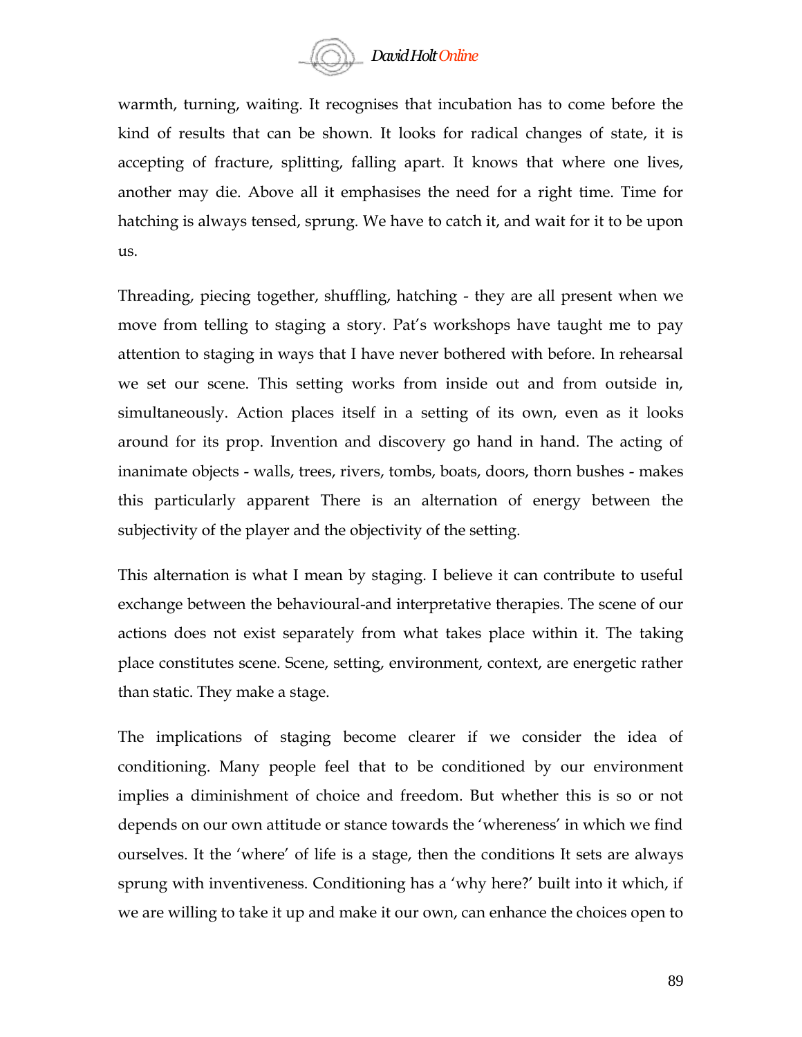warmth, turning, waiting. It recognises that incubation has to come before the kind of results that can be shown. It looks for radical changes of state, it is accepting of fracture, splitting, falling apart. It knows that where one lives, another may die. Above all it emphasises the need for a right time. Time for hatching is always tensed, sprung. We have to catch it, and wait for it to be upon us.

Threading, piecing together, shuffling, hatching - they are all present when we move from telling to staging a story. Pat's workshops have taught me to pay attention to staging in ways that I have never bothered with before. In rehearsal we set our scene. This setting works from inside out and from outside in, simultaneously. Action places itself in a setting of its own, even as it looks around for its prop. Invention and discovery go hand in hand. The acting of inanimate objects - walls, trees, rivers, tombs, boats, doors, thorn bushes - makes this particularly apparent There is an alternation of energy between the subjectivity of the player and the objectivity of the setting.

This alternation is what I mean by staging. I believe it can contribute to useful exchange between the behavioural-and interpretative therapies. The scene of our actions does not exist separately from what takes place within it. The taking place constitutes scene. Scene, setting, environment, context, are energetic rather than static. They make a stage.

The implications of staging become clearer if we consider the idea of conditioning. Many people feel that to be conditioned by our environment implies a diminishment of choice and freedom. But whether this is so or not depends on our own attitude or stance towards the 'whereness' in which we find ourselves. It the 'where' of life is a stage, then the conditions It sets are always sprung with inventiveness. Conditioning has a 'why here?' built into it which, if we are willing to take it up and make it our own, can enhance the choices open to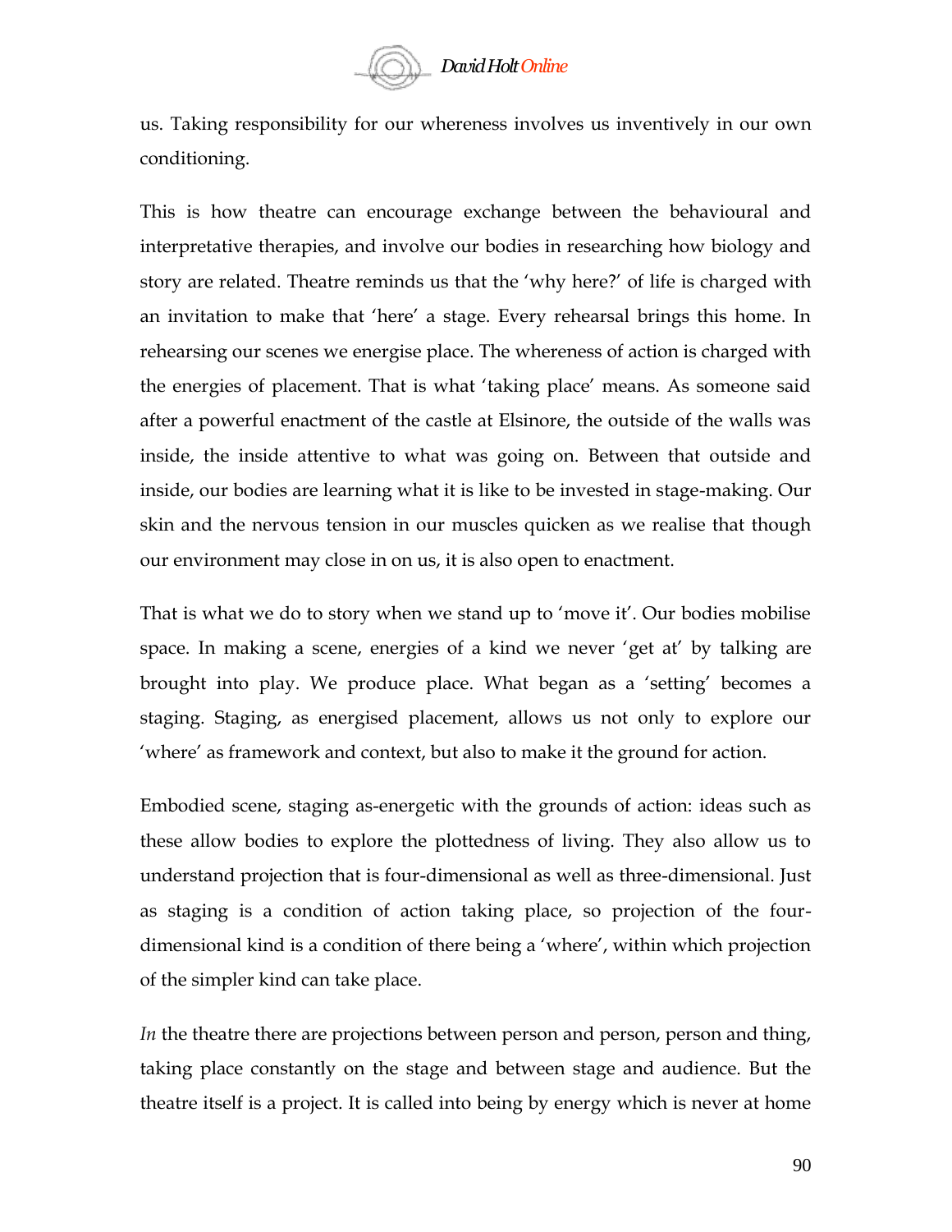us. Taking responsibility for our whereness involves us inventively in our own conditioning.

This is how theatre can encourage exchange between the behavioural and interpretative therapies, and involve our bodies in researching how biology and story are related. Theatre reminds us that the 'why here?' of life is charged with an invitation to make that 'here' a stage. Every rehearsal brings this home. In rehearsing our scenes we energise place. The whereness of action is charged with the energies of placement. That is what 'taking place' means. As someone said after a powerful enactment of the castle at Elsinore, the outside of the walls was inside, the inside attentive to what was going on. Between that outside and inside, our bodies are learning what it is like to be invested in stage-making. Our skin and the nervous tension in our muscles quicken as we realise that though our environment may close in on us, it is also open to enactment.

That is what we do to story when we stand up to 'move it'. Our bodies mobilise space. In making a scene, energies of a kind we never 'get at' by talking are brought into play. We produce place. What began as a 'setting' becomes a staging. Staging, as energised placement, allows us not only to explore our 'where' as framework and context, but also to make it the ground for action.

Embodied scene, staging as-energetic with the grounds of action: ideas such as these allow bodies to explore the plottedness of living. They also allow us to understand projection that is four-dimensional as well as three-dimensional. Just as staging is a condition of action taking place, so projection of the four-dimensional kind is a condition of there being a 'where', within which projection of the simpler kind can take place.

*In* the theatre there are projections between person and person, person and thing, taking place constantly on the stage and between stage and audience. But the theatre itself is a project. It is called into being by energy which is never at home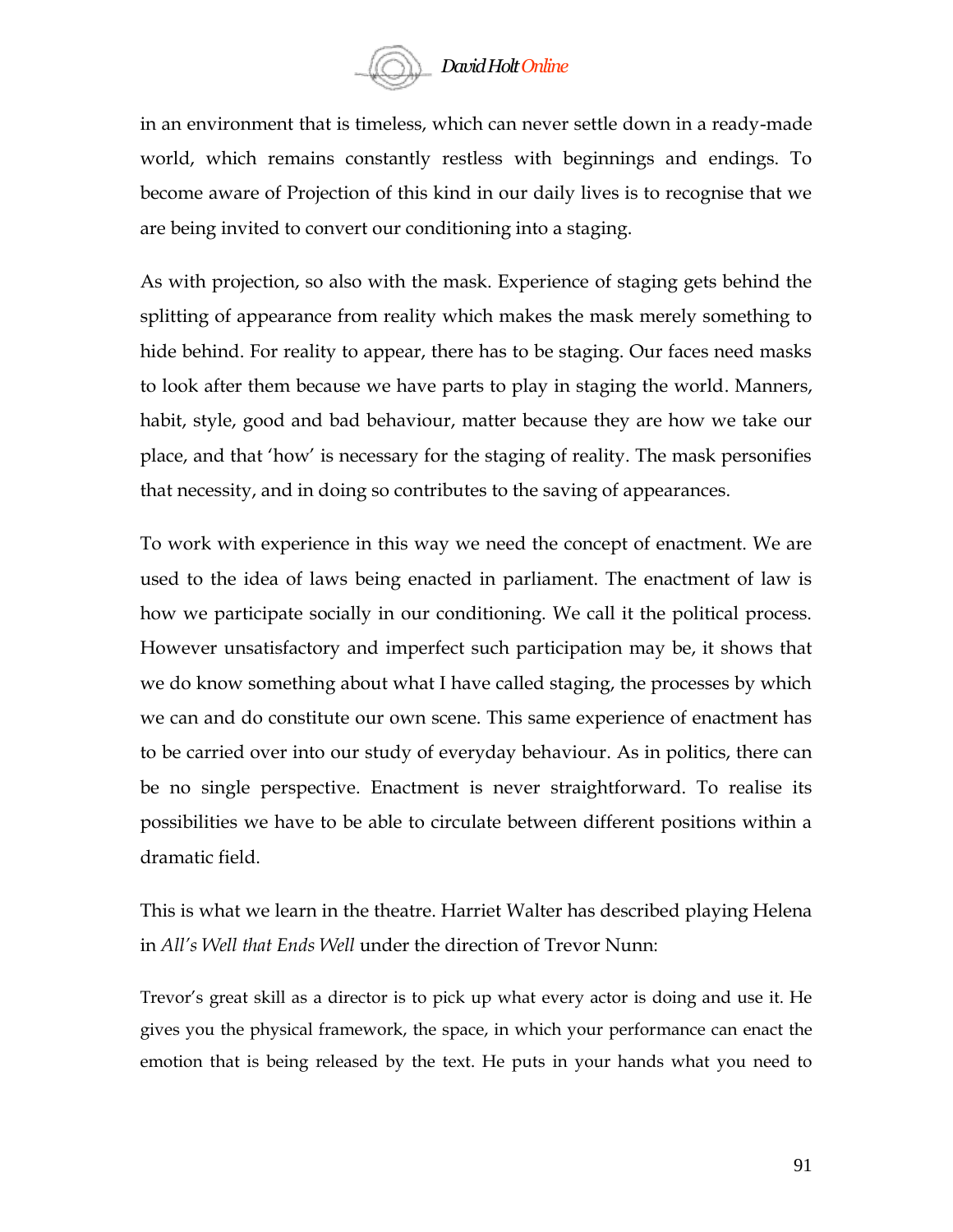in an environment that is timeless, which can never settle down in a ready-made world, which remains constantly restless with beginnings and endings. To become aware of Projection of this kind in our daily lives is to recognise that we are being invited to convert our conditioning into a staging.

As with projection, so also with the mask. Experience of staging gets behind the splitting of appearance from reality which makes the mask merely something to hide behind. For reality to appear, there has to be staging. Our faces need masks to look after them because we have parts to play in staging the world. Manners, habit, style, good and bad behaviour, matter because they are how we take our place, and that 'how' is necessary for the staging of reality. The mask personifies that necessity, and in doing so contributes to the saving of appearances.

To work with experience in this way we need the concept of enactment. We are used to the idea of laws being enacted in parliament. The enactment of law is how we participate socially in our conditioning. We call it the political process. However unsatisfactory and imperfect such participation may be, it shows that we do know something about what I have called staging, the processes by which we can and do constitute our own scene. This same experience of enactment has to be carried over into our study of everyday behaviour. As in politics, there can be no single perspective. Enactment is never straightforward. To realise its possibilities we have to be able to circulate between different positions within a dramatic field.

This is what we learn in the theatre. Harriet Walter has described playing Helena in *All's Well that Ends Well* under the direction of Trevor Nunn:

> Trevor's great skill as a director is to pick up what every actor is doing and use it. He gives you the physical framework, the space, in which your performance can enact the emotion that is being released by the text. He puts in your hands what you need to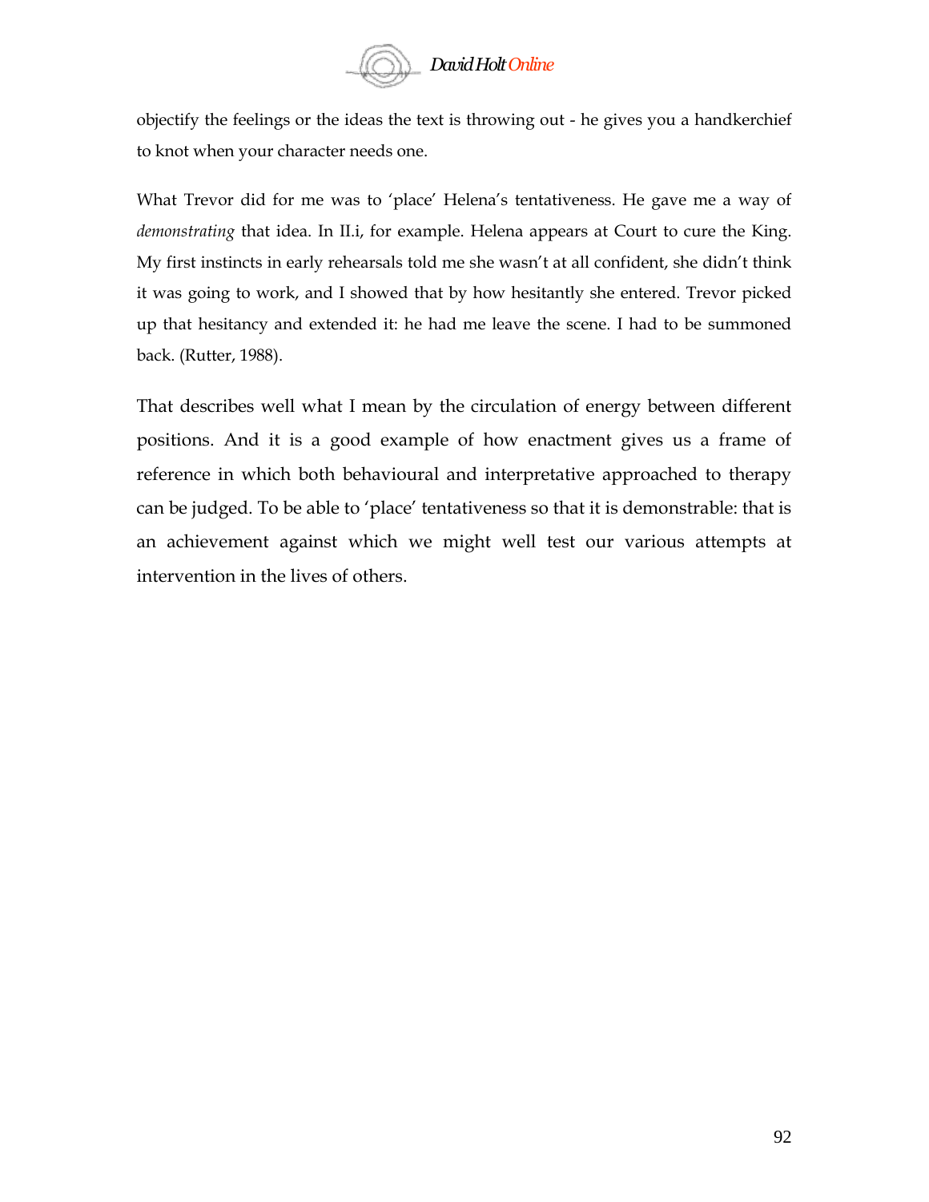objectify the feelings or the ideas the text is throwing out - he gives you a handkerchief to knot when your character needs one.

What Trevor did for me was to 'place' Helena's tentativeness. He gave me a way of *demonstrating* that idea. In II.i, for example. Helena appears at Court to cure the King. My first instincts in early rehearsals told me she wasn't at all confident, she didn't think it was going to work, and I showed that by how hesitantly she entered. Trevor picked up that hesitancy and extended it: he had me leave the scene. I had to be summoned back. (Rutter, 1988).

That describes well what I mean by the circulation of energy between different positions. And it is a good example of how enactment gives us a frame of reference in which both behavioural and interpretative approached to therapy can be judged. To be able to 'place' tentativeness so that it is demonstrable: that is an achievement against which we might well test our various attempts at intervention in the lives of others.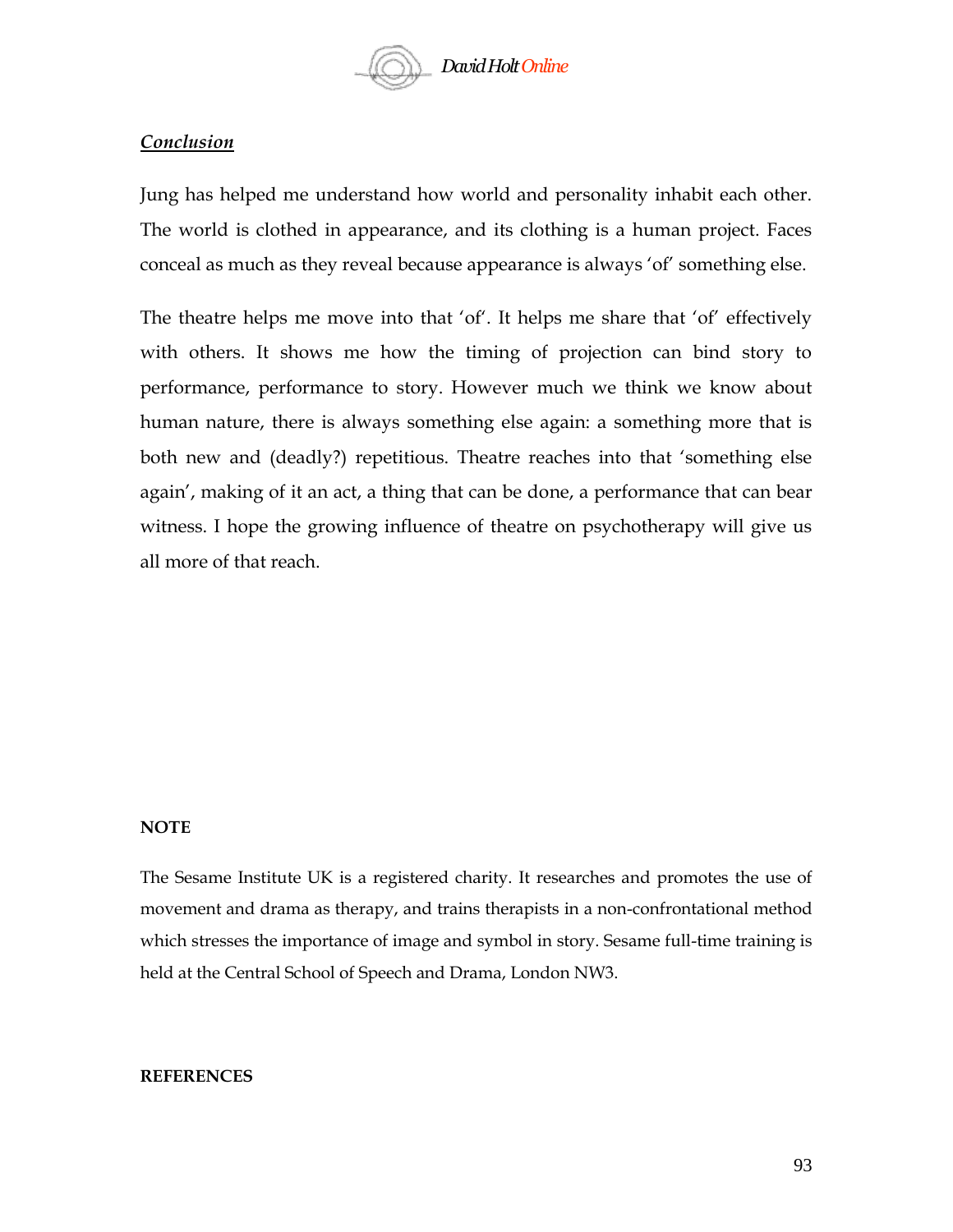## *Conclusion*

Jung has helped me understand how world and personality inhabit each other. The world is clothed in appearance, and its clothing is a human project. Faces conceal as much as they reveal because appearance is always 'of' something else.

The theatre helps me move into that 'of'. It helps me share that 'of' effectively with others. It shows me how the timing of projection can bind story to performance, performance to story. However much we think we know about human nature, there is always something else again: a something more that is both new and (deadly?) repetitious. Theatre reaches into that 'something else again', making of it an act, a thing that can be done, a performance that can bear witness. I hope the growing influence of theatre on psychotherapy will give us all more of that reach.

**NOTE**

The Sesame Institute UK is a registered charity. It researches and promotes the use of movement and drama as therapy, and trains therapists in a non-confrontational method which stresses the importance of image and symbol in story. Sesame full-time training is held at the Central School of Speech and Drama, London NW3.

**REFERENCES**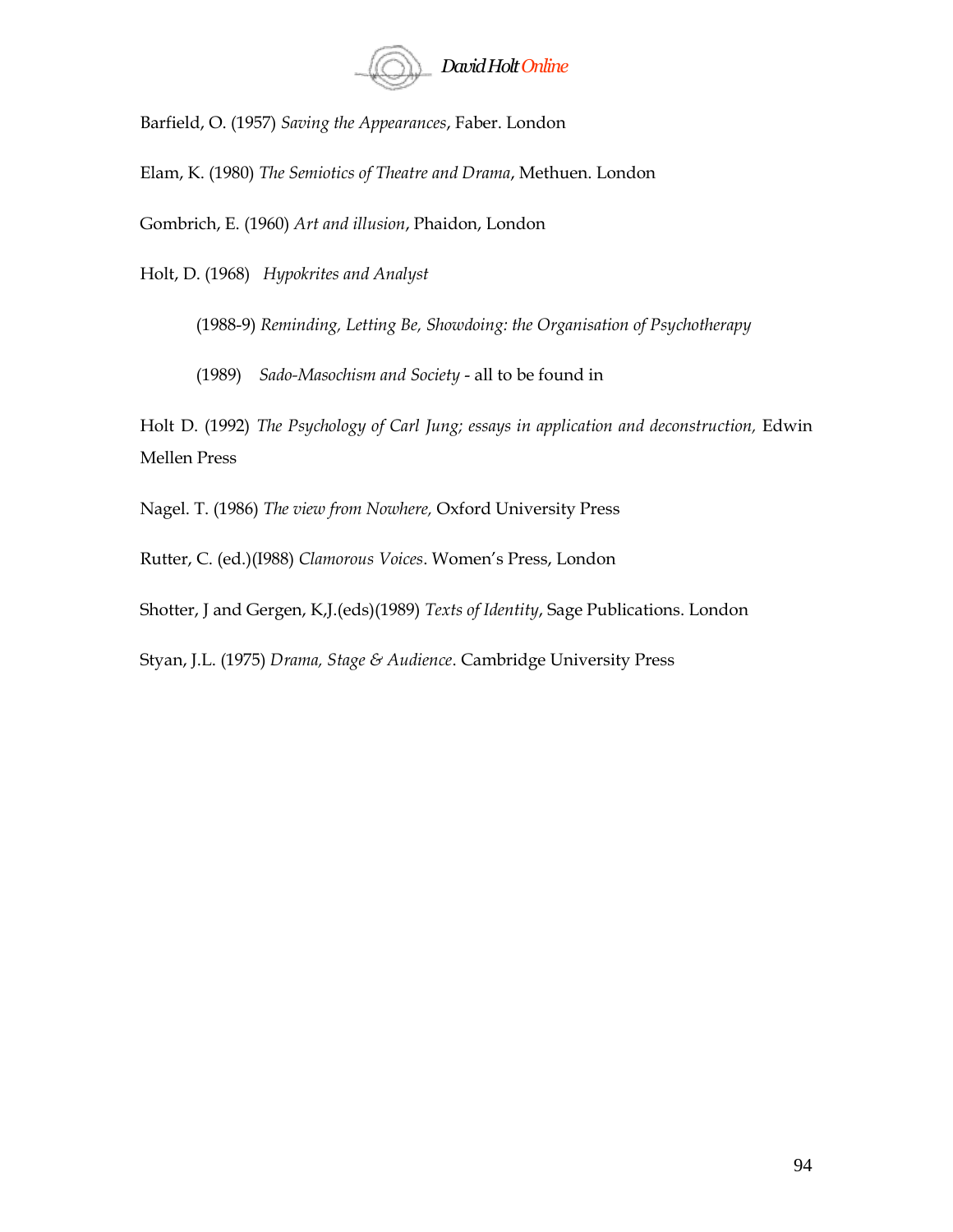Barfield, O. (1957) *Saving the Appearances*, Faber. London

Elam, K. (1980) *The Semiotics of Theatre and Drama*, Methuen. London

Gombrich, E. (1960) *Art and illusion*, Phaidon, London

Holt, D. (1968) *Hypokrites and Analyst*

(1988-9) *Reminding, Letting Be, Showdoing: the Organisation of Psychotherapy*

(1989) *Sado-Masochism and Society* - all to be found in

Holt D. (1992) *The Psychology of Carl Jung; essays in application and deconstruction,* Edwin Mellen Press

Nagel. T. (1986) *The view from Nowhere,* Oxford University Press

Rutter, C. (ed.)(I988) *Clamorous Voices*. Women's Press, London

Shotter, J and Gergen, K,J.(eds)(1989) *Texts of Identity*, Sage Publications. London

Styan, J.L. (1975) *Drama, Stage & Audience*. Cambridge University Press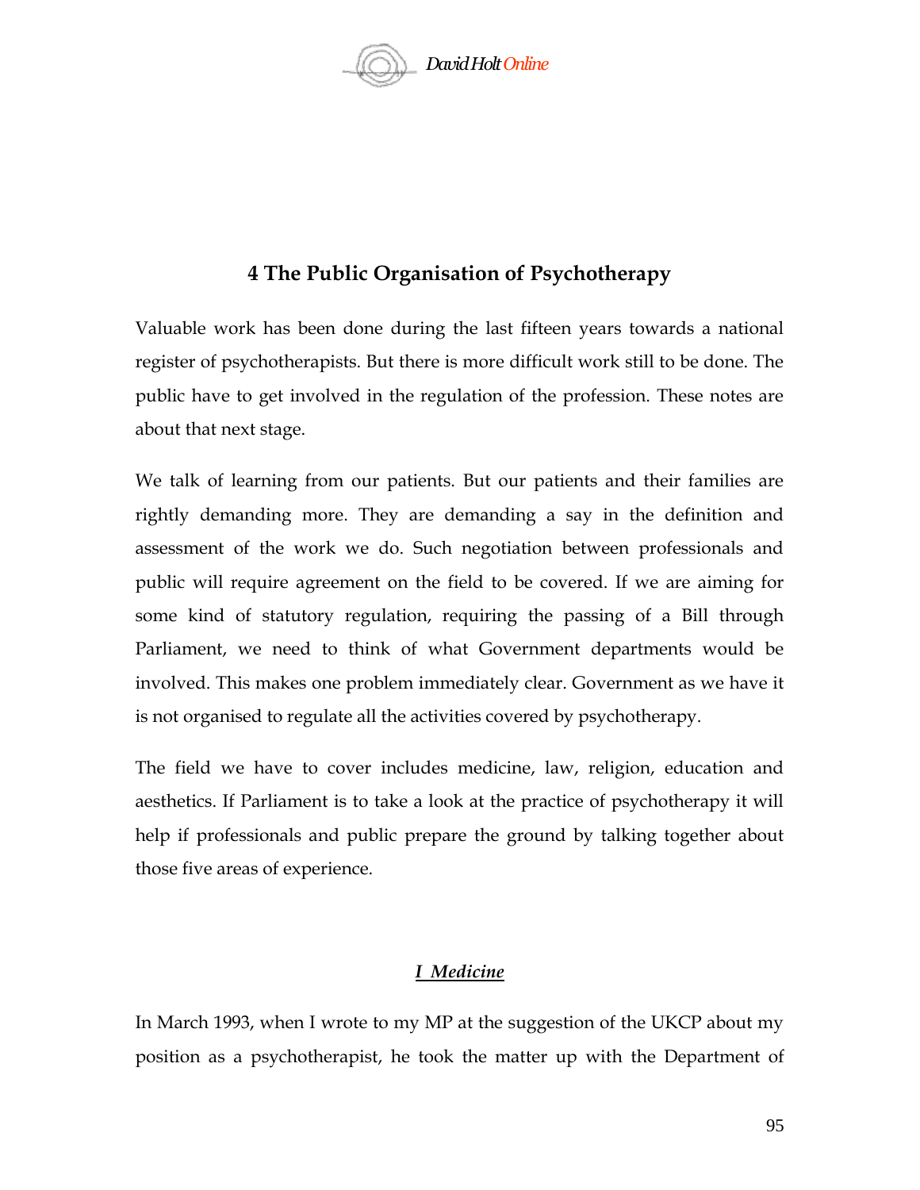## 4 The Public Organisation of Psychotherapy

Valuable work has been done during the last fifteen years towards a national register of psychotherapists. But there is more difficult work still to be done. The public have to get involved in the regulation of the profession. These notes are about that next stage.

We talk of learning from our patients. But our patients and their families are rightly demanding more. They are demanding a say in the definition and assessment of the work we do. Such negotiation between professionals and public will require agreement on the field to be covered. If we are aiming for some kind of statutory regulation, requiring the passing of a Bill through Parliament, we need to think of what Government departments would be involved. This makes one problem immediately clear. Government as we have it is not organised to regulate all the activities covered by psychotherapy.

The field we have to cover includes medicine, law, religion, education and aesthetics. If Parliament is to take a look at the practice of psychotherapy it will help if professionals and public prepare the ground by talking together about those five areas of experience.

### *I Medicine*

In March 1993, when I wrote to my MP at the suggestion of the UKCP about my position as a psychotherapist, he took the matter up with the Department of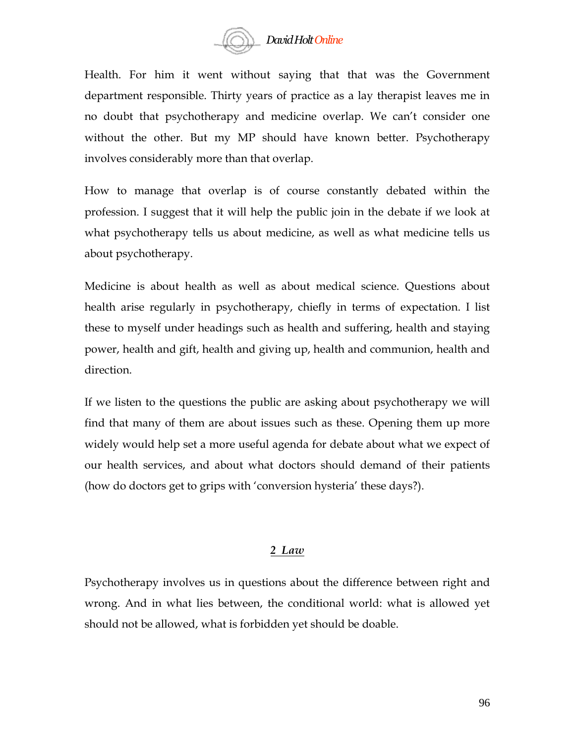Health. For him it went without saying that that was the Government department responsible. Thirty years of practice as a lay therapist leaves me in no doubt that psychotherapy and medicine overlap. We can't consider one without the other. But my MP should have known better. Psychotherapy involves considerably more than that overlap.

How to manage that overlap is of course constantly debated within the profession. I suggest that it will help the public join in the debate if we look at what psychotherapy tells us about medicine, as well as what medicine tells us about psychotherapy.

Medicine is about health as well as about medical science. Questions about health arise regularly in psychotherapy, chiefly in terms of expectation. I list these to myself under headings such as health and suffering, health and staying power, health and gift, health and giving up, health and communion, health and direction.

If we listen to the questions the public are asking about psychotherapy we will find that many of them are about issues such as these. Opening them up more widely would help set a more useful agenda for debate about what we expect of our health services, and about what doctors should demand of their patients (how do doctors get to grips with 'conversion hysteria' these days?).

## *2 Law*

Psychotherapy involves us in questions about the difference between right and wrong. And in what lies between, the conditional world: what is allowed yet should not be allowed, what is forbidden yet should be doable.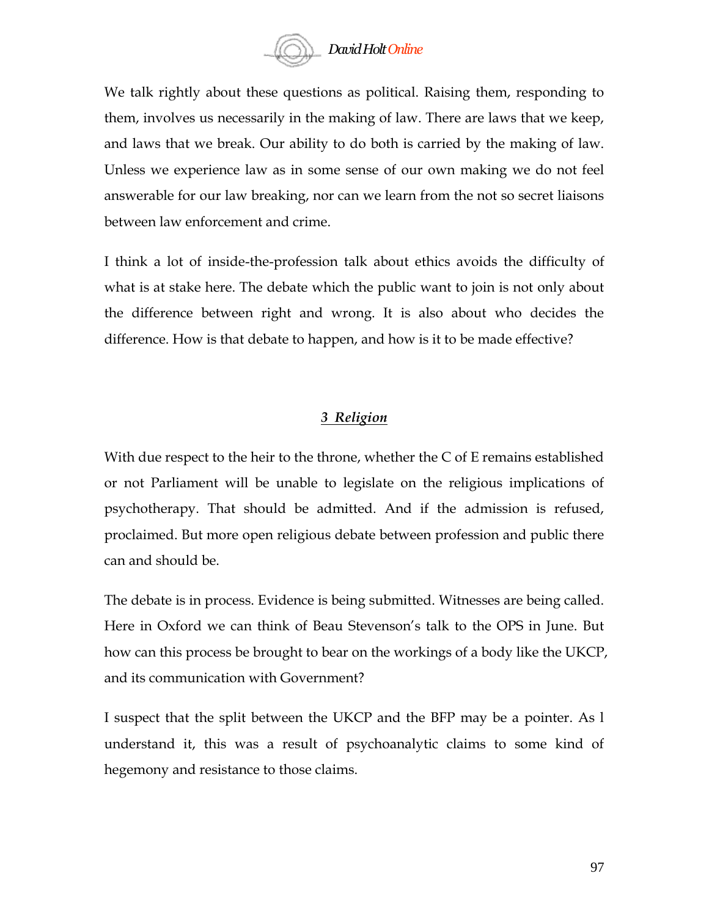We talk rightly about these questions as political. Raising them, responding to them, involves us necessarily in the making of law. There are laws that we keep, and laws that we break. Our ability to do both is carried by the making of law. Unless we experience law as in some sense of our own making we do not feel answerable for our law breaking, nor can we learn from the not so secret liaisons between law enforcement and crime.

I think a lot of inside-the-profession talk about ethics avoids the difficulty of what is at stake here. The debate which the public want to join is not only about the difference between right and wrong. It is also about who decides the difference. How is that debate to happen, and how is it to be made effective?

## *3 Religion*

With due respect to the heir to the throne, whether the C of E remains established or not Parliament will be unable to legislate on the religious implications of psychotherapy. That should be admitted. And if the admission is refused, proclaimed. But more open religious debate between profession and public there can and should be.

The debate is in process. Evidence is being submitted. Witnesses are being called. Here in Oxford we can think of Beau Stevenson's talk to the OPS in June. But how can this process be brought to bear on the workings of a body like the UKCP, and its communication with Government?

I suspect that the split between the UKCP and the BFP may be a pointer. As I understand it, this was a result of psychoanalytic claims to some kind of hegemony and resistance to those claims.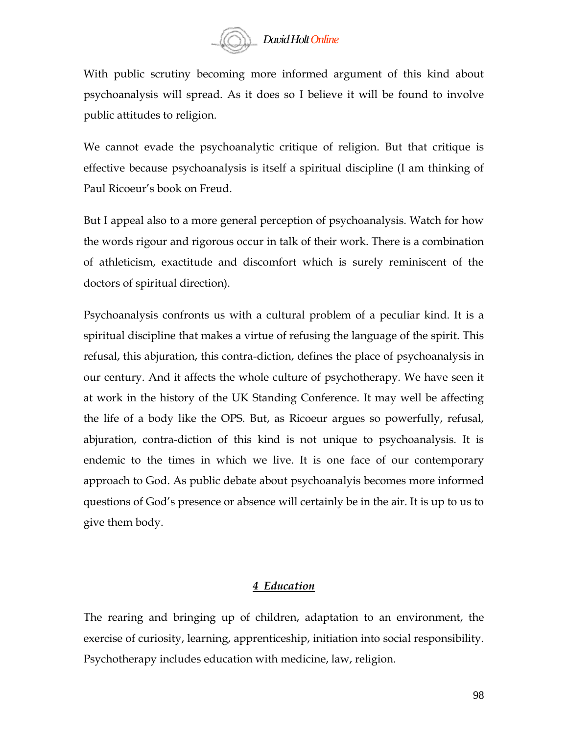With public scrutiny becoming more informed argument of this kind about psychoanalysis will spread. As it does so I believe it will be found to involve public attitudes to religion.

We cannot evade the psychoanalytic critique of religion. But that critique is effective because psychoanalysis is itself a spiritual discipline (I am thinking of Paul Ricoeur's book on Freud.

But I appeal also to a more general perception of psychoanalysis. Watch for how the words rigour and rigorous occur in talk of their work. There is a combination of athleticism, exactitude and discomfort which is surely reminiscent of the doctors of spiritual direction).

Psychoanalysis confronts us with a cultural problem of a peculiar kind. It is a spiritual discipline that makes a virtue of refusing the language of the spirit. This refusal, this abjuration, this contra-diction, defines the place of psychoanalysis in our century. And it affects the whole culture of psychotherapy. We have seen it at work in the history of the UK Standing Conference. It may well be affecting the life of a body like the OPS. But, as Ricoeur argues so powerfully, refusal, abjuration, contra-diction of this kind is not unique to psychoanalysis. It is endemic to the times in which we live. It is one face of our contemporary approach to God. As public debate about psychoanalyis becomes more informed questions of God's presence or absence will certainly be in the air. It is up to us to give them body.

## ***4 Education***

The rearing and bringing up of children, adaptation to an environment, the exercise of curiosity, learning, apprenticeship, initiation into social responsibility. Psychotherapy includes education with medicine, law, religion.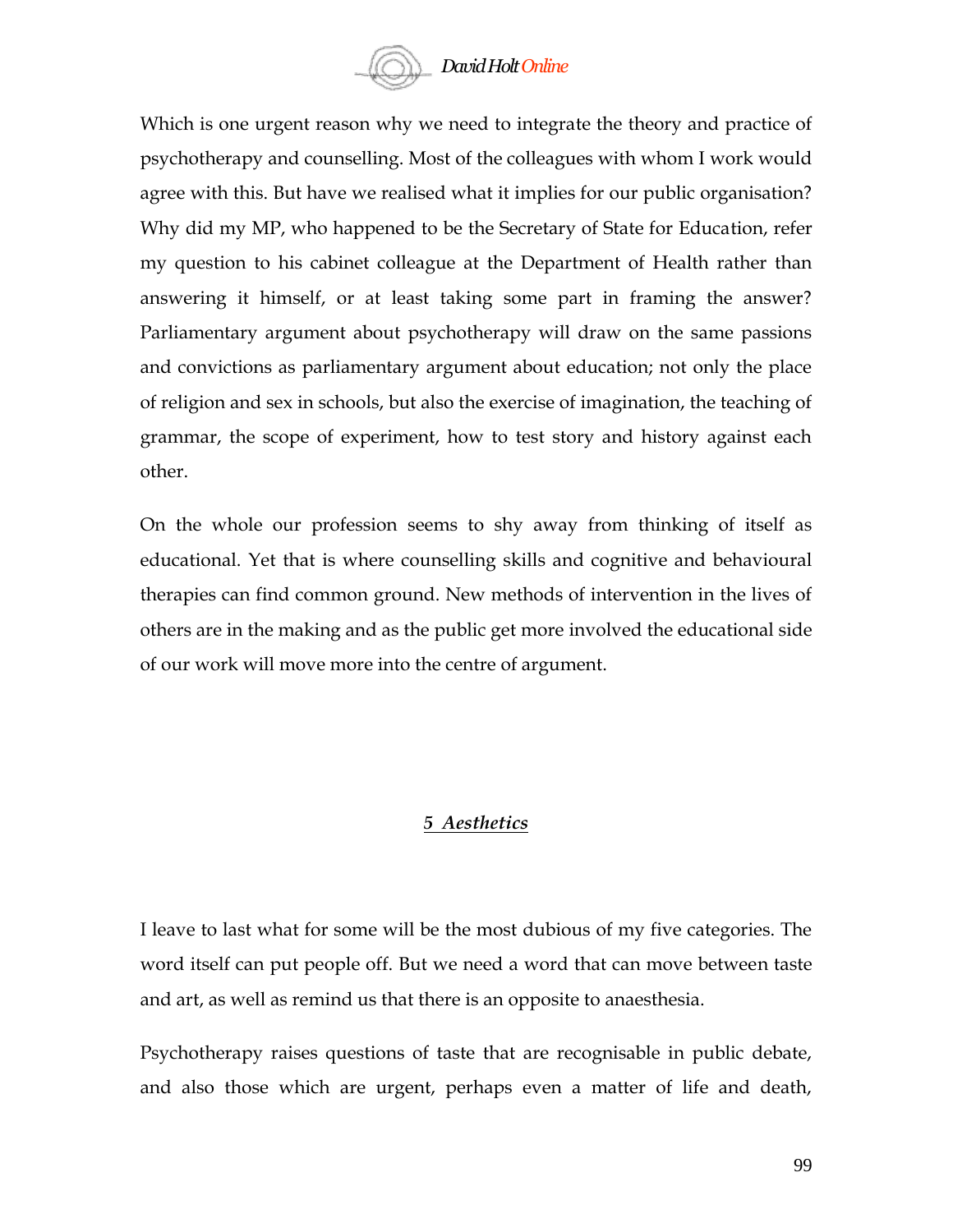Which is one urgent reason why we need to integrate the theory and practice of psychotherapy and counselling. Most of the colleagues with whom I work would agree with this. But have we realised what it implies for our public organisation? Why did my MP, who happened to be the Secretary of State for Education, refer my question to his cabinet colleague at the Department of Health rather than answering it himself, or at least taking some part in framing the answer? Parliamentary argument about psychotherapy will draw on the same passions and convictions as parliamentary argument about education; not only the place of religion and sex in schools, but also the exercise of imagination, the teaching of grammar, the scope of experiment, how to test story and history against each other.

On the whole our profession seems to shy away from thinking of itself as educational. Yet that is where counselling skills and cognitive and behavioural therapies can find common ground. New methods of intervention in the lives of others are in the making and as the public get more involved the educational side of our work will move more into the centre of argument.

## *5 Aesthetics*

I leave to last what for some will be the most dubious of my five categories. The word itself can put people off. But we need a word that can move between taste and art, as well as remind us that there is an opposite to anaesthesia.

Psychotherapy raises questions of taste that are recognisable in public debate, and also those which are urgent, perhaps even a matter of life and death,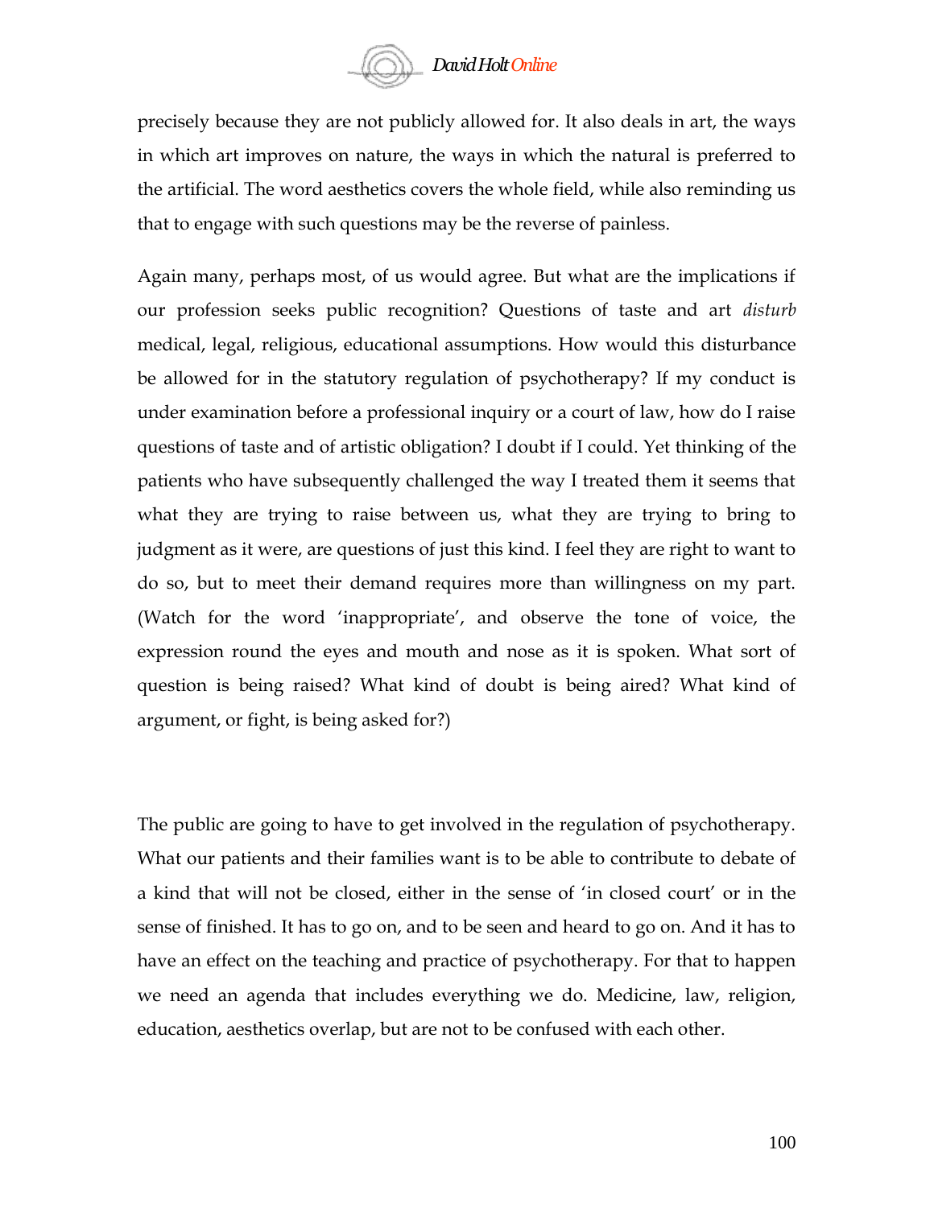precisely because they are not publicly allowed for. It also deals in art, the ways in which art improves on nature, the ways in which the natural is preferred to the artificial. The word aesthetics covers the whole field, while also reminding us that to engage with such questions may be the reverse of painless.

Again many, perhaps most, of us would agree. But what are the implications if our profession seeks public recognition? Questions of taste and art *disturb* medical, legal, religious, educational assumptions. How would this disturbance be allowed for in the statutory regulation of psychotherapy? If my conduct is under examination before a professional inquiry or a court of law, how do I raise questions of taste and of artistic obligation? I doubt if I could. Yet thinking of the patients who have subsequently challenged the way I treated them it seems that what they are trying to raise between us, what they are trying to bring to judgment as it were, are questions of just this kind. I feel they are right to want to do so, but to meet their demand requires more than willingness on my part. (Watch for the word 'inappropriate', and observe the tone of voice, the expression round the eyes and mouth and nose as it is spoken. What sort of question is being raised? What kind of doubt is being aired? What kind of argument, or fight, is being asked for?)

The public are going to have to get involved in the regulation of psychotherapy. What our patients and their families want is to be able to contribute to debate of a kind that will not be closed, either in the sense of 'in closed court' or in the sense of finished. It has to go on, and to be seen and heard to go on. And it has to have an effect on the teaching and practice of psychotherapy. For that to happen we need an agenda that includes everything we do. Medicine, law, religion, education, aesthetics overlap, but are not to be confused with each other.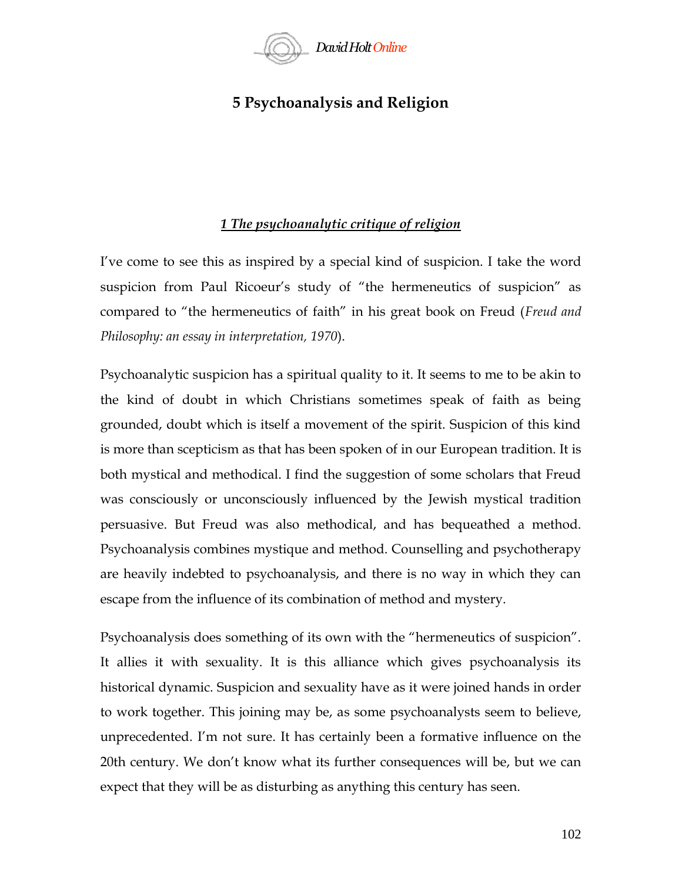# 5 Psychoanalysis and Religion

## *1 The psychoanalytic critique of religion*

I've come to see this as inspired by a special kind of suspicion. I take the word suspicion from Paul Ricoeur's study of "the hermeneutics of suspicion" as compared to "the hermeneutics of faith" in his great book on Freud (*Freud and Philosophy: an essay in interpretation, 1970*).

Psychoanalytic suspicion has a spiritual quality to it. It seems to me to be akin to the kind of doubt in which Christians sometimes speak of faith as being grounded, doubt which is itself a movement of the spirit. Suspicion of this kind is more than scepticism as that has been spoken of in our European tradition. It is both mystical and methodical. I find the suggestion of some scholars that Freud was consciously or unconsciously influenced by the Jewish mystical tradition persuasive. But Freud was also methodical, and has bequeathed a method. Psychoanalysis combines mystique and method. Counselling and psychotherapy are heavily indebted to psychoanalysis, and there is no way in which they can escape from the influence of its combination of method and mystery.

Psychoanalysis does something of its own with the "hermeneutics of suspicion". It allies it with sexuality. It is this alliance which gives psychoanalysis its historical dynamic. Suspicion and sexuality have as it were joined hands in order to work together. This joining may be, as some psychoanalysts seem to believe, unprecedented. I'm not sure. It has certainly been a formative influence on the 20th century. We don't know what its further consequences will be, but we can expect that they will be as disturbing as anything this century has seen.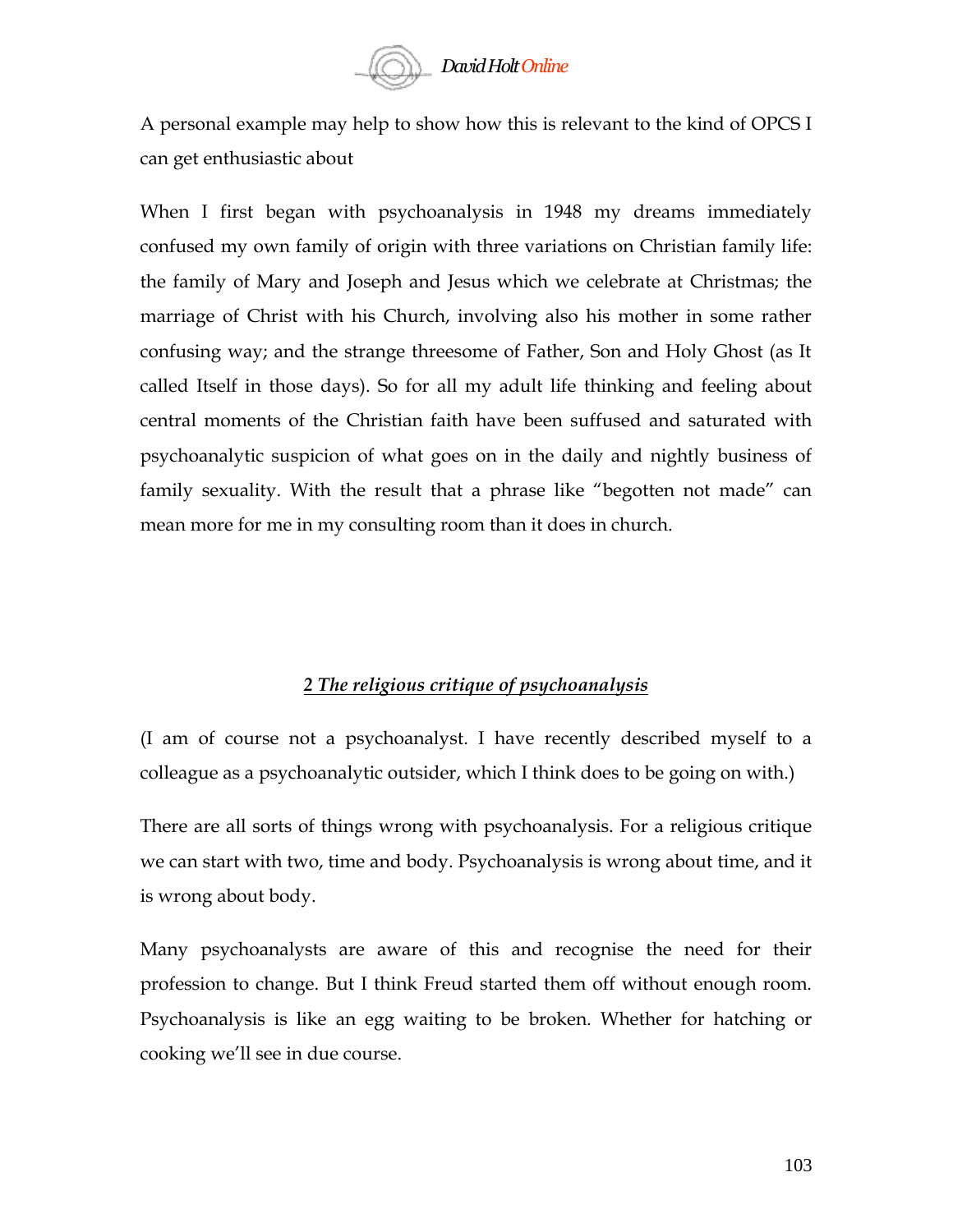A personal example may help to show how this is relevant to the kind of OPCS I can get enthusiastic about

When I first began with psychoanalysis in 1948 my dreams immediately confused my own family of origin with three variations on Christian family life: the family of Mary and Joseph and Jesus which we celebrate at Christmas; the marriage of Christ with his Church, involving also his mother in some rather confusing way; and the strange threesome of Father, Son and Holy Ghost (as It called Itself in those days). So for all my adult life thinking and feeling about central moments of the Christian faith have been suffused and saturated with psychoanalytic suspicion of what goes on in the daily and nightly business of family sexuality. With the result that a phrase like "begotten not made" can mean more for me in my consulting room than it does in church.

## *2 The religious critique of psychoanalysis*

(I am of course not a psychoanalyst. I have recently described myself to a colleague as a psychoanalytic outsider, which I think does to be going on with.)

There are all sorts of things wrong with psychoanalysis. For a religious critique we can start with two, time and body. Psychoanalysis is wrong about time, and it is wrong about body.

Many psychoanalysts are aware of this and recognise the need for their profession to change. But I think Freud started them off without enough room. Psychoanalysis is like an egg waiting to be broken. Whether for hatching or cooking we'll see in due course.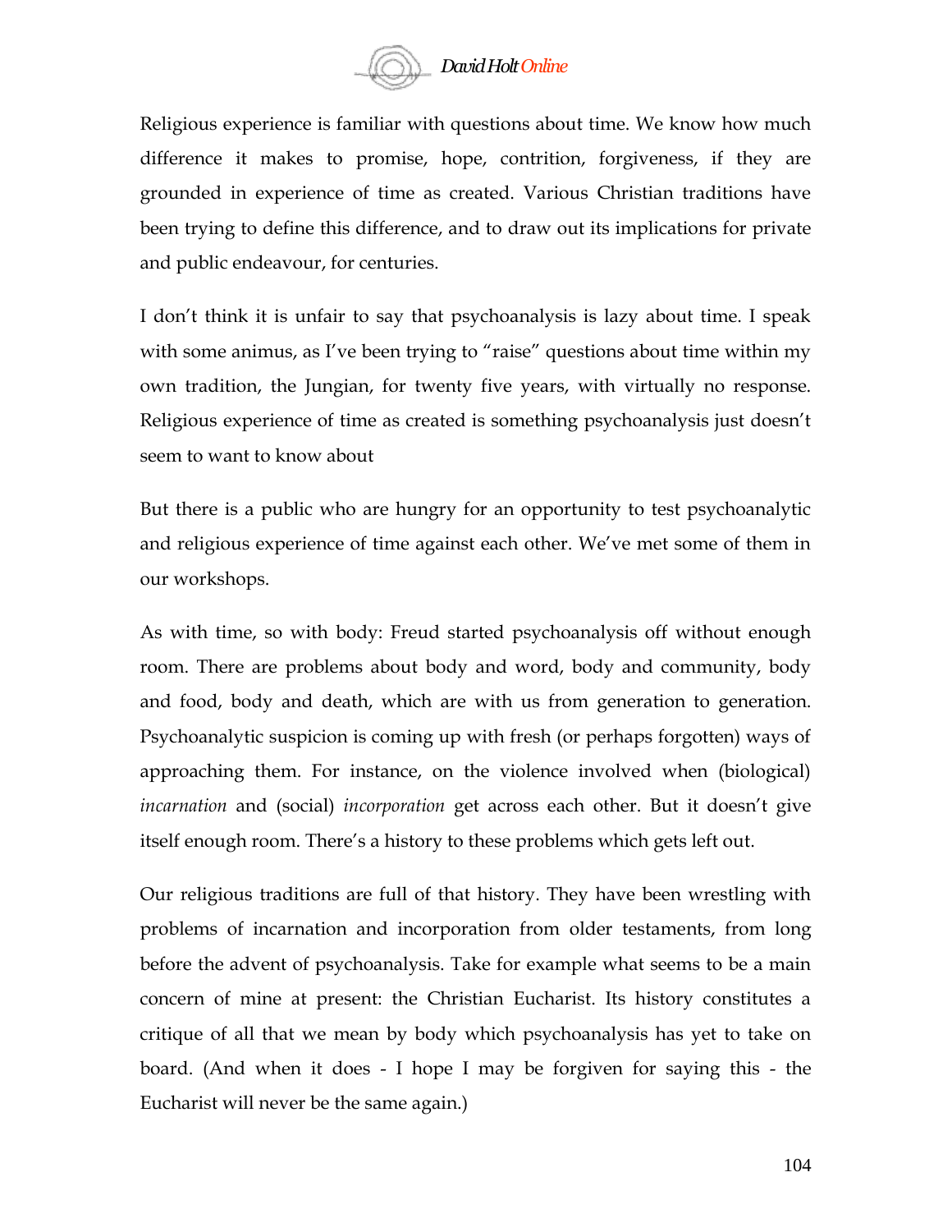Religious experience is familiar with questions about time. We know how much difference it makes to promise, hope, contrition, forgiveness, if they are grounded in experience of time as created. Various Christian traditions have been trying to define this difference, and to draw out its implications for private and public endeavour, for centuries.

I don't think it is unfair to say that psychoanalysis is lazy about time. I speak with some animus, as I've been trying to "raise" questions about time within my own tradition, the Jungian, for twenty five years, with virtually no response. Religious experience of time as created is something psychoanalysis just doesn't seem to want to know about

But there is a public who are hungry for an opportunity to test psychoanalytic and religious experience of time against each other. We've met some of them in our workshops.

As with time, so with body: Freud started psychoanalysis off without enough room. There are problems about body and word, body and community, body and food, body and death, which are with us from generation to generation. Psychoanalytic suspicion is coming up with fresh (or perhaps forgotten) ways of approaching them. For instance, on the violence involved when (biological) *incarnation* and (social) *incorporation* get across each other. But it doesn't give itself enough room. There's a history to these problems which gets left out.

Our religious traditions are full of that history. They have been wrestling with problems of incarnation and incorporation from older testaments, from long before the advent of psychoanalysis. Take for example what seems to be a main concern of mine at present: the Christian Eucharist. Its history constitutes a critique of all that we mean by body which psychoanalysis has yet to take on board. (And when it does - I hope I may be forgiven for saying this - the Eucharist will never be the same again.)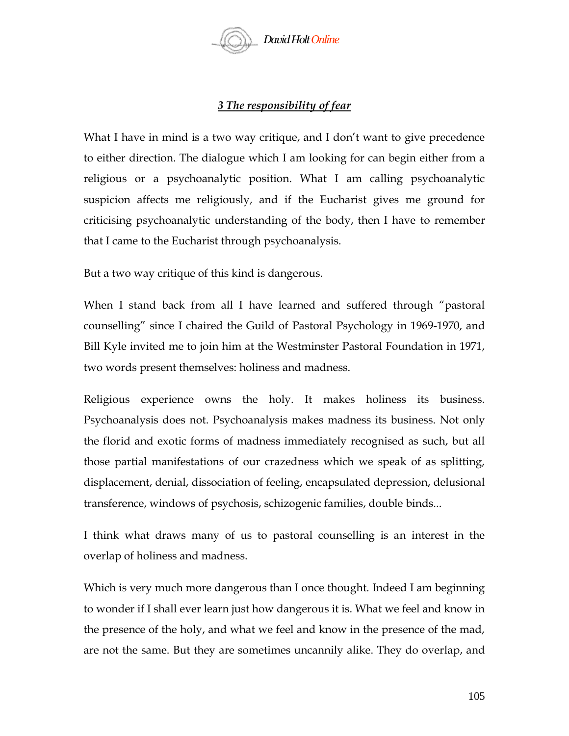### ***3 The responsibility of fear***

What I have in mind is a two way critique, and I don't want to give precedence to either direction. The dialogue which I am looking for can begin either from a religious or a psychoanalytic position. What I am calling psychoanalytic suspicion affects me religiously, and if the Eucharist gives me ground for criticising psychoanalytic understanding of the body, then I have to remember that I came to the Eucharist through psychoanalysis.

But a two way critique of this kind is dangerous.

When I stand back from all I have learned and suffered through "pastoral counselling" since I chaired the Guild of Pastoral Psychology in 1969-1970, and Bill Kyle invited me to join him at the Westminster Pastoral Foundation in 1971, two words present themselves: holiness and madness.

Religious experience owns the holy. It makes holiness its business. Psychoanalysis does not. Psychoanalysis makes madness its business. Not only the florid and exotic forms of madness immediately recognised as such, but all those partial manifestations of our crazedness which we speak of as splitting, displacement, denial, dissociation of feeling, encapsulated depression, delusional transference, windows of psychosis, schizogenic families, double binds...

I think what draws many of us to pastoral counselling is an interest in the overlap of holiness and madness.

Which is very much more dangerous than I once thought. Indeed I am beginning to wonder if I shall ever learn just how dangerous it is. What we feel and know in the presence of the holy, and what we feel and know in the presence of the mad, are not the same. But they are sometimes uncannily alike. They do overlap, and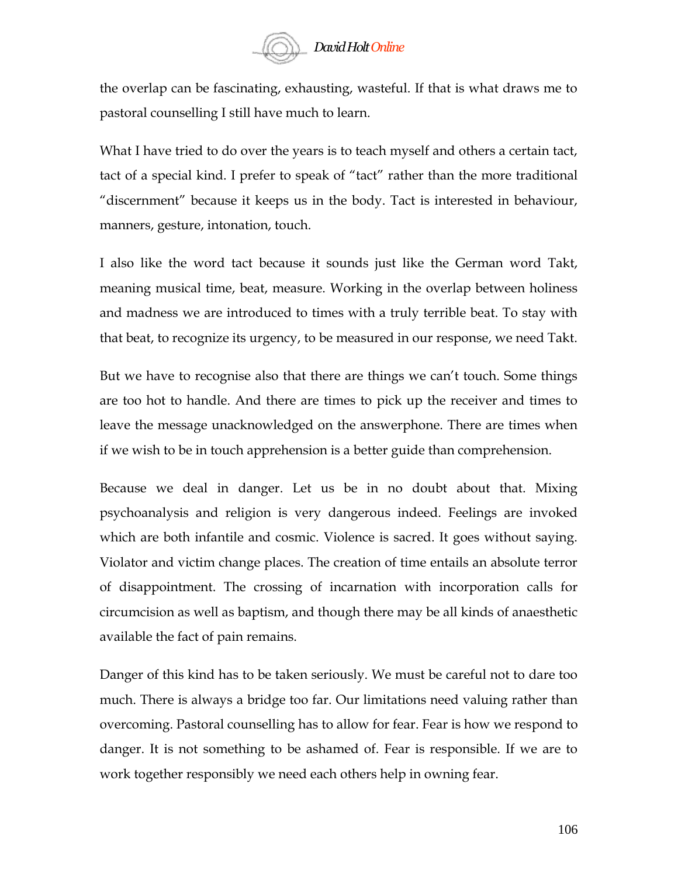the overlap can be fascinating, exhausting, wasteful. If that is what draws me to pastoral counselling I still have much to learn.

What I have tried to do over the years is to teach myself and others a certain tact, tact of a special kind. I prefer to speak of “tact” rather than the more traditional “discernment” because it keeps us in the body. Tact is interested in behaviour, manners, gesture, intonation, touch.

I also like the word tact because it sounds just like the German word Takt, meaning musical time, beat, measure. Working in the overlap between holiness and madness we are introduced to times with a truly terrible beat. To stay with that beat, to recognize its urgency, to be measured in our response, we need Takt.

But we have to recognise also that there are things we can’t touch. Some things are too hot to handle. And there are times to pick up the receiver and times to leave the message unacknowledged on the answerphone. There are times when if we wish to be in touch apprehension is a better guide than comprehension.

Because we deal in danger. Let us be in no doubt about that. Mixing psychoanalysis and religion is very dangerous indeed. Feelings are invoked which are both infantile and cosmic. Violence is sacred. It goes without saying. Violator and victim change places. The creation of time entails an absolute terror of disappointment. The crossing of incarnation with incorporation calls for circumcision as well as baptism, and though there may be all kinds of anaesthetic available the fact of pain remains.

Danger of this kind has to be taken seriously. We must be careful not to dare too much. There is always a bridge too far. Our limitations need valuing rather than overcoming. Pastoral counselling has to allow for fear. Fear is how we respond to danger. It is not something to be ashamed of. Fear is responsible. If we are to work together responsibly we need each others help in owning fear.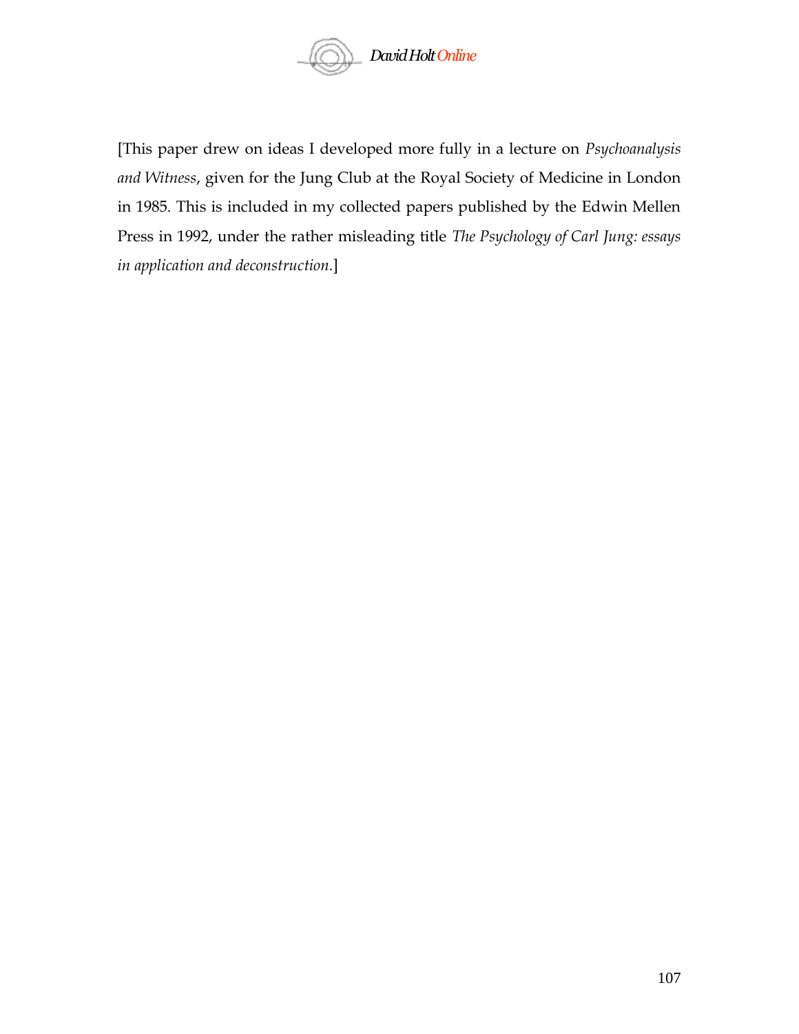[This paper drew on ideas I developed more fully in a lecture on *Psychoanalysis and Witness*, given for the Jung Club at the Royal Society of Medicine in London in 1985. This is included in my collected papers published by the Edwin Mellen Press in 1992, under the rather misleading title *The Psychology of Carl Jung: essays in application and deconstruction*.]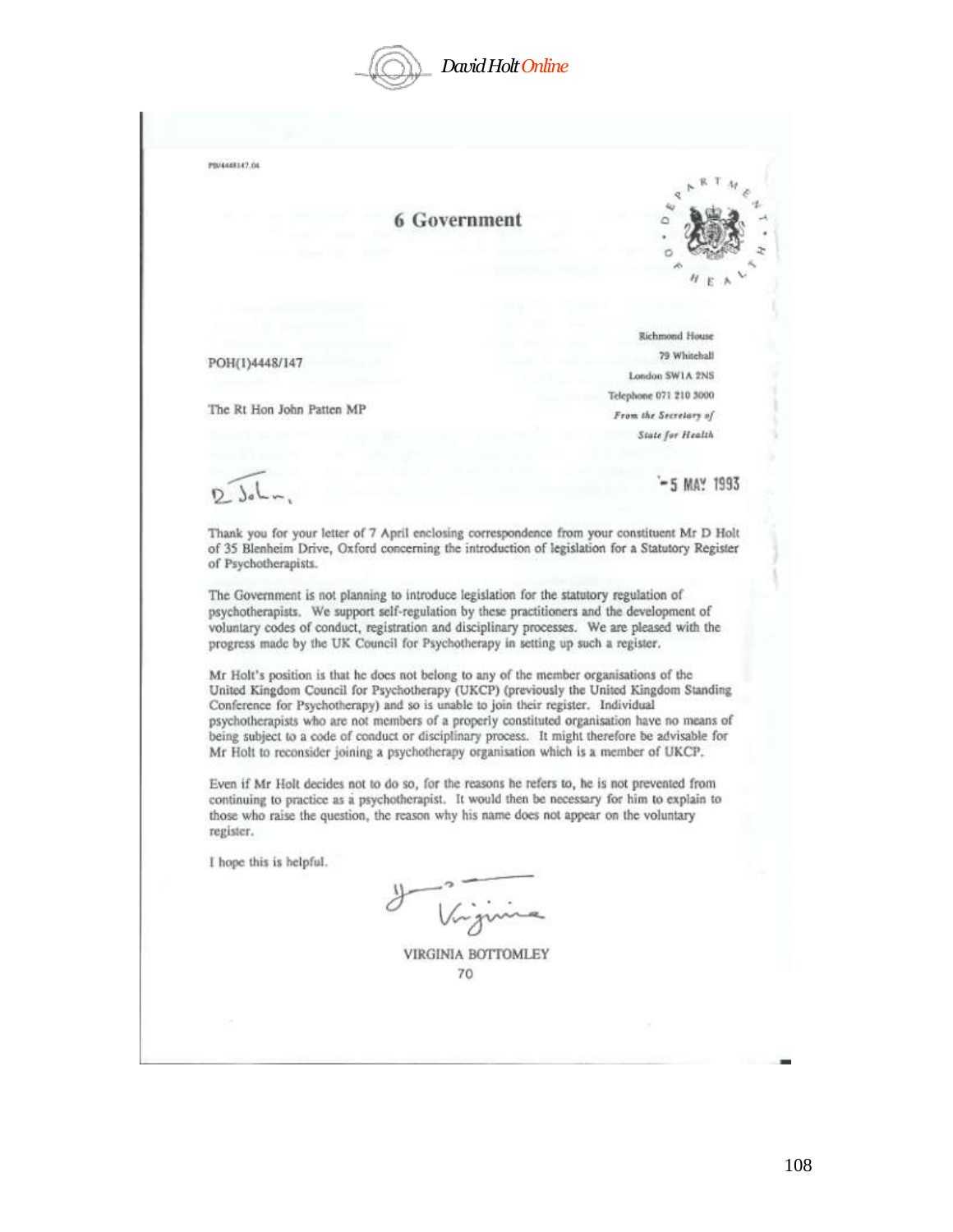PB/4448147.04

## 6 Government

DEPARTMENT OF HEALTH

Richmond House
79 Whitehall
London SW1A 2NS
Telephone 071 210 3000
*From the Secretary of State for Health*

POH(1)4448/147

The Rt Hon John Patten MP

-5 MAY 1993

D John,

Thank you for your letter of 7 April enclosing correspondence from your constituent Mr D Holt of 35 Blenheim Drive, Oxford concerning the introduction of legislation for a Statutory Register of Psychotherapists.

The Government is not planning to introduce legislation for the statutory regulation of psychotherapists. We support self-regulation by these practitioners and the development of voluntary codes of conduct, registration and disciplinary processes. We are pleased with the progress made by the UK Council for Psychotherapy in setting up such a register.

Mr Holt's position is that he does not belong to any of the member organisations of the United Kingdom Council for Psychotherapy (UKCP) (previously the United Kingdom Standing Conference for Psychotherapy) and so is unable to join their register. Individual psychotherapists who are not members of a properly constituted organisation have no means of being subject to a code of conduct or disciplinary process. It might therefore be advisable for Mr Holt to reconsider joining a psychotherapy organisation which is a member of UKCP.

Even if Mr Holt decides not to do so, for the reasons he refers to, he is not prevented from continuing to practice as a psychotherapist. It would then be necessary for him to explain to those who raise the question, the reason why his name does not appear on the voluntary register.

I hope this is helpful.

Yours, Virginia

VIRGINIA BOTTOMLEY

70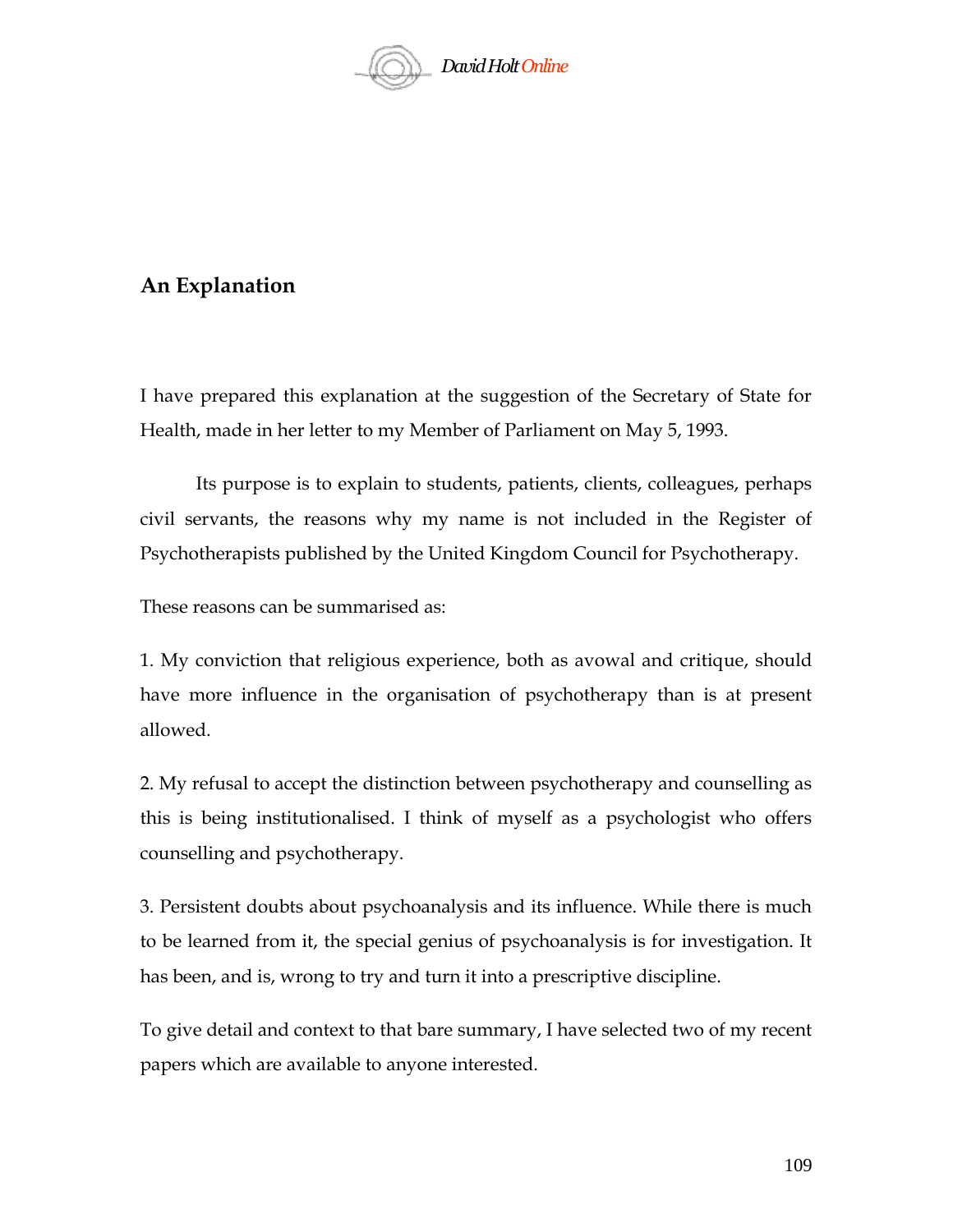## An Explanation

I have prepared this explanation at the suggestion of the Secretary of State for Health, made in her letter to my Member of Parliament on May 5, 1993.

Its purpose is to explain to students, patients, clients, colleagues, perhaps civil servants, the reasons why my name is not included in the Register of Psychotherapists published by the United Kingdom Council for Psychotherapy.

These reasons can be summarised as:

1. My conviction that religious experience, both as avowal and critique, should have more influence in the organisation of psychotherapy than is at present allowed.

2. My refusal to accept the distinction between psychotherapy and counselling as this is being institutionalised. I think of myself as a psychologist who offers counselling and psychotherapy.

3. Persistent doubts about psychoanalysis and its influence. While there is much to be learned from it, the special genius of psychoanalysis is for investigation. It has been, and is, wrong to try and turn it into a prescriptive discipline.

To give detail and context to that bare summary, I have selected two of my recent papers which are available to anyone interested.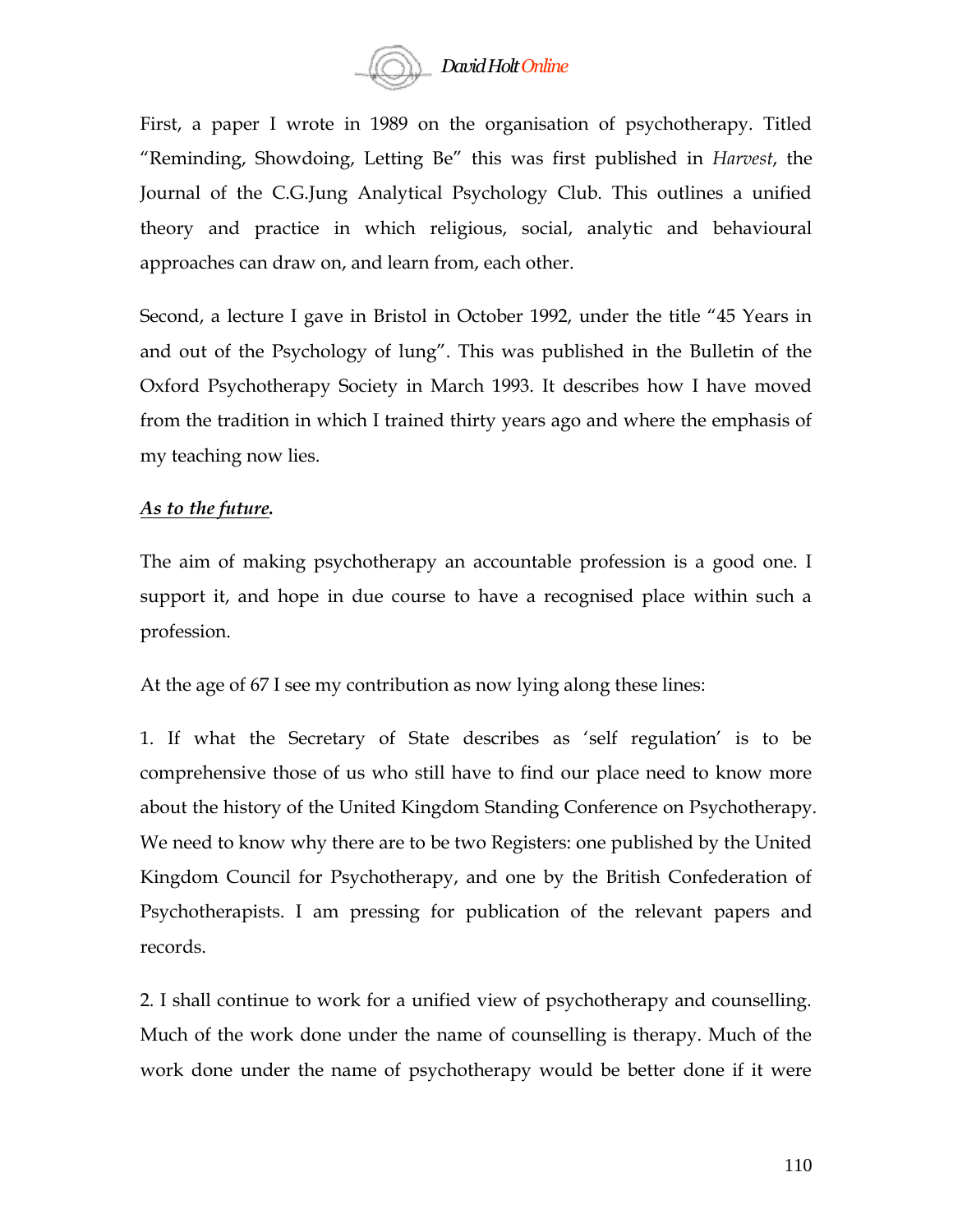First, a paper I wrote in 1989 on the organisation of psychotherapy. Titled "Reminding, Showdoing, Letting Be" this was first published in *Harvest*, the Journal of the C.G.Jung Analytical Psychology Club. This outlines a unified theory and practice in which religious, social, analytic and behavioural approaches can draw on, and learn from, each other.

Second, a lecture I gave in Bristol in October 1992, under the title "45 Years in and out of the Psychology of lung". This was published in the Bulletin of the Oxford Psychotherapy Society in March 1993. It describes how I have moved from the tradition in which I trained thirty years ago and where the emphasis of my teaching now lies.

***As to the future.***

The aim of making psychotherapy an accountable profession is a good one. I support it, and hope in due course to have a recognised place within such a profession.

At the age of 67 I see my contribution as now lying along these lines:

1. If what the Secretary of State describes as 'self regulation' is to be comprehensive those of us who still have to find our place need to know more about the history of the United Kingdom Standing Conference on Psychotherapy. We need to know why there are to be two Registers: one published by the United Kingdom Council for Psychotherapy, and one by the British Confederation of Psychotherapists. I am pressing for publication of the relevant papers and records.

2. I shall continue to work for a unified view of psychotherapy and counselling. Much of the work done under the name of counselling is therapy. Much of the work done under the name of psychotherapy would be better done if it were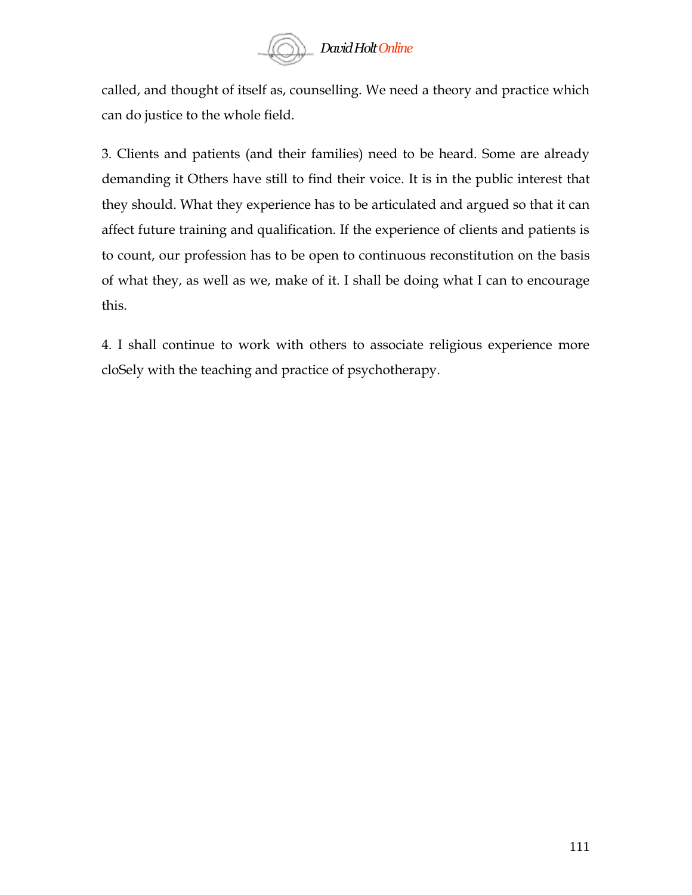called, and thought of itself as, counselling. We need a theory and practice which can do justice to the whole field.

3. Clients and patients (and their families) need to be heard. Some are already demanding it Others have still to find their voice. It is in the public interest that they should. What they experience has to be articulated and argued so that it can affect future training and qualification. If the experience of clients and patients is to count, our profession has to be open to continuous reconstitution on the basis of what they, as well as we, make of it. I shall be doing what I can to encourage this.

4. I shall continue to work with others to associate religious experience more cloSely with the teaching and practice of psychotherapy.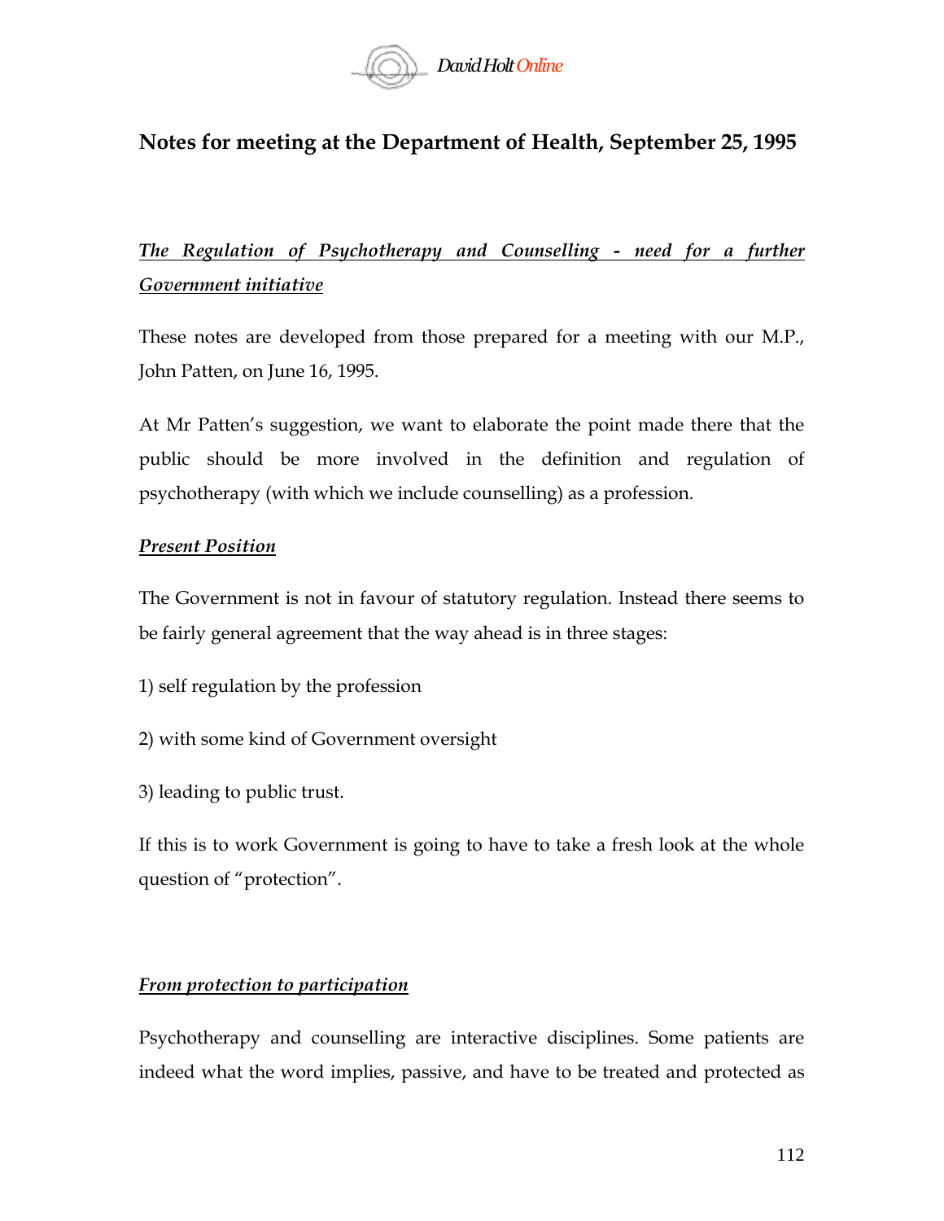## Notes for meeting at the Department of Health, September 25, 1995

***The Regulation of Psychotherapy and Counselling - need for a further Government initiative***

These notes are developed from those prepared for a meeting with our M.P., John Patten, on June 16, 1995.

At Mr Patten's suggestion, we want to elaborate the point made there that the public should be more involved in the definition and regulation of psychotherapy (with which we include counselling) as a profession.

***Present Position***

The Government is not in favour of statutory regulation. Instead there seems to be fairly general agreement that the way ahead is in three stages:

1) self regulation by the profession

2) with some kind of Government oversight

3) leading to public trust.

If this is to work Government is going to have to take a fresh look at the whole question of "protection".

***From protection to participation***

Psychotherapy and counselling are interactive disciplines. Some patients are indeed what the word implies, passive, and have to be treated and protected as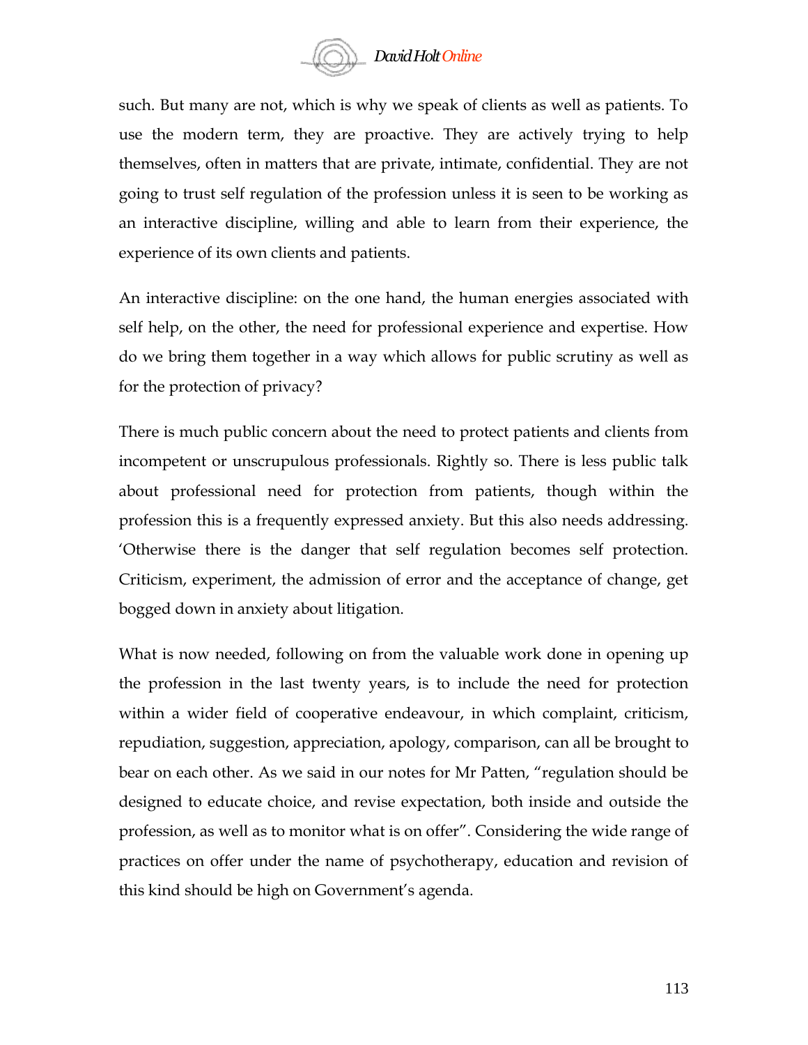such. But many are not, which is why we speak of clients as well as patients. To use the modern term, they are proactive. They are actively trying to help themselves, often in matters that are private, intimate, confidential. They are not going to trust self regulation of the profession unless it is seen to be working as an interactive discipline, willing and able to learn from their experience, the experience of its own clients and patients.

An interactive discipline: on the one hand, the human energies associated with self help, on the other, the need for professional experience and expertise. How do we bring them together in a way which allows for public scrutiny as well as for the protection of privacy?

There is much public concern about the need to protect patients and clients from incompetent or unscrupulous professionals. Rightly so. There is less public talk about professional need for protection from patients, though within the profession this is a frequently expressed anxiety. But this also needs addressing. 'Otherwise there is the danger that self regulation becomes self protection. Criticism, experiment, the admission of error and the acceptance of change, get bogged down in anxiety about litigation.

What is now needed, following on from the valuable work done in opening up the profession in the last twenty years, is to include the need for protection within a wider field of cooperative endeavour, in which complaint, criticism, repudiation, suggestion, appreciation, apology, comparison, can all be brought to bear on each other. As we said in our notes for Mr Patten, "regulation should be designed to educate choice, and revise expectation, both inside and outside the profession, as well as to monitor what is on offer". Considering the wide range of practices on offer under the name of psychotherapy, education and revision of this kind should be high on Government's agenda.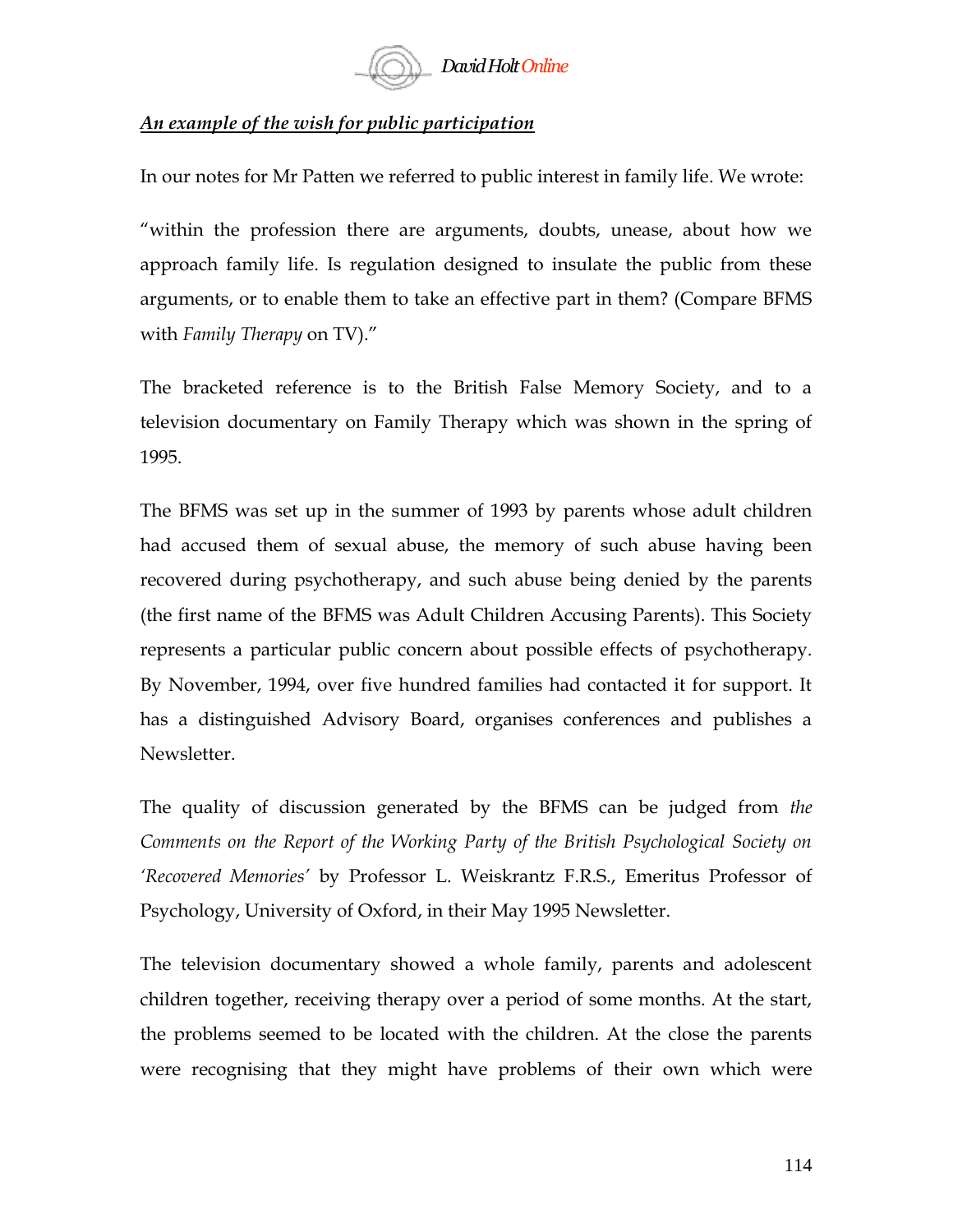***An example of the wish for public participation***

In our notes for Mr Patten we referred to public interest in family life. We wrote:

"within the profession there are arguments, doubts, unease, about how we approach family life. Is regulation designed to insulate the public from these arguments, or to enable them to take an effective part in them? (Compare BFMS with *Family Therapy* on TV)."

The bracketed reference is to the British False Memory Society, and to a television documentary on Family Therapy which was shown in the spring of 1995.

The BFMS was set up in the summer of 1993 by parents whose adult children had accused them of sexual abuse, the memory of such abuse having been recovered during psychotherapy, and such abuse being denied by the parents (the first name of the BFMS was Adult Children Accusing Parents). This Society represents a particular public concern about possible effects of psychotherapy. By November, 1994, over five hundred families had contacted it for support. It has a distinguished Advisory Board, organises conferences and publishes a Newsletter.

The quality of discussion generated by the BFMS can be judged from *the Comments on the Report of the Working Party of the British Psychological Society on 'Recovered Memories'* by Professor L. Weiskrantz F.R.S., Emeritus Professor of Psychology, University of Oxford, in their May 1995 Newsletter.

The television documentary showed a whole family, parents and adolescent children together, receiving therapy over a period of some months. At the start, the problems seemed to be located with the children. At the close the parents were recognising that they might have problems of their own which were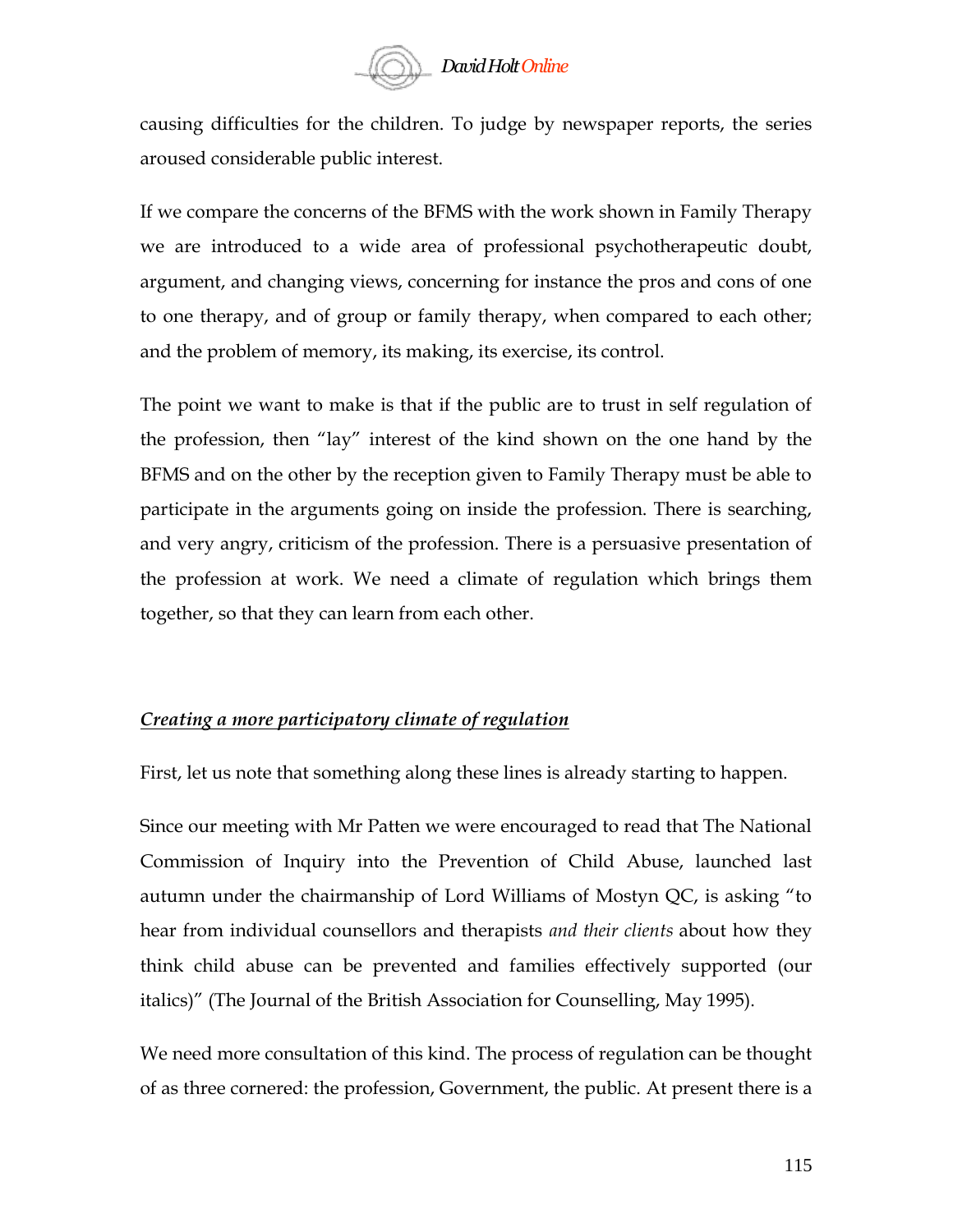causing difficulties for the children. To judge by newspaper reports, the series aroused considerable public interest.

If we compare the concerns of the BFMS with the work shown in Family Therapy we are introduced to a wide area of professional psychotherapeutic doubt, argument, and changing views, concerning for instance the pros and cons of one to one therapy, and of group or family therapy, when compared to each other; and the problem of memory, its making, its exercise, its control.

The point we want to make is that if the public are to trust in self regulation of the profession, then "lay" interest of the kind shown on the one hand by the BFMS and on the other by the reception given to Family Therapy must be able to participate in the arguments going on inside the profession. There is searching, and very angry, criticism of the profession. There is a persuasive presentation of the profession at work. We need a climate of regulation which brings them together, so that they can learn from each other.

## ***Creating a more participatory climate of regulation***

First, let us note that something along these lines is already starting to happen.

Since our meeting with Mr Patten we were encouraged to read that The National Commission of Inquiry into the Prevention of Child Abuse, launched last autumn under the chairmanship of Lord Williams of Mostyn QC, is asking "to hear from individual counsellors and therapists *and their clients* about how they think child abuse can be prevented and families effectively supported (our italics)" (The Journal of the British Association for Counselling, May 1995).

We need more consultation of this kind. The process of regulation can be thought of as three cornered: the profession, Government, the public. At present there is a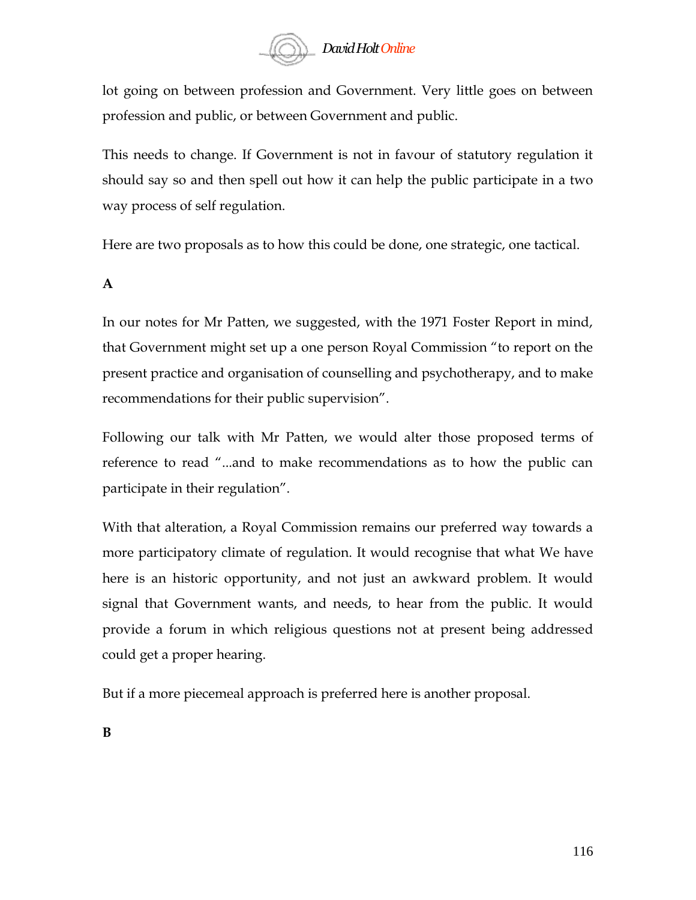lot going on between profession and Government. Very little goes on between profession and public, or between Government and public.

This needs to change. If Government is not in favour of statutory regulation it should say so and then spell out how it can help the public participate in a two way process of self regulation.

Here are two proposals as to how this could be done, one strategic, one tactical.

**A**

In our notes for Mr Patten, we suggested, with the 1971 Foster Report in mind, that Government might set up a one person Royal Commission "to report on the present practice and organisation of counselling and psychotherapy, and to make recommendations for their public supervision".

Following our talk with Mr Patten, we would alter those proposed terms of reference to read "...and to make recommendations as to how the public can participate in their regulation".

With that alteration, a Royal Commission remains our preferred way towards a more participatory climate of regulation. It would recognise that what We have here is an historic opportunity, and not just an awkward problem. It would signal that Government wants, and needs, to hear from the public. It would provide a forum in which religious questions not at present being addressed could get a proper hearing.

But if a more piecemeal approach is preferred here is another proposal.

**B**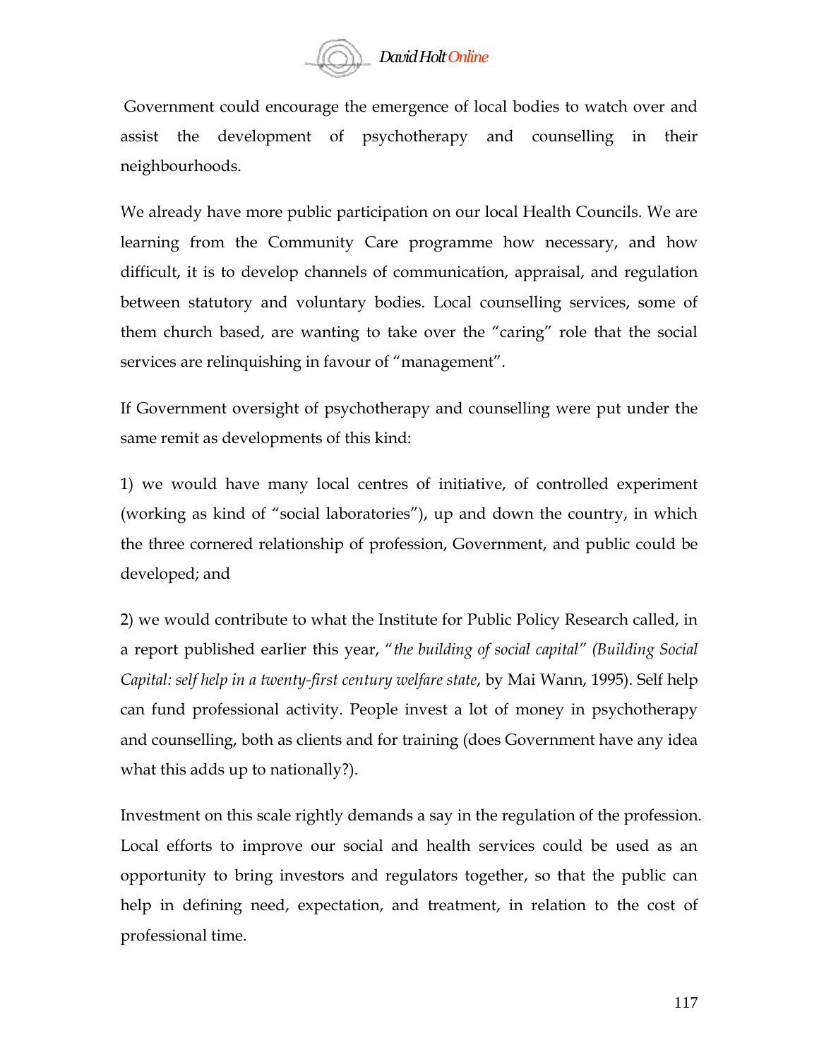Government could encourage the emergence of local bodies to watch over and assist the development of psychotherapy and counselling in their neighbourhoods.

We already have more public participation on our local Health Councils. We are learning from the Community Care programme how necessary, and how difficult, it is to develop channels of communication, appraisal, and regulation between statutory and voluntary bodies. Local counselling services, some of them church based, are wanting to take over the "caring" role that the social services are relinquishing in favour of "management".

If Government oversight of psychotherapy and counselling were put under the same remit as developments of this kind:

1) we would have many local centres of initiative, of controlled experiment (working as kind of "social laboratories"), up and down the country, in which the three cornered relationship of profession, Government, and public could be developed; and

2) we would contribute to what the Institute for Public Policy Research called, in a report published earlier this year, "*the building of social capital" (Building Social Capital: self help in a twenty-first century welfare state*, by Mai Wann, 1995). Self help can fund professional activity. People invest a lot of money in psychotherapy and counselling, both as clients and for training (does Government have any idea what this adds up to nationally?).

Investment on this scale rightly demands a say in the regulation of the profession. Local efforts to improve our social and health services could be used as an opportunity to bring investors and regulators together, so that the public can help in defining need, expectation, and treatment, in relation to the cost of professional time.